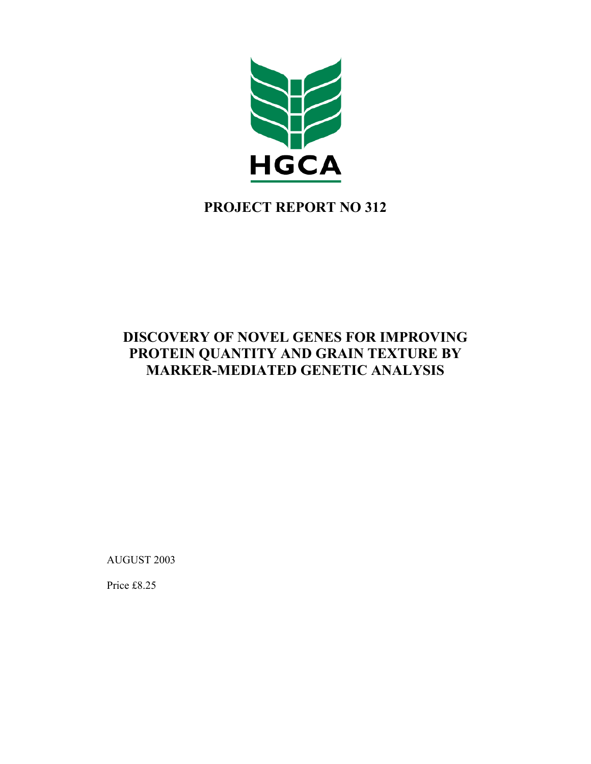HGCA

# PROJECT REPORT NO 312

# DISCOVERY OF NOVEL GENES FOR IMPROVING PROTEIN QUANTITY AND GRAIN TEXTURE BY MARKER-MEDIATED GENETIC ANALYSIS

AUGUST 2003

Price £8.25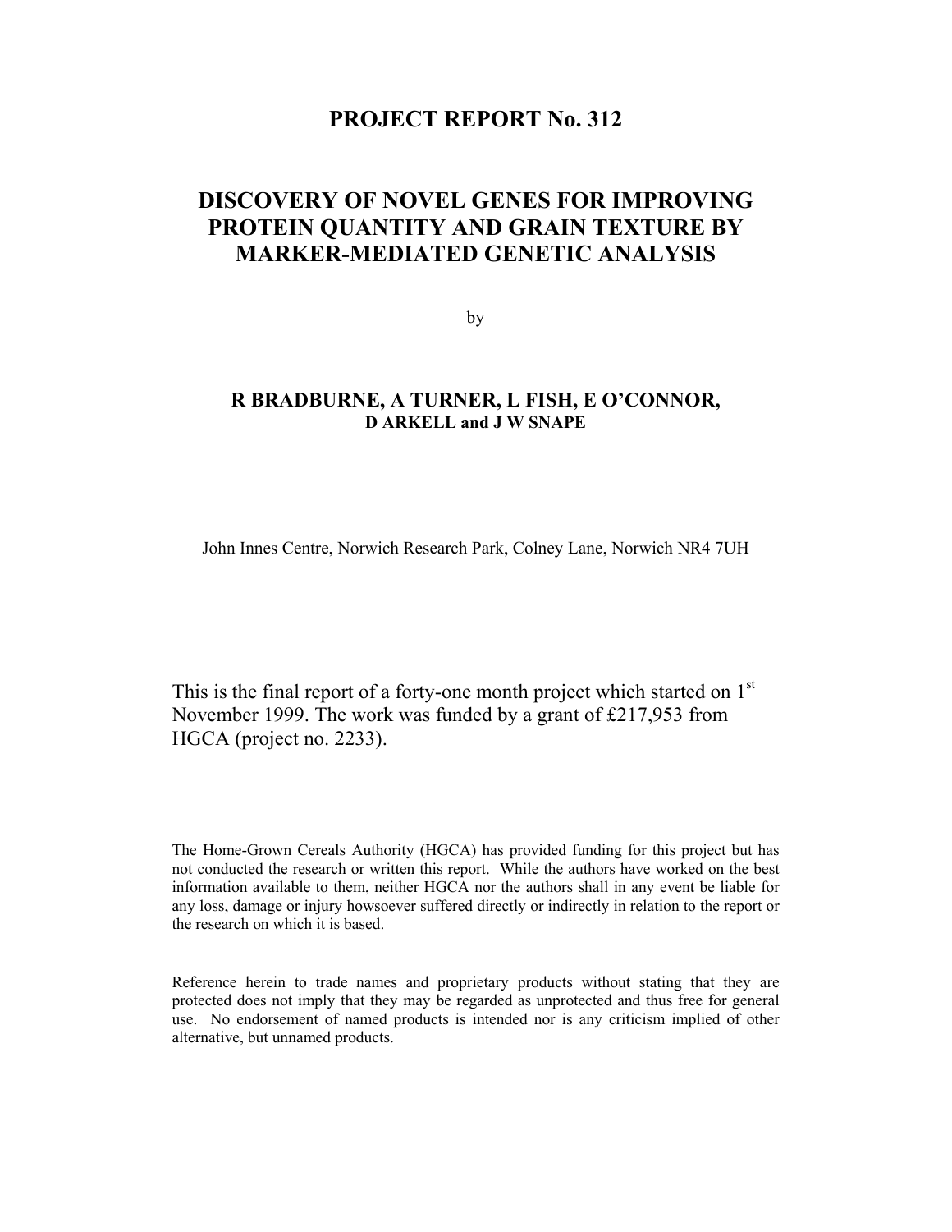# PROJECT REPORT No. 312

# DISCOVERY OF NOVEL GENES FOR IMPROVING PROTEIN QUANTITY AND GRAIN TEXTURE BY MARKER-MEDIATED GENETIC ANALYSIS

by

**R BRADBURNE, A TURNER, L FISH, E O'CONNOR,**
**D ARKELL and J W SNAPE**

John Innes Centre, Norwich Research Park, Colney Lane, Norwich NR4 7UH

This is the final report of a forty-one month project which started on 1st November 1999. The work was funded by a grant of £217,953 from HGCA (project no. 2233).

The Home-Grown Cereals Authority (HGCA) has provided funding for this project but has not conducted the research or written this report. While the authors have worked on the best information available to them, neither HGCA nor the authors shall in any event be liable for any loss, damage or injury howsoever suffered directly or indirectly in relation to the report or the research on which it is based.

Reference herein to trade names and proprietary products without stating that they are protected does not imply that they may be regarded as unprotected and thus free for general use. No endorsement of named products is intended nor is any criticism implied of other alternative, but unnamed products.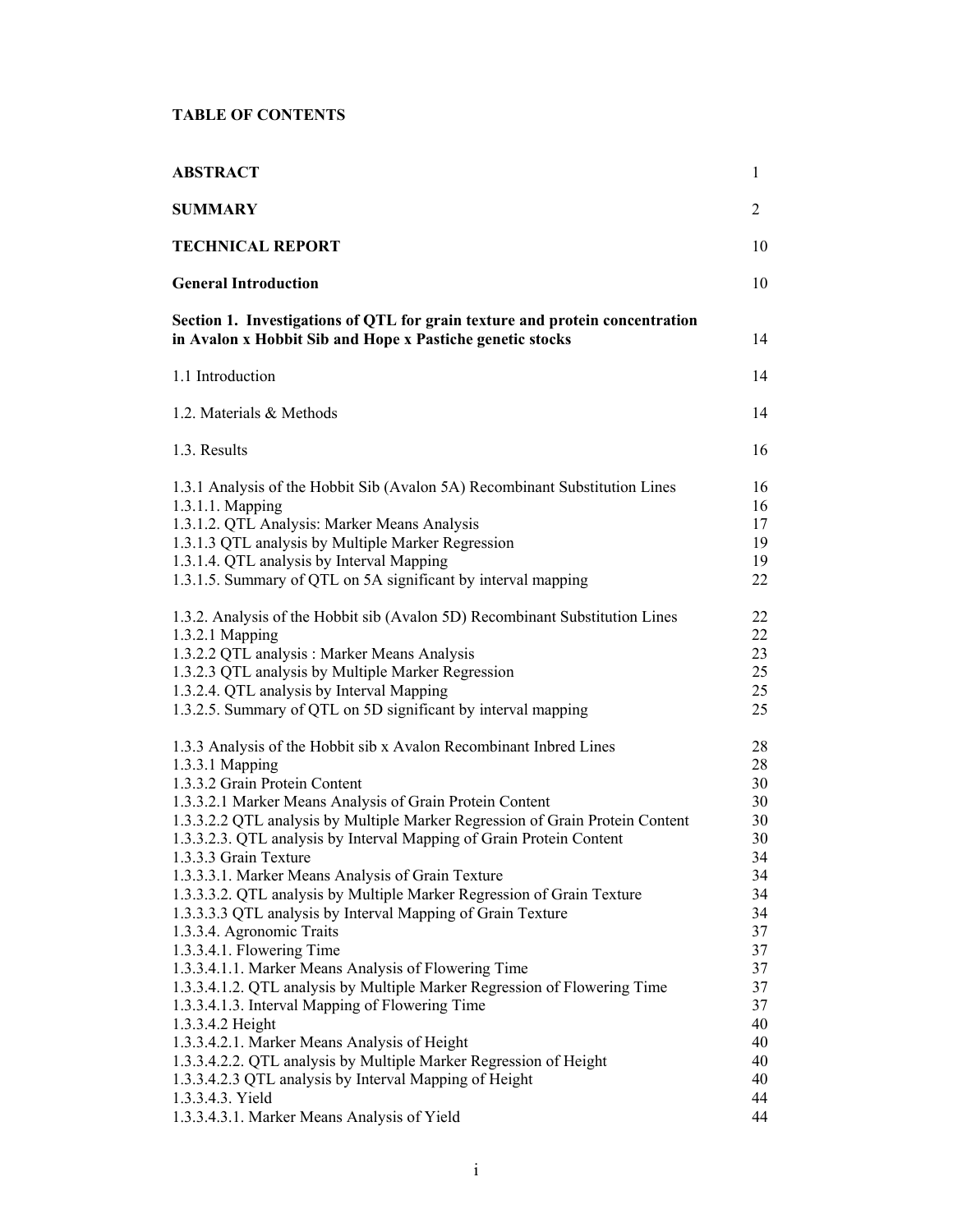**TABLE OF CONTENTS**

| | |
|---|---|
| **ABSTRACT** | 1 |
| **SUMMARY** | 2 |
| **TECHNICAL REPORT** | 10 |
| **General Introduction** | 10 |
| **Section 1. Investigations of QTL for grain texture and protein concentration in Avalon x Hobbit Sib and Hope x Pastiche genetic stocks** | 14 |
| 1.1 Introduction | 14 |
| 1.2. Materials & Methods | 14 |
| 1.3. Results | 16 |
| 1.3.1 Analysis of the Hobbit Sib (Avalon 5A) Recombinant Substitution Lines | 16 |
| 1.3.1.1. Mapping | 16 |
| 1.3.1.2. QTL Analysis: Marker Means Analysis | 17 |
| 1.3.1.3 QTL analysis by Multiple Marker Regression | 19 |
| 1.3.1.4. QTL analysis by Interval Mapping | 19 |
| 1.3.1.5. Summary of QTL on 5A significant by interval mapping | 22 |
| 1.3.2. Analysis of the Hobbit sib (Avalon 5D) Recombinant Substitution Lines | 22 |
| 1.3.2.1 Mapping | 22 |
| 1.3.2.2 QTL analysis : Marker Means Analysis | 23 |
| 1.3.2.3 QTL analysis by Multiple Marker Regression | 25 |
| 1.3.2.4. QTL analysis by Interval Mapping | 25 |
| 1.3.2.5. Summary of QTL on 5D significant by interval mapping | 25 |
| 1.3.3 Analysis of the Hobbit sib x Avalon Recombinant Inbred Lines | 28 |
| 1.3.3.1 Mapping | 28 |
| 1.3.3.2 Grain Protein Content | 30 |
| 1.3.3.2.1 Marker Means Analysis of Grain Protein Content | 30 |
| 1.3.3.2.2 QTL analysis by Multiple Marker Regression of Grain Protein Content | 30 |
| 1.3.3.2.3. QTL analysis by Interval Mapping of Grain Protein Content | 30 |
| 1.3.3.3 Grain Texture | 34 |
| 1.3.3.3.1. Marker Means Analysis of Grain Texture | 34 |
| 1.3.3.3.2. QTL analysis by Multiple Marker Regression of Grain Texture | 34 |
| 1.3.3.3.3 QTL analysis by Interval Mapping of Grain Texture | 34 |
| 1.3.3.4. Agronomic Traits | 37 |
| 1.3.3.4.1. Flowering Time | 37 |
| 1.3.3.4.1.1. Marker Means Analysis of Flowering Time | 37 |
| 1.3.3.4.1.2. QTL analysis by Multiple Marker Regression of Flowering Time | 37 |
| 1.3.3.4.1.3. Interval Mapping of Flowering Time | 37 |
| 1.3.3.4.2 Height | 40 |
| 1.3.3.4.2.1. Marker Means Analysis of Height | 40 |
| 1.3.3.4.2.2. QTL analysis by Multiple Marker Regression of Height | 40 |
| 1.3.3.4.2.3 QTL analysis by Interval Mapping of Height | 40 |
| 1.3.3.4.3. Yield | 44 |
| 1.3.3.4.3.1. Marker Means Analysis of Yield | 44 |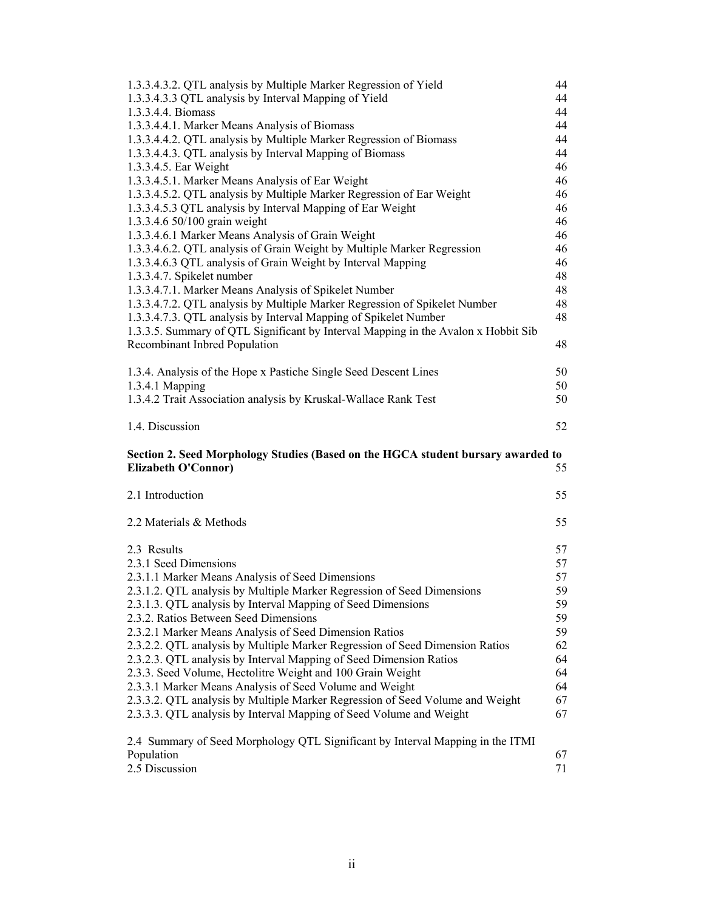1.3.3.4.3.2. QTL analysis by Multiple Marker Regression of Yield 44
1.3.3.4.3.3 QTL analysis by Interval Mapping of Yield 44
1.3.3.4.4. Biomass 44
1.3.3.4.4.1. Marker Means Analysis of Biomass 44
1.3.3.4.4.2. QTL analysis by Multiple Marker Regression of Biomass 44
1.3.3.4.4.3. QTL analysis by Interval Mapping of Biomass 44
1.3.3.4.5. Ear Weight 46
1.3.3.4.5.1. Marker Means Analysis of Ear Weight 46
1.3.3.4.5.2. QTL analysis by Multiple Marker Regression of Ear Weight 46
1.3.3.4.5.3 QTL analysis by Interval Mapping of Ear Weight 46
1.3.3.4.6 50/100 grain weight 46
1.3.3.4.6.1 Marker Means Analysis of Grain Weight 46
1.3.3.4.6.2. QTL analysis of Grain Weight by Multiple Marker Regression 46
1.3.3.4.6.3 QTL analysis of Grain Weight by Interval Mapping 46
1.3.3.4.7. Spikelet number 48
1.3.3.4.7.1. Marker Means Analysis of Spikelet Number 48
1.3.3.4.7.2. QTL analysis by Multiple Marker Regression of Spikelet Number 48
1.3.3.4.7.3. QTL analysis by Interval Mapping of Spikelet Number 48
1.3.3.5. Summary of QTL Significant by Interval Mapping in the Avalon x Hobbit Sib Recombinant Inbred Population 48

1.3.4. Analysis of the Hope x Pastiche Single Seed Descent Lines 50
1.3.4.1 Mapping 50
1.3.4.2 Trait Association analysis by Kruskal-Wallace Rank Test 50

1.4. Discussion 52

**Section 2. Seed Morphology Studies (Based on the HGCA student bursary awarded to Elizabeth O'Connor)** 55

2.1 Introduction 55

2.2 Materials & Methods 55

2.3 Results 57
2.3.1 Seed Dimensions 57
2.3.1.1 Marker Means Analysis of Seed Dimensions 57
2.3.1.2. QTL analysis by Multiple Marker Regression of Seed Dimensions 59
2.3.1.3. QTL analysis by Interval Mapping of Seed Dimensions 59
2.3.2. Ratios Between Seed Dimensions 59
2.3.2.1 Marker Means Analysis of Seed Dimension Ratios 59
2.3.2.2. QTL analysis by Multiple Marker Regression of Seed Dimension Ratios 62
2.3.2.3. QTL analysis by Interval Mapping of Seed Dimension Ratios 64
2.3.3. Seed Volume, Hectolitre Weight and 100 Grain Weight 64
2.3.3.1 Marker Means Analysis of Seed Volume and Weight 64
2.3.3.2. QTL analysis by Multiple Marker Regression of Seed Volume and Weight 67
2.3.3.3. QTL analysis by Interval Mapping of Seed Volume and Weight 67

2.4 Summary of Seed Morphology QTL Significant by Interval Mapping in the ITMI Population 67
2.5 Discussion 71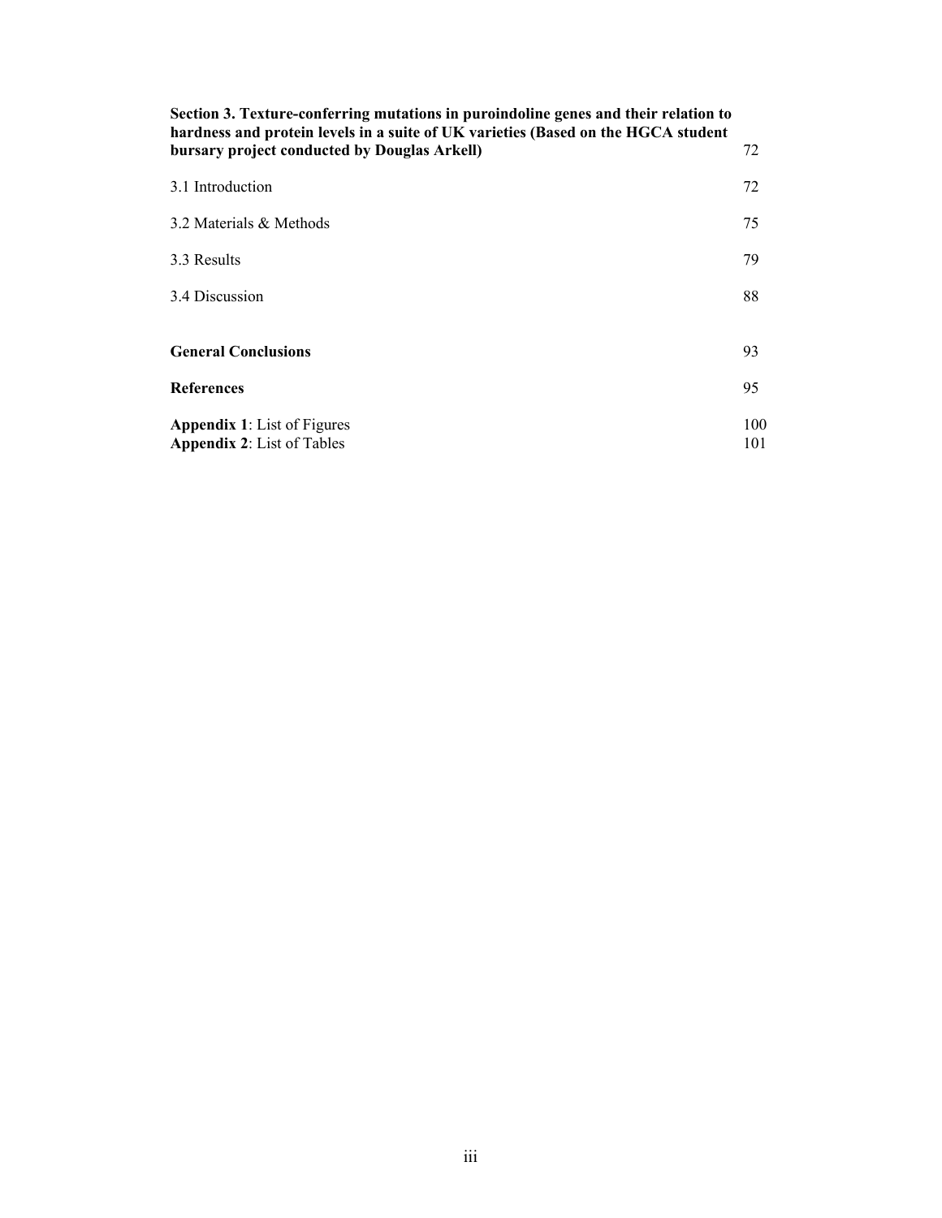| | |
|---|---|
| **Section 3. Texture-conferring mutations in puroindoline genes and their relation to hardness and protein levels in a suite of UK varieties (Based on the HGCA student bursary project conducted by Douglas Arkell)** | 72 |
| 3.1 Introduction | 72 |
| 3.2 Materials & Methods | 75 |
| 3.3 Results | 79 |
| 3.4 Discussion | 88 |
| **General Conclusions** | 93 |
| **References** | 95 |
| **Appendix 1**: List of Figures | 100 |
| **Appendix 2**: List of Tables | 101 |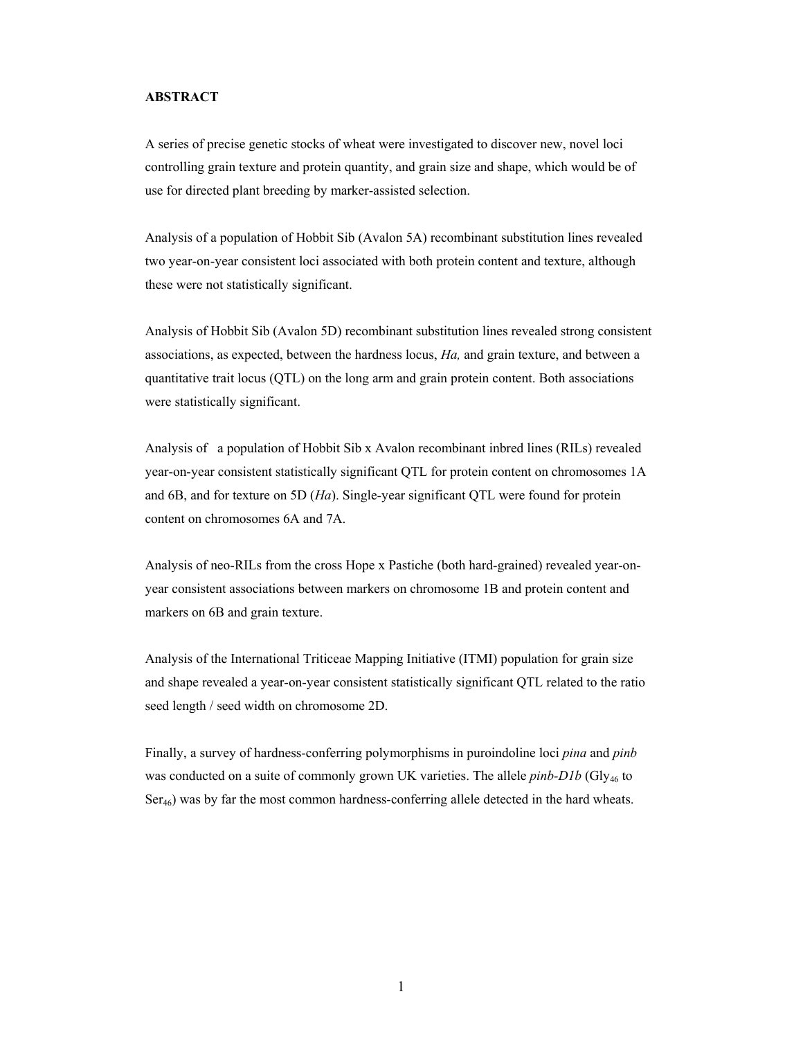## ABSTRACT

A series of precise genetic stocks of wheat were investigated to discover new, novel loci controlling grain texture and protein quantity, and grain size and shape, which would be of use for directed plant breeding by marker-assisted selection.

Analysis of a population of Hobbit Sib (Avalon 5A) recombinant substitution lines revealed two year-on-year consistent loci associated with both protein content and texture, although these were not statistically significant.

Analysis of Hobbit Sib (Avalon 5D) recombinant substitution lines revealed strong consistent associations, as expected, between the hardness locus, *Ha,* and grain texture, and between a quantitative trait locus (QTL) on the long arm and grain protein content. Both associations were statistically significant.

Analysis of a population of Hobbit Sib x Avalon recombinant inbred lines (RILs) revealed year-on-year consistent statistically significant QTL for protein content on chromosomes 1A and 6B, and for texture on 5D (*Ha*). Single-year significant QTL were found for protein content on chromosomes 6A and 7A.

Analysis of neo-RILs from the cross Hope x Pastiche (both hard-grained) revealed year-on-year consistent associations between markers on chromosome 1B and protein content and markers on 6B and grain texture.

Analysis of the International Triticeae Mapping Initiative (ITMI) population for grain size and shape revealed a year-on-year consistent statistically significant QTL related to the ratio seed length / seed width on chromosome 2D.

Finally, a survey of hardness-conferring polymorphisms in puroindoline loci *pina* and *pinb* was conducted on a suite of commonly grown UK varieties. The allele *pinb-D1b* ($Gly_{46}$ to $Ser_{46}$) was by far the most common hardness-conferring allele detected in the hard wheats.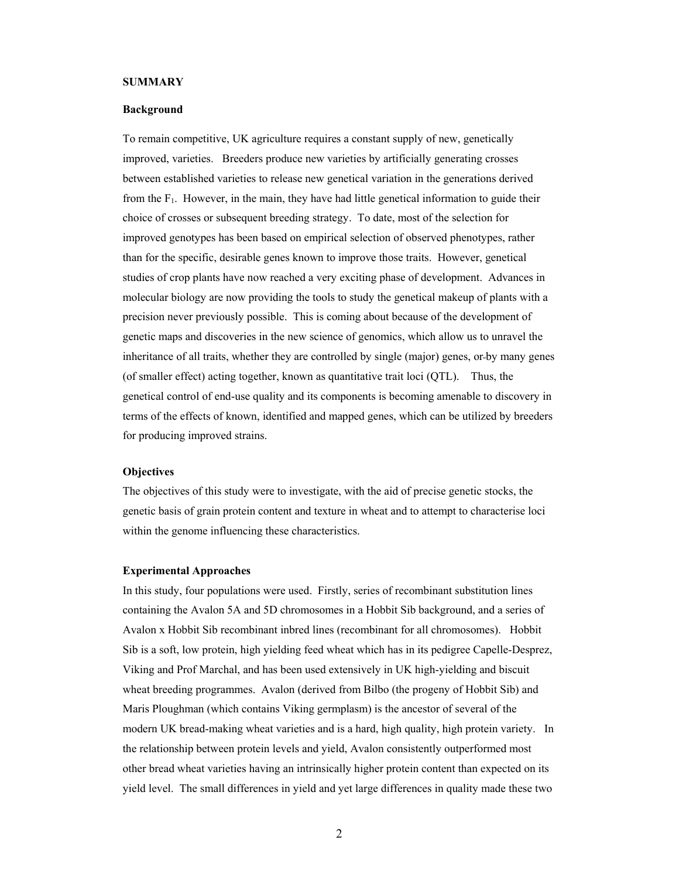**SUMMARY**

**Background**

To remain competitive, UK agriculture requires a constant supply of new, genetically improved, varieties. Breeders produce new varieties by artificially generating crosses between established varieties to release new genetical variation in the generations derived from the $F_1$. However, in the main, they have had little genetical information to guide their choice of crosses or subsequent breeding strategy. To date, most of the selection for improved genotypes has been based on empirical selection of observed phenotypes, rather than for the specific, desirable genes known to improve those traits. However, genetical studies of crop plants have now reached a very exciting phase of development. Advances in molecular biology are now providing the tools to study the genetical makeup of plants with a precision never previously possible. This is coming about because of the development of genetic maps and discoveries in the new science of genomics, which allow us to unravel the inheritance of all traits, whether they are controlled by single (major) genes, or by many genes (of smaller effect) acting together, known as quantitative trait loci (QTL). Thus, the genetical control of end-use quality and its components is becoming amenable to discovery in terms of the effects of known, identified and mapped genes, which can be utilized by breeders for producing improved strains.

**Objectives**

The objectives of this study were to investigate, with the aid of precise genetic stocks, the genetic basis of grain protein content and texture in wheat and to attempt to characterise loci within the genome influencing these characteristics.

**Experimental Approaches**

In this study, four populations were used. Firstly, series of recombinant substitution lines containing the Avalon 5A and 5D chromosomes in a Hobbit Sib background, and a series of Avalon x Hobbit Sib recombinant inbred lines (recombinant for all chromosomes). Hobbit Sib is a soft, low protein, high yielding feed wheat which has in its pedigree Capelle-Desprez, Viking and Prof Marchal, and has been used extensively in UK high-yielding and biscuit wheat breeding programmes. Avalon (derived from Bilbo (the progeny of Hobbit Sib) and Maris Ploughman (which contains Viking germplasm) is the ancestor of several of the modern UK bread-making wheat varieties and is a hard, high quality, high protein variety. In the relationship between protein levels and yield, Avalon consistently outperformed most other bread wheat varieties having an intrinsically higher protein content than expected on its yield level. The small differences in yield and yet large differences in quality made these two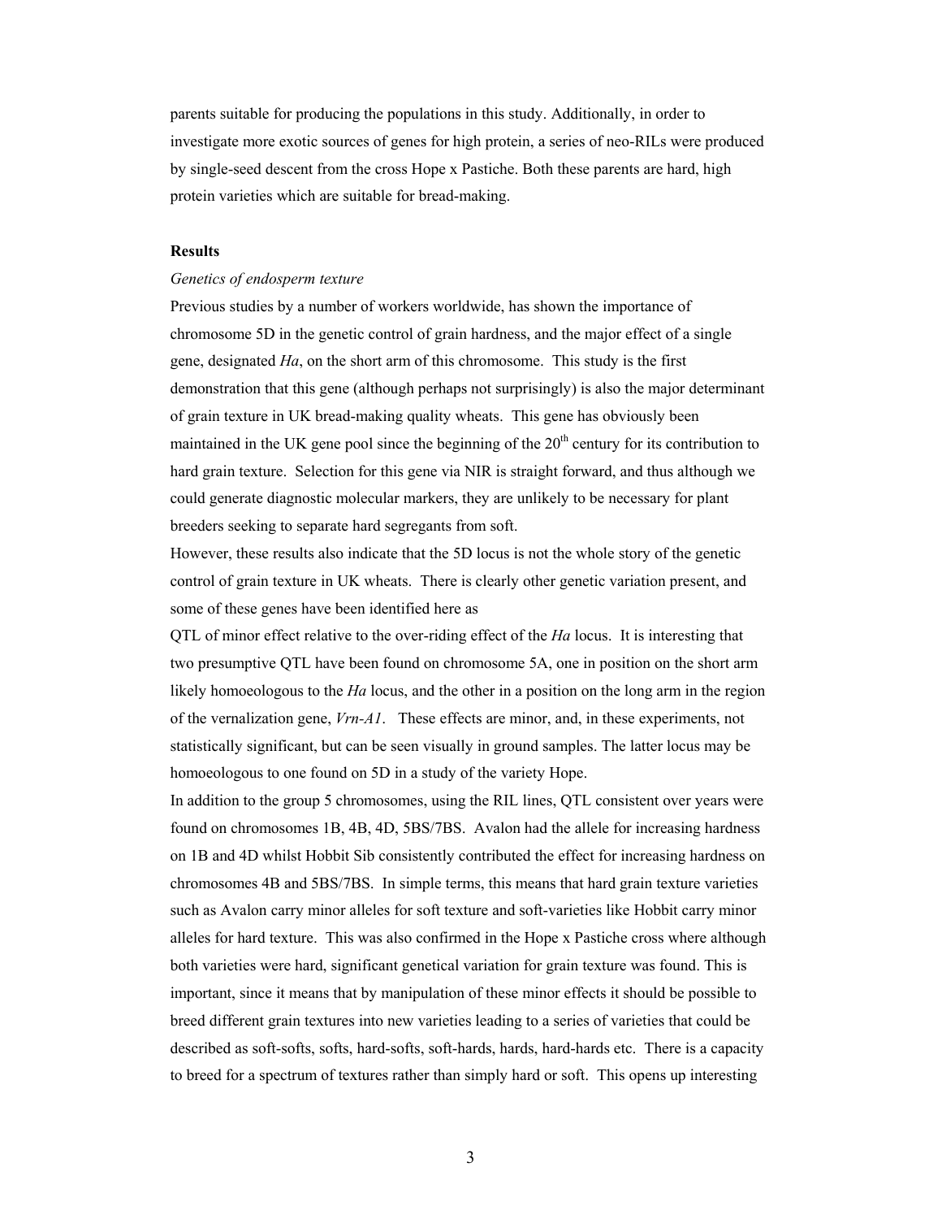parents suitable for producing the populations in this study. Additionally, in order to investigate more exotic sources of genes for high protein, a series of neo-RILs were produced by single-seed descent from the cross Hope x Pastiche. Both these parents are hard, high protein varieties which are suitable for bread-making.

**Results**

*Genetics of endosperm texture*

Previous studies by a number of workers worldwide, has shown the importance of chromosome 5D in the genetic control of grain hardness, and the major effect of a single gene, designated *Ha*, on the short arm of this chromosome. This study is the first demonstration that this gene (although perhaps not surprisingly) is also the major determinant of grain texture in UK bread-making quality wheats. This gene has obviously been maintained in the UK gene pool since the beginning of the 20th century for its contribution to hard grain texture. Selection for this gene via NIR is straight forward, and thus although we could generate diagnostic molecular markers, they are unlikely to be necessary for plant breeders seeking to separate hard segregants from soft.

However, these results also indicate that the 5D locus is not the whole story of the genetic control of grain texture in UK wheats. There is clearly other genetic variation present, and some of these genes have been identified here as

QTL of minor effect relative to the over-riding effect of the *Ha* locus. It is interesting that two presumptive QTL have been found on chromosome 5A, one in position on the short arm likely homoeologous to the *Ha* locus, and the other in a position on the long arm in the region of the vernalization gene, *Vrn-A1*. These effects are minor, and, in these experiments, not statistically significant, but can be seen visually in ground samples. The latter locus may be homoeologous to one found on 5D in a study of the variety Hope.

In addition to the group 5 chromosomes, using the RIL lines, QTL consistent over years were found on chromosomes 1B, 4B, 4D, 5BS/7BS. Avalon had the allele for increasing hardness on 1B and 4D whilst Hobbit Sib consistently contributed the effect for increasing hardness on chromosomes 4B and 5BS/7BS. In simple terms, this means that hard grain texture varieties such as Avalon carry minor alleles for soft texture and soft-varieties like Hobbit carry minor alleles for hard texture. This was also confirmed in the Hope x Pastiche cross where although both varieties were hard, significant genetical variation for grain texture was found. This is important, since it means that by manipulation of these minor effects it should be possible to breed different grain textures into new varieties leading to a series of varieties that could be described as soft-softs, softs, hard-softs, soft-hards, hards, hard-hards etc. There is a capacity to breed for a spectrum of textures rather than simply hard or soft. This opens up interesting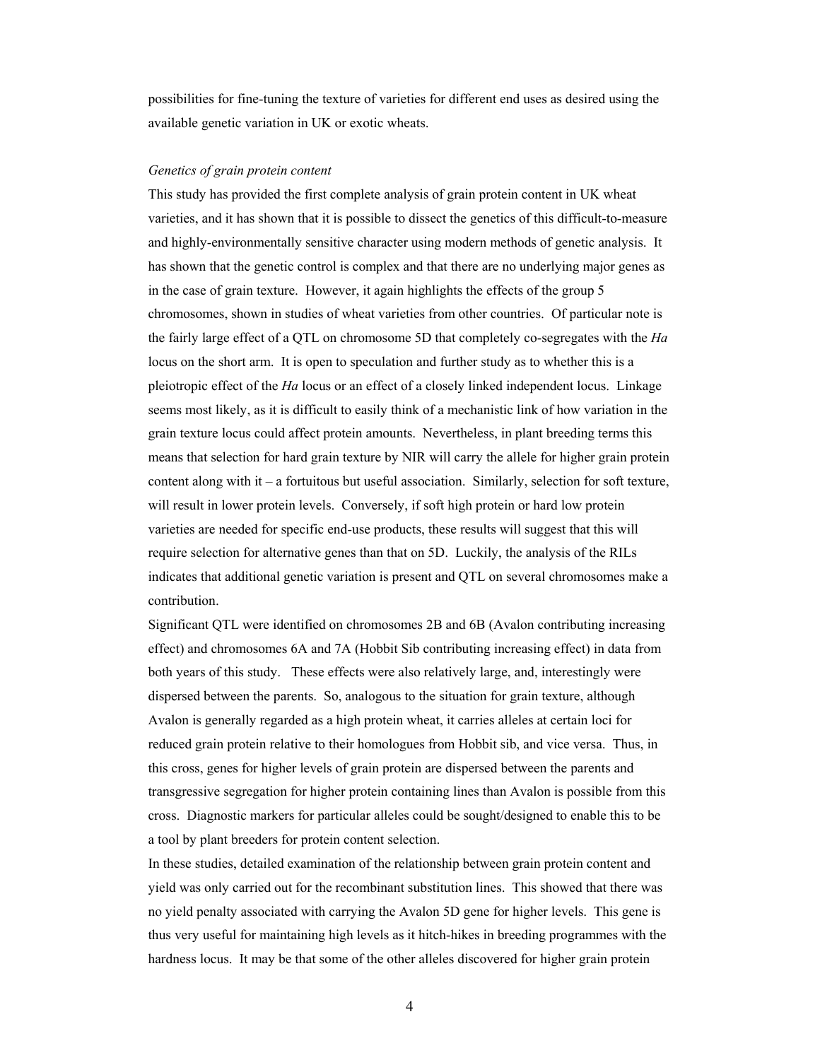possibilities for fine-tuning the texture of varieties for different end uses as desired using the available genetic variation in UK or exotic wheats.

*Genetics of grain protein content*

This study has provided the first complete analysis of grain protein content in UK wheat varieties, and it has shown that it is possible to dissect the genetics of this difficult-to-measure and highly-environmentally sensitive character using modern methods of genetic analysis. It has shown that the genetic control is complex and that there are no underlying major genes as in the case of grain texture. However, it again highlights the effects of the group 5 chromosomes, shown in studies of wheat varieties from other countries. Of particular note is the fairly large effect of a QTL on chromosome 5D that completely co-segregates with the *Ha* locus on the short arm. It is open to speculation and further study as to whether this is a pleiotropic effect of the *Ha* locus or an effect of a closely linked independent locus. Linkage seems most likely, as it is difficult to easily think of a mechanistic link of how variation in the grain texture locus could affect protein amounts. Nevertheless, in plant breeding terms this means that selection for hard grain texture by NIR will carry the allele for higher grain protein content along with it – a fortuitous but useful association. Similarly, selection for soft texture, will result in lower protein levels. Conversely, if soft high protein or hard low protein varieties are needed for specific end-use products, these results will suggest that this will require selection for alternative genes than that on 5D. Luckily, the analysis of the RILs indicates that additional genetic variation is present and QTL on several chromosomes make a contribution.

Significant QTL were identified on chromosomes 2B and 6B (Avalon contributing increasing effect) and chromosomes 6A and 7A (Hobbit Sib contributing increasing effect) in data from both years of this study. These effects were also relatively large, and, interestingly were dispersed between the parents. So, analogous to the situation for grain texture, although Avalon is generally regarded as a high protein wheat, it carries alleles at certain loci for reduced grain protein relative to their homologues from Hobbit sib, and vice versa. Thus, in this cross, genes for higher levels of grain protein are dispersed between the parents and transgressive segregation for higher protein containing lines than Avalon is possible from this cross. Diagnostic markers for particular alleles could be sought/designed to enable this to be a tool by plant breeders for protein content selection.

In these studies, detailed examination of the relationship between grain protein content and yield was only carried out for the recombinant substitution lines. This showed that there was no yield penalty associated with carrying the Avalon 5D gene for higher levels. This gene is thus very useful for maintaining high levels as it hitch-hikes in breeding programmes with the hardness locus. It may be that some of the other alleles discovered for higher grain protein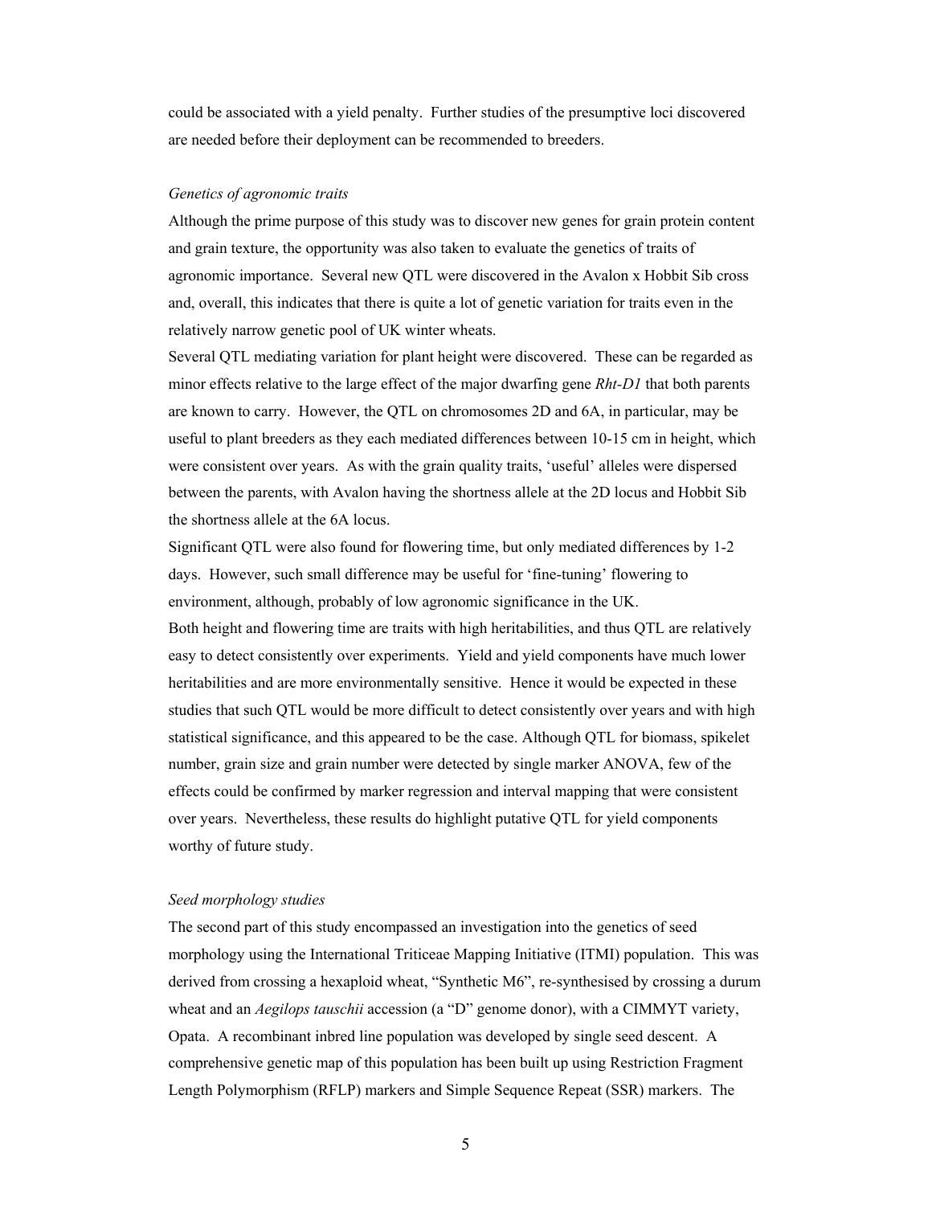could be associated with a yield penalty. Further studies of the presumptive loci discovered are needed before their deployment can be recommended to breeders.

*Genetics of agronomic traits*

Although the prime purpose of this study was to discover new genes for grain protein content and grain texture, the opportunity was also taken to evaluate the genetics of traits of agronomic importance. Several new QTL were discovered in the Avalon x Hobbit Sib cross and, overall, this indicates that there is quite a lot of genetic variation for traits even in the relatively narrow genetic pool of UK winter wheats.

Several QTL mediating variation for plant height were discovered. These can be regarded as minor effects relative to the large effect of the major dwarfing gene *Rht-D1* that both parents are known to carry. However, the QTL on chromosomes 2D and 6A, in particular, may be useful to plant breeders as they each mediated differences between 10-15 cm in height, which were consistent over years. As with the grain quality traits, 'useful' alleles were dispersed between the parents, with Avalon having the shortness allele at the 2D locus and Hobbit Sib the shortness allele at the 6A locus.

Significant QTL were also found for flowering time, but only mediated differences by 1-2 days. However, such small difference may be useful for 'fine-tuning' flowering to environment, although, probably of low agronomic significance in the UK.

Both height and flowering time are traits with high heritabilities, and thus QTL are relatively easy to detect consistently over experiments. Yield and yield components have much lower heritabilities and are more environmentally sensitive. Hence it would be expected in these studies that such QTL would be more difficult to detect consistently over years and with high statistical significance, and this appeared to be the case. Although QTL for biomass, spikelet number, grain size and grain number were detected by single marker ANOVA, few of the effects could be confirmed by marker regression and interval mapping that were consistent over years. Nevertheless, these results do highlight putative QTL for yield components worthy of future study.

*Seed morphology studies*

The second part of this study encompassed an investigation into the genetics of seed morphology using the International Triticeae Mapping Initiative (ITMI) population. This was derived from crossing a hexaploid wheat, "Synthetic M6", re-synthesised by crossing a durum wheat and an *Aegilops tauschii* accession (a "D" genome donor), with a CIMMYT variety, Opata. A recombinant inbred line population was developed by single seed descent. A comprehensive genetic map of this population has been built up using Restriction Fragment Length Polymorphism (RFLP) markers and Simple Sequence Repeat (SSR) markers. The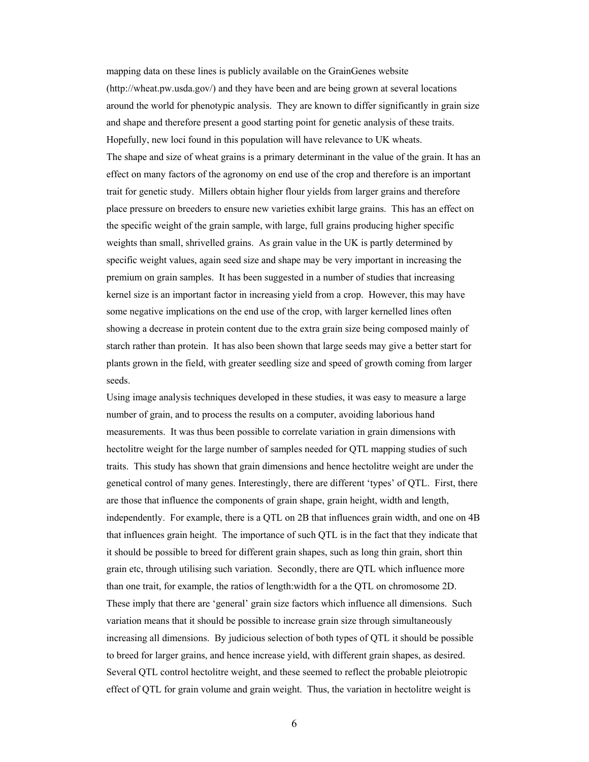mapping data on these lines is publicly available on the GrainGenes website (http://wheat.pw.usda.gov/) and they have been and are being grown at several locations around the world for phenotypic analysis. They are known to differ significantly in grain size and shape and therefore present a good starting point for genetic analysis of these traits. Hopefully, new loci found in this population will have relevance to UK wheats.

The shape and size of wheat grains is a primary determinant in the value of the grain. It has an effect on many factors of the agronomy on end use of the crop and therefore is an important trait for genetic study. Millers obtain higher flour yields from larger grains and therefore place pressure on breeders to ensure new varieties exhibit large grains. This has an effect on the specific weight of the grain sample, with large, full grains producing higher specific weights than small, shrivelled grains. As grain value in the UK is partly determined by specific weight values, again seed size and shape may be very important in increasing the premium on grain samples. It has been suggested in a number of studies that increasing kernel size is an important factor in increasing yield from a crop. However, this may have some negative implications on the end use of the crop, with larger kernelled lines often showing a decrease in protein content due to the extra grain size being composed mainly of starch rather than protein. It has also been shown that large seeds may give a better start for plants grown in the field, with greater seedling size and speed of growth coming from larger seeds.

Using image analysis techniques developed in these studies, it was easy to measure a large number of grain, and to process the results on a computer, avoiding laborious hand measurements. It was thus been possible to correlate variation in grain dimensions with hectolitre weight for the large number of samples needed for QTL mapping studies of such traits. This study has shown that grain dimensions and hence hectolitre weight are under the genetical control of many genes. Interestingly, there are different 'types' of QTL. First, there are those that influence the components of grain shape, grain height, width and length, independently. For example, there is a QTL on 2B that influences grain width, and one on 4B that influences grain height. The importance of such QTL is in the fact that they indicate that it should be possible to breed for different grain shapes, such as long thin grain, short thin grain etc, through utilising such variation. Secondly, there are QTL which influence more than one trait, for example, the ratios of length:width for a the QTL on chromosome 2D. These imply that there are 'general' grain size factors which influence all dimensions. Such variation means that it should be possible to increase grain size through simultaneously increasing all dimensions. By judicious selection of both types of QTL it should be possible to breed for larger grains, and hence increase yield, with different grain shapes, as desired. Several QTL control hectolitre weight, and these seemed to reflect the probable pleiotropic effect of QTL for grain volume and grain weight. Thus, the variation in hectolitre weight is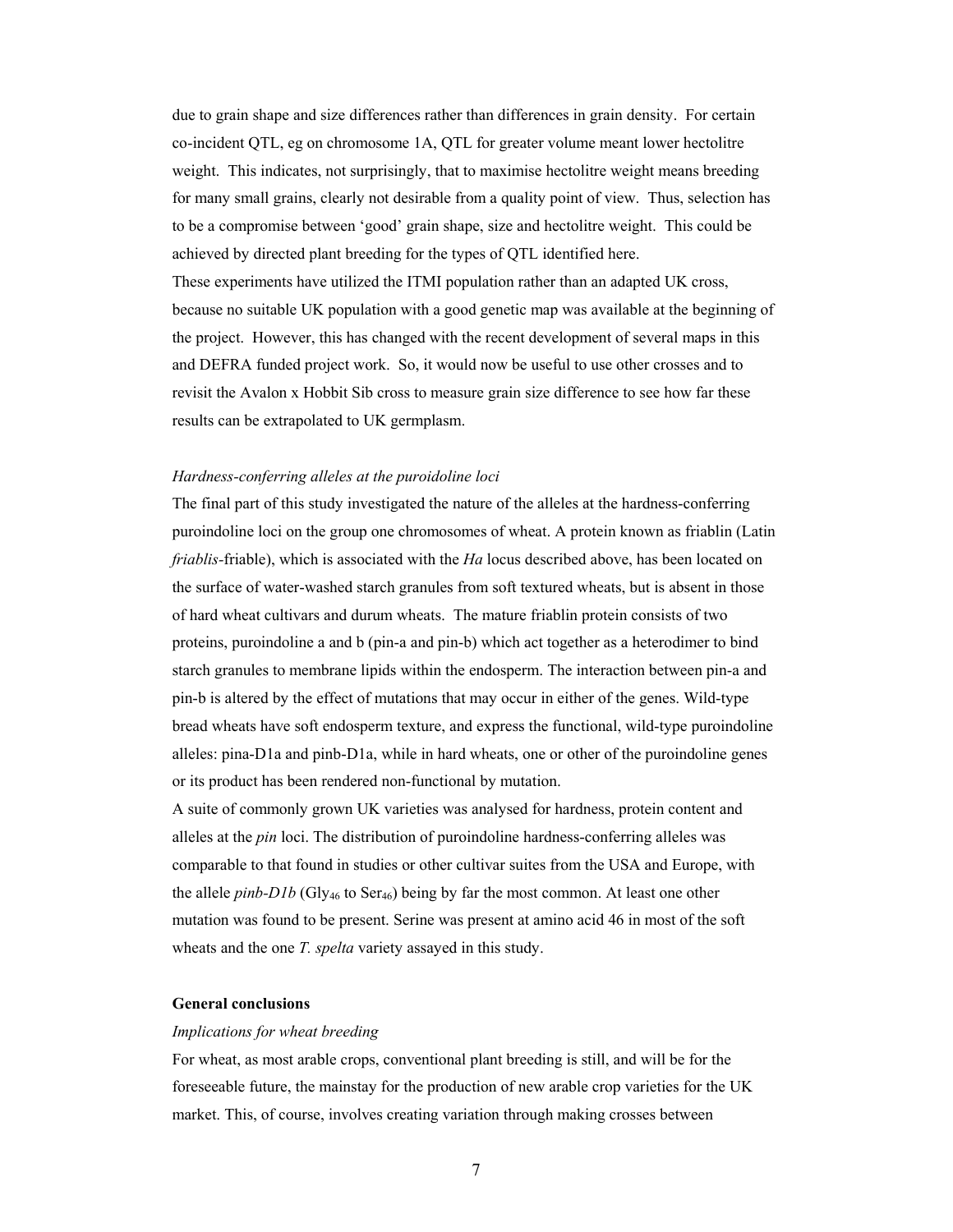due to grain shape and size differences rather than differences in grain density. For certain co-incident QTL, eg on chromosome 1A, QTL for greater volume meant lower hectolitre weight. This indicates, not surprisingly, that to maximise hectolitre weight means breeding for many small grains, clearly not desirable from a quality point of view. Thus, selection has to be a compromise between 'good' grain shape, size and hectolitre weight. This could be achieved by directed plant breeding for the types of QTL identified here.

These experiments have utilized the ITMI population rather than an adapted UK cross, because no suitable UK population with a good genetic map was available at the beginning of the project. However, this has changed with the recent development of several maps in this and DEFRA funded project work. So, it would now be useful to use other crosses and to revisit the Avalon x Hobbit Sib cross to measure grain size difference to see how far these results can be extrapolated to UK germplasm.

*Hardness-conferring alleles at the puroidoline loci*

The final part of this study investigated the nature of the alleles at the hardness-conferring puroindoline loci on the group one chromosomes of wheat. A protein known as friablin (Latin *friablis*-friable), which is associated with the *Ha* locus described above, has been located on the surface of water-washed starch granules from soft textured wheats, but is absent in those of hard wheat cultivars and durum wheats. The mature friablin protein consists of two proteins, puroindoline a and b (pin-a and pin-b) which act together as a heterodimer to bind starch granules to membrane lipids within the endosperm. The interaction between pin-a and pin-b is altered by the effect of mutations that may occur in either of the genes. Wild-type bread wheats have soft endosperm texture, and express the functional, wild-type puroindoline alleles: pina-D1a and pinb-D1a, while in hard wheats, one or other of the puroindoline genes or its product has been rendered non-functional by mutation.

A suite of commonly grown UK varieties was analysed for hardness, protein content and alleles at the *pin* loci. The distribution of puroindoline hardness-conferring alleles was comparable to that found in studies or other cultivar suites from the USA and Europe, with the allele *pinb-D1b* ($Gly_{46}$ to $Ser_{46}$) being by far the most common. At least one other mutation was found to be present. Serine was present at amino acid 46 in most of the soft wheats and the one *T. spelta* variety assayed in this study.

**General conclusions**

*Implications for wheat breeding*

For wheat, as most arable crops, conventional plant breeding is still, and will be for the foreseeable future, the mainstay for the production of new arable crop varieties for the UK market. This, of course, involves creating variation through making crosses between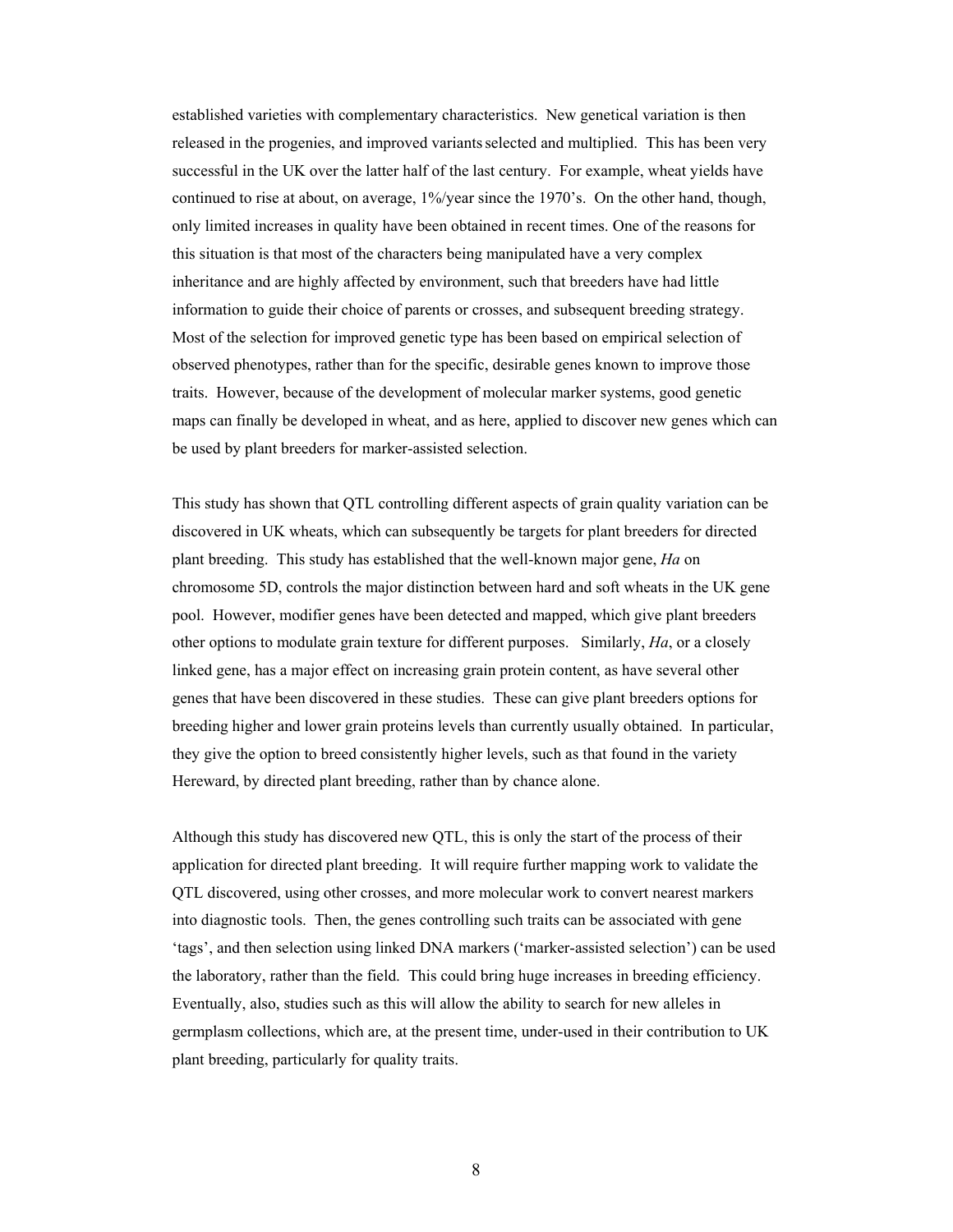established varieties with complementary characteristics. New genetical variation is then released in the progenies, and improved variants selected and multiplied. This has been very successful in the UK over the latter half of the last century. For example, wheat yields have continued to rise at about, on average, 1%/year since the 1970's. On the other hand, though, only limited increases in quality have been obtained in recent times. One of the reasons for this situation is that most of the characters being manipulated have a very complex inheritance and are highly affected by environment, such that breeders have had little information to guide their choice of parents or crosses, and subsequent breeding strategy. Most of the selection for improved genetic type has been based on empirical selection of observed phenotypes, rather than for the specific, desirable genes known to improve those traits. However, because of the development of molecular marker systems, good genetic maps can finally be developed in wheat, and as here, applied to discover new genes which can be used by plant breeders for marker-assisted selection.

This study has shown that QTL controlling different aspects of grain quality variation can be discovered in UK wheats, which can subsequently be targets for plant breeders for directed plant breeding. This study has established that the well-known major gene, *Ha* on chromosome 5D, controls the major distinction between hard and soft wheats in the UK gene pool. However, modifier genes have been detected and mapped, which give plant breeders other options to modulate grain texture for different purposes. Similarly, *Ha*, or a closely linked gene, has a major effect on increasing grain protein content, as have several other genes that have been discovered in these studies. These can give plant breeders options for breeding higher and lower grain proteins levels than currently usually obtained. In particular, they give the option to breed consistently higher levels, such as that found in the variety Hereward, by directed plant breeding, rather than by chance alone.

Although this study has discovered new QTL, this is only the start of the process of their application for directed plant breeding. It will require further mapping work to validate the QTL discovered, using other crosses, and more molecular work to convert nearest markers into diagnostic tools. Then, the genes controlling such traits can be associated with gene 'tags', and then selection using linked DNA markers ('marker-assisted selection') can be used the laboratory, rather than the field. This could bring huge increases in breeding efficiency. Eventually, also, studies such as this will allow the ability to search for new alleles in germplasm collections, which are, at the present time, under-used in their contribution to UK plant breeding, particularly for quality traits.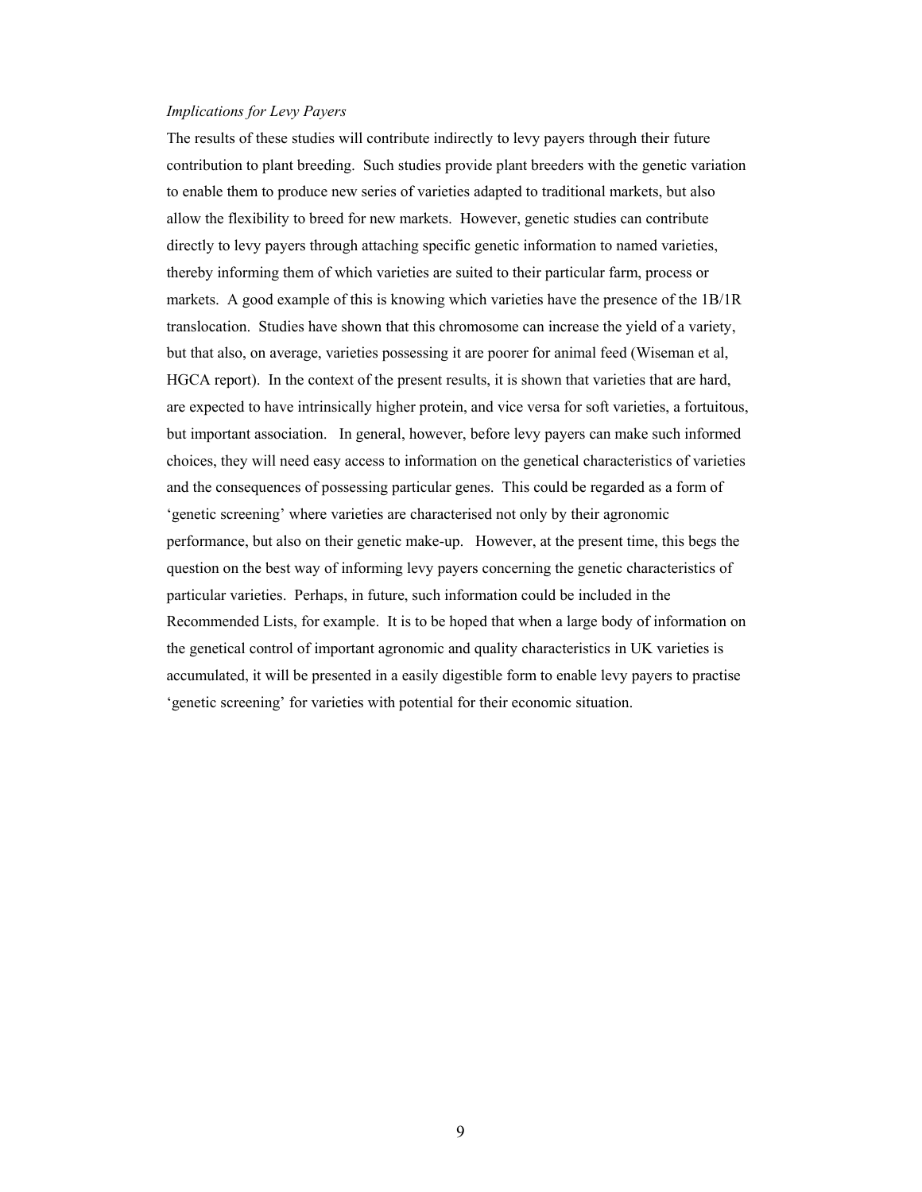*Implications for Levy Payers*

The results of these studies will contribute indirectly to levy payers through their future contribution to plant breeding. Such studies provide plant breeders with the genetic variation to enable them to produce new series of varieties adapted to traditional markets, but also allow the flexibility to breed for new markets. However, genetic studies can contribute directly to levy payers through attaching specific genetic information to named varieties, thereby informing them of which varieties are suited to their particular farm, process or markets. A good example of this is knowing which varieties have the presence of the 1B/1R translocation. Studies have shown that this chromosome can increase the yield of a variety, but that also, on average, varieties possessing it are poorer for animal feed (Wiseman et al, HGCA report). In the context of the present results, it is shown that varieties that are hard, are expected to have intrinsically higher protein, and vice versa for soft varieties, a fortuitous, but important association. In general, however, before levy payers can make such informed choices, they will need easy access to information on the genetical characteristics of varieties and the consequences of possessing particular genes. This could be regarded as a form of 'genetic screening' where varieties are characterised not only by their agronomic performance, but also on their genetic make-up. However, at the present time, this begs the question on the best way of informing levy payers concerning the genetic characteristics of particular varieties. Perhaps, in future, such information could be included in the Recommended Lists, for example. It is to be hoped that when a large body of information on the genetical control of important agronomic and quality characteristics in UK varieties is accumulated, it will be presented in a easily digestible form to enable levy payers to practise 'genetic screening' for varieties with potential for their economic situation.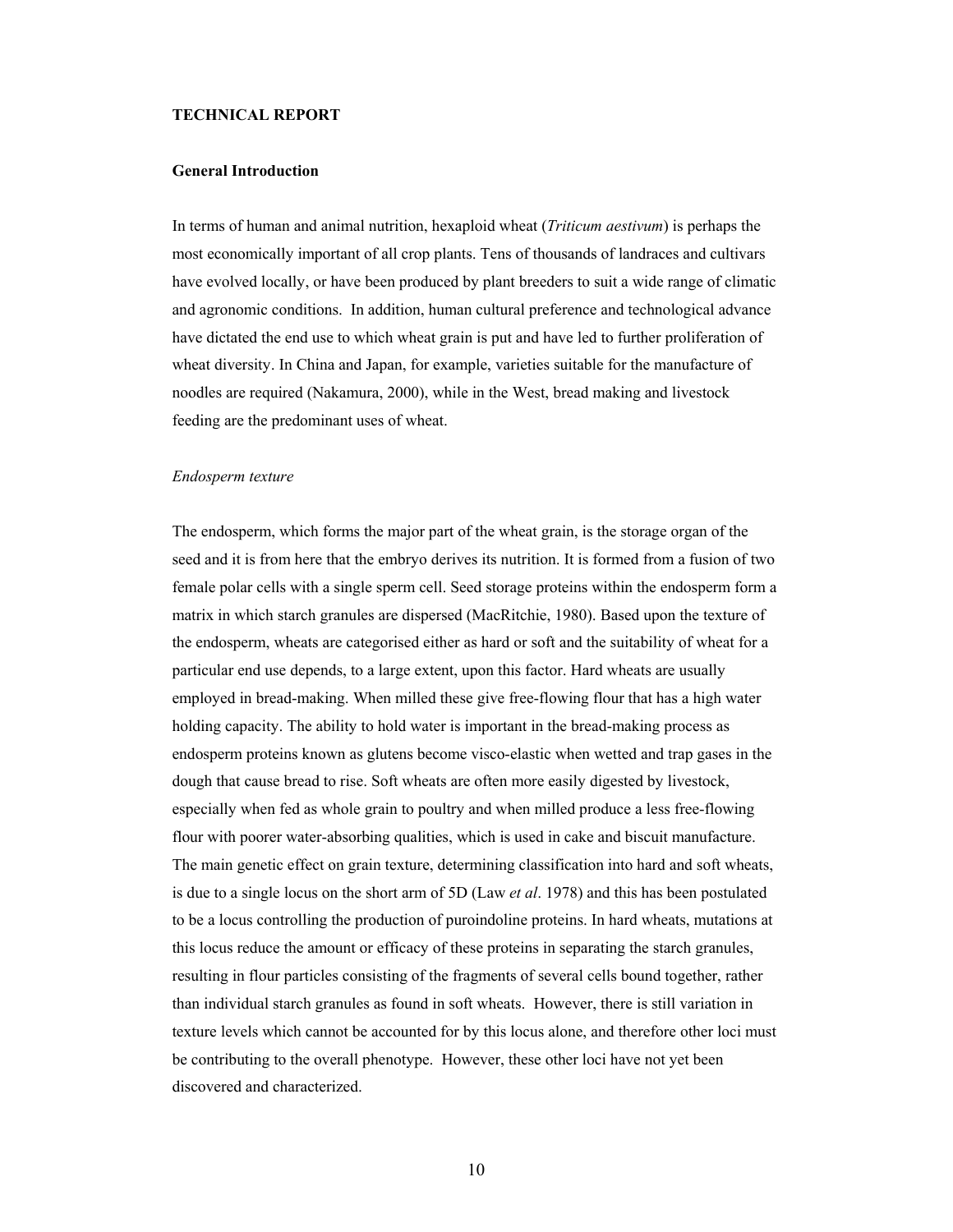**TECHNICAL REPORT**

**General Introduction**

In terms of human and animal nutrition, hexaploid wheat (*Triticum aestivum*) is perhaps the most economically important of all crop plants. Tens of thousands of landraces and cultivars have evolved locally, or have been produced by plant breeders to suit a wide range of climatic and agronomic conditions. In addition, human cultural preference and technological advance have dictated the end use to which wheat grain is put and have led to further proliferation of wheat diversity. In China and Japan, for example, varieties suitable for the manufacture of noodles are required (Nakamura, 2000), while in the West, bread making and livestock feeding are the predominant uses of wheat.

*Endosperm texture*

The endosperm, which forms the major part of the wheat grain, is the storage organ of the seed and it is from here that the embryo derives its nutrition. It is formed from a fusion of two female polar cells with a single sperm cell. Seed storage proteins within the endosperm form a matrix in which starch granules are dispersed (MacRitchie, 1980). Based upon the texture of the endosperm, wheats are categorised either as hard or soft and the suitability of wheat for a particular end use depends, to a large extent, upon this factor. Hard wheats are usually employed in bread-making. When milled these give free-flowing flour that has a high water holding capacity. The ability to hold water is important in the bread-making process as endosperm proteins known as glutens become visco-elastic when wetted and trap gases in the dough that cause bread to rise. Soft wheats are often more easily digested by livestock, especially when fed as whole grain to poultry and when milled produce a less free-flowing flour with poorer water-absorbing qualities, which is used in cake and biscuit manufacture. The main genetic effect on grain texture, determining classification into hard and soft wheats, is due to a single locus on the short arm of 5D (Law *et al*. 1978) and this has been postulated to be a locus controlling the production of puroindoline proteins. In hard wheats, mutations at this locus reduce the amount or efficacy of these proteins in separating the starch granules, resulting in flour particles consisting of the fragments of several cells bound together, rather than individual starch granules as found in soft wheats. However, there is still variation in texture levels which cannot be accounted for by this locus alone, and therefore other loci must be contributing to the overall phenotype. However, these other loci have not yet been discovered and characterized.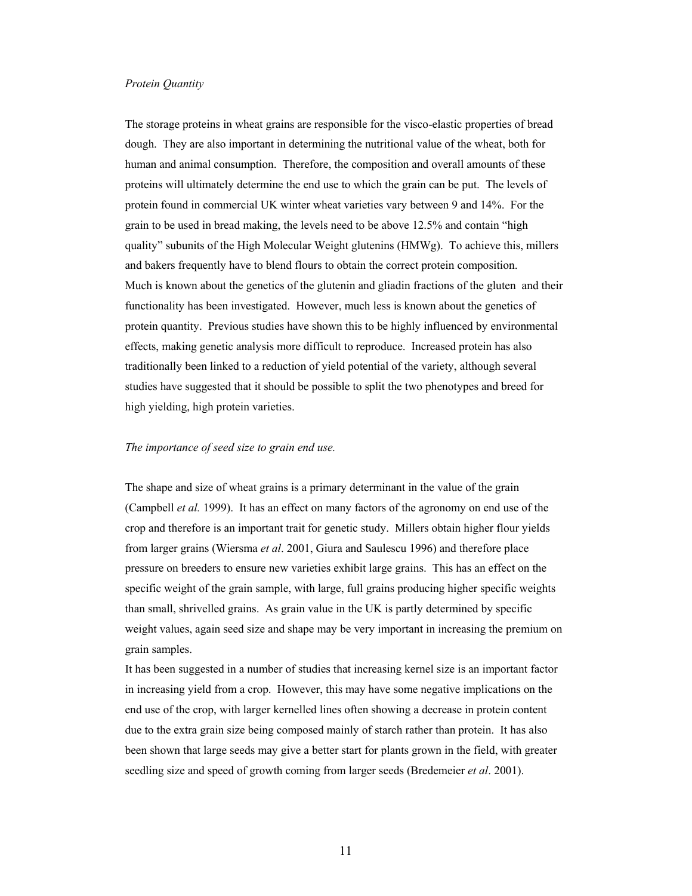*Protein Quantity*

The storage proteins in wheat grains are responsible for the visco-elastic properties of bread dough. They are also important in determining the nutritional value of the wheat, both for human and animal consumption. Therefore, the composition and overall amounts of these proteins will ultimately determine the end use to which the grain can be put. The levels of protein found in commercial UK winter wheat varieties vary between 9 and 14%. For the grain to be used in bread making, the levels need to be above 12.5% and contain "high quality" subunits of the High Molecular Weight glutenins (HMWg). To achieve this, millers and bakers frequently have to blend flours to obtain the correct protein composition.
Much is known about the genetics of the glutenin and gliadin fractions of the gluten and their functionality has been investigated. However, much less is known about the genetics of protein quantity. Previous studies have shown this to be highly influenced by environmental effects, making genetic analysis more difficult to reproduce. Increased protein has also traditionally been linked to a reduction of yield potential of the variety, although several studies have suggested that it should be possible to split the two phenotypes and breed for high yielding, high protein varieties.

*The importance of seed size to grain end use.*

The shape and size of wheat grains is a primary determinant in the value of the grain (Campbell *et al.* 1999). It has an effect on many factors of the agronomy on end use of the crop and therefore is an important trait for genetic study. Millers obtain higher flour yields from larger grains (Wiersma *et al*. 2001, Giura and Saulescu 1996) and therefore place pressure on breeders to ensure new varieties exhibit large grains. This has an effect on the specific weight of the grain sample, with large, full grains producing higher specific weights than small, shrivelled grains. As grain value in the UK is partly determined by specific weight values, again seed size and shape may be very important in increasing the premium on grain samples.
It has been suggested in a number of studies that increasing kernel size is an important factor in increasing yield from a crop. However, this may have some negative implications on the end use of the crop, with larger kernelled lines often showing a decrease in protein content due to the extra grain size being composed mainly of starch rather than protein. It has also been shown that large seeds may give a better start for plants grown in the field, with greater seedling size and speed of growth coming from larger seeds (Bredemeier *et al*. 2001).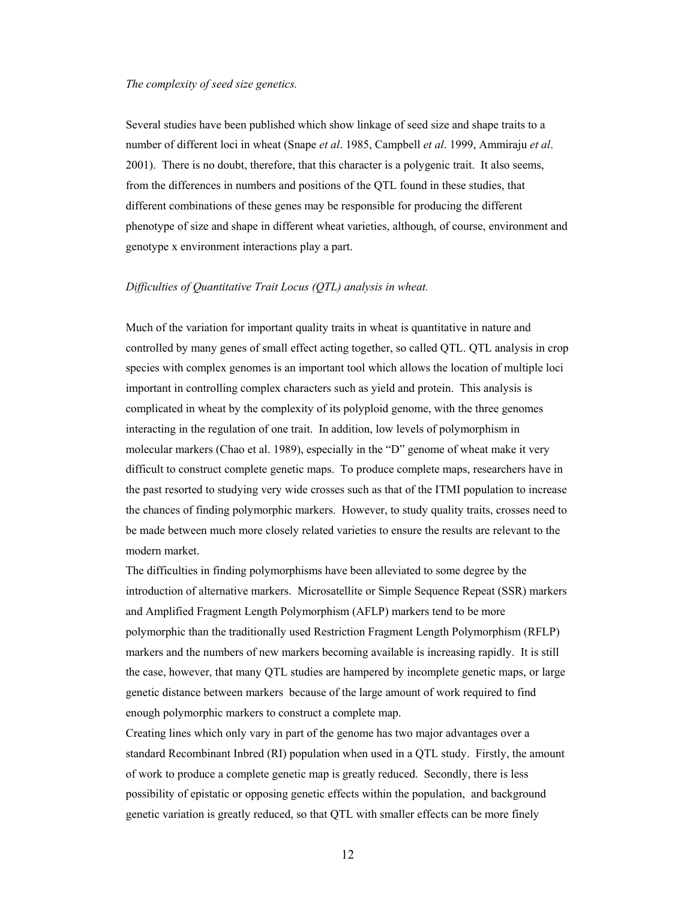*The complexity of seed size genetics.*

Several studies have been published which show linkage of seed size and shape traits to a number of different loci in wheat (Snape *et al*. 1985, Campbell *et al*. 1999, Ammiraju *et al*. 2001). There is no doubt, therefore, that this character is a polygenic trait. It also seems, from the differences in numbers and positions of the QTL found in these studies, that different combinations of these genes may be responsible for producing the different phenotype of size and shape in different wheat varieties, although, of course, environment and genotype x environment interactions play a part.

*Difficulties of Quantitative Trait Locus (QTL) analysis in wheat.*

Much of the variation for important quality traits in wheat is quantitative in nature and controlled by many genes of small effect acting together, so called QTL. QTL analysis in crop species with complex genomes is an important tool which allows the location of multiple loci important in controlling complex characters such as yield and protein. This analysis is complicated in wheat by the complexity of its polyploid genome, with the three genomes interacting in the regulation of one trait. In addition, low levels of polymorphism in molecular markers (Chao et al. 1989), especially in the "D" genome of wheat make it very difficult to construct complete genetic maps. To produce complete maps, researchers have in the past resorted to studying very wide crosses such as that of the ITMI population to increase the chances of finding polymorphic markers. However, to study quality traits, crosses need to be made between much more closely related varieties to ensure the results are relevant to the modern market.

The difficulties in finding polymorphisms have been alleviated to some degree by the introduction of alternative markers. Microsatellite or Simple Sequence Repeat (SSR) markers and Amplified Fragment Length Polymorphism (AFLP) markers tend to be more polymorphic than the traditionally used Restriction Fragment Length Polymorphism (RFLP) markers and the numbers of new markers becoming available is increasing rapidly. It is still the case, however, that many QTL studies are hampered by incomplete genetic maps, or large genetic distance between markers because of the large amount of work required to find enough polymorphic markers to construct a complete map.

Creating lines which only vary in part of the genome has two major advantages over a standard Recombinant Inbred (RI) population when used in a QTL study. Firstly, the amount of work to produce a complete genetic map is greatly reduced. Secondly, there is less possibility of epistatic or opposing genetic effects within the population, and background genetic variation is greatly reduced, so that QTL with smaller effects can be more finely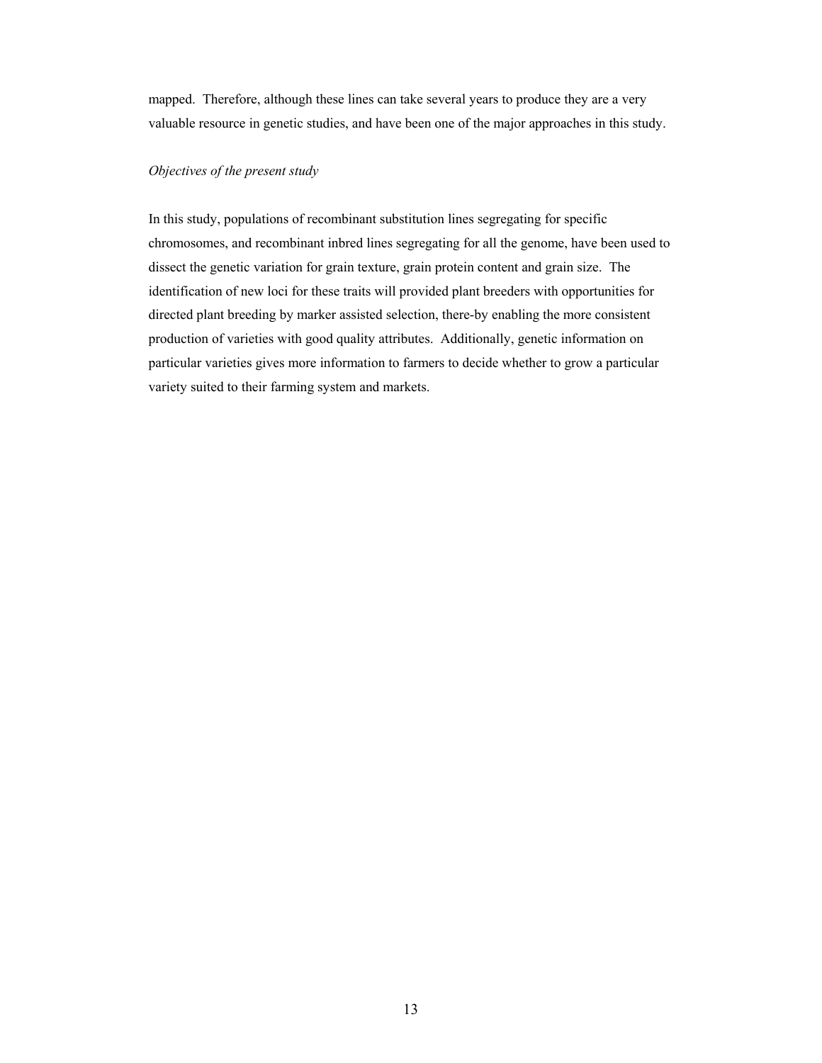mapped. Therefore, although these lines can take several years to produce they are a very valuable resource in genetic studies, and have been one of the major approaches in this study.

*Objectives of the present study*

In this study, populations of recombinant substitution lines segregating for specific chromosomes, and recombinant inbred lines segregating for all the genome, have been used to dissect the genetic variation for grain texture, grain protein content and grain size. The identification of new loci for these traits will provided plant breeders with opportunities for directed plant breeding by marker assisted selection, there-by enabling the more consistent production of varieties with good quality attributes. Additionally, genetic information on particular varieties gives more information to farmers to decide whether to grow a particular variety suited to their farming system and markets.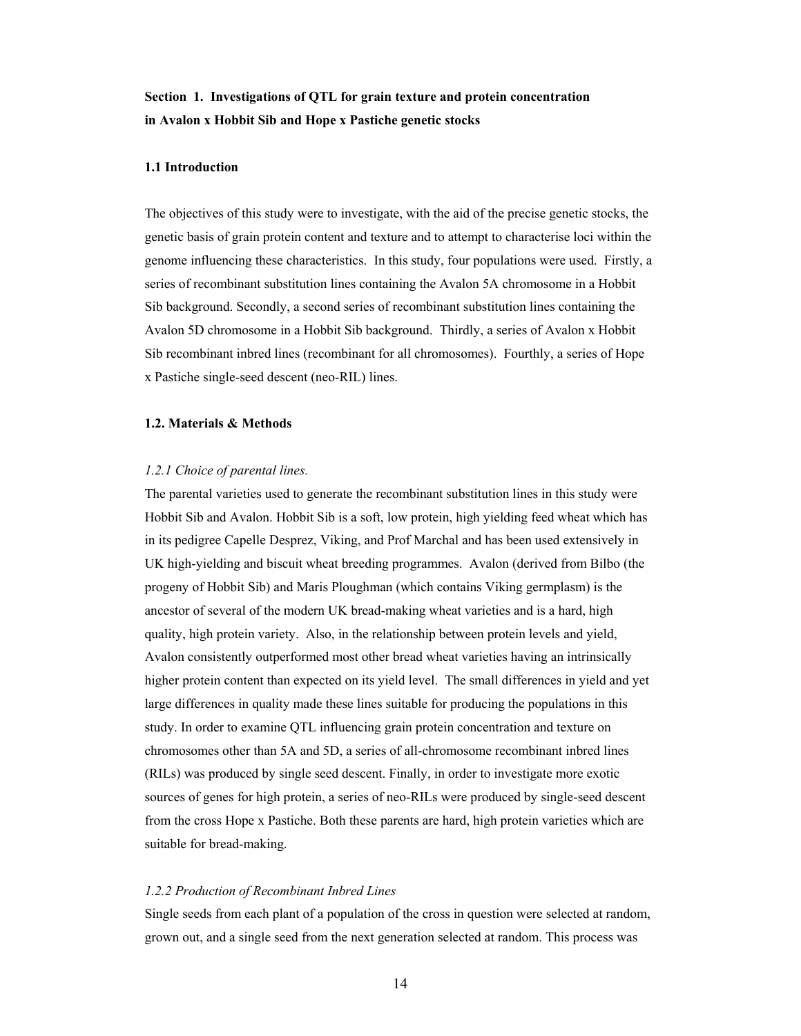**Section 1. Investigations of QTL for grain texture and protein concentration in Avalon x Hobbit Sib and Hope x Pastiche genetic stocks**

**1.1 Introduction**

The objectives of this study were to investigate, with the aid of the precise genetic stocks, the genetic basis of grain protein content and texture and to attempt to characterise loci within the genome influencing these characteristics. In this study, four populations were used. Firstly, a series of recombinant substitution lines containing the Avalon 5A chromosome in a Hobbit Sib background. Secondly, a second series of recombinant substitution lines containing the Avalon 5D chromosome in a Hobbit Sib background. Thirdly, a series of Avalon x Hobbit Sib recombinant inbred lines (recombinant for all chromosomes). Fourthly, a series of Hope x Pastiche single-seed descent (neo-RIL) lines.

**1.2. Materials & Methods**

*1.2.1 Choice of parental lines.*

The parental varieties used to generate the recombinant substitution lines in this study were Hobbit Sib and Avalon. Hobbit Sib is a soft, low protein, high yielding feed wheat which has in its pedigree Capelle Desprez, Viking, and Prof Marchal and has been used extensively in UK high-yielding and biscuit wheat breeding programmes. Avalon (derived from Bilbo (the progeny of Hobbit Sib) and Maris Ploughman (which contains Viking germplasm) is the ancestor of several of the modern UK bread-making wheat varieties and is a hard, high quality, high protein variety. Also, in the relationship between protein levels and yield, Avalon consistently outperformed most other bread wheat varieties having an intrinsically higher protein content than expected on its yield level. The small differences in yield and yet large differences in quality made these lines suitable for producing the populations in this study. In order to examine QTL influencing grain protein concentration and texture on chromosomes other than 5A and 5D, a series of all-chromosome recombinant inbred lines (RILs) was produced by single seed descent. Finally, in order to investigate more exotic sources of genes for high protein, a series of neo-RILs were produced by single-seed descent from the cross Hope x Pastiche. Both these parents are hard, high protein varieties which are suitable for bread-making.

*1.2.2 Production of Recombinant Inbred Lines*

Single seeds from each plant of a population of the cross in question were selected at random, grown out, and a single seed from the next generation selected at random. This process was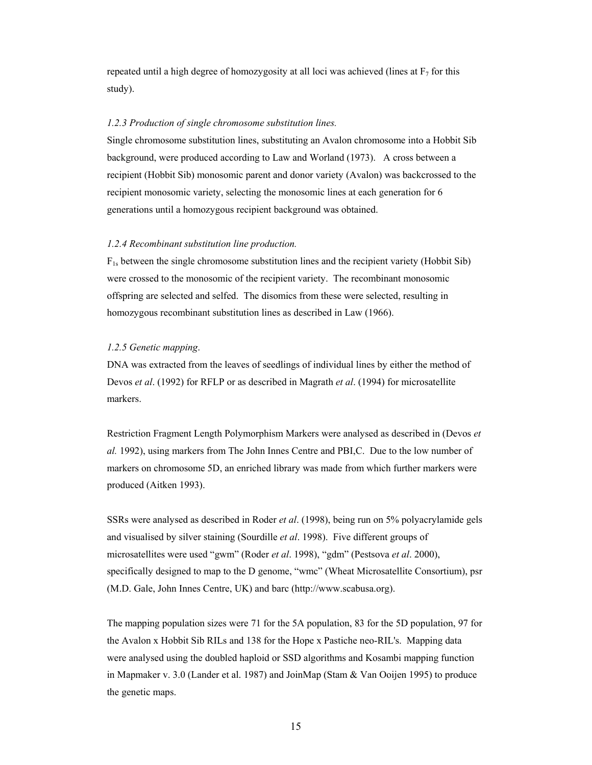repeated until a high degree of homozygosity at all loci was achieved (lines at $F_7$ for this study).

### *1.2.3 Production of single chromosome substitution lines.*

Single chromosome substitution lines, substituting an Avalon chromosome into a Hobbit Sib background, were produced according to Law and Worland (1973). A cross between a recipient (Hobbit Sib) monosomic parent and donor variety (Avalon) was backcrossed to the recipient monosomic variety, selecting the monosomic lines at each generation for 6 generations until a homozygous recipient background was obtained.

### *1.2.4 Recombinant substitution line production.*

$F_{1s}$ between the single chromosome substitution lines and the recipient variety (Hobbit Sib) were crossed to the monosomic of the recipient variety. The recombinant monosomic offspring are selected and selfed. The disomics from these were selected, resulting in homozygous recombinant substitution lines as described in Law (1966).

### *1.2.5 Genetic mapping*.

DNA was extracted from the leaves of seedlings of individual lines by either the method of Devos *et al*. (1992) for RFLP or as described in Magrath *et al*. (1994) for microsatellite markers.

Restriction Fragment Length Polymorphism Markers were analysed as described in (Devos *et al.* 1992), using markers from The John Innes Centre and PBI,C. Due to the low number of markers on chromosome 5D, an enriched library was made from which further markers were produced (Aitken 1993).

SSRs were analysed as described in Roder *et al*. (1998), being run on 5% polyacrylamide gels and visualised by silver staining (Sourdille *et al*. 1998). Five different groups of microsatellites were used "gwm" (Roder *et al*. 1998), "gdm" (Pestsova *et al*. 2000), specifically designed to map to the D genome, "wmc" (Wheat Microsatellite Consortium), psr (M.D. Gale, John Innes Centre, UK) and barc (http://www.scabusa.org).

The mapping population sizes were 71 for the 5A population, 83 for the 5D population, 97 for the Avalon x Hobbit Sib RILs and 138 for the Hope x Pastiche neo-RIL's. Mapping data were analysed using the doubled haploid or SSD algorithms and Kosambi mapping function in Mapmaker v. 3.0 (Lander et al. 1987) and JoinMap (Stam & Van Ooijen 1995) to produce the genetic maps.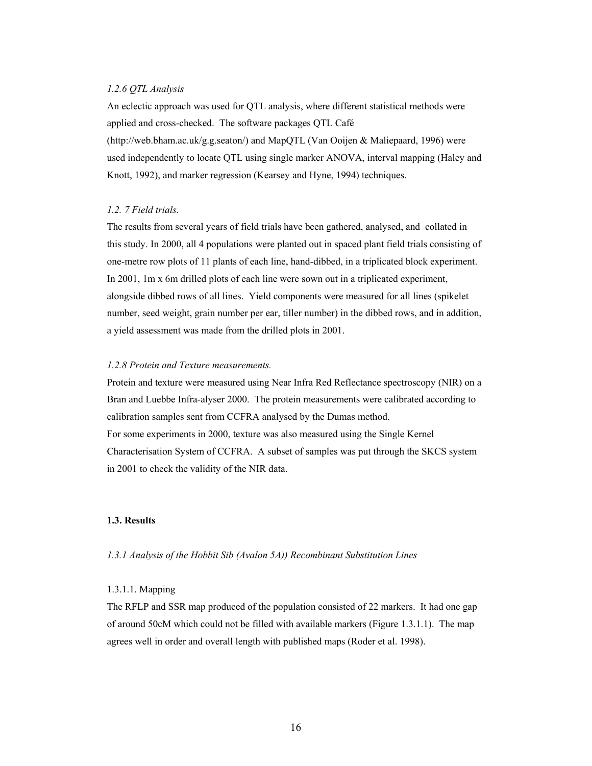*1.2.6 QTL Analysis*

An eclectic approach was used for QTL analysis, where different statistical methods were applied and cross-checked. The software packages QTL Café (http://web.bham.ac.uk/g.g.seaton/) and MapQTL (Van Ooijen & Maliepaard, 1996) were used independently to locate QTL using single marker ANOVA, interval mapping (Haley and Knott, 1992), and marker regression (Kearsey and Hyne, 1994) techniques.

*1.2. 7 Field trials.*

The results from several years of field trials have been gathered, analysed, and collated in this study. In 2000, all 4 populations were planted out in spaced plant field trials consisting of one-metre row plots of 11 plants of each line, hand-dibbed, in a triplicated block experiment. In 2001, 1m x 6m drilled plots of each line were sown out in a triplicated experiment, alongside dibbed rows of all lines. Yield components were measured for all lines (spikelet number, seed weight, grain number per ear, tiller number) in the dibbed rows, and in addition, a yield assessment was made from the drilled plots in 2001.

*1.2.8 Protein and Texture measurements.*

Protein and texture were measured using Near Infra Red Reflectance spectroscopy (NIR) on a Bran and Luebbe Infra-alyser 2000. The protein measurements were calibrated according to calibration samples sent from CCFRA analysed by the Dumas method.

For some experiments in 2000, texture was also measured using the Single Kernel Characterisation System of CCFRA. A subset of samples was put through the SKCS system in 2001 to check the validity of the NIR data.

**1.3. Results**

*1.3.1 Analysis of the Hobbit Sib (Avalon 5A)) Recombinant Substitution Lines*

1.3.1.1. Mapping

The RFLP and SSR map produced of the population consisted of 22 markers. It had one gap of around 50cM which could not be filled with available markers (Figure 1.3.1.1). The map agrees well in order and overall length with published maps (Roder et al. 1998).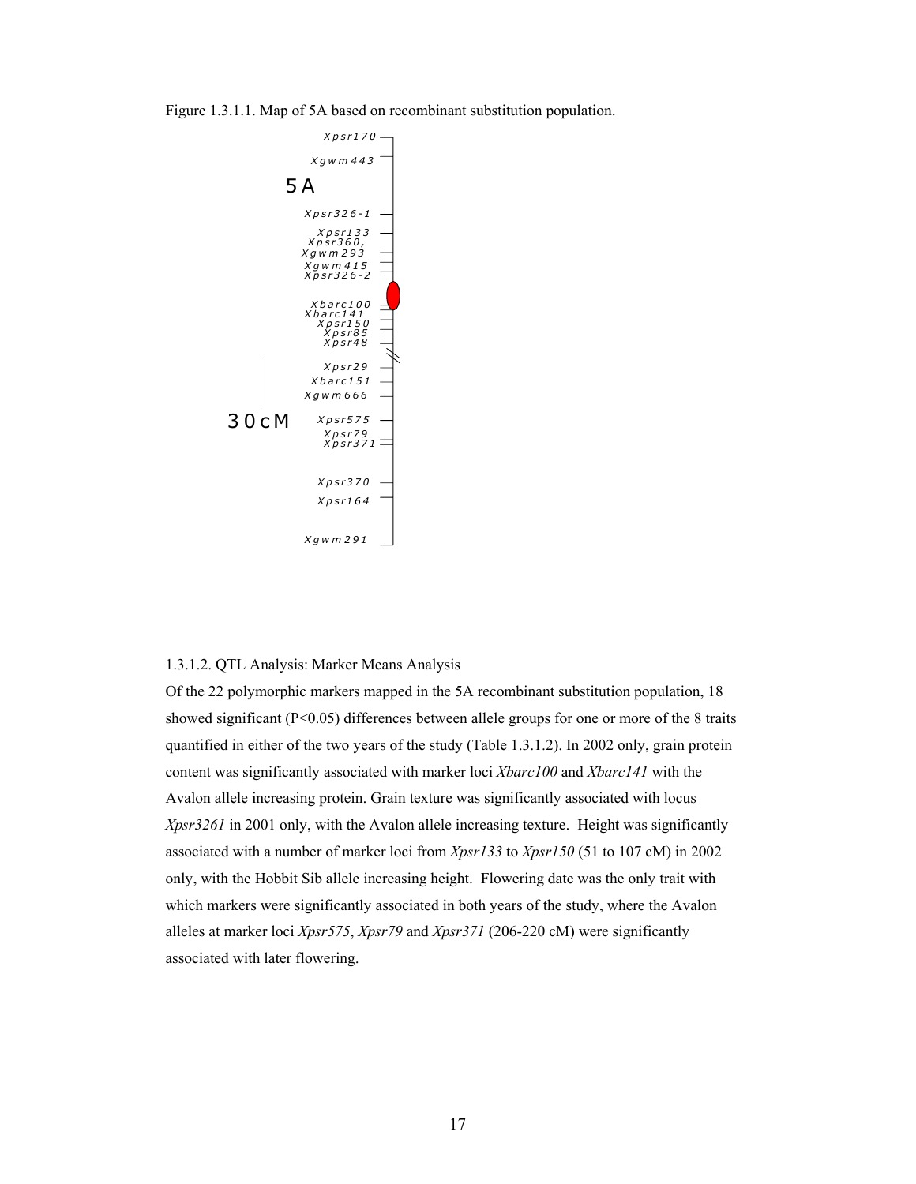Figure 1.3.1.1. Map of 5A based on recombinant substitution population.

5A

Xpsr170
Xgwm443
Xpsr326-1
Xpsr133
Xpsr360,
Xgwm293
Xgwm415
Xpsr326-2
Xbarc100
Xbarc141
Xpsr150
Xpsr85
Xpsr48
Xpsr29
Xbarc151
Xgwm666
Xpsr575
Xpsr79
Xpsr371
Xpsr370
Xpsr164
Xgwm291

30cM

1.3.1.2. QTL Analysis: Marker Means Analysis

Of the 22 polymorphic markers mapped in the 5A recombinant substitution population, 18 showed significant ($P<0.05$) differences between allele groups for one or more of the 8 traits quantified in either of the two years of the study (Table 1.3.1.2). In 2002 only, grain protein content was significantly associated with marker loci *Xbarc100* and *Xbarc141* with the Avalon allele increasing protein. Grain texture was significantly associated with locus *Xpsr3261* in 2001 only, with the Avalon allele increasing texture. Height was significantly associated with a number of marker loci from *Xpsr133* to *Xpsr150* (51 to 107 cM) in 2002 only, with the Hobbit Sib allele increasing height. Flowering date was the only trait with which markers were significantly associated in both years of the study, where the Avalon alleles at marker loci *Xpsr575*, *Xpsr79* and *Xpsr371* (206-220 cM) were significantly associated with later flowering.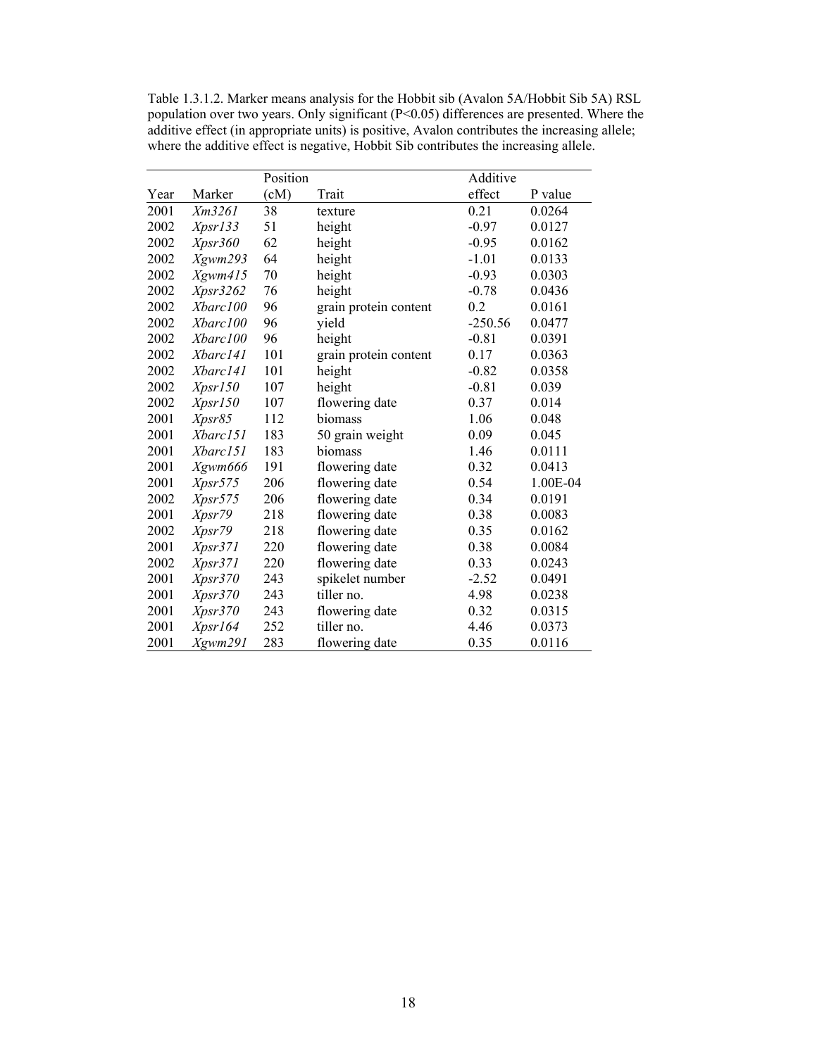Table 1.3.1.2. Marker means analysis for the Hobbit sib (Avalon 5A/Hobbit Sib 5A) RSL population over two years. Only significant ($P<0.05$) differences are presented. Where the additive effect (in appropriate units) is positive, Avalon contributes the increasing allele; where the additive effect is negative, Hobbit Sib contributes the increasing allele.

| Year | Marker | Position (cM) | Trait | Additive effect | P value |
|---|---|---|---|---|---|
| 2001 | *Xm3261* | 38 | texture | 0.21 | 0.0264 |
| 2002 | *Xpsr133* | 51 | height | -0.97 | 0.0127 |
| 2002 | *Xpsr360* | 62 | height | -0.95 | 0.0162 |
| 2002 | *Xgwm293* | 64 | height | -1.01 | 0.0133 |
| 2002 | *Xgwm415* | 70 | height | -0.93 | 0.0303 |
| 2002 | *Xpsr3262* | 76 | height | -0.78 | 0.0436 |
| 2002 | *Xbarc100* | 96 | grain protein content | 0.2 | 0.0161 |
| 2002 | *Xbarc100* | 96 | yield | -250.56 | 0.0477 |
| 2002 | *Xbarc100* | 96 | height | -0.81 | 0.0391 |
| 2002 | *Xbarc141* | 101 | grain protein content | 0.17 | 0.0363 |
| 2002 | *Xbarc141* | 101 | height | -0.82 | 0.0358 |
| 2002 | *Xpsr150* | 107 | height | -0.81 | 0.039 |
| 2002 | *Xpsr150* | 107 | flowering date | 0.37 | 0.014 |
| 2001 | *Xpsr85* | 112 | biomass | 1.06 | 0.048 |
| 2001 | *Xbarc151* | 183 | 50 grain weight | 0.09 | 0.045 |
| 2001 | *Xbarc151* | 183 | biomass | 1.46 | 0.0111 |
| 2001 | *Xgwm666* | 191 | flowering date | 0.32 | 0.0413 |
| 2001 | *Xpsr575* | 206 | flowering date | 0.54 | 1.00E-04 |
| 2002 | *Xpsr575* | 206 | flowering date | 0.34 | 0.0191 |
| 2001 | *Xpsr79* | 218 | flowering date | 0.38 | 0.0083 |
| 2002 | *Xpsr79* | 218 | flowering date | 0.35 | 0.0162 |
| 2001 | *Xpsr371* | 220 | flowering date | 0.38 | 0.0084 |
| 2002 | *Xpsr371* | 220 | flowering date | 0.33 | 0.0243 |
| 2001 | *Xpsr370* | 243 | spikelet number | -2.52 | 0.0491 |
| 2001 | *Xpsr370* | 243 | tiller no. | 4.98 | 0.0238 |
| 2001 | *Xpsr370* | 243 | flowering date | 0.32 | 0.0315 |
| 2001 | *Xpsr164* | 252 | tiller no. | 4.46 | 0.0373 |
| 2001 | *Xgwm291* | 283 | flowering date | 0.35 | 0.0116 |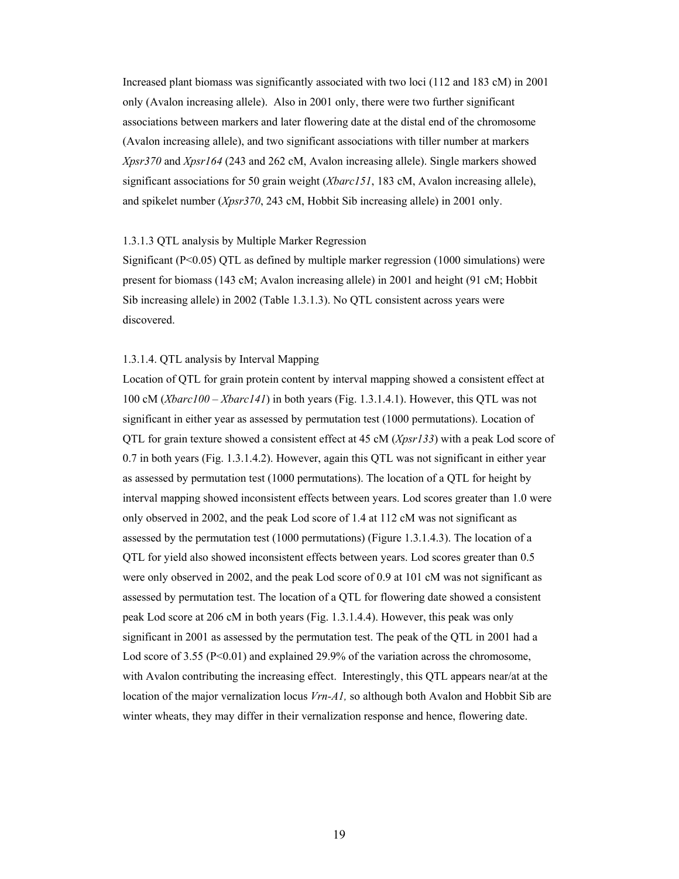Increased plant biomass was significantly associated with two loci (112 and 183 cM) in 2001 only (Avalon increasing allele). Also in 2001 only, there were two further significant associations between markers and later flowering date at the distal end of the chromosome (Avalon increasing allele), and two significant associations with tiller number at markers *Xpsr370* and *Xpsr164* (243 and 262 cM, Avalon increasing allele). Single markers showed significant associations for 50 grain weight (*Xbarc151*, 183 cM, Avalon increasing allele), and spikelet number (*Xpsr370*, 243 cM, Hobbit Sib increasing allele) in 2001 only.

### 1.3.1.3 QTL analysis by Multiple Marker Regression

Significant ($P<0.05$) QTL as defined by multiple marker regression (1000 simulations) were present for biomass (143 cM; Avalon increasing allele) in 2001 and height (91 cM; Hobbit Sib increasing allele) in 2002 (Table 1.3.1.3). No QTL consistent across years were discovered.

### 1.3.1.4. QTL analysis by Interval Mapping

Location of QTL for grain protein content by interval mapping showed a consistent effect at 100 cM (*Xbarc100 – Xbarc141*) in both years (Fig. 1.3.1.4.1). However, this QTL was not significant in either year as assessed by permutation test (1000 permutations). Location of QTL for grain texture showed a consistent effect at 45 cM (*Xpsr133*) with a peak Lod score of 0.7 in both years (Fig. 1.3.1.4.2). However, again this QTL was not significant in either year as assessed by permutation test (1000 permutations). The location of a QTL for height by interval mapping showed inconsistent effects between years. Lod scores greater than 1.0 were only observed in 2002, and the peak Lod score of 1.4 at 112 cM was not significant as assessed by the permutation test (1000 permutations) (Figure 1.3.1.4.3). The location of a QTL for yield also showed inconsistent effects between years. Lod scores greater than 0.5 were only observed in 2002, and the peak Lod score of 0.9 at 101 cM was not significant as assessed by permutation test. The location of a QTL for flowering date showed a consistent peak Lod score at 206 cM in both years (Fig. 1.3.1.4.4). However, this peak was only significant in 2001 as assessed by the permutation test. The peak of the QTL in 2001 had a Lod score of 3.55 ($P<0.01$) and explained 29.9% of the variation across the chromosome, with Avalon contributing the increasing effect. Interestingly, this QTL appears near/at at the location of the major vernalization locus *Vrn-A1,* so although both Avalon and Hobbit Sib are winter wheats, they may differ in their vernalization response and hence, flowering date.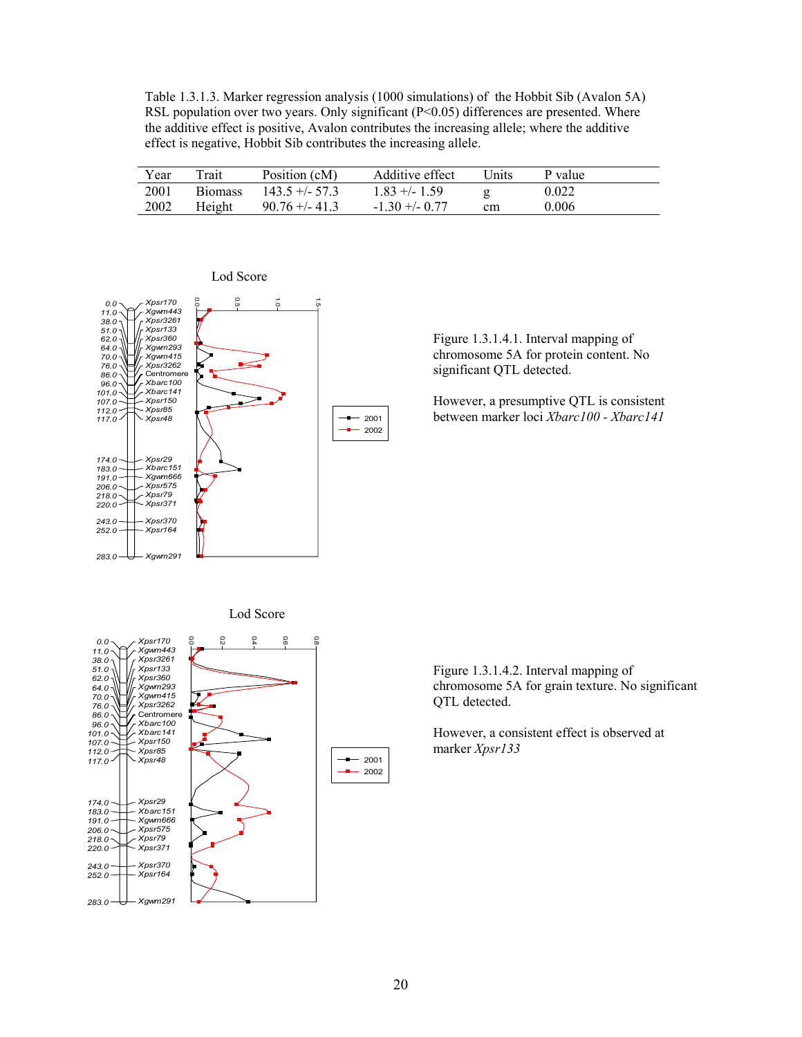Table 1.3.1.3. Marker regression analysis (1000 simulations) of the Hobbit Sib (Avalon 5A) RSL population over two years. Only significant (P<0.05) differences are presented. Where the additive effect is positive, Avalon contributes the increasing allele; where the additive effect is negative, Hobbit Sib contributes the increasing allele.

| Year | Trait | Position (cM) | Additive effect | Units | P value |
|---|---|---|---|---|---|
| 2001 | Biomass | 143.5 +/- 57.3 | 1.83 +/- 1.59 | g | 0.022 |
| 2002 | Height | 90.76 +/- 41.3 | -1.30 +/- 0.77 | cm | 0.006 |

Figure 1.3.1.4.1. Interval mapping of chromosome 5A for protein content. No significant QTL detected.

However, a presumptive QTL is consistent between marker loci *Xbarc100 - Xbarc141*

Figure 1.3.1.4.2. Interval mapping of chromosome 5A for grain texture. No significant QTL detected.

However, a consistent effect is observed at marker *Xpsr133*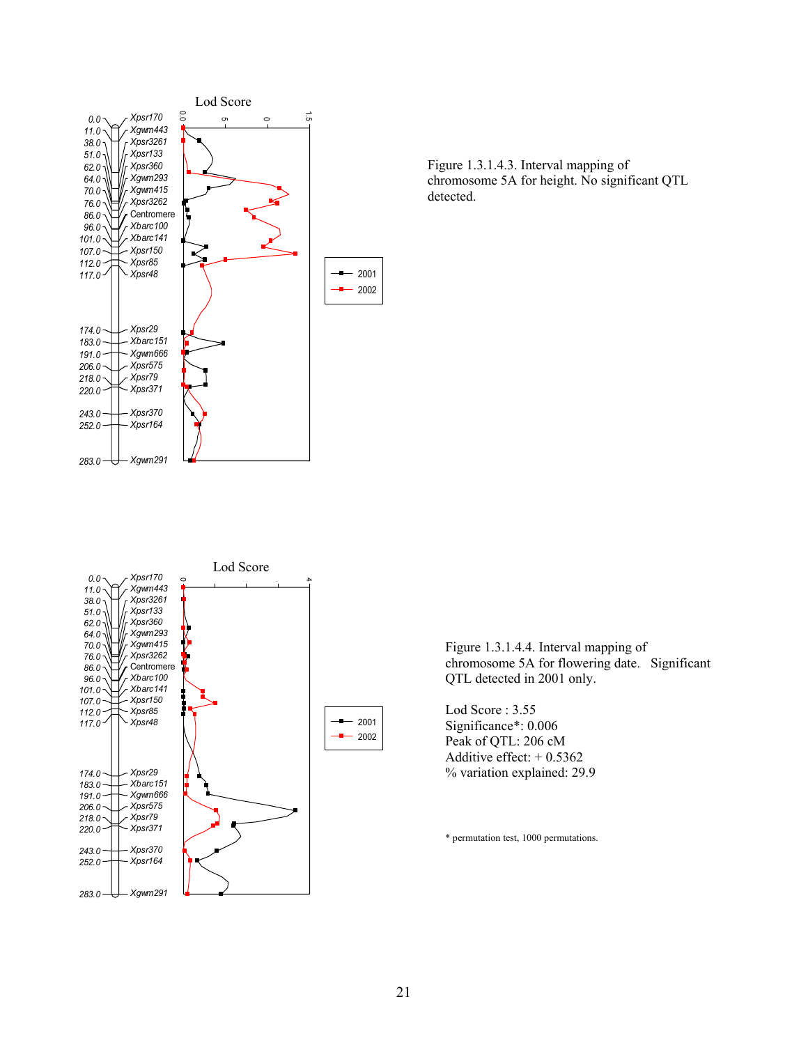Figure 1.3.1.4.3. Interval mapping of chromosome 5A for height. No significant QTL detected.

Figure 1.3.1.4.4. Interval mapping of chromosome 5A for flowering date. Significant QTL detected in 2001 only.

Lod Score : 3.55
Significance*: 0.006
Peak of QTL: 206 cM
Additive effect: + 0.5362
% variation explained: 29.9

\* permutation test, 1000 permutations.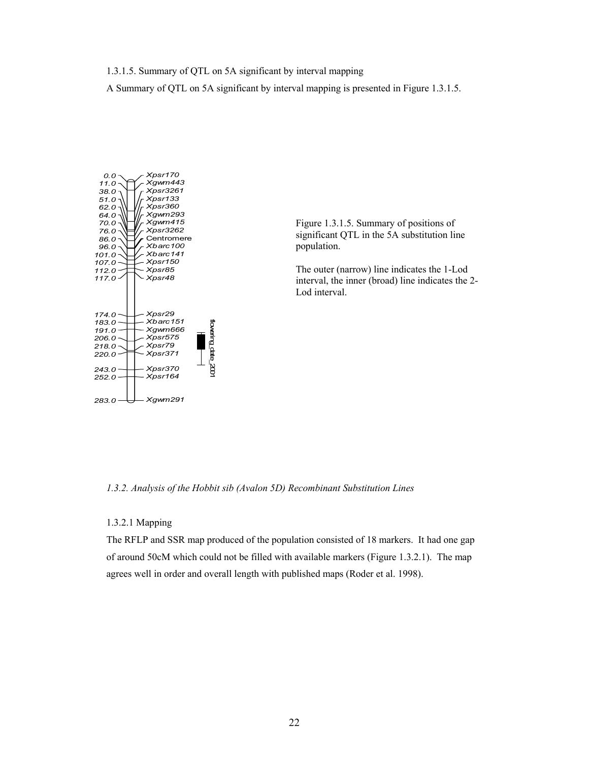1.3.1.5. Summary of QTL on 5A significant by interval mapping

A Summary of QTL on 5A significant by interval mapping is presented in Figure 1.3.1.5.

Figure 1.3.1.5. Summary of positions of significant QTL in the 5A substitution line population.

The outer (narrow) line indicates the 1-Lod interval, the inner (broad) line indicates the 2-Lod interval.

*1.3.2. Analysis of the Hobbit sib (Avalon 5D) Recombinant Substitution Lines*

1.3.2.1 Mapping

The RFLP and SSR map produced of the population consisted of 18 markers. It had one gap of around 50cM which could not be filled with available markers (Figure 1.3.2.1). The map agrees well in order and overall length with published maps (Roder et al. 1998).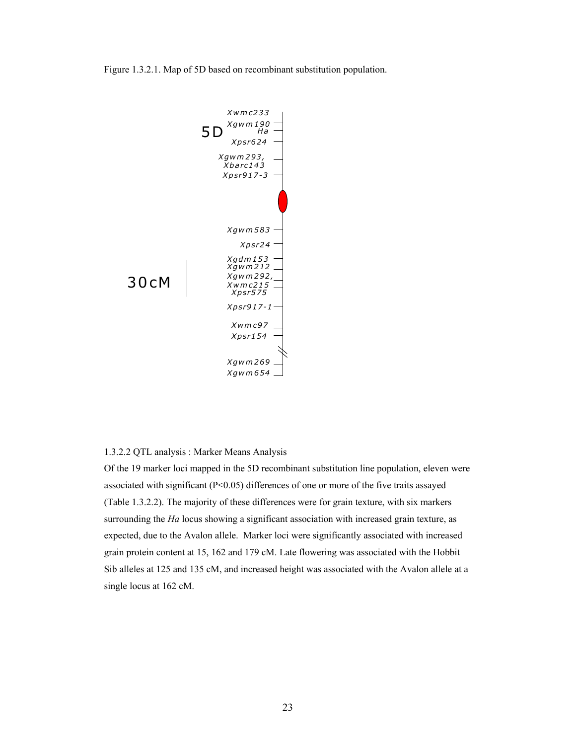Figure 1.3.2.1. Map of 5D based on recombinant substitution population.

5D

*Xwmc233*
*Xgwm190*
*Ha*
*Xpsr624*
*Xgwm293,*
*Xbarc143*
*Xpsr917-3*
*Xgwm583*
*Xpsr24*
*Xgdm153*
*Xgwm212*
*Xgwm292,*
*Xwmc215*
*Xpsr575*
*Xpsr917-1*
*Xwmc97*
*Xpsr154*
*Xgwm269*
*Xgwm654*

30cM

1.3.2.2 QTL analysis : Marker Means Analysis

Of the 19 marker loci mapped in the 5D recombinant substitution line population, eleven were associated with significant ($P<0.05$) differences of one or more of the five traits assayed (Table 1.3.2.2). The majority of these differences were for grain texture, with six markers surrounding the *Ha* locus showing a significant association with increased grain texture, as expected, due to the Avalon allele. Marker loci were significantly associated with increased grain protein content at 15, 162 and 179 cM. Late flowering was associated with the Hobbit Sib alleles at 125 and 135 cM, and increased height was associated with the Avalon allele at a single locus at 162 cM.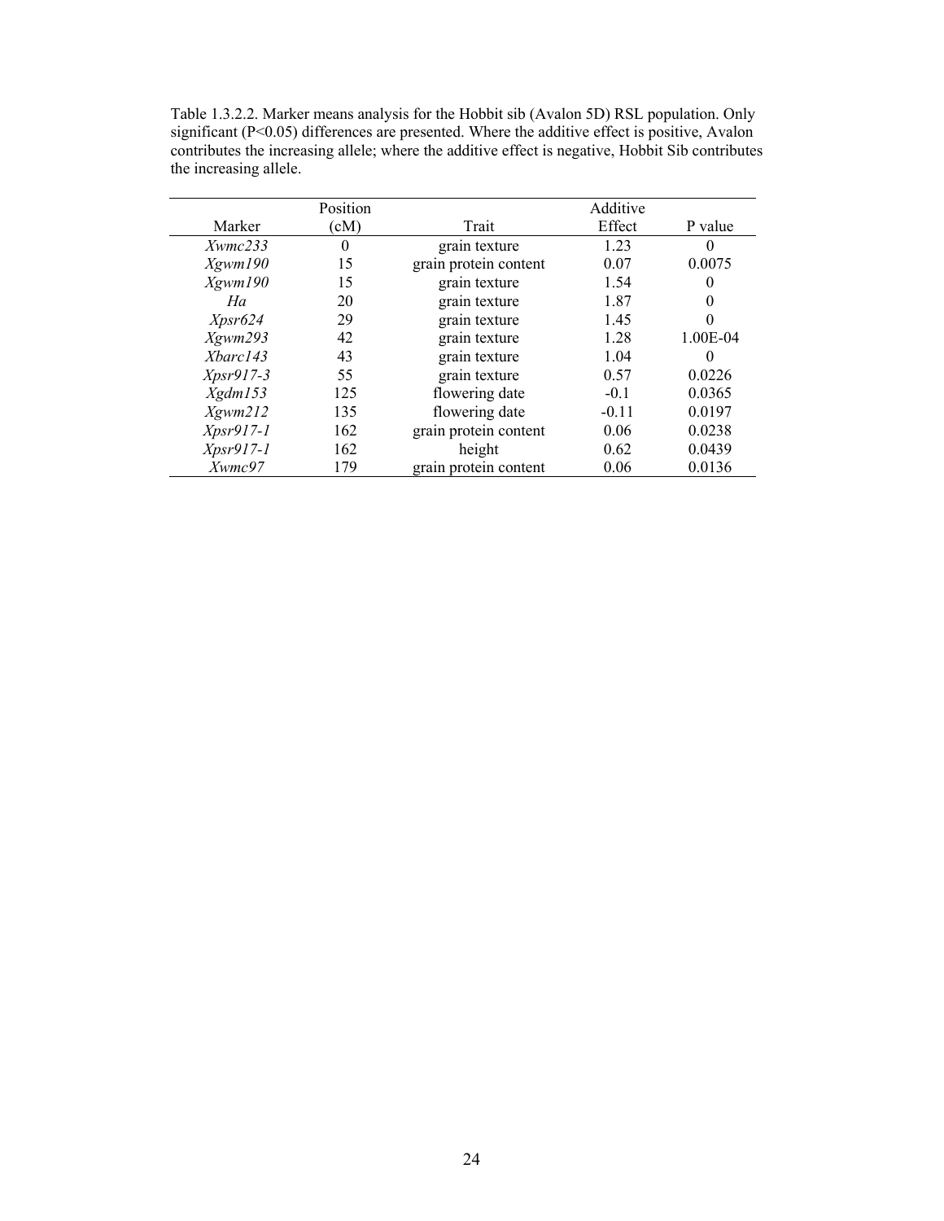Table 1.3.2.2. Marker means analysis for the Hobbit sib (Avalon 5D) RSL population. Only significant (P<0.05) differences are presented. Where the additive effect is positive, Avalon contributes the increasing allele; where the additive effect is negative, Hobbit Sib contributes the increasing allele.

| Marker | Position (cM) | Trait | Additive Effect | P value |
|---|---|---|---|---|
| *Xwmc233* | 0 | grain texture | 1.23 | 0 |
| *Xgwm190* | 15 | grain protein content | 0.07 | 0.0075 |
| *Xgwm190* | 15 | grain texture | 1.54 | 0 |
| *Ha* | 20 | grain texture | 1.87 | 0 |
| *Xpsr624* | 29 | grain texture | 1.45 | 0 |
| *Xgwm293* | 42 | grain texture | 1.28 | 1.00E-04 |
| *Xbarc143* | 43 | grain texture | 1.04 | 0 |
| *Xpsr917-3* | 55 | grain texture | 0.57 | 0.0226 |
| *Xgdm153* | 125 | flowering date | -0.1 | 0.0365 |
| *Xgwm212* | 135 | flowering date | -0.11 | 0.0197 |
| *Xpsr917-1* | 162 | grain protein content | 0.06 | 0.0238 |
| *Xpsr917-1* | 162 | height | 0.62 | 0.0439 |
| *Xwmc97* | 179 | grain protein content | 0.06 | 0.0136 |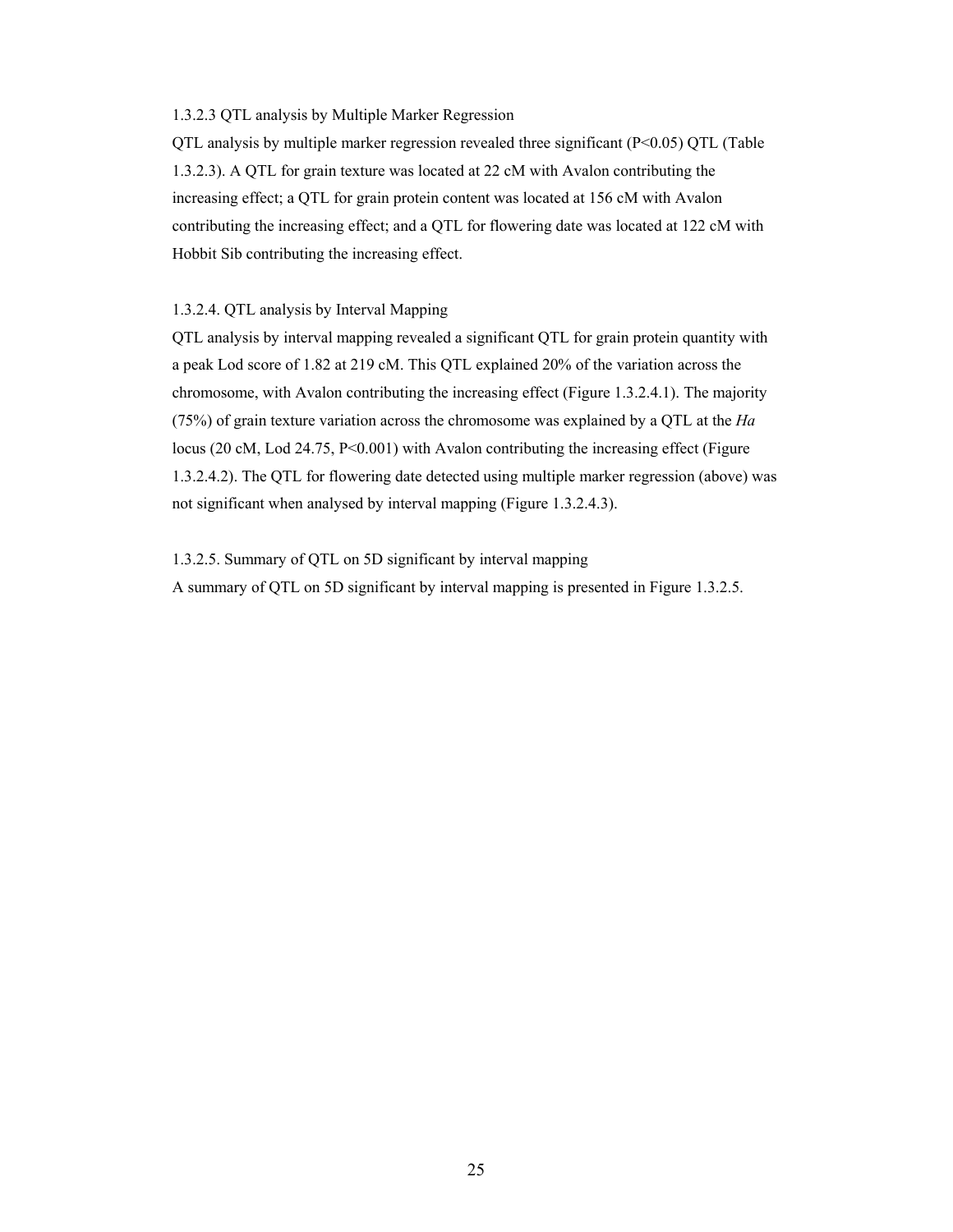#### 1.3.2.3 QTL analysis by Multiple Marker Regression

QTL analysis by multiple marker regression revealed three significant ($P<0.05$) QTL (Table 1.3.2.3). A QTL for grain texture was located at 22 cM with Avalon contributing the increasing effect; a QTL for grain protein content was located at 156 cM with Avalon contributing the increasing effect; and a QTL for flowering date was located at 122 cM with Hobbit Sib contributing the increasing effect.

#### 1.3.2.4. QTL analysis by Interval Mapping

QTL analysis by interval mapping revealed a significant QTL for grain protein quantity with a peak Lod score of 1.82 at 219 cM. This QTL explained 20% of the variation across the chromosome, with Avalon contributing the increasing effect (Figure 1.3.2.4.1). The majority (75%) of grain texture variation across the chromosome was explained by a QTL at the *Ha* locus (20 cM, Lod 24.75, $P<0.001$) with Avalon contributing the increasing effect (Figure 1.3.2.4.2). The QTL for flowering date detected using multiple marker regression (above) was not significant when analysed by interval mapping (Figure 1.3.2.4.3).

#### 1.3.2.5. Summary of QTL on 5D significant by interval mapping

A summary of QTL on 5D significant by interval mapping is presented in Figure 1.3.2.5.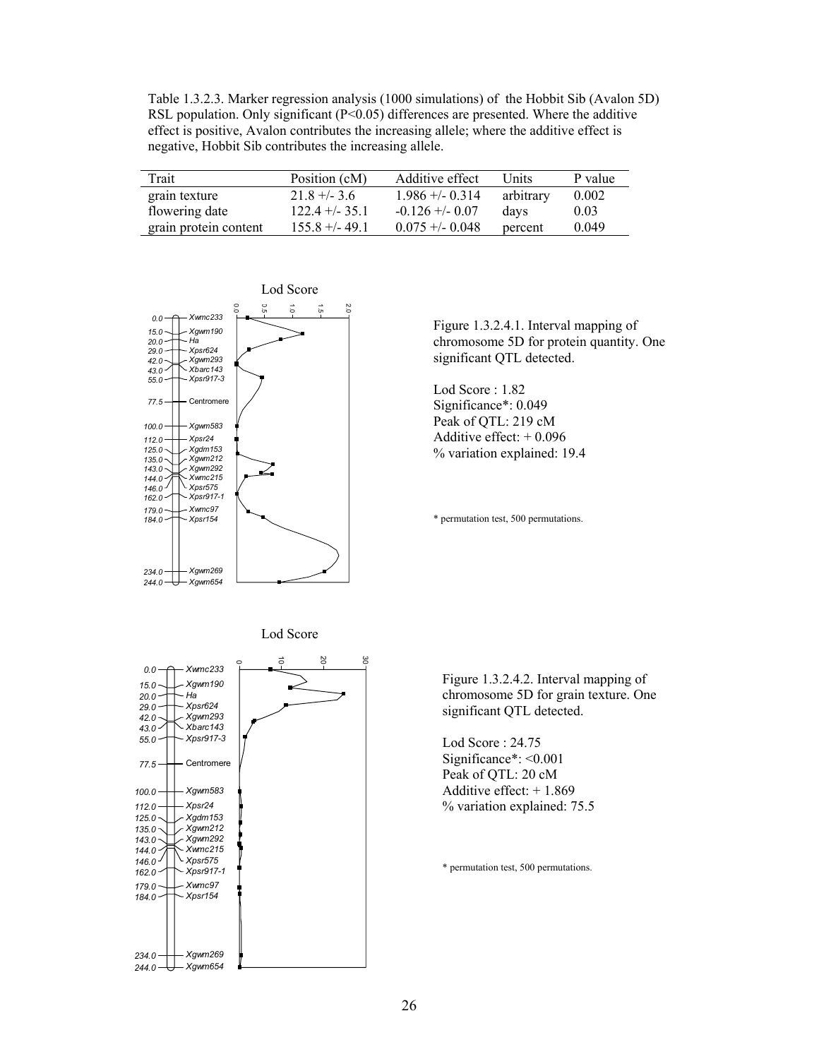Table 1.3.2.3. Marker regression analysis (1000 simulations) of the Hobbit Sib (Avalon 5D) RSL population. Only significant (P<0.05) differences are presented. Where the additive effect is positive, Avalon contributes the increasing allele; where the additive effect is negative, Hobbit Sib contributes the increasing allele.

| Trait | Position (cM) | Additive effect | Units | P value |
|---|---|---|---|---|
| grain texture | 21.8 +/- 3.6 | 1.986 +/- 0.314 | arbitrary | 0.002 |
| flowering date | 122.4 +/- 35.1 | -0.126 +/- 0.07 | days | 0.03 |
| grain protein content | 155.8 +/- 49.1 | 0.075 +/- 0.048 | percent | 0.049 |

Figure 1.3.2.4.1. Interval mapping of chromosome 5D for protein quantity. One significant QTL detected.

Lod Score : 1.82
Significance*: 0.049
Peak of QTL: 219 cM
Additive effect: + 0.096
% variation explained: 19.4

\* permutation test, 500 permutations.

Figure 1.3.2.4.2. Interval mapping of chromosome 5D for grain texture. One significant QTL detected.

Lod Score : 24.75
Significance*: <0.001
Peak of QTL: 20 cM
Additive effect: + 1.869
% variation explained: 75.5

\* permutation test, 500 permutations.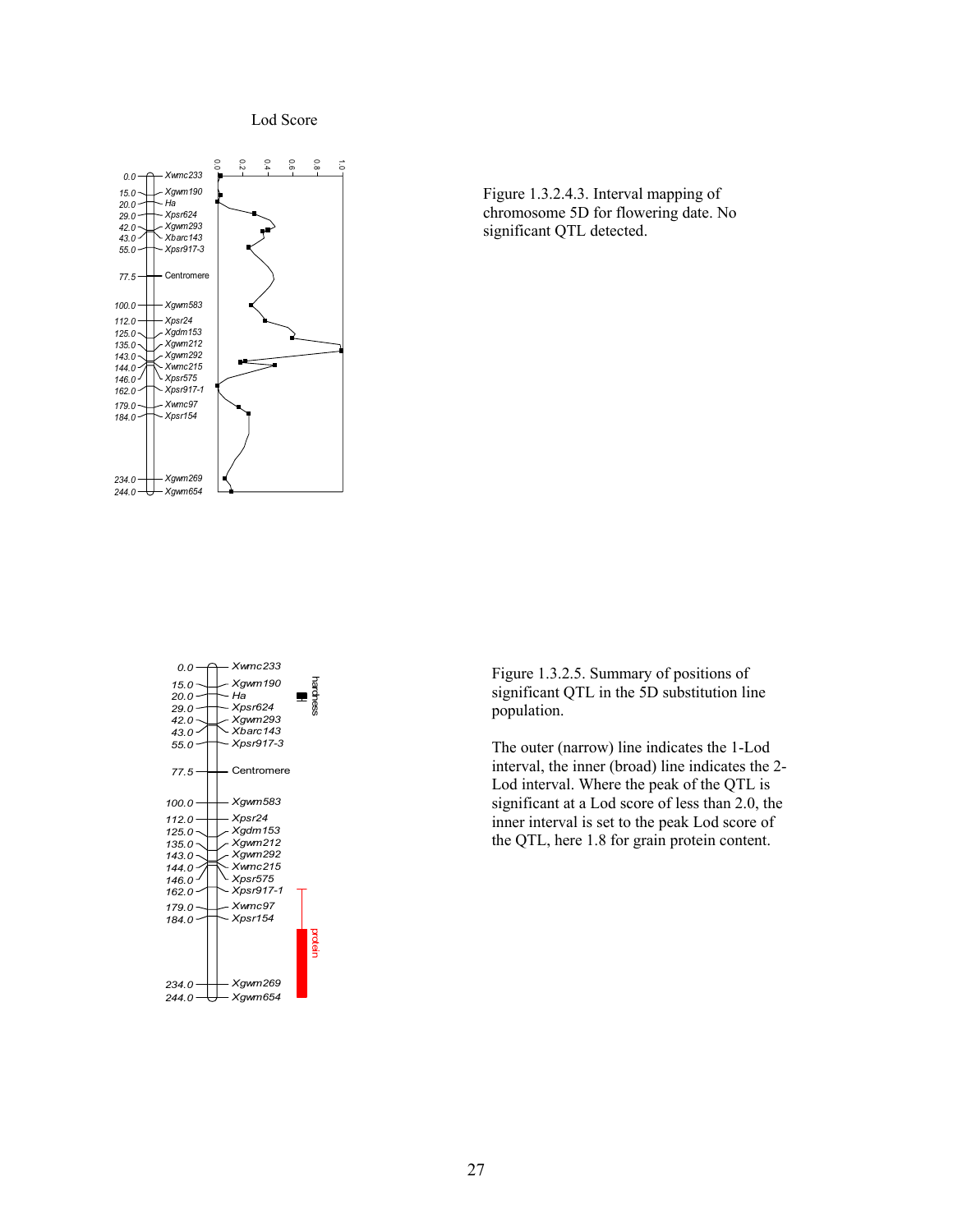Figure 1.3.2.4.3. Interval mapping of chromosome 5D for flowering date. No significant QTL detected.

Figure 1.3.2.5. Summary of positions of significant QTL in the 5D substitution line population.

The outer (narrow) line indicates the 1-Lod interval, the inner (broad) line indicates the 2-Lod interval. Where the peak of the QTL is significant at a Lod score of less than 2.0, the inner interval is set to the peak Lod score of the QTL, here 1.8 for grain protein content.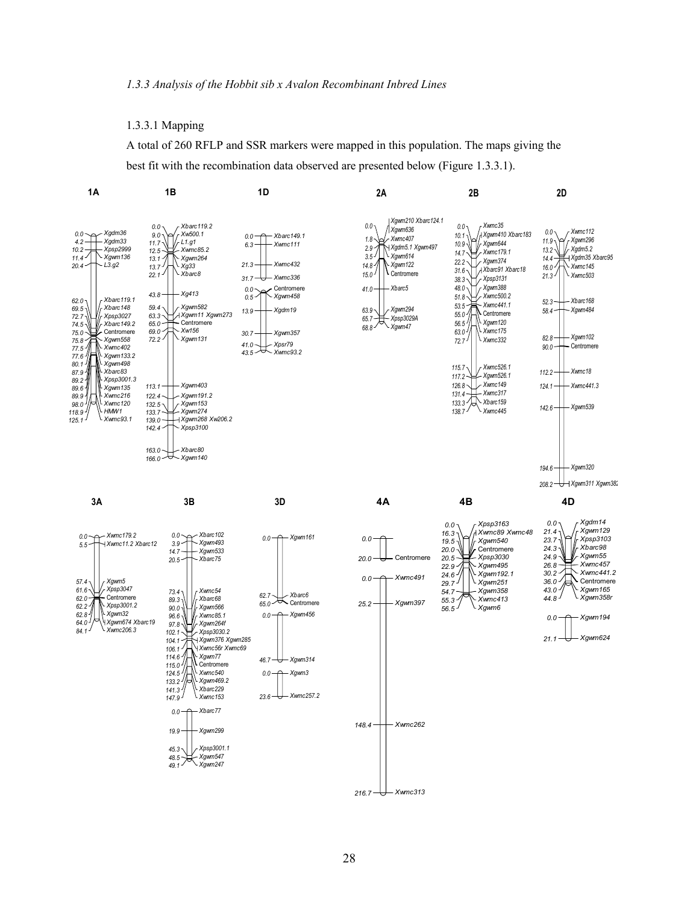*1.3.3 Analysis of the Hobbit sib x Avalon Recombinant Inbred Lines*

1.3.3.1 Mapping

A total of 260 RFLP and SSR markers were mapped in this population. The maps giving the best fit with the recombination data observed are presented below (Figure 1.3.3.1).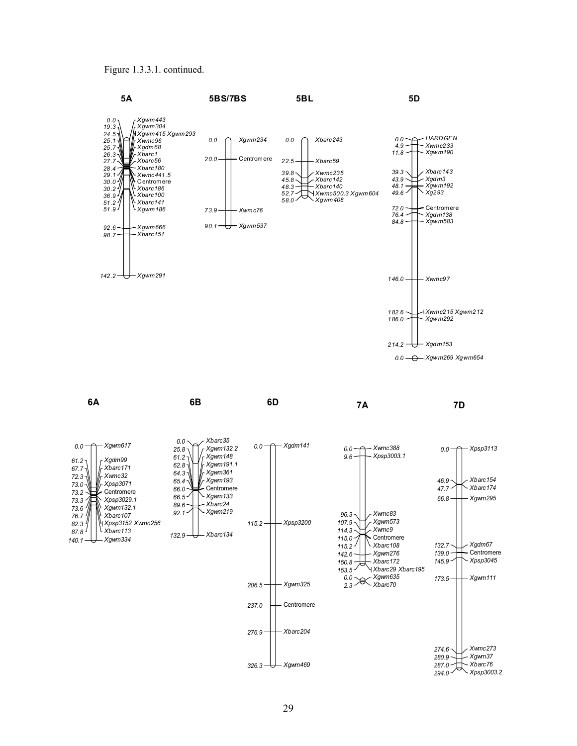Figure 1.3.3.1. continued.

**5A**

| Position | Marker |
|---|---|
| 0.0 | *Xgwm443* |
| 19.3 | *Xgwm304* |
| 24.5 | *Xgwm415 Xgwm293* |
| 25.1 | *Xwmc96* |
| 25.7 | *Xgdm68* |
| 26.3 | *Xbarc1* |
| 27.7 | *Xbarc56* |
| 28.4 | *Xbarc180* |
| 29.1 | *Xwmc441.5* |
| 30.0 | Centromere |
| 30.2 | *Xbarc186* |
| 36.9 | *Xbarc100* |
| 51.2 | *Xbarc141* |
| 51.9 | *Xgwm186* |
| 92.6 | *Xgwm666* |
| 98.7 | *Xbarc151* |
| 142.2 | *Xgwm291* |

**5BS/7BS**

| Position | Marker |
|---|---|
| 0.0 | *Xgwm234* |
| 20.0 | Centromere |
| 73.9 | *Xwmc76* |
| 90.1 | *Xgwm537* |

**5BL**

| Position | Marker |
|---|---|
| 0.0 | *Xbarc243* |
| 22.5 | *Xbarc59* |
| 39.8 | *Xwmc235* |
| 45.8 | *Xbarc142* |
| 48.3 | *Xbarc140* |
| 52.7 | *Xwmc500.3 Xgwm604* |
| 58.0 | *Xgwm408* |

**5D**

| Position | Marker |
|---|---|
| 0.0 | *HARDGEN* |
| 4.9 | *Xwmc233* |
| 11.8 | *Xgwm190* |
| 39.3 | *Xbarc143* |
| 43.9 | *Xgdm3* |
| 48.1 | *Xgwm192* |
| 49.6 | *Xg293* |
| 72.0 | Centromere |
| 76.4 | *Xgdm138* |
| 84.8 | *Xgwm583* |
| 146.0 | *Xwmc97* |
| 182.6 | *Xwmc215 Xgwm212* |
| 186.0 | *Xgwm292* |
| 214.2 | *Xgdm153* |
| 0.0 | *Xgwm269 Xgwm654* |

**6A**

| Position | Marker |
|---|---|
| 0.0 | *Xgwm617* |
| 61.2 | *Xgdm99* |
| 67.7 | *Xbarc171* |
| 72.3 | *Xwmc32* |
| 73.0 | *Xpsp3071* |
| 73.2 | Centromere |
| 73.3 | *Xpsp3029.1* |
| 73.6 | *Xgwm132.1* |
| 76.7 | *Xbarc107* |
| 82.3 | *Xpsp3152 Xwmc256* |
| 87.8 | *Xbarc113* |
| 140.1 | *Xgwm334* |

**6B**

| Position | Marker |
|---|---|
| 0.0 | *Xbarc35* |
| 25.8 | *Xgwm132.2* |
| 61.2 | *Xgwm148* |
| 62.8 | *Xgwm191.1* |
| 64.3 | *Xgwm361* |
| 65.4 | *Xgwm193* |
| 66.0 | Centromere |
| 66.5 | *Xgwm133* |
| 89.6 | *Xbarc24* |
| 92.1 | *Xgwm219* |
| 132.9 | *Xbarc134* |

**6D**

| Position | Marker |
|---|---|
| 0.0 | *Xgdm141* |
| 115.2 | *Xpsp3200* |
| 206.5 | *Xgwm325* |
| 237.0 | Centromere |
| 276.9 | *Xbarc204* |
| 326.3 | *Xgwm469* |

**7A**

| Position | Marker |
|---|---|
| 0.0 | *Xwmc388* |
| 9.6 | *Xpsp3003.1* |
| 96.3 | *Xwmc83* |
| 107.9 | *Xgwm573* |
| 114.3 | *Xwmc9* |
| 115.0 | Centromere |
| 115.2 | *Xbarc108* |
| 142.6 | *Xgwm276* |
| 150.8 | *Xbarc172* |
| 153.5 | *Xbarc29 Xbarc195* |
| 0.0 | *Xgwm635* |
| 2.3 | *Xbarc70* |

**7D**

| Position | Marker |
|---|---|
| 0.0 | *Xpsp3113* |
| 46.9 | *Xbarc154* |
| 47.7 | *Xbarc174* |
| 66.8 | *Xgwm295* |
| 132.7 | *Xgdm67* |
| 139.0 | Centromere |
| 145.9 | *Xpsp3045* |
| 173.5 | *Xgwm111* |
| 274.6 | *Xwmc273* |
| 280.9 | *Xgwm37* |
| 287.0 | *Xbarc76* |
| 294.0 | *Xpsp3003.2* |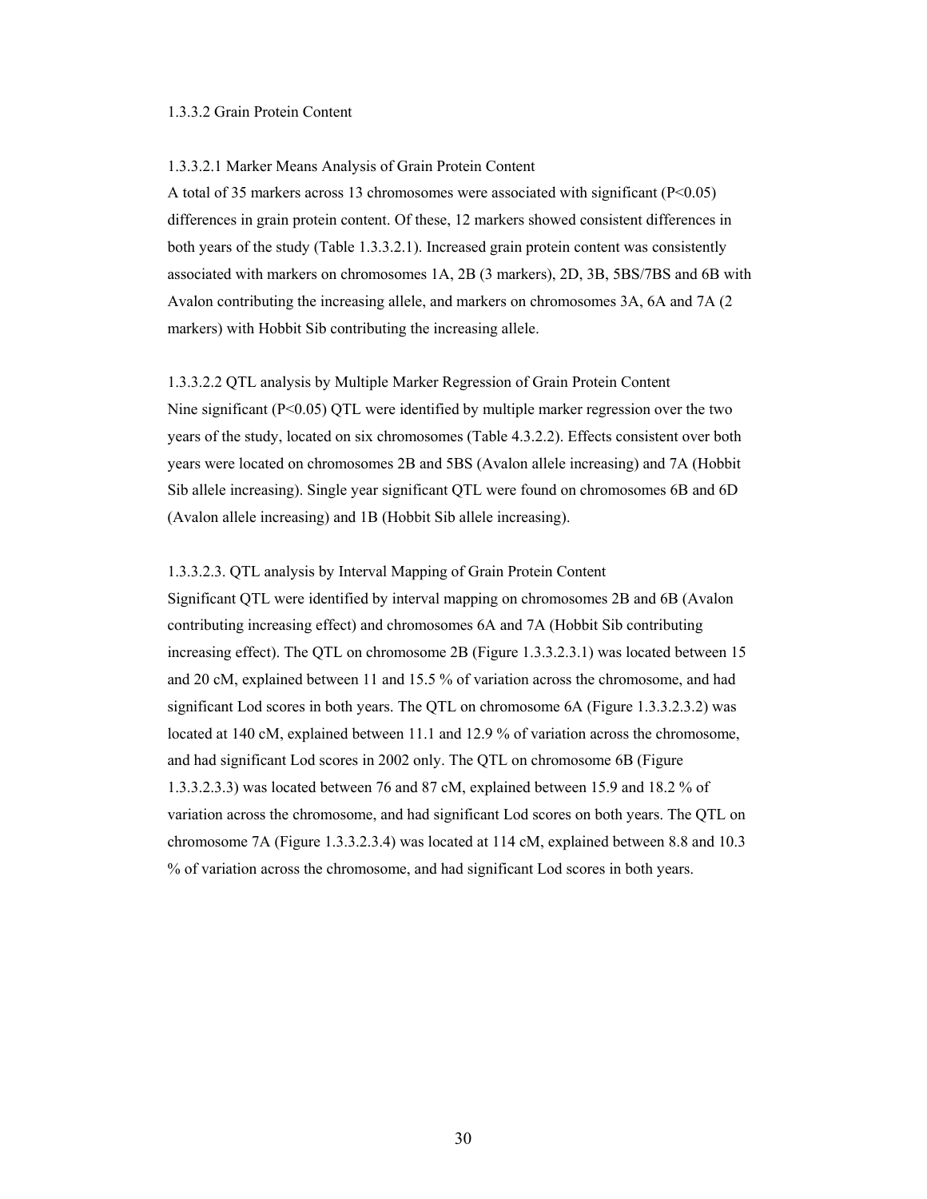### 1.3.3.2 Grain Protein Content

#### 1.3.3.2.1 Marker Means Analysis of Grain Protein Content

A total of 35 markers across 13 chromosomes were associated with significant ($P<0.05$) differences in grain protein content. Of these, 12 markers showed consistent differences in both years of the study (Table 1.3.3.2.1). Increased grain protein content was consistently associated with markers on chromosomes 1A, 2B (3 markers), 2D, 3B, 5BS/7BS and 6B with Avalon contributing the increasing allele, and markers on chromosomes 3A, 6A and 7A (2 markers) with Hobbit Sib contributing the increasing allele.

#### 1.3.3.2.2 QTL analysis by Multiple Marker Regression of Grain Protein Content

Nine significant ($P<0.05$) QTL were identified by multiple marker regression over the two years of the study, located on six chromosomes (Table 4.3.2.2). Effects consistent over both years were located on chromosomes 2B and 5BS (Avalon allele increasing) and 7A (Hobbit Sib allele increasing). Single year significant QTL were found on chromosomes 6B and 6D (Avalon allele increasing) and 1B (Hobbit Sib allele increasing).

#### 1.3.3.2.3. QTL analysis by Interval Mapping of Grain Protein Content

Significant QTL were identified by interval mapping on chromosomes 2B and 6B (Avalon contributing increasing effect) and chromosomes 6A and 7A (Hobbit Sib contributing increasing effect). The QTL on chromosome 2B (Figure 1.3.3.2.3.1) was located between 15 and 20 cM, explained between 11 and 15.5 % of variation across the chromosome, and had significant Lod scores in both years. The QTL on chromosome 6A (Figure 1.3.3.2.3.2) was located at 140 cM, explained between 11.1 and 12.9 % of variation across the chromosome, and had significant Lod scores in 2002 only. The QTL on chromosome 6B (Figure 1.3.3.2.3.3) was located between 76 and 87 cM, explained between 15.9 and 18.2 % of variation across the chromosome, and had significant Lod scores on both years. The QTL on chromosome 7A (Figure 1.3.3.2.3.4) was located at 114 cM, explained between 8.8 and 10.3 % of variation across the chromosome, and had significant Lod scores in both years.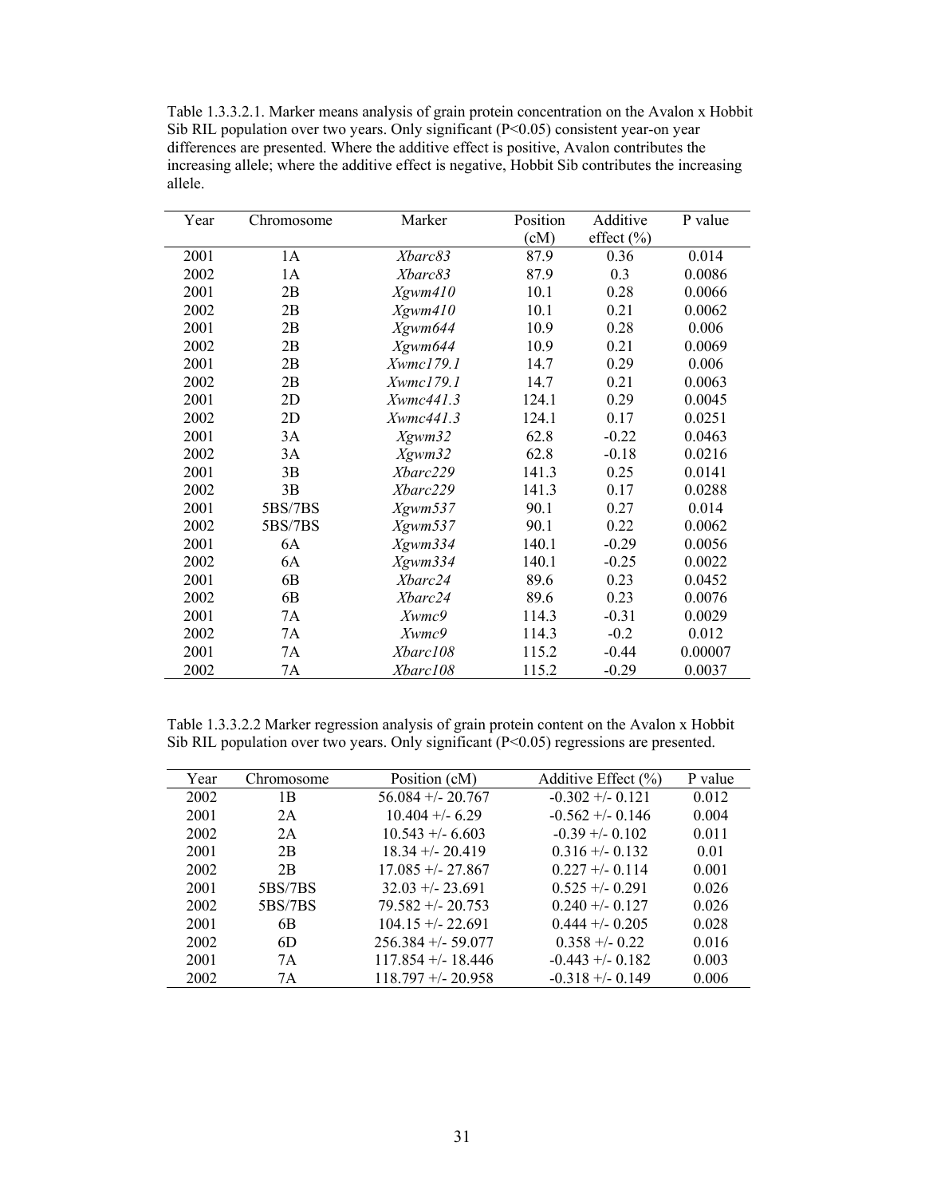Table 1.3.3.2.1. Marker means analysis of grain protein concentration on the Avalon x Hobbit Sib RIL population over two years. Only significant ($P<0.05$) consistent year-on year differences are presented. Where the additive effect is positive, Avalon contributes the increasing allele; where the additive effect is negative, Hobbit Sib contributes the increasing allele.

| Year | Chromosome | Marker | Position (cM) | Additive effect (%) | P value |
|---|---|---|---|---|---|
| 2001 | 1A | *Xbarc83* | 87.9 | 0.36 | 0.014 |
| 2002 | 1A | *Xbarc83* | 87.9 | 0.3 | 0.0086 |
| 2001 | 2B | *Xgwm410* | 10.1 | 0.28 | 0.0066 |
| 2002 | 2B | *Xgwm410* | 10.1 | 0.21 | 0.0062 |
| 2001 | 2B | *Xgwm644* | 10.9 | 0.28 | 0.006 |
| 2002 | 2B | *Xgwm644* | 10.9 | 0.21 | 0.0069 |
| 2001 | 2B | *Xwmc179.1* | 14.7 | 0.29 | 0.006 |
| 2002 | 2B | *Xwmc179.1* | 14.7 | 0.21 | 0.0063 |
| 2001 | 2D | *Xwmc441.3* | 124.1 | 0.29 | 0.0045 |
| 2002 | 2D | *Xwmc441.3* | 124.1 | 0.17 | 0.0251 |
| 2001 | 3A | *Xgwm32* | 62.8 | -0.22 | 0.0463 |
| 2002 | 3A | *Xgwm32* | 62.8 | -0.18 | 0.0216 |
| 2001 | 3B | *Xbarc229* | 141.3 | 0.25 | 0.0141 |
| 2002 | 3B | *Xbarc229* | 141.3 | 0.17 | 0.0288 |
| 2001 | 5BS/7BS | *Xgwm537* | 90.1 | 0.27 | 0.014 |
| 2002 | 5BS/7BS | *Xgwm537* | 90.1 | 0.22 | 0.0062 |
| 2001 | 6A | *Xgwm334* | 140.1 | -0.29 | 0.0056 |
| 2002 | 6A | *Xgwm334* | 140.1 | -0.25 | 0.0022 |
| 2001 | 6B | *Xbarc24* | 89.6 | 0.23 | 0.0452 |
| 2002 | 6B | *Xbarc24* | 89.6 | 0.23 | 0.0076 |
| 2001 | 7A | *Xwmc9* | 114.3 | -0.31 | 0.0029 |
| 2002 | 7A | *Xwmc9* | 114.3 | -0.2 | 0.012 |
| 2001 | 7A | *Xbarc108* | 115.2 | -0.44 | 0.00007 |
| 2002 | 7A | *Xbarc108* | 115.2 | -0.29 | 0.0037 |

Table 1.3.3.2.2 Marker regression analysis of grain protein content on the Avalon x Hobbit Sib RIL population over two years. Only significant ($P<0.05$) regressions are presented.

| Year | Chromosome | Position (cM) | Additive Effect (%) | P value |
|---|---|---|---|---|
| 2002 | 1B | 56.084 +/- 20.767 | -0.302 +/- 0.121 | 0.012 |
| 2001 | 2A | 10.404 +/- 6.29 | -0.562 +/- 0.146 | 0.004 |
| 2002 | 2A | 10.543 +/- 6.603 | -0.39 +/- 0.102 | 0.011 |
| 2001 | 2B | 18.34 +/- 20.419 | 0.316 +/- 0.132 | 0.01 |
| 2002 | 2B | 17.085 +/- 27.867 | 0.227 +/- 0.114 | 0.001 |
| 2001 | 5BS/7BS | 32.03 +/- 23.691 | 0.525 +/- 0.291 | 0.026 |
| 2002 | 5BS/7BS | 79.582 +/- 20.753 | 0.240 +/- 0.127 | 0.026 |
| 2001 | 6B | 104.15 +/- 22.691 | 0.444 +/- 0.205 | 0.028 |
| 2002 | 6D | 256.384 +/- 59.077 | 0.358 +/- 0.22 | 0.016 |
| 2001 | 7A | 117.854 +/- 18.446 | -0.443 +/- 0.182 | 0.003 |
| 2002 | 7A | 118.797 +/- 20.958 | -0.318 +/- 0.149 | 0.006 |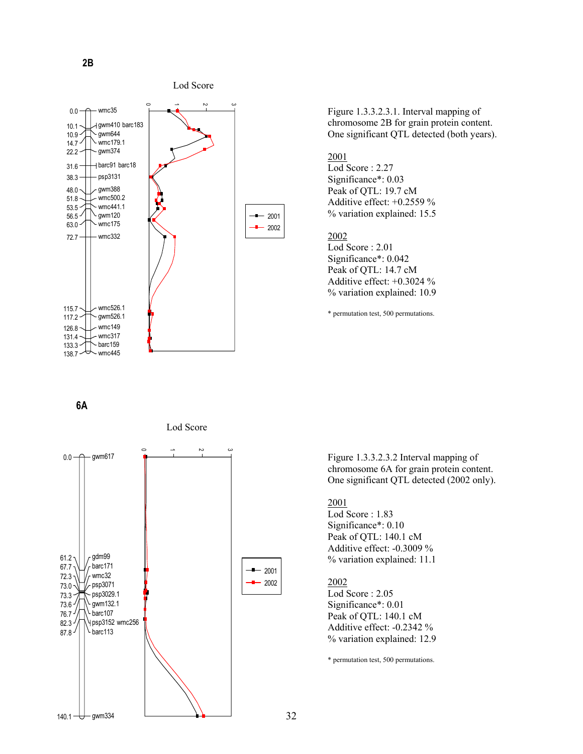**2B**

Lod Score

| cM | Marker |
|---|---|
| 0.0 | wmc35 |
| 10.1 | gwm410 barc183 |
| 10.9 | gwm644 |
| 14.7 | wmc179.1 |
| 22.2 | gwm374 |
| 31.6 | barc91 barc18 |
| 38.3 | psp3131 |
| 48.0 | gwm388 |
| 51.8 | wmc500.2 |
| 53.5 | wmc441.1 |
| 56.5 | gwm120 |
| 63.0 | wmc175 |
| 72.7 | wmc332 |
| 115.7 | wmc526.1 |
| 117.2 | gwm526.1 |
| 126.8 | wmc149 |
| 131.4 | wmc317 |
| 133.3 | barc159 |
| 138.7 | wmc445 |

Figure 1.3.3.2.3.1. Interval mapping of chromosome 2B for grain protein content. One significant QTL detected (both years).

2001
Lod Score : 2.27
Significance*: 0.03
Peak of QTL: 19.7 cM
Additive effect: +0.2559 %
% variation explained: 15.5

2002
Lod Score : 2.01
Significance*: 0.042
Peak of QTL: 14.7 cM
Additive effect: +0.3024 %
% variation explained: 10.9

* permutation test, 500 permutations.

**6A**

Lod Score

| cM | Marker |
|---|---|
| 0.0 | gwm617 |
| 61.2 | gdm99 |
| 67.7 | barc171 |
| 72.3 | wmc32 |
| 73.0 | psp3071 |
| 73.3 | psp3029.1 |
| 73.6 | gwm132.1 |
| 76.7 | barc107 |
| 82.3 | psp3152 wmc256 |
| 87.8 | barc113 |
| 140.1 | gwm334 |

Figure 1.3.3.2.3.2 Interval mapping of chromosome 6A for grain protein content. One significant QTL detected (2002 only).

2001
Lod Score : 1.83
Significance*: 0.10
Peak of QTL: 140.1 cM
Additive effect: -0.3009 %
% variation explained: 11.1

2002
Lod Score : 2.05
Significance*: 0.01
Peak of QTL: 140.1 cM
Additive effect: -0.2342 %
% variation explained: 12.9

* permutation test, 500 permutations.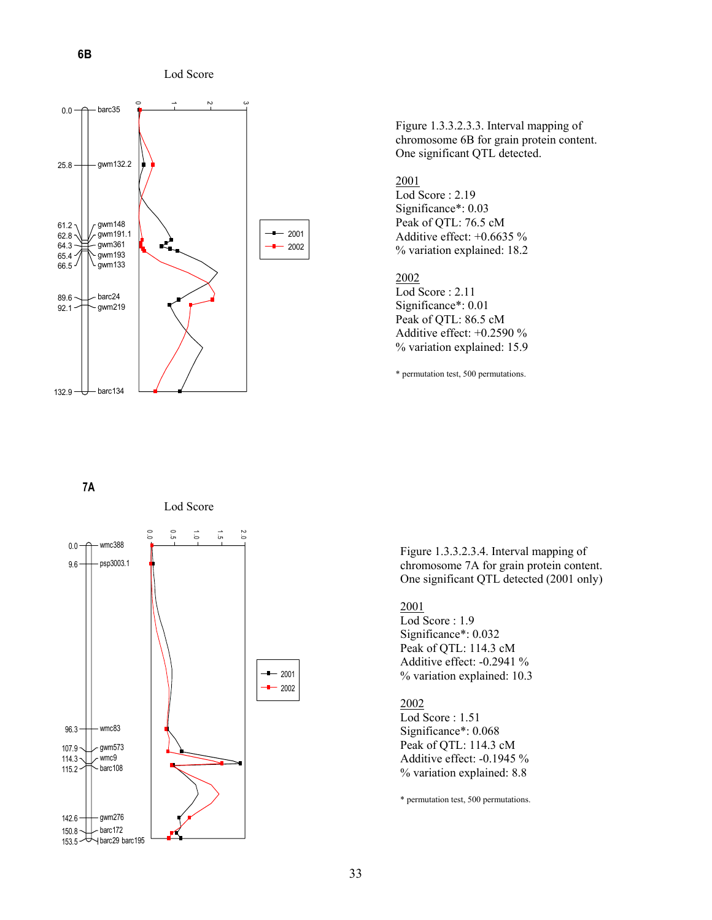**6B**

Lod Score

| cM | Marker |
|---|---|
| 0.0 | barc35 |
| 25.8 | gwm132.2 |
| 61.2 | gwm148 |
| 62.8 | gwm191.1 |
| 64.3 | gwm361 |
| 65.4 | gwm193 |
| 66.5 | gwm133 |
| 89.6 | barc24 |
| 92.1 | gwm219 |
| 132.9 | barc134 |

Figure 1.3.3.2.3.3. Interval mapping of chromosome 6B for grain protein content. One significant QTL detected.

2001
Lod Score : 2.19
Significance*: 0.03
Peak of QTL: 76.5 cM
Additive effect: +0.6635 %
% variation explained: 18.2

2002
Lod Score : 2.11
Significance*: 0.01
Peak of QTL: 86.5 cM
Additive effect: +0.2590 %
% variation explained: 15.9

\* permutation test, 500 permutations.

**7A**

Lod Score

| cM | Marker |
|---|---|
| 0.0 | wmc388 |
| 9.6 | psp3003.1 |
| 96.3 | wmc83 |
| 107.9 | gwm573 |
| 114.3 | wmc9 |
| 115.2 | barc108 |
| 142.6 | gwm276 |
| 150.8 | barc172 |
| 153.5 | barc29 barc195 |

Figure 1.3.3.2.3.4. Interval mapping of chromosome 7A for grain protein content. One significant QTL detected (2001 only)

2001
Lod Score : 1.9
Significance*: 0.032
Peak of QTL: 114.3 cM
Additive effect: -0.2941 %
% variation explained: 10.3

2002
Lod Score : 1.51
Significance*: 0.068
Peak of QTL: 114.3 cM
Additive effect: -0.1945 %
% variation explained: 8.8

\* permutation test, 500 permutations.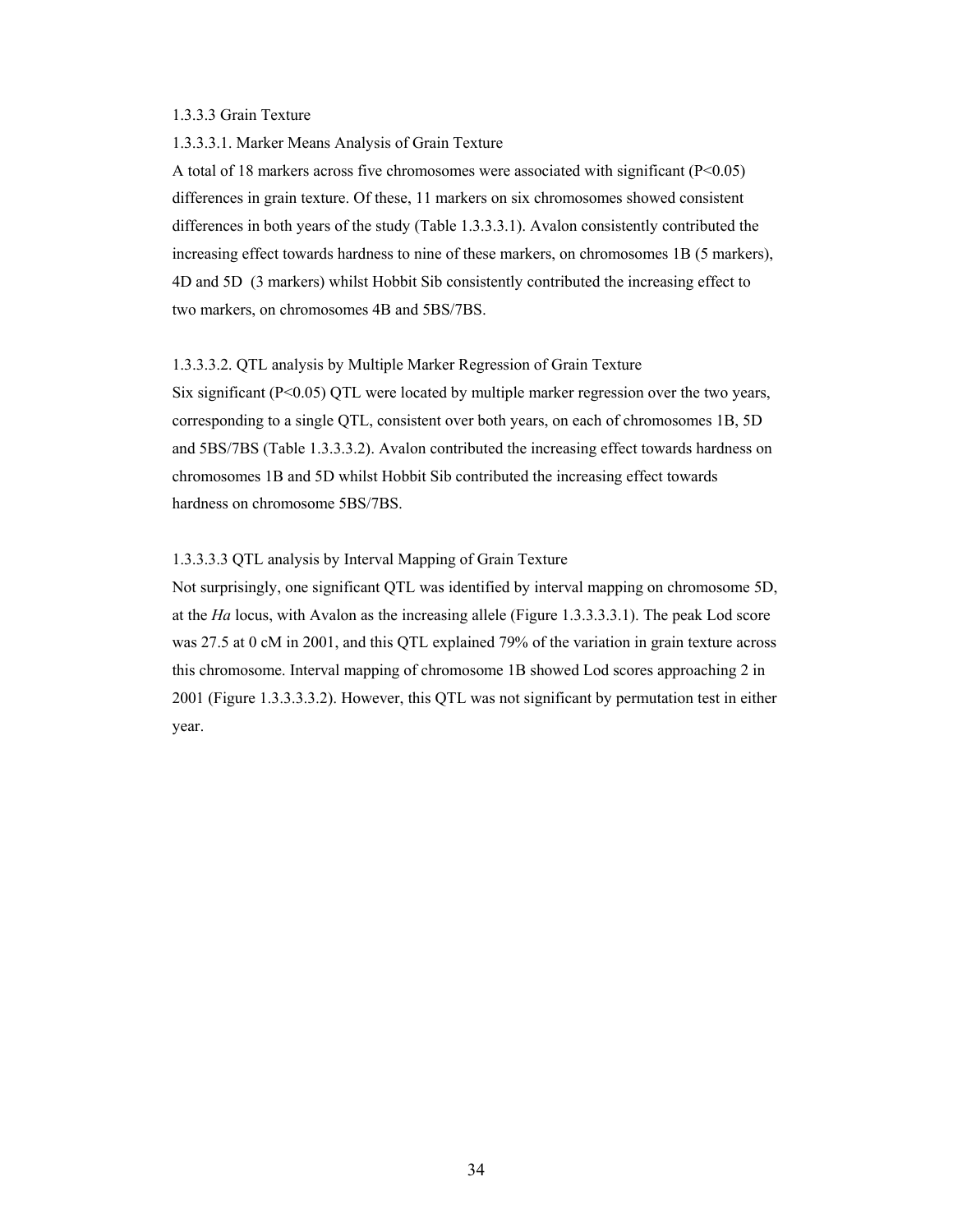1.3.3.3 Grain Texture

1.3.3.3.1. Marker Means Analysis of Grain Texture

A total of 18 markers across five chromosomes were associated with significant ($P<0.05$) differences in grain texture. Of these, 11 markers on six chromosomes showed consistent differences in both years of the study (Table 1.3.3.3.1). Avalon consistently contributed the increasing effect towards hardness to nine of these markers, on chromosomes 1B (5 markers), 4D and 5D (3 markers) whilst Hobbit Sib consistently contributed the increasing effect to two markers, on chromosomes 4B and 5BS/7BS.

1.3.3.3.2. QTL analysis by Multiple Marker Regression of Grain Texture

Six significant ($P<0.05$) QTL were located by multiple marker regression over the two years, corresponding to a single QTL, consistent over both years, on each of chromosomes 1B, 5D and 5BS/7BS (Table 1.3.3.3.2). Avalon contributed the increasing effect towards hardness on chromosomes 1B and 5D whilst Hobbit Sib contributed the increasing effect towards hardness on chromosome 5BS/7BS.

1.3.3.3.3 QTL analysis by Interval Mapping of Grain Texture

Not surprisingly, one significant QTL was identified by interval mapping on chromosome 5D, at the *Ha* locus, with Avalon as the increasing allele (Figure 1.3.3.3.3.1). The peak Lod score was 27.5 at 0 cM in 2001, and this QTL explained 79% of the variation in grain texture across this chromosome. Interval mapping of chromosome 1B showed Lod scores approaching 2 in 2001 (Figure 1.3.3.3.3.2). However, this QTL was not significant by permutation test in either year.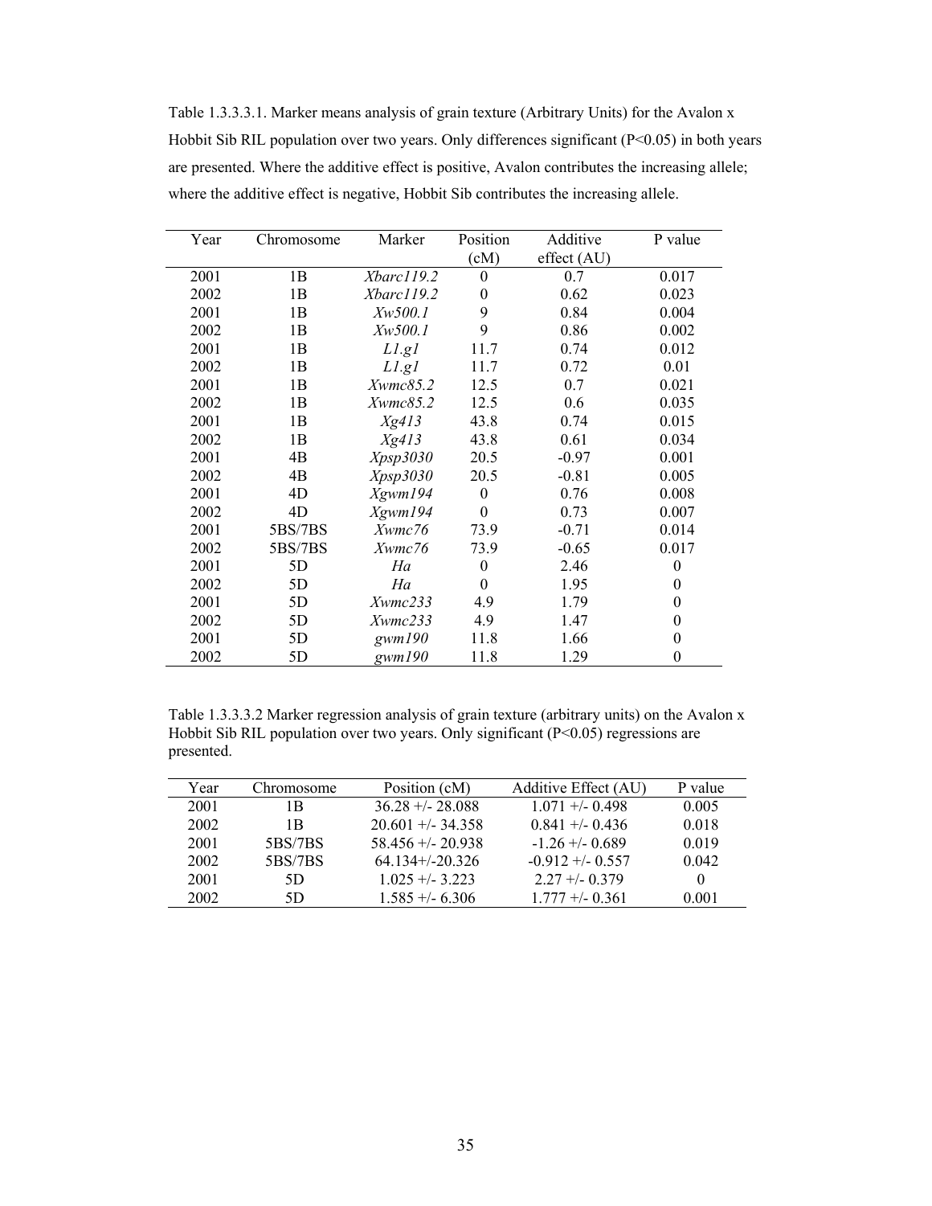Table 1.3.3.3.1. Marker means analysis of grain texture (Arbitrary Units) for the Avalon x Hobbit Sib RIL population over two years. Only differences significant (P<0.05) in both years are presented. Where the additive effect is positive, Avalon contributes the increasing allele; where the additive effect is negative, Hobbit Sib contributes the increasing allele.

| Year | Chromosome | Marker | Position (cM) | Additive effect (AU) | P value |
|---|---|---|---|---|---|
| 2001 | 1B | *Xbarc119.2* | 0 | 0.7 | 0.017 |
| 2002 | 1B | *Xbarc119.2* | 0 | 0.62 | 0.023 |
| 2001 | 1B | *Xw500.1* | 9 | 0.84 | 0.004 |
| 2002 | 1B | *Xw500.1* | 9 | 0.86 | 0.002 |
| 2001 | 1B | *L1.g1* | 11.7 | 0.74 | 0.012 |
| 2002 | 1B | *L1.g1* | 11.7 | 0.72 | 0.01 |
| 2001 | 1B | *Xwmc85.2* | 12.5 | 0.7 | 0.021 |
| 2002 | 1B | *Xwmc85.2* | 12.5 | 0.6 | 0.035 |
| 2001 | 1B | *Xg413* | 43.8 | 0.74 | 0.015 |
| 2002 | 1B | *Xg413* | 43.8 | 0.61 | 0.034 |
| 2001 | 4B | *Xpsp3030* | 20.5 | -0.97 | 0.001 |
| 2002 | 4B | *Xpsp3030* | 20.5 | -0.81 | 0.005 |
| 2001 | 4D | *Xgwm194* | 0 | 0.76 | 0.008 |
| 2002 | 4D | *Xgwm194* | 0 | 0.73 | 0.007 |
| 2001 | 5BS/7BS | *Xwmc76* | 73.9 | -0.71 | 0.014 |
| 2002 | 5BS/7BS | *Xwmc76* | 73.9 | -0.65 | 0.017 |
| 2001 | 5D | *Ha* | 0 | 2.46 | 0 |
| 2002 | 5D | *Ha* | 0 | 1.95 | 0 |
| 2001 | 5D | *Xwmc233* | 4.9 | 1.79 | 0 |
| 2002 | 5D | *Xwmc233* | 4.9 | 1.47 | 0 |
| 2001 | 5D | *gwm190* | 11.8 | 1.66 | 0 |
| 2002 | 5D | *gwm190* | 11.8 | 1.29 | 0 |

Table 1.3.3.3.2 Marker regression analysis of grain texture (arbitrary units) on the Avalon x Hobbit Sib RIL population over two years. Only significant (P<0.05) regressions are presented.

| Year | Chromosome | Position (cM) | Additive Effect (AU) | P value |
|---|---|---|---|---|
| 2001 | 1B | 36.28 +/- 28.088 | 1.071 +/- 0.498 | 0.005 |
| 2002 | 1B | 20.601 +/- 34.358 | 0.841 +/- 0.436 | 0.018 |
| 2001 | 5BS/7BS | 58.456 +/- 20.938 | -1.26 +/- 0.689 | 0.019 |
| 2002 | 5BS/7BS | 64.134+/-20.326 | -0.912 +/- 0.557 | 0.042 |
| 2001 | 5D | 1.025 +/- 3.223 | 2.27 +/- 0.379 | 0 |
| 2002 | 5D | 1.585 +/- 6.306 | 1.777 +/- 0.361 | 0.001 |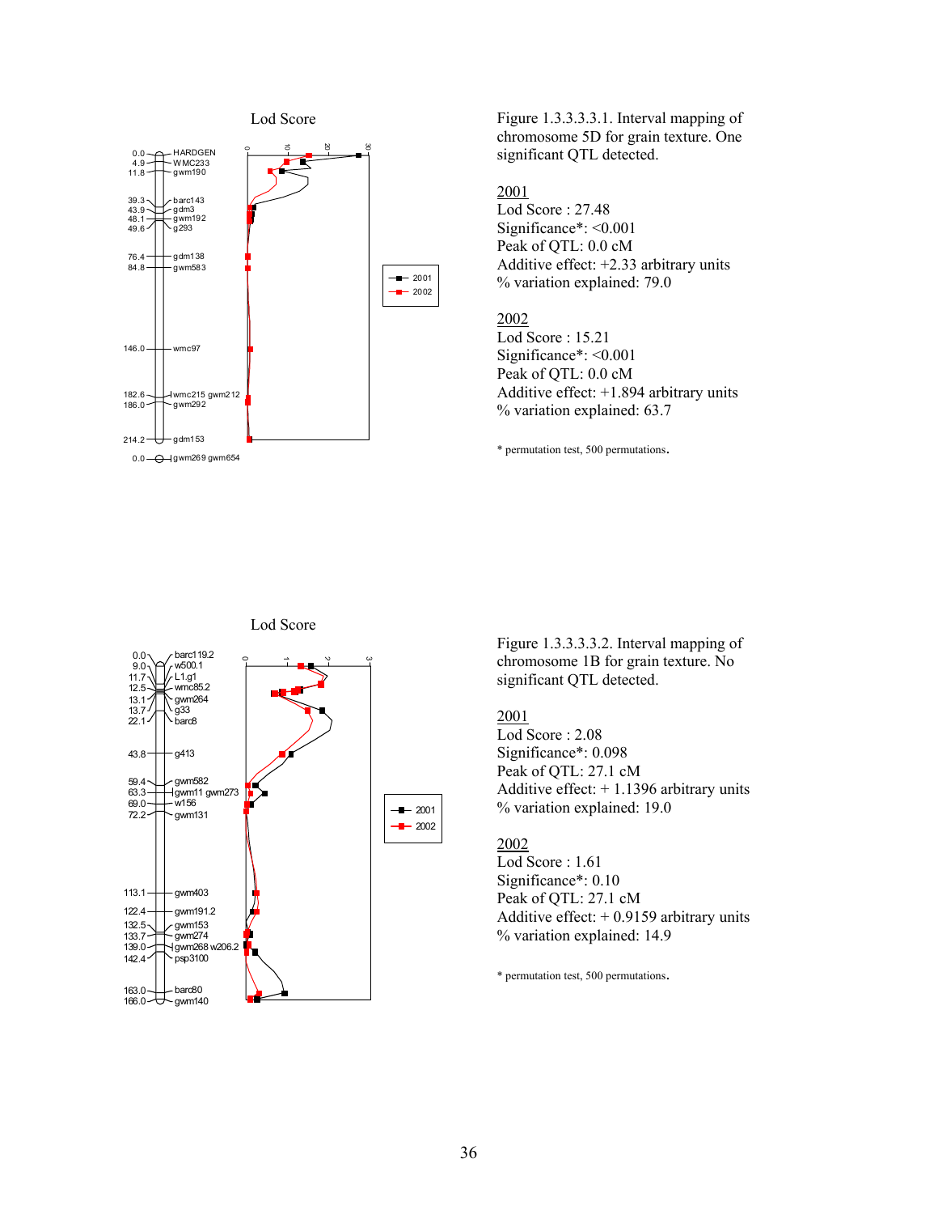Figure 1.3.3.3.3.1. Interval mapping of chromosome 5D for grain texture. One significant QTL detected.

2001
Lod Score : 27.48
Significance*: <0.001
Peak of QTL: 0.0 cM
Additive effect: +2.33 arbitrary units
% variation explained: 79.0

2002
Lod Score : 15.21
Significance*: <0.001
Peak of QTL: 0.0 cM
Additive effect: +1.894 arbitrary units
% variation explained: 63.7

* permutation test, 500 permutations.

Figure 1.3.3.3.3.2. Interval mapping of chromosome 1B for grain texture. No significant QTL detected.

2001
Lod Score : 2.08
Significance*: 0.098
Peak of QTL: 27.1 cM
Additive effect: + 1.1396 arbitrary units
% variation explained: 19.0

2002
Lod Score : 1.61
Significance*: 0.10
Peak of QTL: 27.1 cM
Additive effect: + 0.9159 arbitrary units
% variation explained: 14.9

* permutation test, 500 permutations.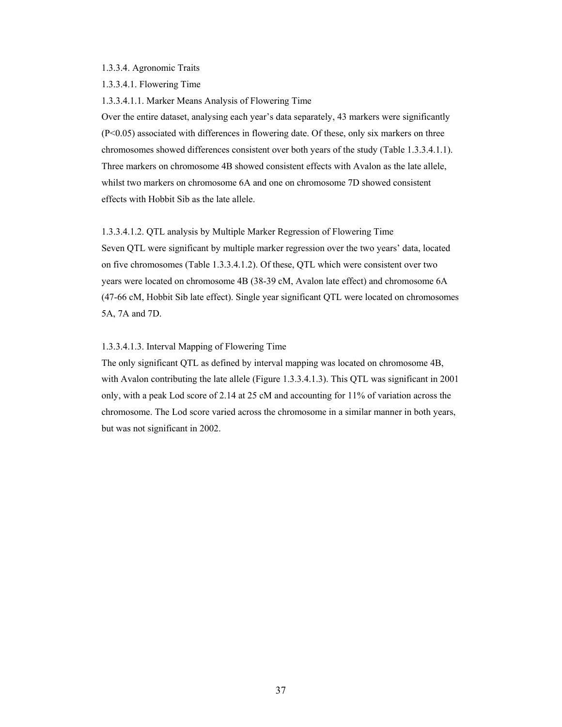### 1.3.3.4. Agronomic Traits

#### 1.3.3.4.1. Flowering Time

##### 1.3.3.4.1.1. Marker Means Analysis of Flowering Time

Over the entire dataset, analysing each year's data separately, 43 markers were significantly ($P<0.05$) associated with differences in flowering date. Of these, only six markers on three chromosomes showed differences consistent over both years of the study (Table 1.3.3.4.1.1). Three markers on chromosome 4B showed consistent effects with Avalon as the late allele, whilst two markers on chromosome 6A and one on chromosome 7D showed consistent effects with Hobbit Sib as the late allele.

##### 1.3.3.4.1.2. QTL analysis by Multiple Marker Regression of Flowering Time

Seven QTL were significant by multiple marker regression over the two years' data, located on five chromosomes (Table 1.3.3.4.1.2). Of these, QTL which were consistent over two years were located on chromosome 4B (38-39 cM, Avalon late effect) and chromosome 6A (47-66 cM, Hobbit Sib late effect). Single year significant QTL were located on chromosomes 5A, 7A and 7D.

##### 1.3.3.4.1.3. Interval Mapping of Flowering Time

The only significant QTL as defined by interval mapping was located on chromosome 4B, with Avalon contributing the late allele (Figure 1.3.3.4.1.3). This QTL was significant in 2001 only, with a peak Lod score of 2.14 at 25 cM and accounting for 11% of variation across the chromosome. The Lod score varied across the chromosome in a similar manner in both years, but was not significant in 2002.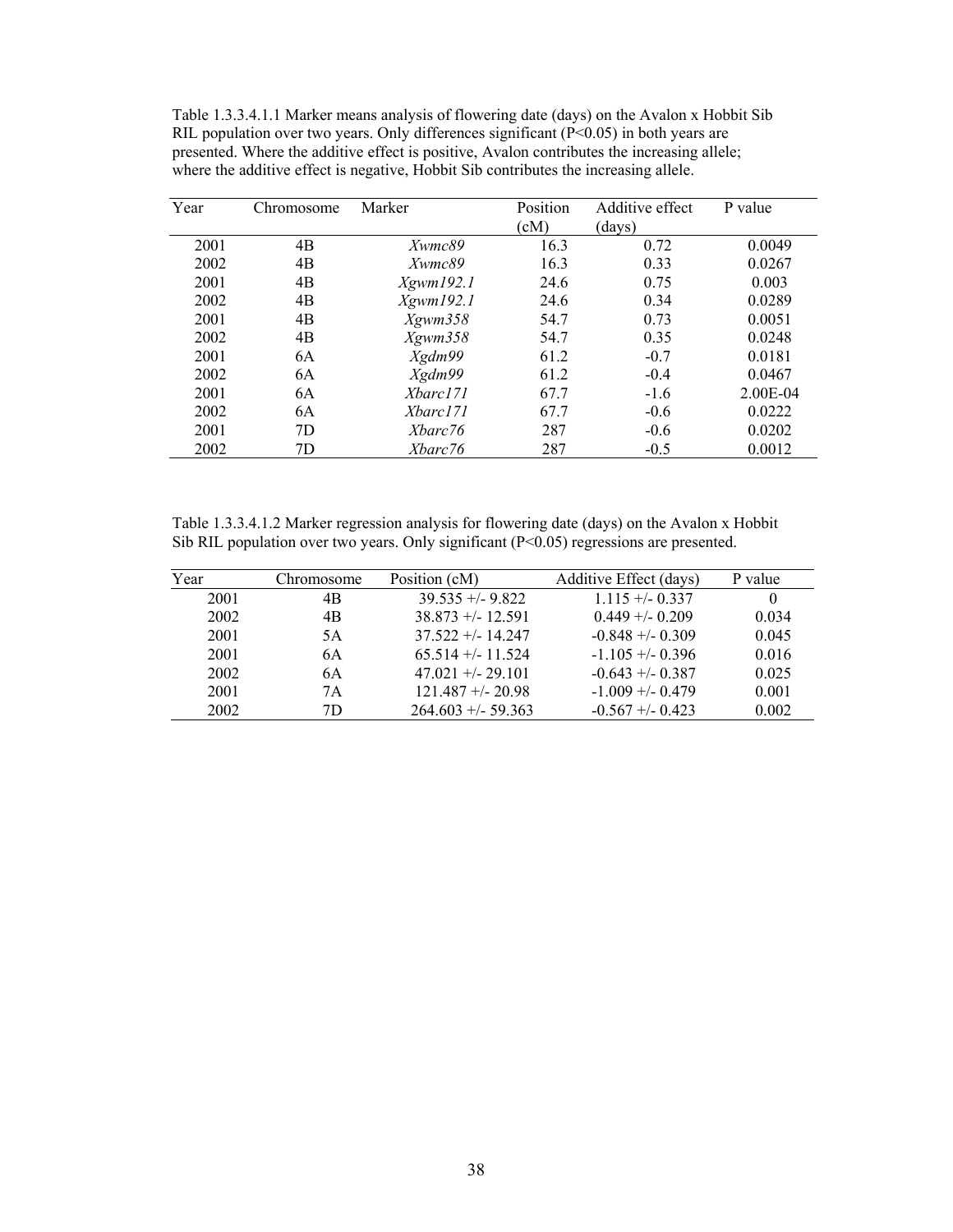Table 1.3.3.4.1.1 Marker means analysis of flowering date (days) on the Avalon x Hobbit Sib RIL population over two years. Only differences significant (P<0.05) in both years are presented. Where the additive effect is positive, Avalon contributes the increasing allele; where the additive effect is negative, Hobbit Sib contributes the increasing allele.

| Year | Chromosome | Marker | Position (cM) | Additive effect (days) | P value |
|---|---|---|---|---|---|
| 2001 | 4B | *Xwmc89* | 16.3 | 0.72 | 0.0049 |
| 2002 | 4B | *Xwmc89* | 16.3 | 0.33 | 0.0267 |
| 2001 | 4B | *Xgwm192.1* | 24.6 | 0.75 | 0.003 |
| 2002 | 4B | *Xgwm192.1* | 24.6 | 0.34 | 0.0289 |
| 2001 | 4B | *Xgwm358* | 54.7 | 0.73 | 0.0051 |
| 2002 | 4B | *Xgwm358* | 54.7 | 0.35 | 0.0248 |
| 2001 | 6A | *Xgdm99* | 61.2 | -0.7 | 0.0181 |
| 2002 | 6A | *Xgdm99* | 61.2 | -0.4 | 0.0467 |
| 2001 | 6A | *Xbarc171* | 67.7 | -1.6 | 2.00E-04 |
| 2002 | 6A | *Xbarc171* | 67.7 | -0.6 | 0.0222 |
| 2001 | 7D | *Xbarc76* | 287 | -0.6 | 0.0202 |
| 2002 | 7D | *Xbarc76* | 287 | -0.5 | 0.0012 |

Table 1.3.3.4.1.2 Marker regression analysis for flowering date (days) on the Avalon x Hobbit Sib RIL population over two years. Only significant (P<0.05) regressions are presented.

| Year | Chromosome | Position (cM) | Additive Effect (days) | P value |
|---|---|---|---|---|
| 2001 | 4B | 39.535 +/- 9.822 | 1.115 +/- 0.337 | 0 |
| 2002 | 4B | 38.873 +/- 12.591 | 0.449 +/- 0.209 | 0.034 |
| 2001 | 5A | 37.522 +/- 14.247 | -0.848 +/- 0.309 | 0.045 |
| 2001 | 6A | 65.514 +/- 11.524 | -1.105 +/- 0.396 | 0.016 |
| 2002 | 6A | 47.021 +/- 29.101 | -0.643 +/- 0.387 | 0.025 |
| 2001 | 7A | 121.487 +/- 20.98 | -1.009 +/- 0.479 | 0.001 |
| 2002 | 7D | 264.603 +/- 59.363 | -0.567 +/- 0.423 | 0.002 |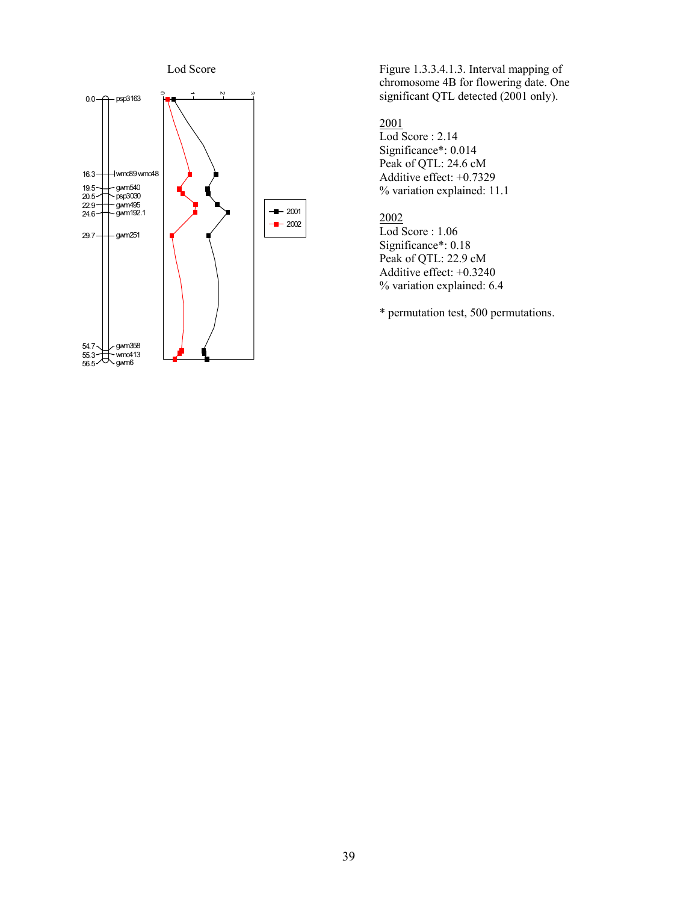Figure 1.3.3.4.1.3. Interval mapping of chromosome 4B for flowering date. One significant QTL detected (2001 only).

<u>2001</u>
Lod Score : 2.14
Significance*: 0.014
Peak of QTL: 24.6 cM
Additive effect: +0.7329
% variation explained: 11.1

<u>2002</u>
Lod Score : 1.06
Significance*: 0.18
Peak of QTL: 22.9 cM
Additive effect: +0.3240
% variation explained: 6.4

* permutation test, 500 permutations.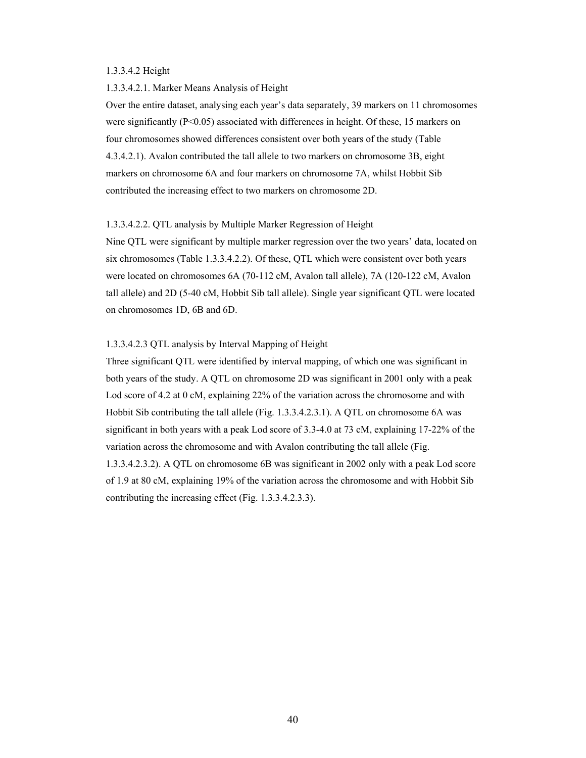### 1.3.3.4.2 Height

#### 1.3.3.4.2.1. Marker Means Analysis of Height

Over the entire dataset, analysing each year's data separately, 39 markers on 11 chromosomes were significantly ($P<0.05$) associated with differences in height. Of these, 15 markers on four chromosomes showed differences consistent over both years of the study (Table 4.3.4.2.1). Avalon contributed the tall allele to two markers on chromosome 3B, eight markers on chromosome 6A and four markers on chromosome 7A, whilst Hobbit Sib contributed the increasing effect to two markers on chromosome 2D.

#### 1.3.3.4.2.2. QTL analysis by Multiple Marker Regression of Height

Nine QTL were significant by multiple marker regression over the two years' data, located on six chromosomes (Table 1.3.3.4.2.2). Of these, QTL which were consistent over both years were located on chromosomes 6A (70-112 cM, Avalon tall allele), 7A (120-122 cM, Avalon tall allele) and 2D (5-40 cM, Hobbit Sib tall allele). Single year significant QTL were located on chromosomes 1D, 6B and 6D.

#### 1.3.3.4.2.3 QTL analysis by Interval Mapping of Height

Three significant QTL were identified by interval mapping, of which one was significant in both years of the study. A QTL on chromosome 2D was significant in 2001 only with a peak Lod score of 4.2 at 0 cM, explaining 22% of the variation across the chromosome and with Hobbit Sib contributing the tall allele (Fig. 1.3.3.4.2.3.1). A QTL on chromosome 6A was significant in both years with a peak Lod score of 3.3-4.0 at 73 cM, explaining 17-22% of the variation across the chromosome and with Avalon contributing the tall allele (Fig. 1.3.3.4.2.3.2). A QTL on chromosome 6B was significant in 2002 only with a peak Lod score of 1.9 at 80 cM, explaining 19% of the variation across the chromosome and with Hobbit Sib contributing the increasing effect (Fig. 1.3.3.4.2.3.3).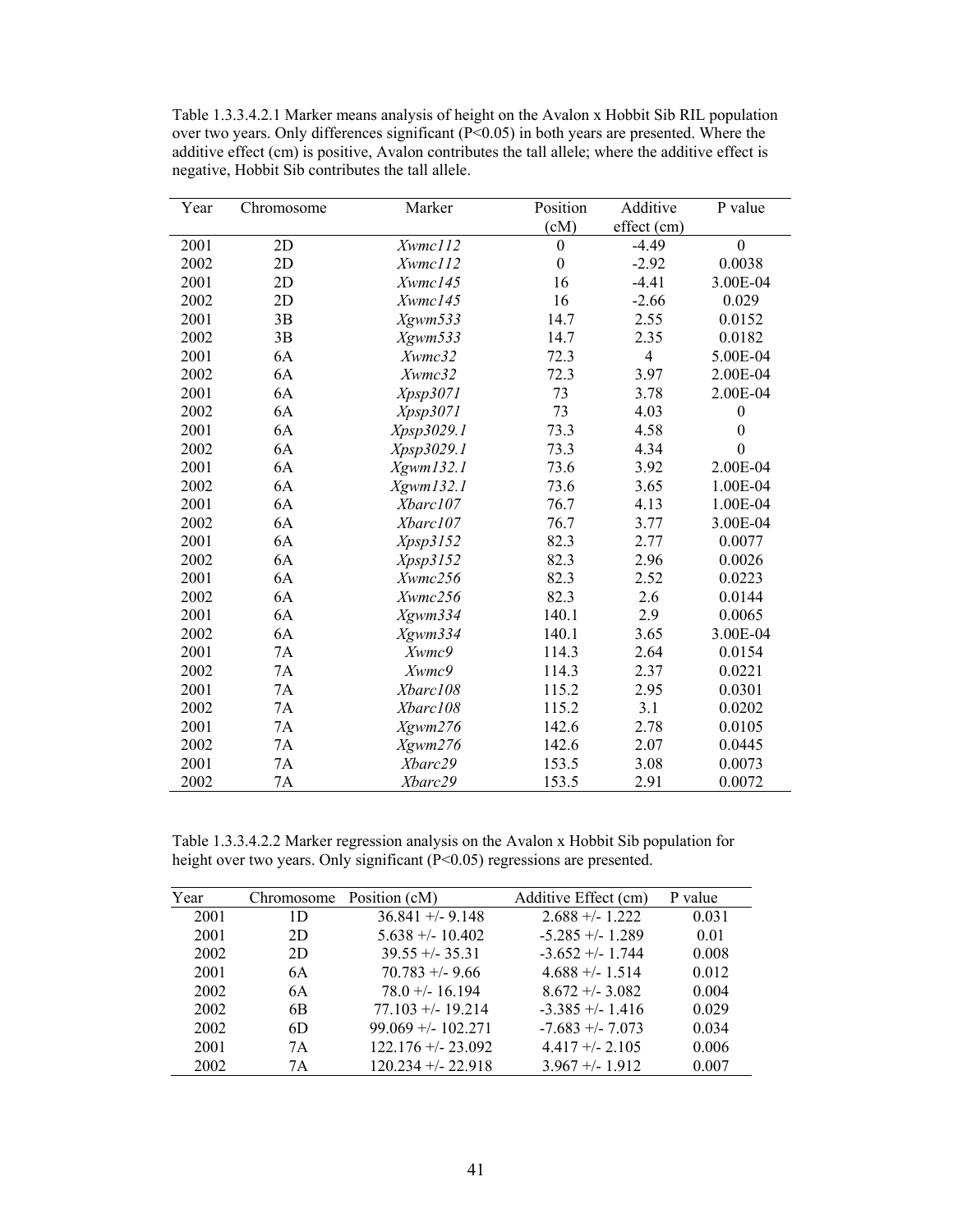Table 1.3.3.4.2.1 Marker means analysis of height on the Avalon x Hobbit Sib RIL population over two years. Only differences significant (P<0.05) in both years are presented. Where the additive effect (cm) is positive, Avalon contributes the tall allele; where the additive effect is negative, Hobbit Sib contributes the tall allele.

| Year | Chromosome | Marker | Position (cM) | Additive effect (cm) | P value |
|---|---|---|---|---|---|
| 2001 | 2D | *Xwmc112* | 0 | -4.49 | 0 |
| 2002 | 2D | *Xwmc112* | 0 | -2.92 | 0.0038 |
| 2001 | 2D | *Xwmc145* | 16 | -4.41 | 3.00E-04 |
| 2002 | 2D | *Xwmc145* | 16 | -2.66 | 0.029 |
| 2001 | 3B | *Xgwm533* | 14.7 | 2.55 | 0.0152 |
| 2002 | 3B | *Xgwm533* | 14.7 | 2.35 | 0.0182 |
| 2001 | 6A | *Xwmc32* | 72.3 | 4 | 5.00E-04 |
| 2002 | 6A | *Xwmc32* | 72.3 | 3.97 | 2.00E-04 |
| 2001 | 6A | *Xpsp3071* | 73 | 3.78 | 2.00E-04 |
| 2002 | 6A | *Xpsp3071* | 73 | 4.03 | 0 |
| 2001 | 6A | *Xpsp3029.1* | 73.3 | 4.58 | 0 |
| 2002 | 6A | *Xpsp3029.1* | 73.3 | 4.34 | 0 |
| 2001 | 6A | *Xgwm132.1* | 73.6 | 3.92 | 2.00E-04 |
| 2002 | 6A | *Xgwm132.1* | 73.6 | 3.65 | 1.00E-04 |
| 2001 | 6A | *Xbarc107* | 76.7 | 4.13 | 1.00E-04 |
| 2002 | 6A | *Xbarc107* | 76.7 | 3.77 | 3.00E-04 |
| 2001 | 6A | *Xpsp3152* | 82.3 | 2.77 | 0.0077 |
| 2002 | 6A | *Xpsp3152* | 82.3 | 2.96 | 0.0026 |
| 2001 | 6A | *Xwmc256* | 82.3 | 2.52 | 0.0223 |
| 2002 | 6A | *Xwmc256* | 82.3 | 2.6 | 0.0144 |
| 2001 | 6A | *Xgwm334* | 140.1 | 2.9 | 0.0065 |
| 2002 | 6A | *Xgwm334* | 140.1 | 3.65 | 3.00E-04 |
| 2001 | 7A | *Xwmc9* | 114.3 | 2.64 | 0.0154 |
| 2002 | 7A | *Xwmc9* | 114.3 | 2.37 | 0.0221 |
| 2001 | 7A | *Xbarc108* | 115.2 | 2.95 | 0.0301 |
| 2002 | 7A | *Xbarc108* | 115.2 | 3.1 | 0.0202 |
| 2001 | 7A | *Xgwm276* | 142.6 | 2.78 | 0.0105 |
| 2002 | 7A | *Xgwm276* | 142.6 | 2.07 | 0.0445 |
| 2001 | 7A | *Xbarc29* | 153.5 | 3.08 | 0.0073 |
| 2002 | 7A | *Xbarc29* | 153.5 | 2.91 | 0.0072 |

Table 1.3.3.4.2.2 Marker regression analysis on the Avalon x Hobbit Sib population for height over two years. Only significant (P<0.05) regressions are presented.

| Year | Chromosome | Position (cM) | Additive Effect (cm) | P value |
|---|---|---|---|---|
| 2001 | 1D | 36.841 +/- 9.148 | 2.688 +/- 1.222 | 0.031 |
| 2001 | 2D | 5.638 +/- 10.402 | -5.285 +/- 1.289 | 0.01 |
| 2002 | 2D | 39.55 +/- 35.31 | -3.652 +/- 1.744 | 0.008 |
| 2001 | 6A | 70.783 +/- 9.66 | 4.688 +/- 1.514 | 0.012 |
| 2002 | 6A | 78.0 +/- 16.194 | 8.672 +/- 3.082 | 0.004 |
| 2002 | 6B | 77.103 +/- 19.214 | -3.385 +/- 1.416 | 0.029 |
| 2002 | 6D | 99.069 +/- 102.271 | -7.683 +/- 7.073 | 0.034 |
| 2001 | 7A | 122.176 +/- 23.092 | 4.417 +/- 2.105 | 0.006 |
| 2002 | 7A | 120.234 +/- 22.918 | 3.967 +/- 1.912 | 0.007 |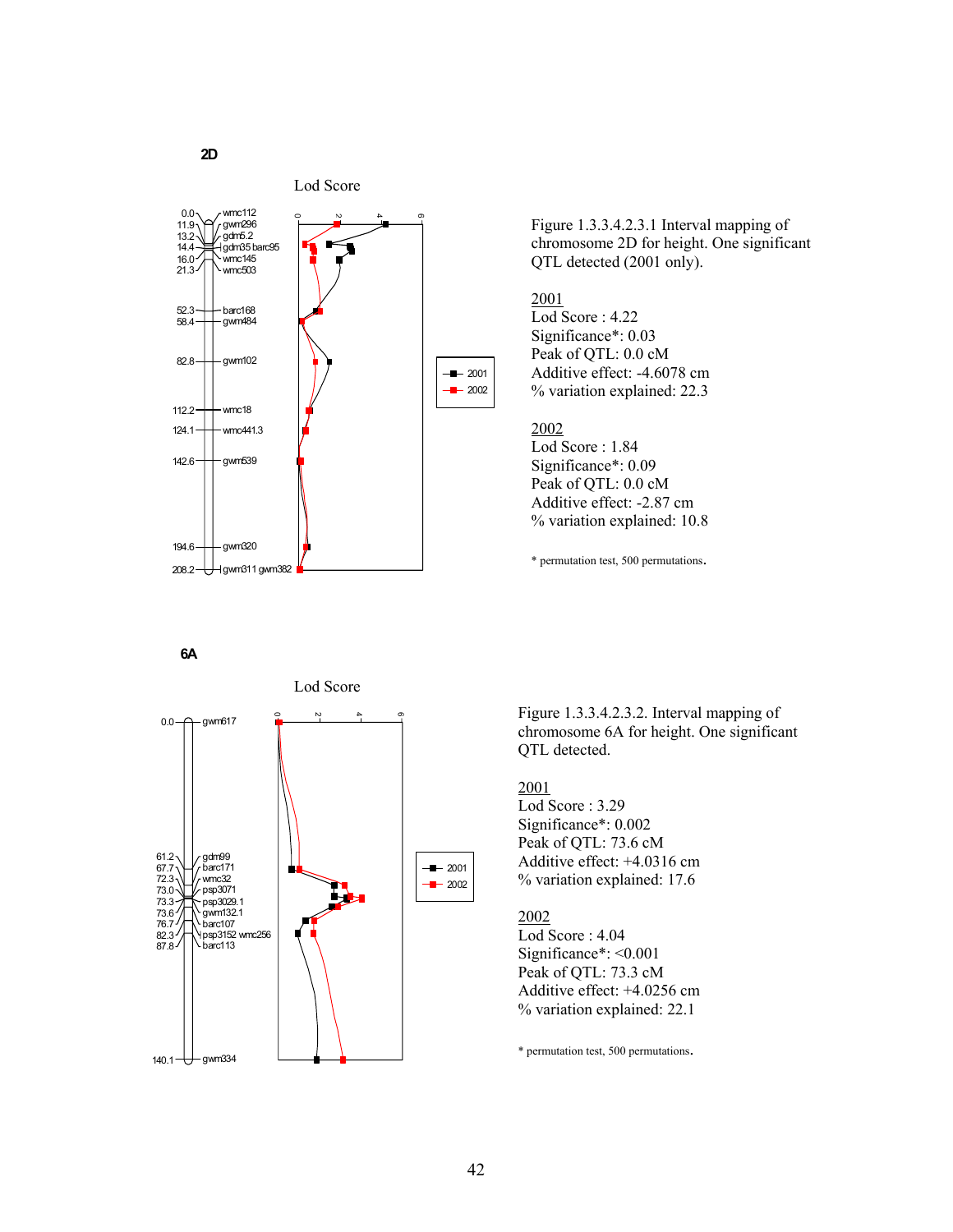2D

Lod Score

Figure 1.3.3.4.2.3.1 Interval mapping of chromosome 2D for height. One significant QTL detected (2001 only).

2001
Lod Score : 4.22
Significance*: 0.03
Peak of QTL: 0.0 cM
Additive effect: -4.6078 cm
% variation explained: 22.3

2002
Lod Score : 1.84
Significance*: 0.09
Peak of QTL: 0.0 cM
Additive effect: -2.87 cm
% variation explained: 10.8

* permutation test, 500 permutations.

6A

Lod Score

Figure 1.3.3.4.2.3.2. Interval mapping of chromosome 6A for height. One significant QTL detected.

2001
Lod Score : 3.29
Significance*: 0.002
Peak of QTL: 73.6 cM
Additive effect: +4.0316 cm
% variation explained: 17.6

2002
Lod Score : 4.04
Significance*: <0.001
Peak of QTL: 73.3 cM
Additive effect: +4.0256 cm
% variation explained: 22.1

* permutation test, 500 permutations.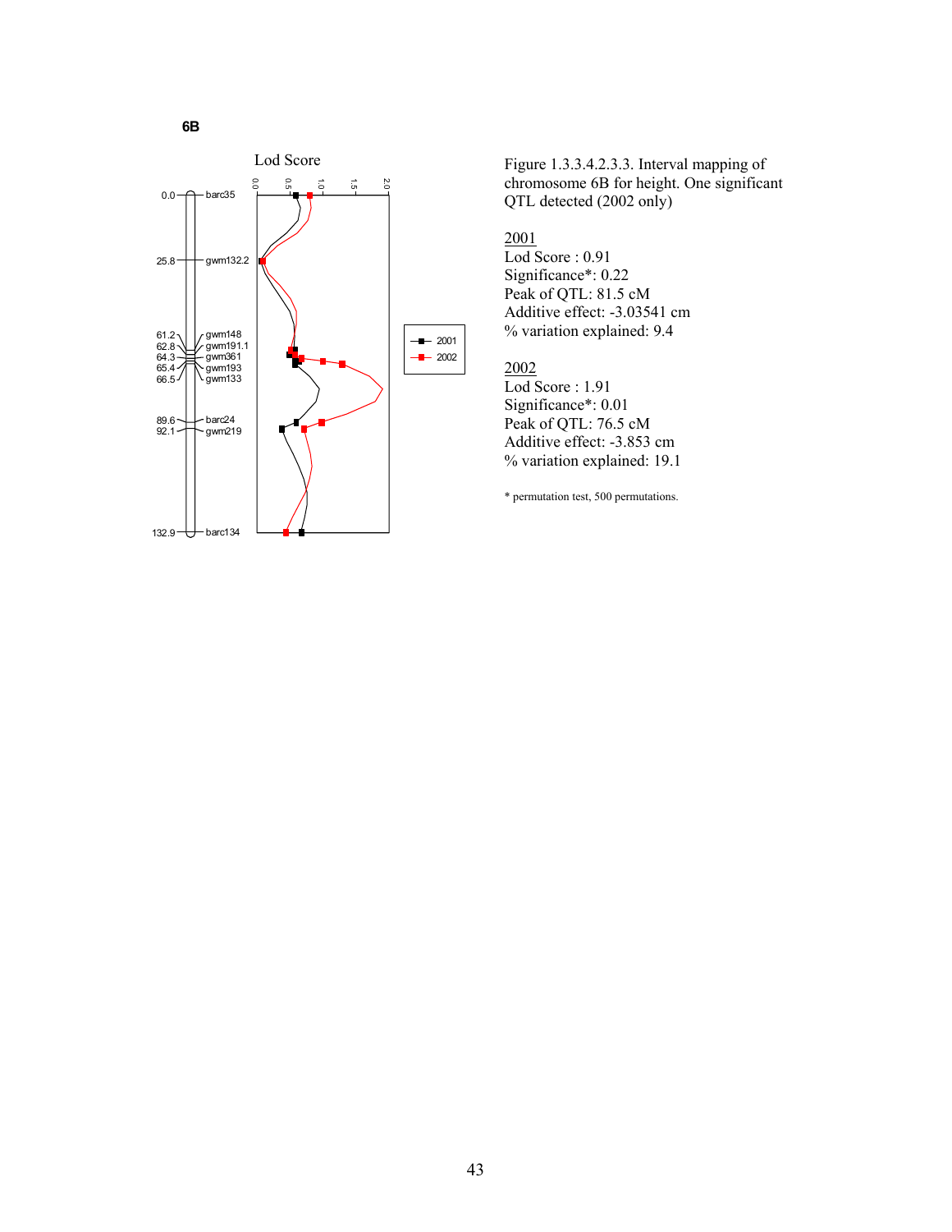**6B**

Figure 1.3.3.4.2.3.3. Interval mapping of chromosome 6B for height. One significant QTL detected (2002 only)

2001
Lod Score : 0.91
Significance*: 0.22
Peak of QTL: 81.5 cM
Additive effect: -3.03541 cm
% variation explained: 9.4

2002
Lod Score : 1.91
Significance*: 0.01
Peak of QTL: 76.5 cM
Additive effect: -3.853 cm
% variation explained: 19.1

* permutation test, 500 permutations.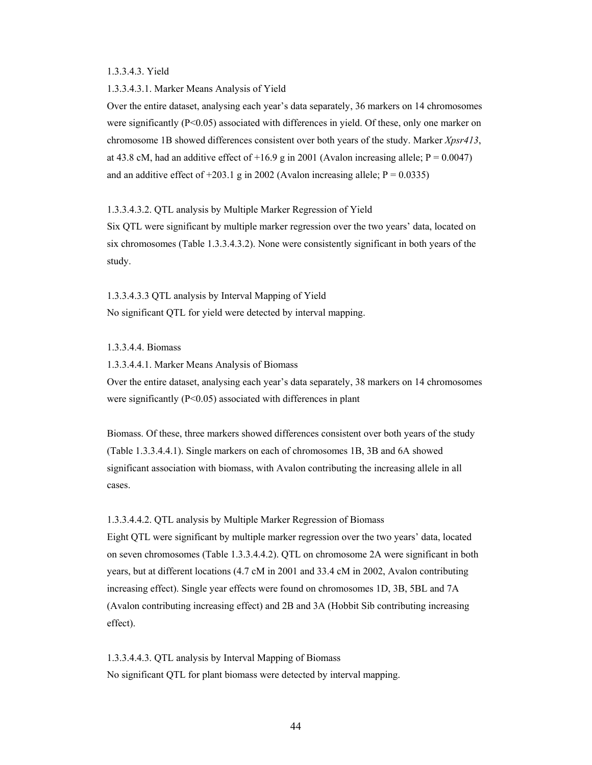1.3.3.4.3. Yield

1.3.3.4.3.1. Marker Means Analysis of Yield

Over the entire dataset, analysing each year's data separately, 36 markers on 14 chromosomes were significantly ($P<0.05$) associated with differences in yield. Of these, only one marker on chromosome 1B showed differences consistent over both years of the study. Marker *Xpsr413*, at 43.8 cM, had an additive effect of +16.9 g in 2001 (Avalon increasing allele; $P = 0.0047$) and an additive effect of +203.1 g in 2002 (Avalon increasing allele; $P = 0.0335$)

1.3.3.4.3.2. QTL analysis by Multiple Marker Regression of Yield

Six QTL were significant by multiple marker regression over the two years' data, located on six chromosomes (Table 1.3.3.4.3.2). None were consistently significant in both years of the study.

1.3.3.4.3.3 QTL analysis by Interval Mapping of Yield

No significant QTL for yield were detected by interval mapping.

1.3.3.4.4. Biomass

1.3.3.4.4.1. Marker Means Analysis of Biomass

Over the entire dataset, analysing each year's data separately, 38 markers on 14 chromosomes were significantly ($P<0.05$) associated with differences in plant

Biomass. Of these, three markers showed differences consistent over both years of the study (Table 1.3.3.4.4.1). Single markers on each of chromosomes 1B, 3B and 6A showed significant association with biomass, with Avalon contributing the increasing allele in all cases.

1.3.3.4.4.2. QTL analysis by Multiple Marker Regression of Biomass

Eight QTL were significant by multiple marker regression over the two years' data, located on seven chromosomes (Table 1.3.3.4.4.2). QTL on chromosome 2A were significant in both years, but at different locations (4.7 cM in 2001 and 33.4 cM in 2002, Avalon contributing increasing effect). Single year effects were found on chromosomes 1D, 3B, 5BL and 7A (Avalon contributing increasing effect) and 2B and 3A (Hobbit Sib contributing increasing effect).

1.3.3.4.4.3. QTL analysis by Interval Mapping of Biomass

No significant QTL for plant biomass were detected by interval mapping.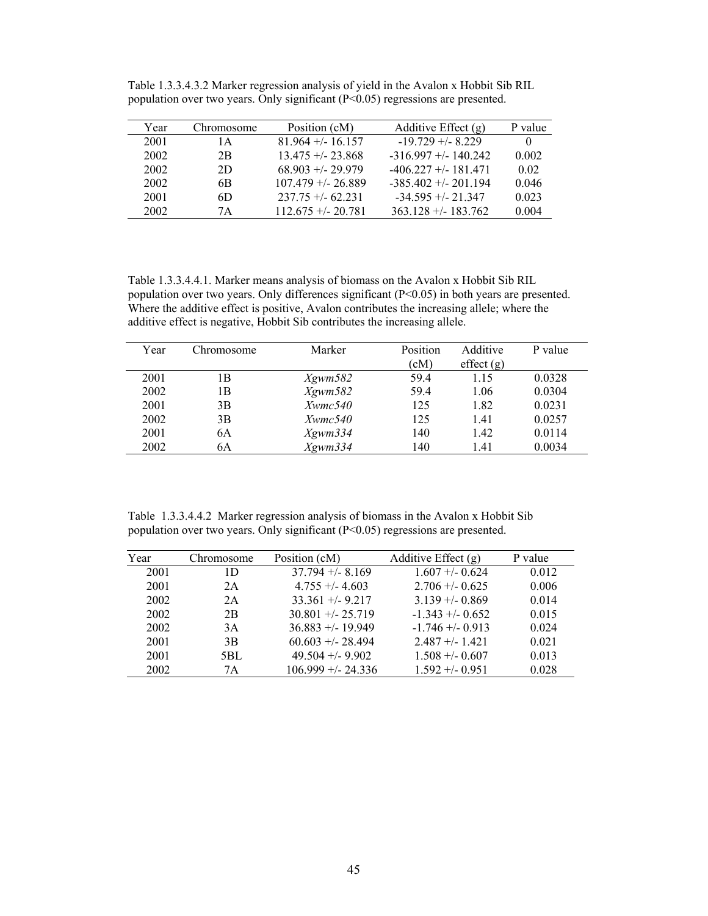Table 1.3.3.4.3.2 Marker regression analysis of yield in the Avalon x Hobbit Sib RIL population over two years. Only significant (P<0.05) regressions are presented.

| Year | Chromosome | Position (cM) | Additive Effect (g) | P value |
|---|---|---|---|---|
| 2001 | 1A | 81.964 +/- 16.157 | -19.729 +/- 8.229 | 0 |
| 2002 | 2B | 13.475 +/- 23.868 | -316.997 +/- 140.242 | 0.002 |
| 2002 | 2D | 68.903 +/- 29.979 | -406.227 +/- 181.471 | 0.02 |
| 2002 | 6B | 107.479 +/- 26.889 | -385.402 +/- 201.194 | 0.046 |
| 2001 | 6D | 237.75 +/- 62.231 | -34.595 +/- 21.347 | 0.023 |
| 2002 | 7A | 112.675 +/- 20.781 | 363.128 +/- 183.762 | 0.004 |

Table 1.3.3.4.4.1. Marker means analysis of biomass on the Avalon x Hobbit Sib RIL population over two years. Only differences significant (P<0.05) in both years are presented. Where the additive effect is positive, Avalon contributes the increasing allele; where the additive effect is negative, Hobbit Sib contributes the increasing allele.

| Year | Chromosome | Marker | Position (cM) | Additive effect (g) | P value |
|---|---|---|---|---|---|
| 2001 | 1B | *Xgwm582* | 59.4 | 1.15 | 0.0328 |
| 2002 | 1B | *Xgwm582* | 59.4 | 1.06 | 0.0304 |
| 2001 | 3B | *Xwmc540* | 125 | 1.82 | 0.0231 |
| 2002 | 3B | *Xwmc540* | 125 | 1.41 | 0.0257 |
| 2001 | 6A | *Xgwm334* | 140 | 1.42 | 0.0114 |
| 2002 | 6A | *Xgwm334* | 140 | 1.41 | 0.0034 |

Table 1.3.3.4.4.2 Marker regression analysis of biomass in the Avalon x Hobbit Sib population over two years. Only significant (P<0.05) regressions are presented.

| Year | Chromosome | Position (cM) | Additive Effect (g) | P value |
|---|---|---|---|---|
| 2001 | 1D | 37.794 +/- 8.169 | 1.607 +/- 0.624 | 0.012 |
| 2001 | 2A | 4.755 +/- 4.603 | 2.706 +/- 0.625 | 0.006 |
| 2002 | 2A | 33.361 +/- 9.217 | 3.139 +/- 0.869 | 0.014 |
| 2002 | 2B | 30.801 +/- 25.719 | -1.343 +/- 0.652 | 0.015 |
| 2002 | 3A | 36.883 +/- 19.949 | -1.746 +/- 0.913 | 0.024 |
| 2001 | 3B | 60.603 +/- 28.494 | 2.487 +/- 1.421 | 0.021 |
| 2001 | 5BL | 49.504 +/- 9.902 | 1.508 +/- 0.607 | 0.013 |
| 2002 | 7A | 106.999 +/- 24.336 | 1.592 +/- 0.951 | 0.028 |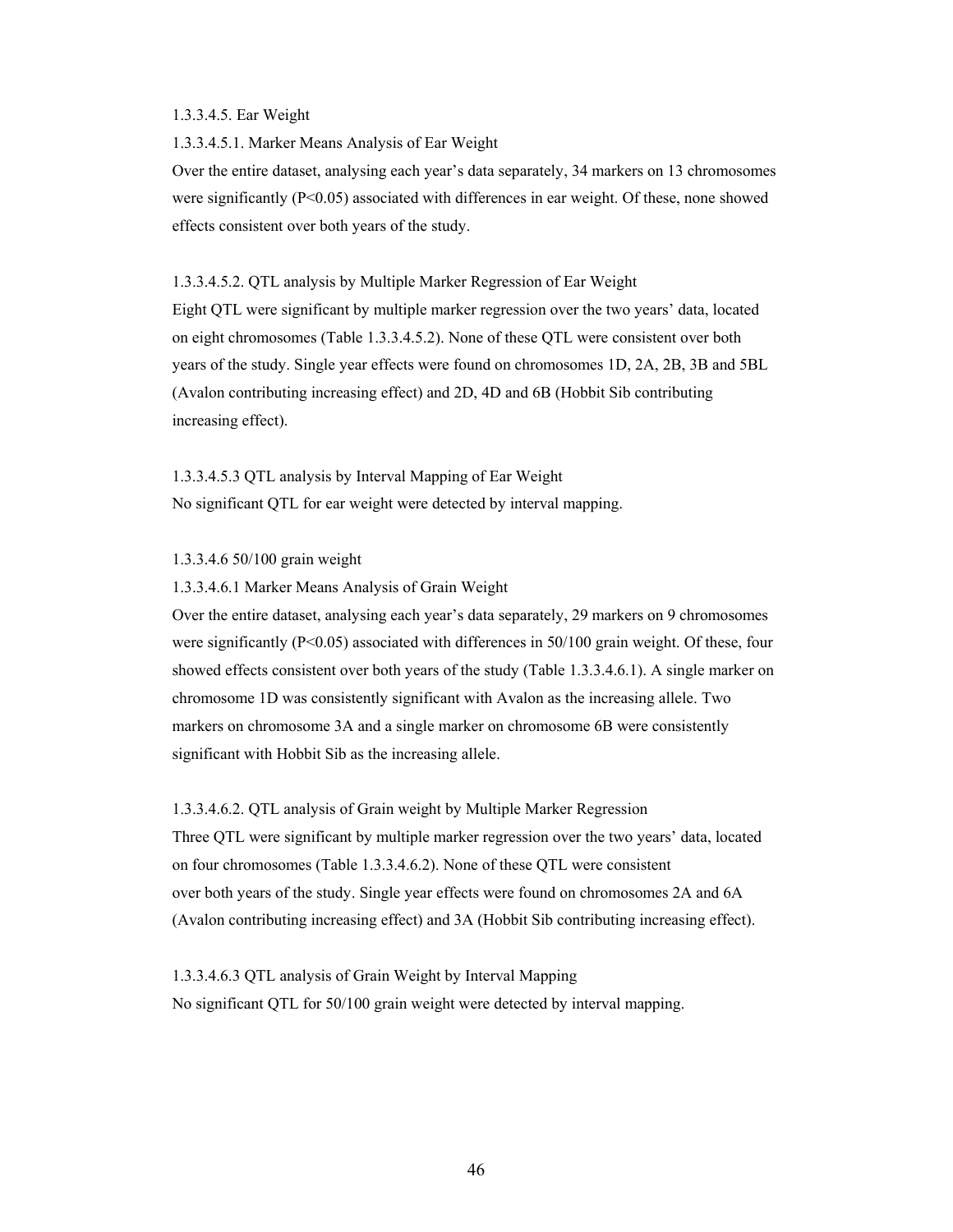#### 1.3.3.4.5. Ear Weight

##### 1.3.3.4.5.1. Marker Means Analysis of Ear Weight

Over the entire dataset, analysing each year's data separately, 34 markers on 13 chromosomes were significantly ($P<0.05$) associated with differences in ear weight. Of these, none showed effects consistent over both years of the study.

##### 1.3.3.4.5.2. QTL analysis by Multiple Marker Regression of Ear Weight

Eight QTL were significant by multiple marker regression over the two years' data, located on eight chromosomes (Table 1.3.3.4.5.2). None of these QTL were consistent over both years of the study. Single year effects were found on chromosomes 1D, 2A, 2B, 3B and 5BL (Avalon contributing increasing effect) and 2D, 4D and 6B (Hobbit Sib contributing increasing effect).

##### 1.3.3.4.5.3 QTL analysis by Interval Mapping of Ear Weight

No significant QTL for ear weight were detected by interval mapping.

#### 1.3.3.4.6 50/100 grain weight

##### 1.3.3.4.6.1 Marker Means Analysis of Grain Weight

Over the entire dataset, analysing each year's data separately, 29 markers on 9 chromosomes were significantly ($P<0.05$) associated with differences in 50/100 grain weight. Of these, four showed effects consistent over both years of the study (Table 1.3.3.4.6.1). A single marker on chromosome 1D was consistently significant with Avalon as the increasing allele. Two markers on chromosome 3A and a single marker on chromosome 6B were consistently significant with Hobbit Sib as the increasing allele.

##### 1.3.3.4.6.2. QTL analysis of Grain weight by Multiple Marker Regression

Three QTL were significant by multiple marker regression over the two years' data, located on four chromosomes (Table 1.3.3.4.6.2). None of these QTL were consistent over both years of the study. Single year effects were found on chromosomes 2A and 6A (Avalon contributing increasing effect) and 3A (Hobbit Sib contributing increasing effect).

##### 1.3.3.4.6.3 QTL analysis of Grain Weight by Interval Mapping

No significant QTL for 50/100 grain weight were detected by interval mapping.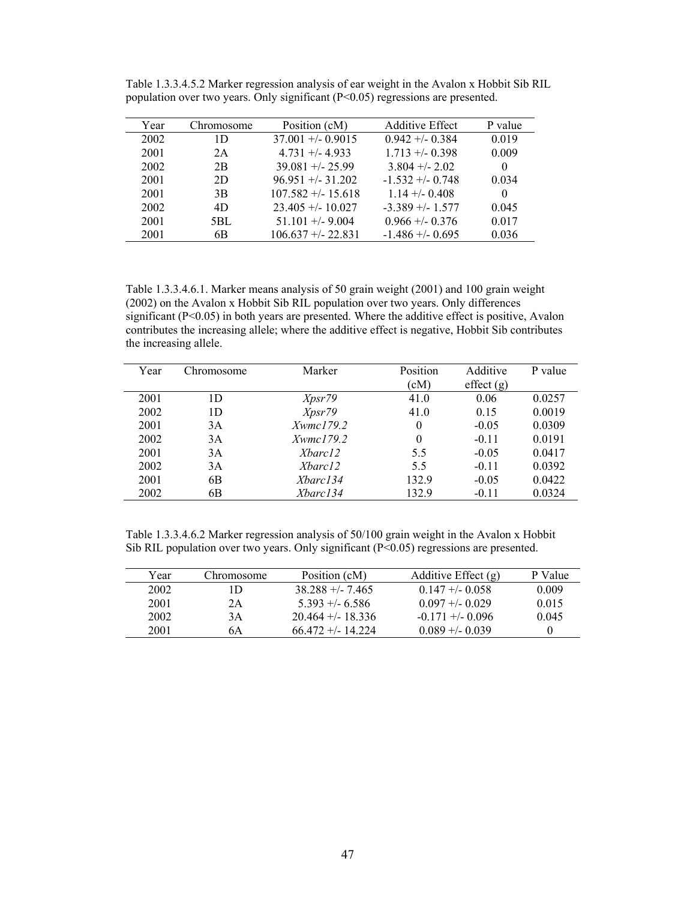Table 1.3.3.4.5.2 Marker regression analysis of ear weight in the Avalon x Hobbit Sib RIL population over two years. Only significant (P<0.05) regressions are presented.

| Year | Chromosome | Position (cM) | Additive Effect | P value |
|---|---|---|---|---|
| 2002 | 1D | 37.001 +/- 0.9015 | 0.942 +/- 0.384 | 0.019 |
| 2001 | 2A | 4.731 +/- 4.933 | 1.713 +/- 0.398 | 0.009 |
| 2002 | 2B | 39.081 +/- 25.99 | 3.804 +/- 2.02 | 0 |
| 2001 | 2D | 96.951 +/- 31.202 | -1.532 +/- 0.748 | 0.034 |
| 2001 | 3B | 107.582 +/- 15.618 | 1.14 +/- 0.408 | 0 |
| 2002 | 4D | 23.405 +/- 10.027 | -3.389 +/- 1.577 | 0.045 |
| 2001 | 5BL | 51.101 +/- 9.004 | 0.966 +/- 0.376 | 0.017 |
| 2001 | 6B | 106.637 +/- 22.831 | -1.486 +/- 0.695 | 0.036 |

Table 1.3.3.4.6.1. Marker means analysis of 50 grain weight (2001) and 100 grain weight (2002) on the Avalon x Hobbit Sib RIL population over two years. Only differences significant (P<0.05) in both years are presented. Where the additive effect is positive, Avalon contributes the increasing allele; where the additive effect is negative, Hobbit Sib contributes the increasing allele.

| Year | Chromosome | Marker | Position (cM) | Additive effect (g) | P value |
|---|---|---|---|---|---|
| 2001 | 1D | *Xpsr79* | 41.0 | 0.06 | 0.0257 |
| 2002 | 1D | *Xpsr79* | 41.0 | 0.15 | 0.0019 |
| 2001 | 3A | *Xwmc179.2* | 0 | -0.05 | 0.0309 |
| 2002 | 3A | *Xwmc179.2* | 0 | -0.11 | 0.0191 |
| 2001 | 3A | *Xbarc12* | 5.5 | -0.05 | 0.0417 |
| 2002 | 3A | *Xbarc12* | 5.5 | -0.11 | 0.0392 |
| 2001 | 6B | *Xbarc134* | 132.9 | -0.05 | 0.0422 |
| 2002 | 6B | *Xbarc134* | 132.9 | -0.11 | 0.0324 |

Table 1.3.3.4.6.2 Marker regression analysis of 50/100 grain weight in the Avalon x Hobbit Sib RIL population over two years. Only significant (P<0.05) regressions are presented.

| Year | Chromosome | Position (cM) | Additive Effect (g) | P Value |
|---|---|---|---|---|
| 2002 | 1D | 38.288 +/- 7.465 | 0.147 +/- 0.058 | 0.009 |
| 2001 | 2A | 5.393 +/- 6.586 | 0.097 +/- 0.029 | 0.015 |
| 2002 | 3A | 20.464 +/- 18.336 | -0.171 +/- 0.096 | 0.045 |
| 2001 | 6A | 66.472 +/- 14.224 | 0.089 +/- 0.039 | 0 |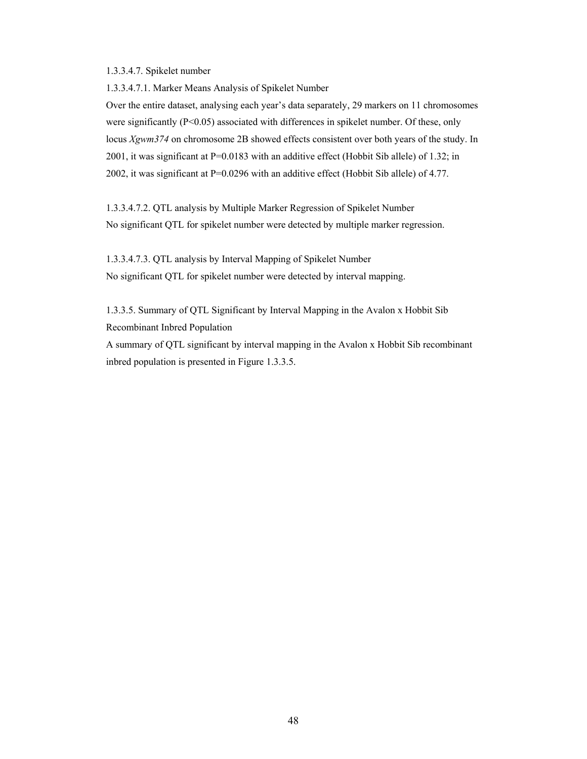#### 1.3.3.4.7. Spikelet number

##### 1.3.3.4.7.1. Marker Means Analysis of Spikelet Number

Over the entire dataset, analysing each year's data separately, 29 markers on 11 chromosomes were significantly ($P<0.05$) associated with differences in spikelet number. Of these, only locus *Xgwm374* on chromosome 2B showed effects consistent over both years of the study. In 2001, it was significant at $P=0.0183$ with an additive effect (Hobbit Sib allele) of 1.32; in 2002, it was significant at $P=0.0296$ with an additive effect (Hobbit Sib allele) of 4.77.

##### 1.3.3.4.7.2. QTL analysis by Multiple Marker Regression of Spikelet Number

No significant QTL for spikelet number were detected by multiple marker regression.

##### 1.3.3.4.7.3. QTL analysis by Interval Mapping of Spikelet Number

No significant QTL for spikelet number were detected by interval mapping.

### 1.3.3.5. Summary of QTL Significant by Interval Mapping in the Avalon x Hobbit Sib Recombinant Inbred Population

A summary of QTL significant by interval mapping in the Avalon x Hobbit Sib recombinant inbred population is presented in Figure 1.3.3.5.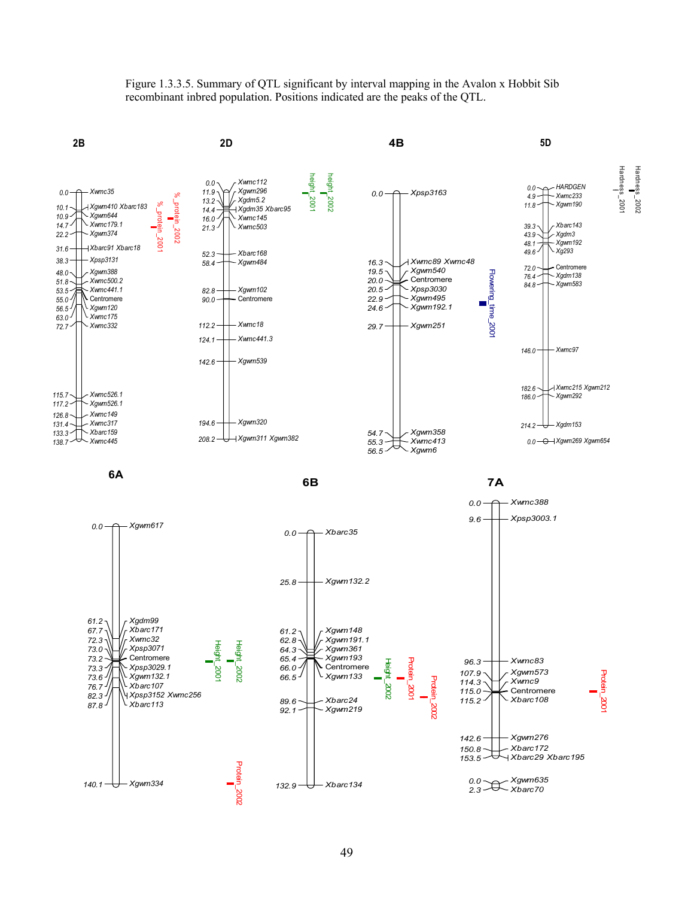Figure 1.3.3.5. Summary of QTL significant by interval mapping in the Avalon x Hobbit Sib recombinant inbred population. Positions indicated are the peaks of the QTL.

**2B**

| Position | Marker |
|---|---|
| 0.0 | Xwmc35 |
| 10.1 | Xgwm410 Xbarc183 |
| 10.9 | Xgwm644 |
| 14.7 | Xwmc179.1 |
| 22.2 | Xgwm374 |
| 31.6 | Xbarc91 Xbarc18 |
| 38.3 | Xpsp3131 |
| 48.0 | Xgwm388 |
| 51.8 | Xwmc500.2 |
| 53.5 | Xwmc441.1 |
| | Centromere |
| 55.0 | Xgwm120 |
| 56.5 | Xwmc175 |
| 63.0 | Xwmc332 |
| 72.7 | |
| 115.7 | Xwmc526.1 |
| 117.2 | Xgwm526.1 |
| 126.8 | Xwmc149 |
| 131.4 | Xwmc317 |
| 133.3 | Xbarc159 |
| 138.7 | Xwmc445 |

QTL: %_protein_2001, %_protein_2002

**2D**

| Position | Marker |
|---|---|
| 0.0 | Xwmc112 |
| 11.9 | Xgwm296 |
| 13.2 | Xgdm5.2 |
| 14.4 | Xgdm35 Xbarc95 |
| 16.0 | Xwmc145 |
| 21.3 | Xwmc503 |
| 52.3 | Xbarc168 |
| 58.4 | Xgwm484 |
| 82.8 | Xgwm102 |
| 90.0 | Centromere |
| 112.2 | Xwmc18 |
| 124.1 | Xwmc441.3 |
| 142.6 | Xgwm539 |
| 194.6 | Xgwm320 |
| 208.2 | Xgwm311 Xgwm382 |

QTL: height_2001, height_2002

**4B**

| Position | Marker |
|---|---|
| 0.0 | Xpsp3163 |
| 16.3 | Xwmc89 Xwmc48 |
| 19.5 | Xgwm540 |
| 20.0 | Centromere |
| 20.5 | Xpsp3030 |
| 22.9 | Xgwm495 |
| 24.6 | Xgwm192.1 |
| 29.7 | Xgwm251 |
| 54.7 | Xgwm358 |
| 55.3 | Xwmc413 |
| 56.5 | Xgwm6 |

QTL: Flowering_time_2001

**5D**

| Position | Marker |
|---|---|
| 0.0 | HARDGEN |
| 4.9 | Xwmc233 |
| 11.8 | Xgwm190 |
| 39.3 | Xbarc143 |
| 43.9 | Xgdm3 |
| 48.1 | Xgwm192 |
| 49.6 | Xg293 |
| 72.0 | Centromere |
| 76.4 | Xgdm138 |
| 84.8 | Xgwm583 |
| 146.0 | Xwmc97 |
| 182.6 | Xwmc215 Xgwm212 |
| 186.0 | Xgwm292 |
| 214.2 | Xgdm153 |
| 0.0 | Xgwm269 Xgwm654 |

QTL: Hardness_2001, Hardness_2002

**6A**

| Position | Marker |
|---|---|
| 0.0 | Xgwm617 |
| 61.2 | Xgdm99 |
| 67.7 | Xbarc171 |
| 72.3 | Xwmc32 |
| 73.0 | Xpsp3071 |
| 73.2 | Centromere |
| 73.3 | Xpsp3029.1 |
| 73.6 | Xgwm132.1 |
| 76.7 | Xbarc107 |
| 82.3 | Xpsp3152 Xwmc256 |
| 87.8 | Xbarc113 |
| 140.1 | Xgwm334 |

QTL: Height_2001, Height_2002, Protein_2002

**6B**

| Position | Marker |
|---|---|
| 0.0 | Xbarc35 |
| 25.8 | Xgwm132.2 |
| 61.2 | Xgwm148 |
| 62.8 | Xgwm191.1 |
| 64.3 | Xgwm361 |
| 65.4 | Xgwm193 |
| 66.0 | Centromere |
| 66.5 | Xgwm133 |
| 89.6 | Xbarc24 |
| 92.1 | Xgwm219 |
| 132.9 | Xbarc134 |

QTL: Height_2002, Protein_2001, Protein_2002

**7A**

| Position | Marker |
|---|---|
| 0.0 | Xwmc388 |
| 9.6 | Xpsp3003.1 |
| 96.3 | Xwmc83 |
| 107.9 | Xgwm573 |
| 114.3 | Xwmc9 |
| 115.0 | Centromere |
| 115.2 | Xbarc108 |
| 142.6 | Xgwm276 |
| 150.8 | Xbarc172 |
| 153.5 | Xbarc29 Xbarc195 |
| 0.0 | Xgwm635 |
| 2.3 | Xbarc70 |

QTL: Protein_2001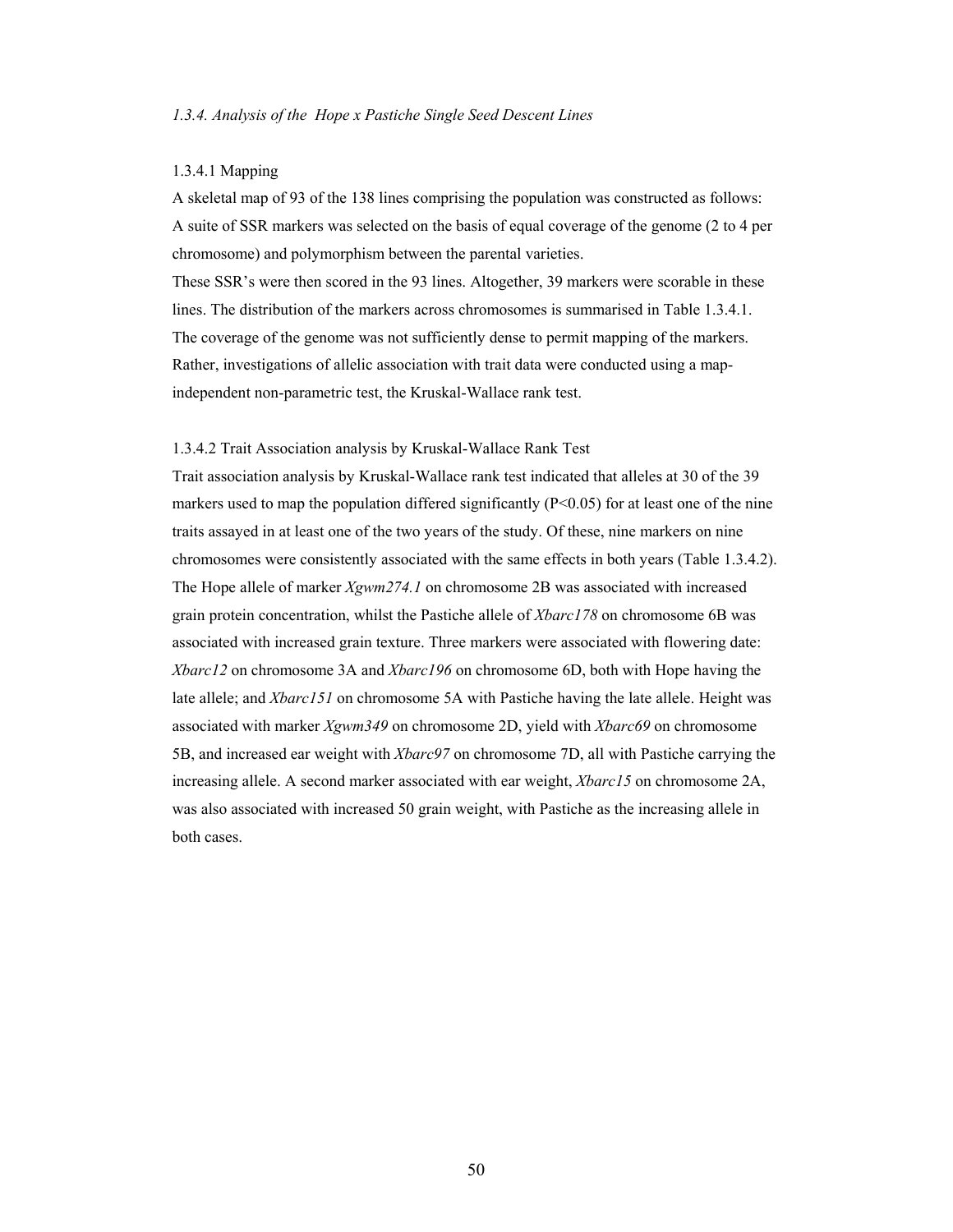*1.3.4. Analysis of the  Hope x Pastiche Single Seed Descent Lines*

1.3.4.1 Mapping

A skeletal map of 93 of the 138 lines comprising the population was constructed as follows: A suite of SSR markers was selected on the basis of equal coverage of the genome (2 to 4 per chromosome) and polymorphism between the parental varieties.

These SSR's were then scored in the 93 lines. Altogether, 39 markers were scorable in these lines. The distribution of the markers across chromosomes is summarised in Table 1.3.4.1. The coverage of the genome was not sufficiently dense to permit mapping of the markers. Rather, investigations of allelic association with trait data were conducted using a map-independent non-parametric test, the Kruskal-Wallace rank test.

1.3.4.2 Trait Association analysis by Kruskal-Wallace Rank Test

Trait association analysis by Kruskal-Wallace rank test indicated that alleles at 30 of the 39 markers used to map the population differed significantly ($P<0.05$) for at least one of the nine traits assayed in at least one of the two years of the study. Of these, nine markers on nine chromosomes were consistently associated with the same effects in both years (Table 1.3.4.2). The Hope allele of marker *Xgwm274.1* on chromosome 2B was associated with increased grain protein concentration, whilst the Pastiche allele of *Xbarc178* on chromosome 6B was associated with increased grain texture. Three markers were associated with flowering date: *Xbarc12* on chromosome 3A and *Xbarc196* on chromosome 6D, both with Hope having the late allele; and *Xbarc151* on chromosome 5A with Pastiche having the late allele. Height was associated with marker *Xgwm349* on chromosome 2D, yield with *Xbarc69* on chromosome 5B, and increased ear weight with *Xbarc97* on chromosome 7D, all with Pastiche carrying the increasing allele. A second marker associated with ear weight, *Xbarc15* on chromosome 2A, was also associated with increased 50 grain weight, with Pastiche as the increasing allele in both cases.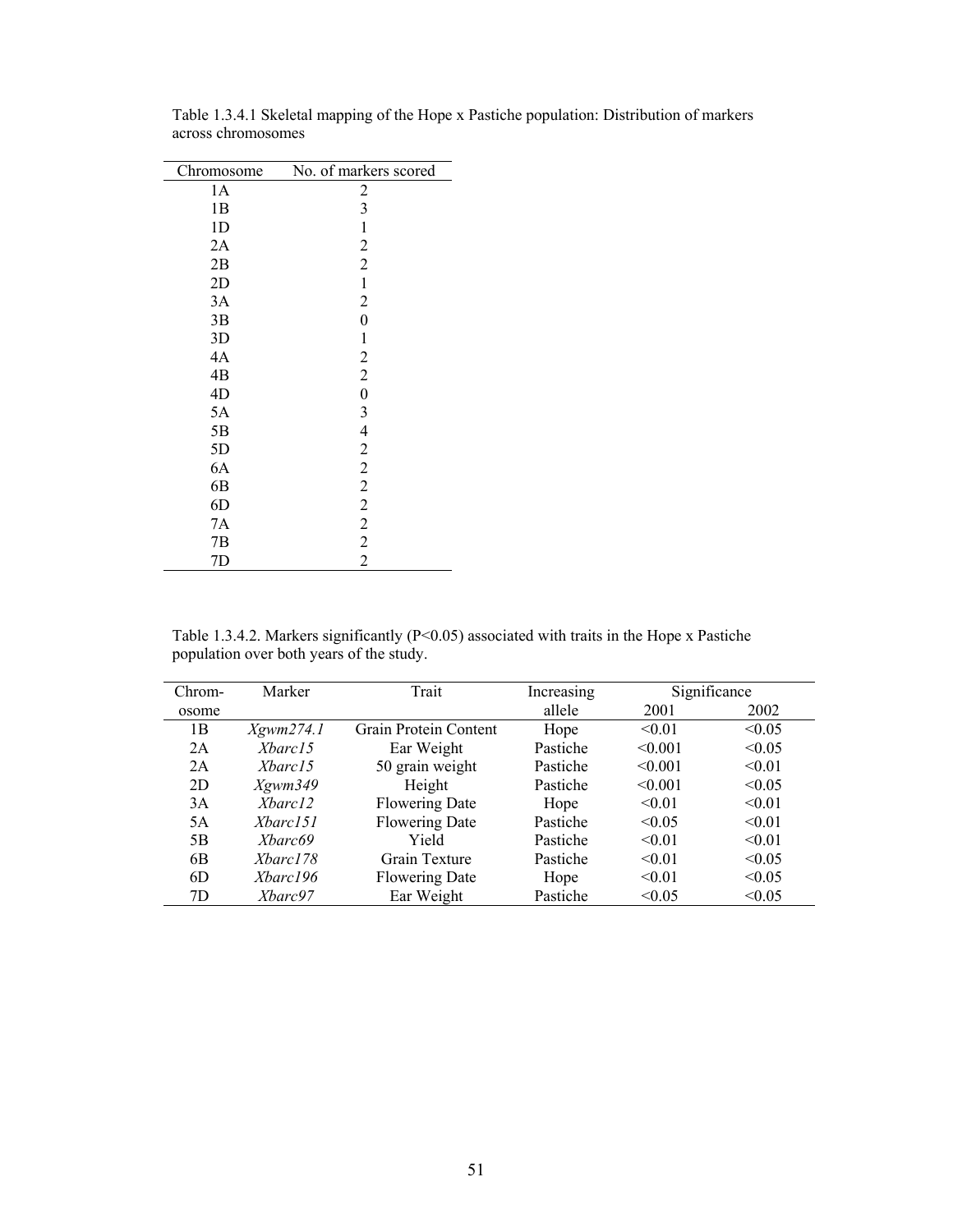Table 1.3.4.1 Skeletal mapping of the Hope x Pastiche population: Distribution of markers across chromosomes

| Chromosome | No. of markers scored |
|---|---|
| 1A | 2 |
| 1B | 3 |
| 1D | 1 |
| 2A | 2 |
| 2B | 2 |
| 2D | 1 |
| 3A | 2 |
| 3B | 0 |
| 3D | 1 |
| 4A | 2 |
| 4B | 2 |
| 4D | 0 |
| 5A | 3 |
| 5B | 4 |
| 5D | 2 |
| 6A | 2 |
| 6B | 2 |
| 6D | 2 |
| 7A | 2 |
| 7B | 2 |
| 7D | 2 |

Table 1.3.4.2. Markers significantly ($P<0.05$) associated with traits in the Hope x Pastiche population over both years of the study.

| Chrom-osome | Marker | Trait | Increasing allele | Significance | |
|---|---|---|---|---|---|
| | | | | 2001 | 2002 |
| 1B | *Xgwm274.1* | Grain Protein Content | Hope | <0.01 | <0.05 |
| 2A | *Xbarc15* | Ear Weight | Pastiche | <0.001 | <0.05 |
| 2A | *Xbarc15* | 50 grain weight | Pastiche | <0.001 | <0.01 |
| 2D | *Xgwm349* | Height | Pastiche | <0.001 | <0.05 |
| 3A | *Xbarc12* | Flowering Date | Hope | <0.01 | <0.01 |
| 5A | *Xbarc151* | Flowering Date | Pastiche | <0.05 | <0.01 |
| 5B | *Xbarc69* | Yield | Pastiche | <0.01 | <0.01 |
| 6B | *Xbarc178* | Grain Texture | Pastiche | <0.01 | <0.05 |
| 6D | *Xbarc196* | Flowering Date | Hope | <0.01 | <0.05 |
| 7D | *Xbarc97* | Ear Weight | Pastiche | <0.05 | <0.05 |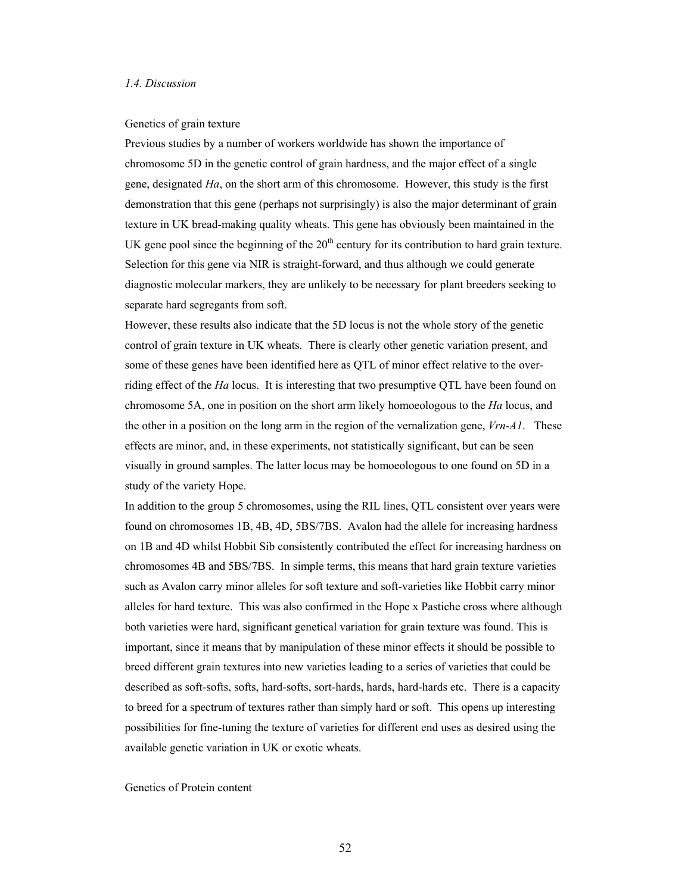*1.4. Discussion*

Genetics of grain texture

Previous studies by a number of workers worldwide has shown the importance of chromosome 5D in the genetic control of grain hardness, and the major effect of a single gene, designated *Ha*, on the short arm of this chromosome. However, this study is the first demonstration that this gene (perhaps not surprisingly) is also the major determinant of grain texture in UK bread-making quality wheats. This gene has obviously been maintained in the UK gene pool since the beginning of the 20th century for its contribution to hard grain texture. Selection for this gene via NIR is straight-forward, and thus although we could generate diagnostic molecular markers, they are unlikely to be necessary for plant breeders seeking to separate hard segregants from soft.

However, these results also indicate that the 5D locus is not the whole story of the genetic control of grain texture in UK wheats. There is clearly other genetic variation present, and some of these genes have been identified here as QTL of minor effect relative to the over-riding effect of the *Ha* locus. It is interesting that two presumptive QTL have been found on chromosome 5A, one in position on the short arm likely homoeologous to the *Ha* locus, and the other in a position on the long arm in the region of the vernalization gene, *Vrn-A1*. These effects are minor, and, in these experiments, not statistically significant, but can be seen visually in ground samples. The latter locus may be homoeologous to one found on 5D in a study of the variety Hope.

In addition to the group 5 chromosomes, using the RIL lines, QTL consistent over years were found on chromosomes 1B, 4B, 4D, 5BS/7BS. Avalon had the allele for increasing hardness on 1B and 4D whilst Hobbit Sib consistently contributed the effect for increasing hardness on chromosomes 4B and 5BS/7BS. In simple terms, this means that hard grain texture varieties such as Avalon carry minor alleles for soft texture and soft-varieties like Hobbit carry minor alleles for hard texture. This was also confirmed in the Hope x Pastiche cross where although both varieties were hard, significant genetical variation for grain texture was found. This is important, since it means that by manipulation of these minor effects it should be possible to breed different grain textures into new varieties leading to a series of varieties that could be described as soft-softs, softs, hard-softs, sort-hards, hards, hard-hards etc. There is a capacity to breed for a spectrum of textures rather than simply hard or soft. This opens up interesting possibilities for fine-tuning the texture of varieties for different end uses as desired using the available genetic variation in UK or exotic wheats.

Genetics of Protein content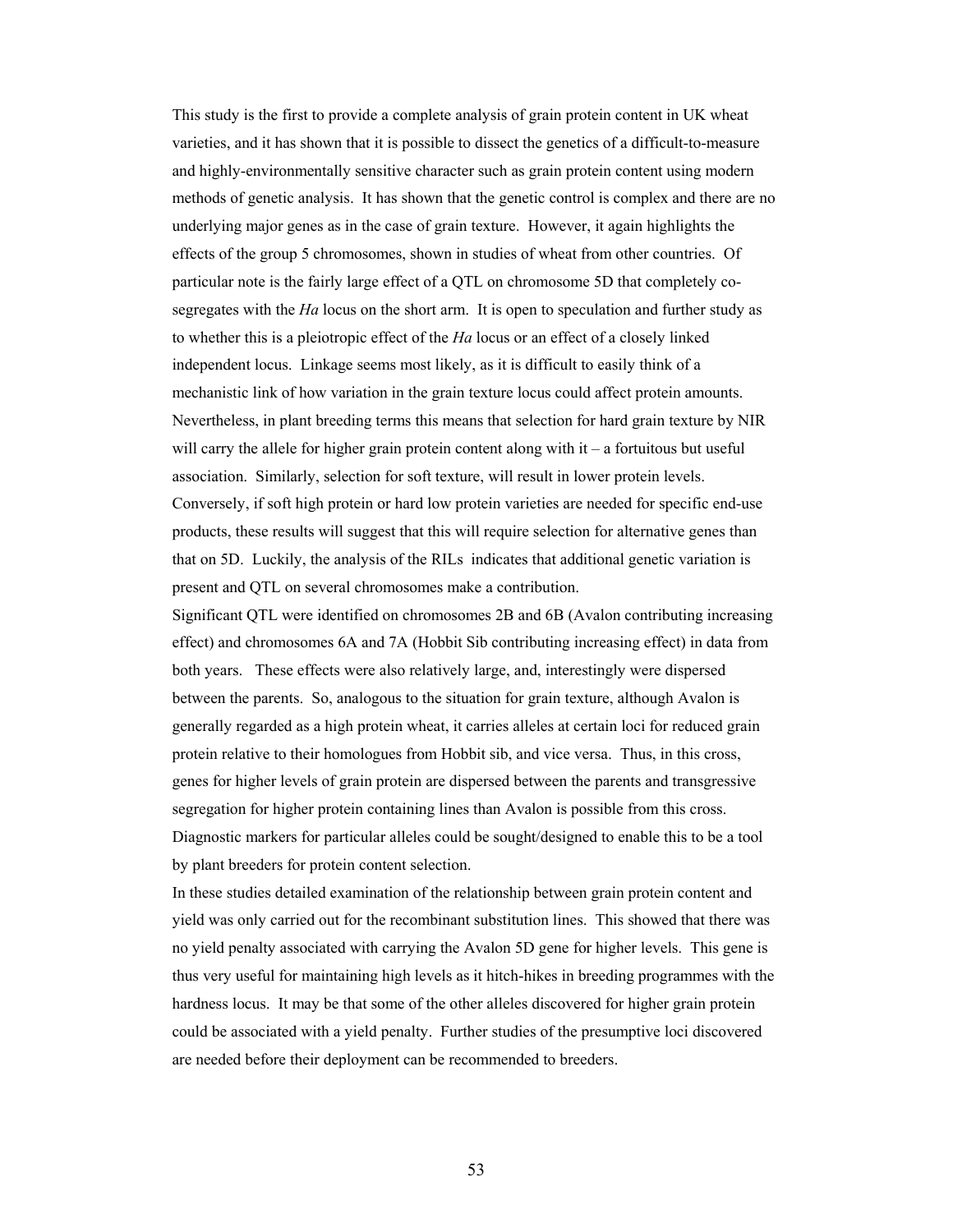This study is the first to provide a complete analysis of grain protein content in UK wheat varieties, and it has shown that it is possible to dissect the genetics of a difficult-to-measure and highly-environmentally sensitive character such as grain protein content using modern methods of genetic analysis. It has shown that the genetic control is complex and there are no underlying major genes as in the case of grain texture. However, it again highlights the effects of the group 5 chromosomes, shown in studies of wheat from other countries. Of particular note is the fairly large effect of a QTL on chromosome 5D that completely co-segregates with the *Ha* locus on the short arm. It is open to speculation and further study as to whether this is a pleiotropic effect of the *Ha* locus or an effect of a closely linked independent locus. Linkage seems most likely, as it is difficult to easily think of a mechanistic link of how variation in the grain texture locus could affect protein amounts. Nevertheless, in plant breeding terms this means that selection for hard grain texture by NIR will carry the allele for higher grain protein content along with it – a fortuitous but useful association. Similarly, selection for soft texture, will result in lower protein levels. Conversely, if soft high protein or hard low protein varieties are needed for specific end-use products, these results will suggest that this will require selection for alternative genes than that on 5D. Luckily, the analysis of the RILs indicates that additional genetic variation is present and QTL on several chromosomes make a contribution.

Significant QTL were identified on chromosomes 2B and 6B (Avalon contributing increasing effect) and chromosomes 6A and 7A (Hobbit Sib contributing increasing effect) in data from both years. These effects were also relatively large, and, interestingly were dispersed between the parents. So, analogous to the situation for grain texture, although Avalon is generally regarded as a high protein wheat, it carries alleles at certain loci for reduced grain protein relative to their homologues from Hobbit sib, and vice versa. Thus, in this cross, genes for higher levels of grain protein are dispersed between the parents and transgressive segregation for higher protein containing lines than Avalon is possible from this cross. Diagnostic markers for particular alleles could be sought/designed to enable this to be a tool by plant breeders for protein content selection.

In these studies detailed examination of the relationship between grain protein content and yield was only carried out for the recombinant substitution lines. This showed that there was no yield penalty associated with carrying the Avalon 5D gene for higher levels. This gene is thus very useful for maintaining high levels as it hitch-hikes in breeding programmes with the hardness locus. It may be that some of the other alleles discovered for higher grain protein could be associated with a yield penalty. Further studies of the presumptive loci discovered are needed before their deployment can be recommended to breeders.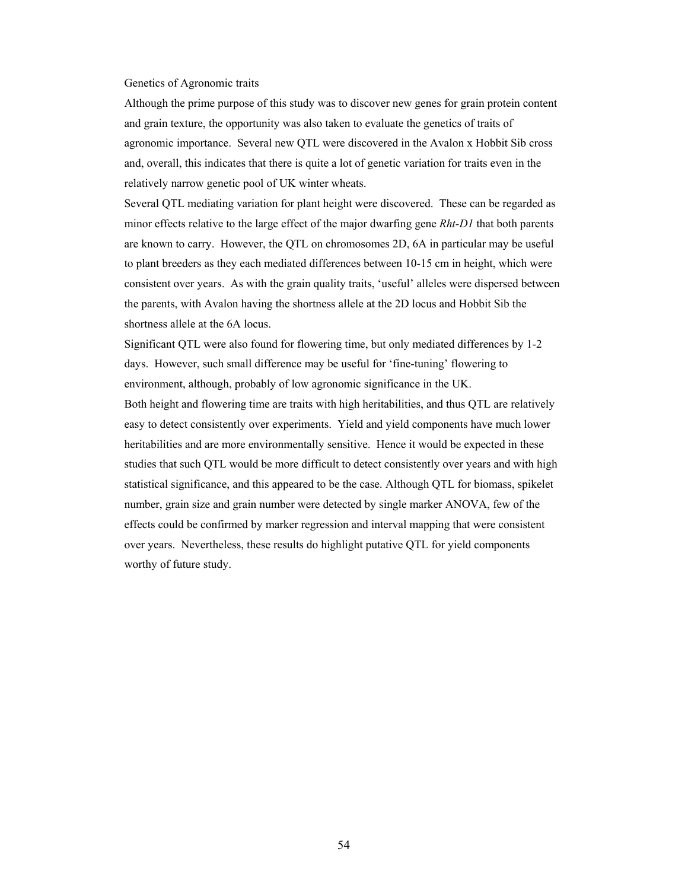## Genetics of Agronomic traits

Although the prime purpose of this study was to discover new genes for grain protein content and grain texture, the opportunity was also taken to evaluate the genetics of traits of agronomic importance. Several new QTL were discovered in the Avalon x Hobbit Sib cross and, overall, this indicates that there is quite a lot of genetic variation for traits even in the relatively narrow genetic pool of UK winter wheats.

Several QTL mediating variation for plant height were discovered. These can be regarded as minor effects relative to the large effect of the major dwarfing gene *Rht-D1* that both parents are known to carry. However, the QTL on chromosomes 2D, 6A in particular may be useful to plant breeders as they each mediated differences between 10-15 cm in height, which were consistent over years. As with the grain quality traits, 'useful' alleles were dispersed between the parents, with Avalon having the shortness allele at the 2D locus and Hobbit Sib the shortness allele at the 6A locus.

Significant QTL were also found for flowering time, but only mediated differences by 1-2 days. However, such small difference may be useful for 'fine-tuning' flowering to environment, although, probably of low agronomic significance in the UK.

Both height and flowering time are traits with high heritabilities, and thus QTL are relatively easy to detect consistently over experiments. Yield and yield components have much lower heritabilities and are more environmentally sensitive. Hence it would be expected in these studies that such QTL would be more difficult to detect consistently over years and with high statistical significance, and this appeared to be the case. Although QTL for biomass, spikelet number, grain size and grain number were detected by single marker ANOVA, few of the effects could be confirmed by marker regression and interval mapping that were consistent over years. Nevertheless, these results do highlight putative QTL for yield components worthy of future study.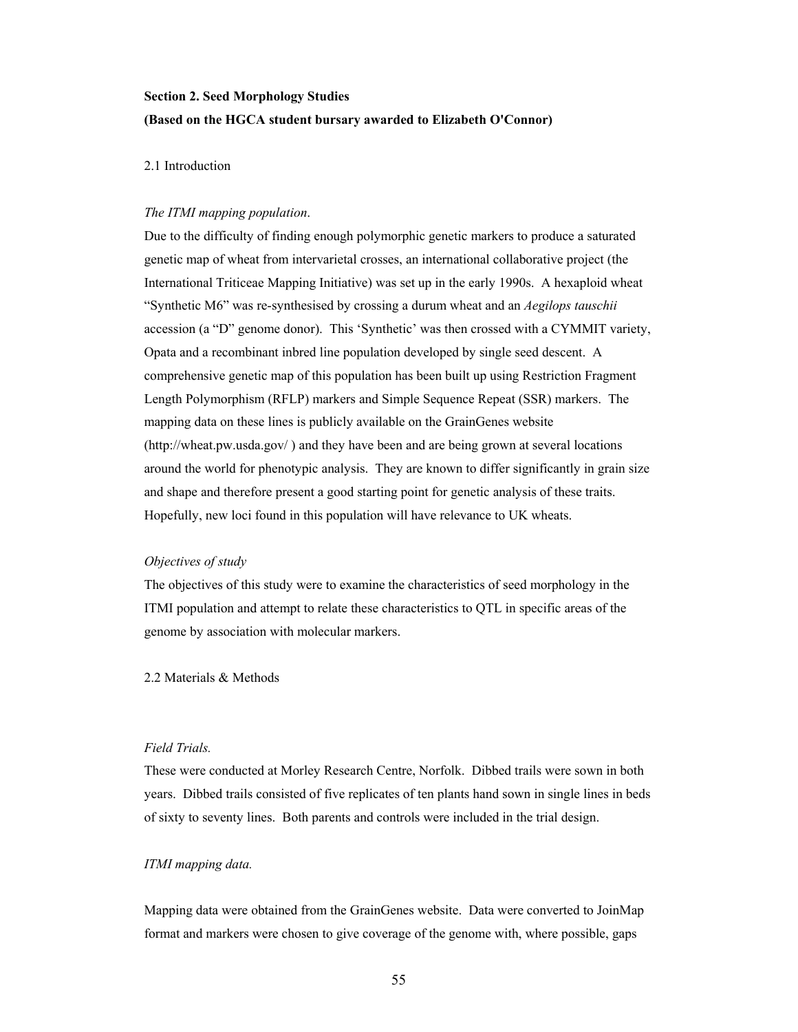**Section 2. Seed Morphology Studies**

**(Based on the HGCA student bursary awarded to Elizabeth O'Connor)**

2.1 Introduction

*The ITMI mapping population*.

Due to the difficulty of finding enough polymorphic genetic markers to produce a saturated genetic map of wheat from intervarietal crosses, an international collaborative project (the International Triticeae Mapping Initiative) was set up in the early 1990s. A hexaploid wheat "Synthetic M6" was re-synthesised by crossing a durum wheat and an *Aegilops tauschii* accession (a "D" genome donor). This 'Synthetic' was then crossed with a CYMMIT variety, Opata and a recombinant inbred line population developed by single seed descent. A comprehensive genetic map of this population has been built up using Restriction Fragment Length Polymorphism (RFLP) markers and Simple Sequence Repeat (SSR) markers. The mapping data on these lines is publicly available on the GrainGenes website (http://wheat.pw.usda.gov/ ) and they have been and are being grown at several locations around the world for phenotypic analysis. They are known to differ significantly in grain size and shape and therefore present a good starting point for genetic analysis of these traits. Hopefully, new loci found in this population will have relevance to UK wheats.

*Objectives of study*

The objectives of this study were to examine the characteristics of seed morphology in the ITMI population and attempt to relate these characteristics to QTL in specific areas of the genome by association with molecular markers.

2.2 Materials & Methods

*Field Trials.*

These were conducted at Morley Research Centre, Norfolk. Dibbed trails were sown in both years. Dibbed trails consisted of five replicates of ten plants hand sown in single lines in beds of sixty to seventy lines. Both parents and controls were included in the trial design.

*ITMI mapping data.*

Mapping data were obtained from the GrainGenes website. Data were converted to JoinMap format and markers were chosen to give coverage of the genome with, where possible, gaps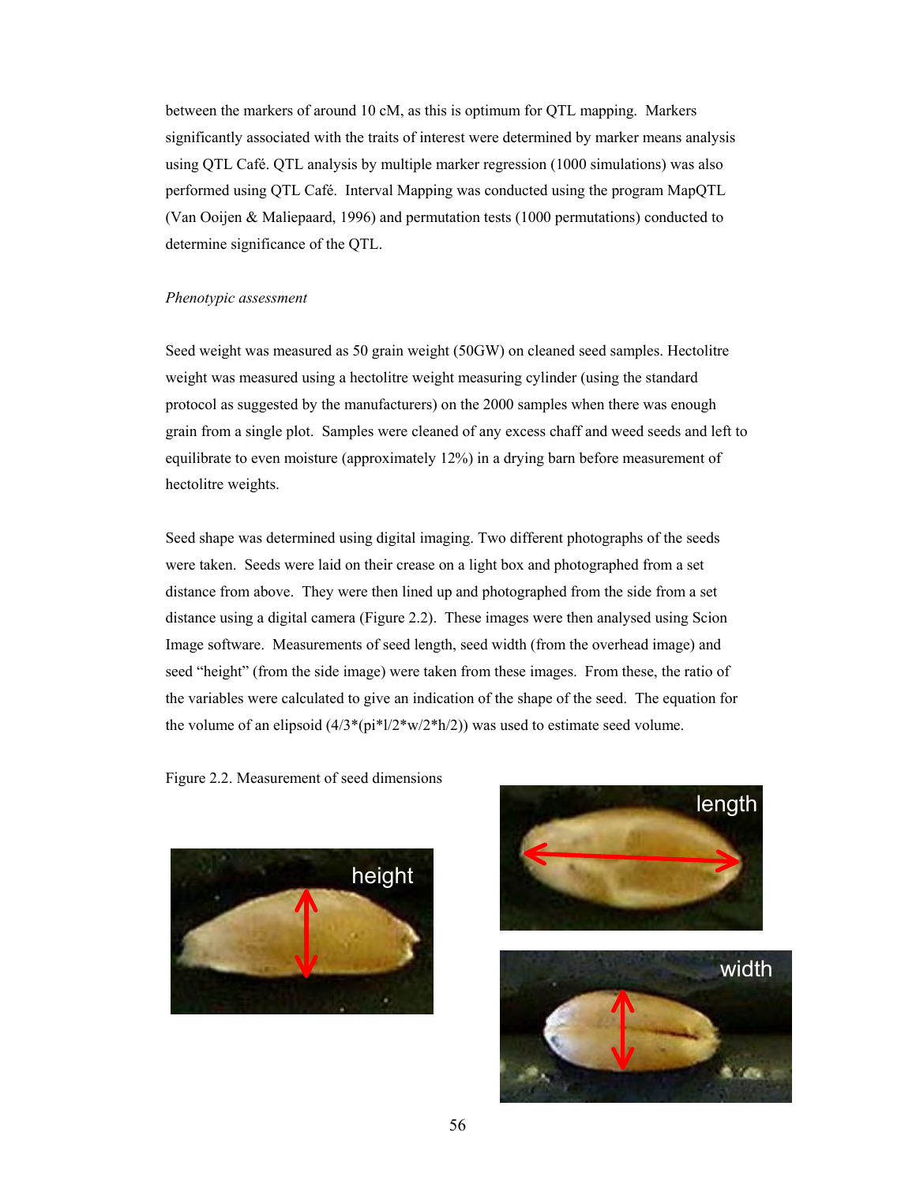between the markers of around 10 cM, as this is optimum for QTL mapping. Markers significantly associated with the traits of interest were determined by marker means analysis using QTL Café. QTL analysis by multiple marker regression (1000 simulations) was also performed using QTL Café. Interval Mapping was conducted using the program MapQTL (Van Ooijen & Maliepaard, 1996) and permutation tests (1000 permutations) conducted to determine significance of the QTL.

*Phenotypic assessment*

Seed weight was measured as 50 grain weight (50GW) on cleaned seed samples. Hectolitre weight was measured using a hectolitre weight measuring cylinder (using the standard protocol as suggested by the manufacturers) on the 2000 samples when there was enough grain from a single plot. Samples were cleaned of any excess chaff and weed seeds and left to equilibrate to even moisture (approximately 12%) in a drying barn before measurement of hectolitre weights.

Seed shape was determined using digital imaging. Two different photographs of the seeds were taken. Seeds were laid on their crease on a light box and photographed from a set distance from above. They were then lined up and photographed from the side from a set distance using a digital camera (Figure 2.2). These images were then analysed using Scion Image software. Measurements of seed length, seed width (from the overhead image) and seed "height" (from the side image) were taken from these images. From these, the ratio of the variables were calculated to give an indication of the shape of the seed. The equation for the volume of an elipsoid (4/3*(pi*l/2*w/2*h/2)) was used to estimate seed volume.

Figure 2.2. Measurement of seed dimensions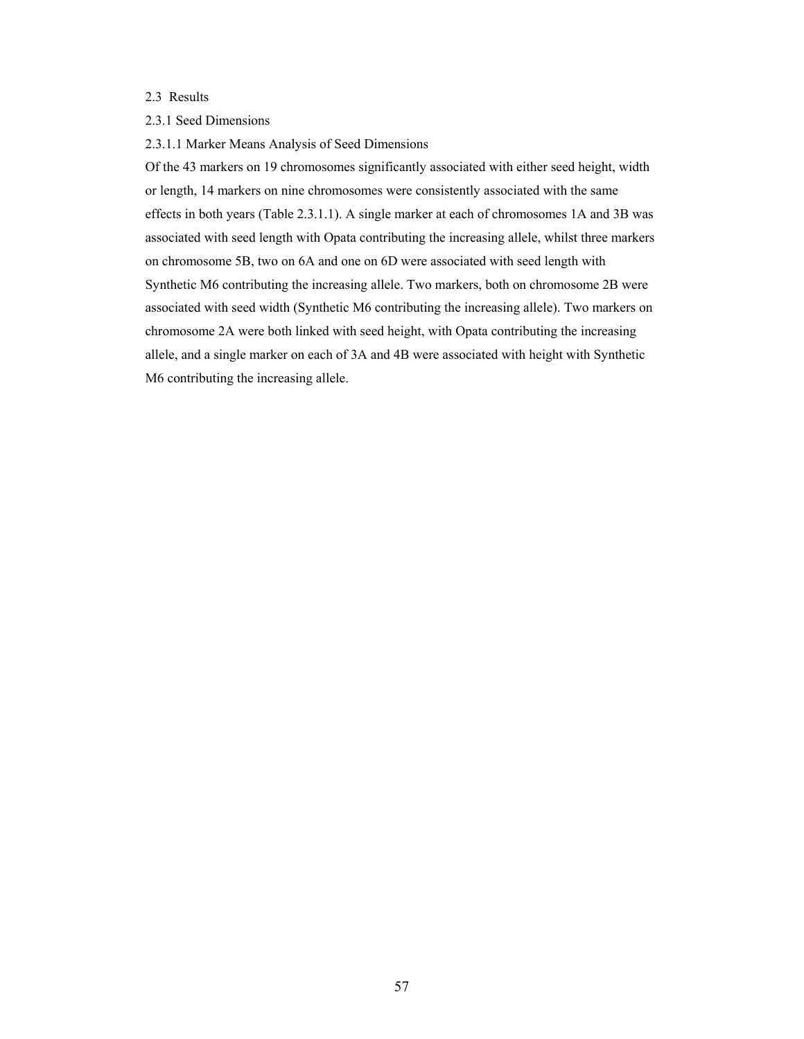## 2.3 Results

### 2.3.1 Seed Dimensions

#### 2.3.1.1 Marker Means Analysis of Seed Dimensions

Of the 43 markers on 19 chromosomes significantly associated with either seed height, width or length, 14 markers on nine chromosomes were consistently associated with the same effects in both years (Table 2.3.1.1). A single marker at each of chromosomes 1A and 3B was associated with seed length with Opata contributing the increasing allele, whilst three markers on chromosome 5B, two on 6A and one on 6D were associated with seed length with Synthetic M6 contributing the increasing allele. Two markers, both on chromosome 2B were associated with seed width (Synthetic M6 contributing the increasing allele). Two markers on chromosome 2A were both linked with seed height, with Opata contributing the increasing allele, and a single marker on each of 3A and 4B were associated with height with Synthetic M6 contributing the increasing allele.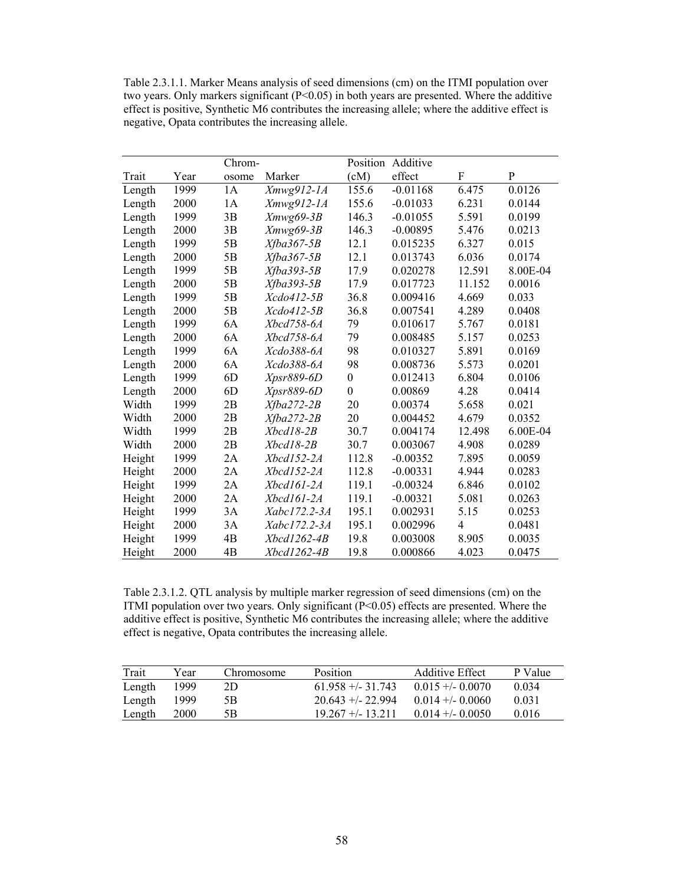Table 2.3.1.1. Marker Means analysis of seed dimensions (cm) on the ITMI population over two years. Only markers significant (P<0.05) in both years are presented. Where the additive effect is positive, Synthetic M6 contributes the increasing allele; where the additive effect is negative, Opata contributes the increasing allele.

| Trait | Year | Chromosome | Marker | Position (cM) | Additive effect | F | P |
|---|---|---|---|---|---|---|---|
| Length | 1999 | 1A | *Xmwg912-1A* | 155.6 | -0.01168 | 6.475 | 0.0126 |
| Length | 2000 | 1A | *Xmwg912-1A* | 155.6 | -0.01033 | 6.231 | 0.0144 |
| Length | 1999 | 3B | *Xmwg69-3B* | 146.3 | -0.01055 | 5.591 | 0.0199 |
| Length | 2000 | 3B | *Xmwg69-3B* | 146.3 | -0.00895 | 5.476 | 0.0213 |
| Length | 1999 | 5B | *Xfba367-5B* | 12.1 | 0.015235 | 6.327 | 0.015 |
| Length | 2000 | 5B | *Xfba367-5B* | 12.1 | 0.013743 | 6.036 | 0.0174 |
| Length | 1999 | 5B | *Xfba393-5B* | 17.9 | 0.020278 | 12.591 | 8.00E-04 |
| Length | 2000 | 5B | *Xfba393-5B* | 17.9 | 0.017723 | 11.152 | 0.0016 |
| Length | 1999 | 5B | *Xcdo412-5B* | 36.8 | 0.009416 | 4.669 | 0.033 |
| Length | 2000 | 5B | *Xcdo412-5B* | 36.8 | 0.007541 | 4.289 | 0.0408 |
| Length | 1999 | 6A | *Xbcd758-6A* | 79 | 0.010617 | 5.767 | 0.0181 |
| Length | 2000 | 6A | *Xbcd758-6A* | 79 | 0.008485 | 5.157 | 0.0253 |
| Length | 1999 | 6A | *Xcdo388-6A* | 98 | 0.010327 | 5.891 | 0.0169 |
| Length | 2000 | 6A | *Xcdo388-6A* | 98 | 0.008736 | 5.573 | 0.0201 |
| Length | 1999 | 6D | *Xpsr889-6D* | 0 | 0.012413 | 6.804 | 0.0106 |
| Length | 2000 | 6D | *Xpsr889-6D* | 0 | 0.00869 | 4.28 | 0.0414 |
| Width | 1999 | 2B | *Xfba272-2B* | 20 | 0.00374 | 5.658 | 0.021 |
| Width | 2000 | 2B | *Xfba272-2B* | 20 | 0.004452 | 4.679 | 0.0352 |
| Width | 1999 | 2B | *Xbcd18-2B* | 30.7 | 0.004174 | 12.498 | 6.00E-04 |
| Width | 2000 | 2B | *Xbcd18-2B* | 30.7 | 0.003067 | 4.908 | 0.0289 |
| Height | 1999 | 2A | *Xbcd152-2A* | 112.8 | -0.00352 | 7.895 | 0.0059 |
| Height | 2000 | 2A | *Xbcd152-2A* | 112.8 | -0.00331 | 4.944 | 0.0283 |
| Height | 1999 | 2A | *Xbcd161-2A* | 119.1 | -0.00324 | 6.846 | 0.0102 |
| Height | 2000 | 2A | *Xbcd161-2A* | 119.1 | -0.00321 | 5.081 | 0.0263 |
| Height | 1999 | 3A | *Xabc172.2-3A* | 195.1 | 0.002931 | 5.15 | 0.0253 |
| Height | 2000 | 3A | *Xabc172.2-3A* | 195.1 | 0.002996 | 4 | 0.0481 |
| Height | 1999 | 4B | *Xbcd1262-4B* | 19.8 | 0.003008 | 8.905 | 0.0035 |
| Height | 2000 | 4B | *Xbcd1262-4B* | 19.8 | 0.000866 | 4.023 | 0.0475 |

Table 2.3.1.2. QTL analysis by multiple marker regression of seed dimensions (cm) on the ITMI population over two years. Only significant (P<0.05) effects are presented. Where the additive effect is positive, Synthetic M6 contributes the increasing allele; where the additive effect is negative, Opata contributes the increasing allele.

| Trait | Year | Chromosome | Position | Additive Effect | P Value |
|---|---|---|---|---|---|
| Length | 1999 | 2D | 61.958 +/- 31.743 | 0.015 +/- 0.0070 | 0.034 |
| Length | 1999 | 5B | 20.643 +/- 22.994 | 0.014 +/- 0.0060 | 0.031 |
| Length | 2000 | 5B | 19.267 +/- 13.211 | 0.014 +/- 0.0050 | 0.016 |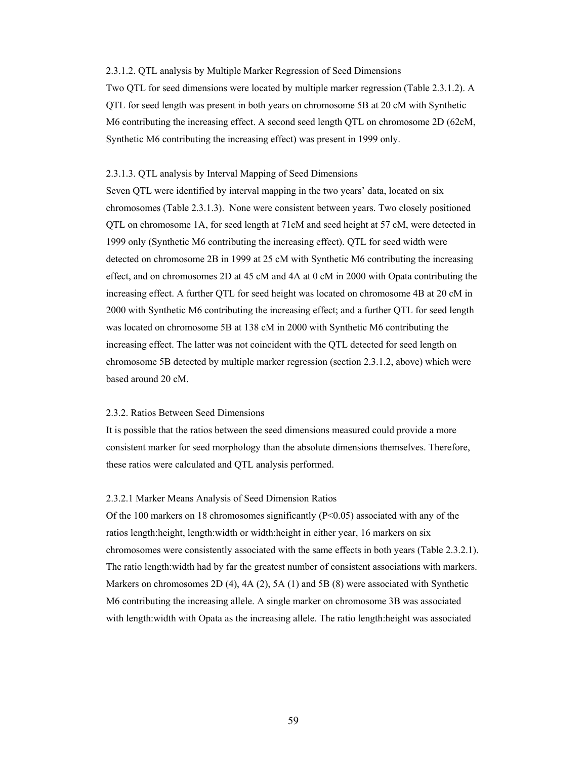#### 2.3.1.2. QTL analysis by Multiple Marker Regression of Seed Dimensions

Two QTL for seed dimensions were located by multiple marker regression (Table 2.3.1.2). A QTL for seed length was present in both years on chromosome 5B at 20 cM with Synthetic M6 contributing the increasing effect. A second seed length QTL on chromosome 2D (62cM, Synthetic M6 contributing the increasing effect) was present in 1999 only.

#### 2.3.1.3. QTL analysis by Interval Mapping of Seed Dimensions

Seven QTL were identified by interval mapping in the two years' data, located on six chromosomes (Table 2.3.1.3). None were consistent between years. Two closely positioned QTL on chromosome 1A, for seed length at 71cM and seed height at 57 cM, were detected in 1999 only (Synthetic M6 contributing the increasing effect). QTL for seed width were detected on chromosome 2B in 1999 at 25 cM with Synthetic M6 contributing the increasing effect, and on chromosomes 2D at 45 cM and 4A at 0 cM in 2000 with Opata contributing the increasing effect. A further QTL for seed height was located on chromosome 4B at 20 cM in 2000 with Synthetic M6 contributing the increasing effect; and a further QTL for seed length was located on chromosome 5B at 138 cM in 2000 with Synthetic M6 contributing the increasing effect. The latter was not coincident with the QTL detected for seed length on chromosome 5B detected by multiple marker regression (section 2.3.1.2, above) which were based around 20 cM.

### 2.3.2. Ratios Between Seed Dimensions

It is possible that the ratios between the seed dimensions measured could provide a more consistent marker for seed morphology than the absolute dimensions themselves. Therefore, these ratios were calculated and QTL analysis performed.

#### 2.3.2.1 Marker Means Analysis of Seed Dimension Ratios

Of the 100 markers on 18 chromosomes significantly ($P<0.05$) associated with any of the ratios length:height, length:width or width:height in either year, 16 markers on six chromosomes were consistently associated with the same effects in both years (Table 2.3.2.1). The ratio length:width had by far the greatest number of consistent associations with markers. Markers on chromosomes 2D (4), 4A (2), 5A (1) and 5B (8) were associated with Synthetic M6 contributing the increasing allele. A single marker on chromosome 3B was associated with length:width with Opata as the increasing allele. The ratio length:height was associated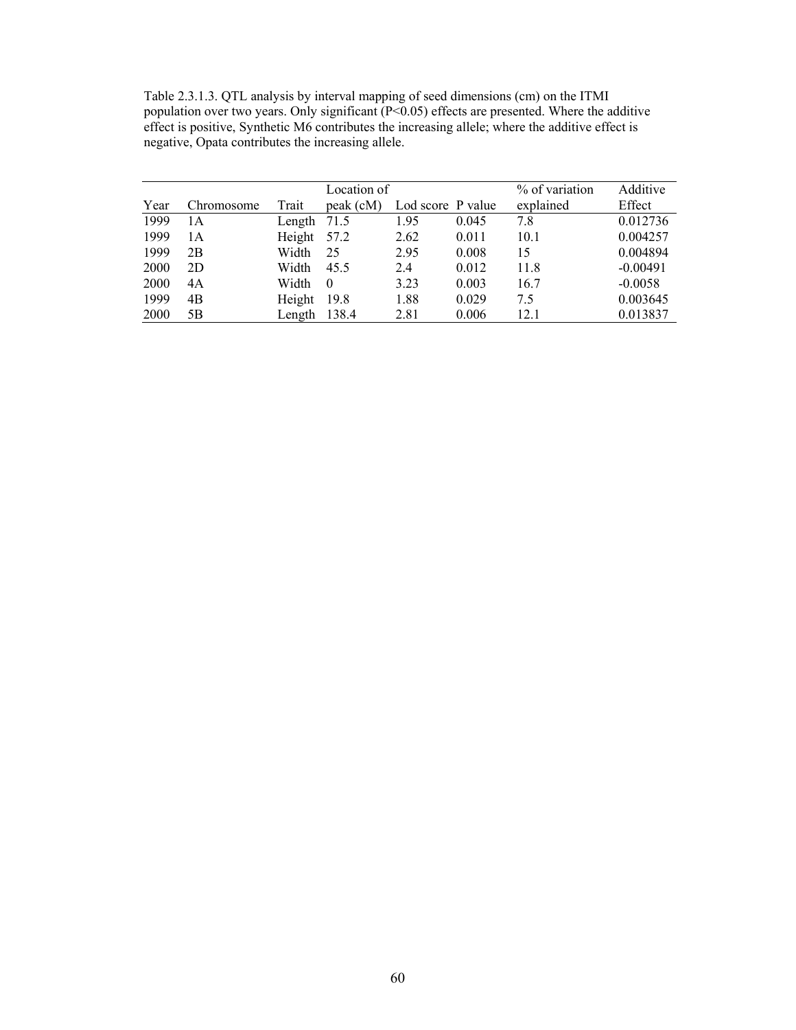Table 2.3.1.3. QTL analysis by interval mapping of seed dimensions (cm) on the ITMI population over two years. Only significant ($P<0.05$) effects are presented. Where the additive effect is positive, Synthetic M6 contributes the increasing allele; where the additive effect is negative, Opata contributes the increasing allele.

| Year | Chromosome | Trait | Location of peak (cM) | Lod score | P value | % of variation explained | Additive Effect |
|---|---|---|---|---|---|---|---|
| 1999 | 1A | Length | 71.5 | 1.95 | 0.045 | 7.8 | 0.012736 |
| 1999 | 1A | Height | 57.2 | 2.62 | 0.011 | 10.1 | 0.004257 |
| 1999 | 2B | Width | 25 | 2.95 | 0.008 | 15 | 0.004894 |
| 2000 | 2D | Width | 45.5 | 2.4 | 0.012 | 11.8 | -0.00491 |
| 2000 | 4A | Width | 0 | 3.23 | 0.003 | 16.7 | -0.0058 |
| 1999 | 4B | Height | 19.8 | 1.88 | 0.029 | 7.5 | 0.003645 |
| 2000 | 5B | Length | 138.4 | 2.81 | 0.006 | 12.1 | 0.013837 |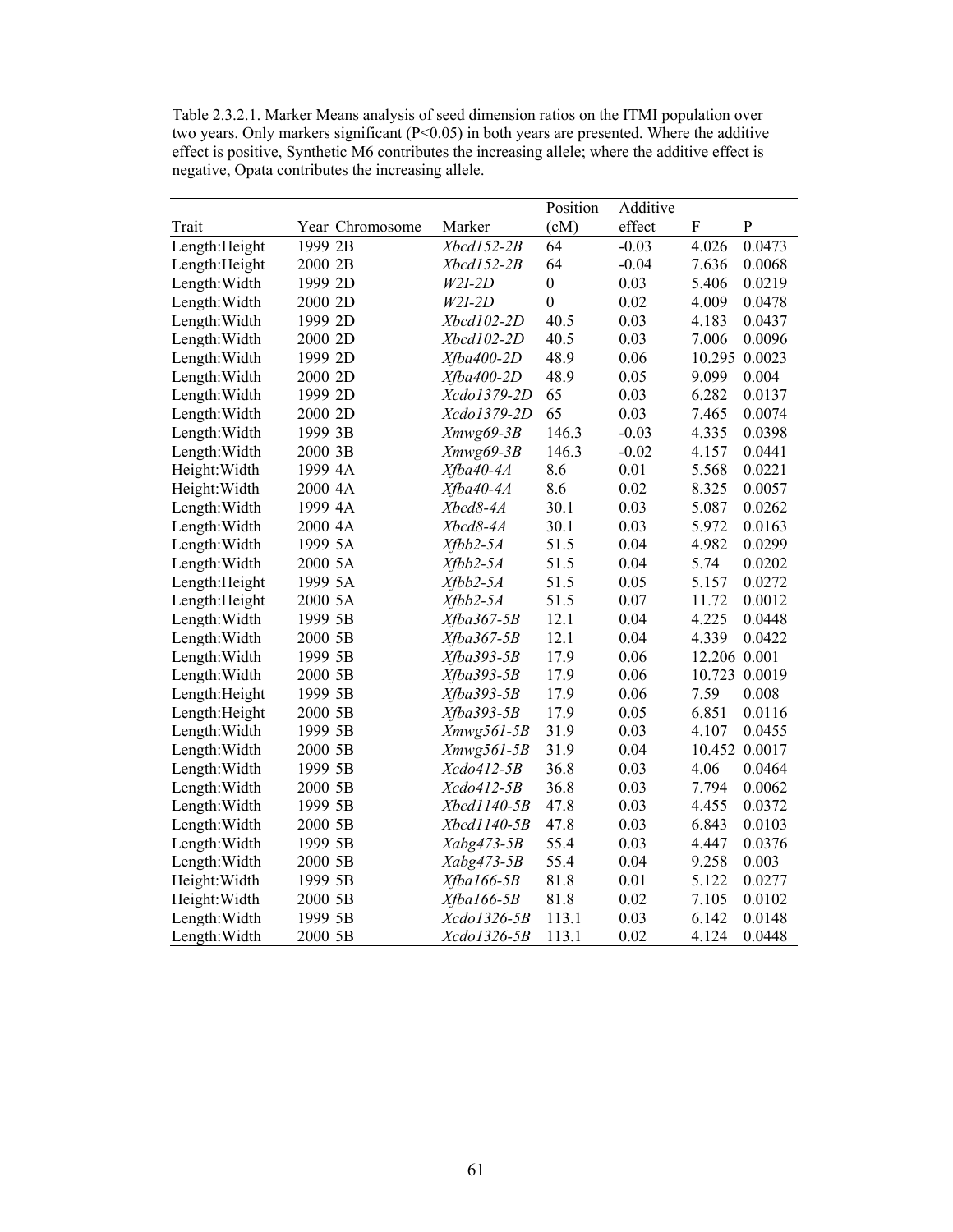Table 2.3.2.1. Marker Means analysis of seed dimension ratios on the ITMI population over two years. Only markers significant ($P<0.05$) in both years are presented. Where the additive effect is positive, Synthetic M6 contributes the increasing allele; where the additive effect is negative, Opata contributes the increasing allele.

| Trait | Year | Chromosome | Marker | Position (cM) | Additive effect | F | P |
|---|---|---|---|---|---|---|---|
| Length:Height | 1999 | 2B | *Xbcd152-2B* | 64 | -0.03 | 4.026 | 0.0473 |
| Length:Height | 2000 | 2B | *Xbcd152-2B* | 64 | -0.04 | 7.636 | 0.0068 |
| Length:Width | 1999 | 2D | *W2I-2D* | 0 | 0.03 | 5.406 | 0.0219 |
| Length:Width | 2000 | 2D | *W2I-2D* | 0 | 0.02 | 4.009 | 0.0478 |
| Length:Width | 1999 | 2D | *Xbcd102-2D* | 40.5 | 0.03 | 4.183 | 0.0437 |
| Length:Width | 2000 | 2D | *Xbcd102-2D* | 40.5 | 0.03 | 7.006 | 0.0096 |
| Length:Width | 1999 | 2D | *Xfba400-2D* | 48.9 | 0.06 | 10.295 | 0.0023 |
| Length:Width | 2000 | 2D | *Xfba400-2D* | 48.9 | 0.05 | 9.099 | 0.004 |
| Length:Width | 1999 | 2D | *Xcdo1379-2D* | 65 | 0.03 | 6.282 | 0.0137 |
| Length:Width | 2000 | 2D | *Xcdo1379-2D* | 65 | 0.03 | 7.465 | 0.0074 |
| Length:Width | 1999 | 3B | *Xmwg69-3B* | 146.3 | -0.03 | 4.335 | 0.0398 |
| Length:Width | 2000 | 3B | *Xmwg69-3B* | 146.3 | -0.02 | 4.157 | 0.0441 |
| Height:Width | 1999 | 4A | *Xfba40-4A* | 8.6 | 0.01 | 5.568 | 0.0221 |
| Height:Width | 2000 | 4A | *Xfba40-4A* | 8.6 | 0.02 | 8.325 | 0.0057 |
| Length:Width | 1999 | 4A | *Xbcd8-4A* | 30.1 | 0.03 | 5.087 | 0.0262 |
| Length:Width | 2000 | 4A | *Xbcd8-4A* | 30.1 | 0.03 | 5.972 | 0.0163 |
| Length:Width | 1999 | 5A | *Xfbb2-5A* | 51.5 | 0.04 | 4.982 | 0.0299 |
| Length:Width | 2000 | 5A | *Xfbb2-5A* | 51.5 | 0.04 | 5.74 | 0.0202 |
| Length:Height | 1999 | 5A | *Xfbb2-5A* | 51.5 | 0.05 | 5.157 | 0.0272 |
| Length:Height | 2000 | 5A | *Xfbb2-5A* | 51.5 | 0.07 | 11.72 | 0.0012 |
| Length:Width | 1999 | 5B | *Xfba367-5B* | 12.1 | 0.04 | 4.225 | 0.0448 |
| Length:Width | 2000 | 5B | *Xfba367-5B* | 12.1 | 0.04 | 4.339 | 0.0422 |
| Length:Width | 1999 | 5B | *Xfba393-5B* | 17.9 | 0.06 | 12.206 | 0.001 |
| Length:Width | 2000 | 5B | *Xfba393-5B* | 17.9 | 0.06 | 10.723 | 0.0019 |
| Length:Height | 1999 | 5B | *Xfba393-5B* | 17.9 | 0.06 | 7.59 | 0.008 |
| Length:Height | 2000 | 5B | *Xfba393-5B* | 17.9 | 0.05 | 6.851 | 0.0116 |
| Length:Width | 1999 | 5B | *Xmwg561-5B* | 31.9 | 0.03 | 4.107 | 0.0455 |
| Length:Width | 2000 | 5B | *Xmwg561-5B* | 31.9 | 0.04 | 10.452 | 0.0017 |
| Length:Width | 1999 | 5B | *Xcdo412-5B* | 36.8 | 0.03 | 4.06 | 0.0464 |
| Length:Width | 2000 | 5B | *Xcdo412-5B* | 36.8 | 0.03 | 7.794 | 0.0062 |
| Length:Width | 1999 | 5B | *Xbcd1140-5B* | 47.8 | 0.03 | 4.455 | 0.0372 |
| Length:Width | 2000 | 5B | *Xbcd1140-5B* | 47.8 | 0.03 | 6.843 | 0.0103 |
| Length:Width | 1999 | 5B | *Xabg473-5B* | 55.4 | 0.03 | 4.447 | 0.0376 |
| Length:Width | 2000 | 5B | *Xabg473-5B* | 55.4 | 0.04 | 9.258 | 0.003 |
| Height:Width | 1999 | 5B | *Xfba166-5B* | 81.8 | 0.01 | 5.122 | 0.0277 |
| Height:Width | 2000 | 5B | *Xfba166-5B* | 81.8 | 0.02 | 7.105 | 0.0102 |
| Length:Width | 1999 | 5B | *Xcdo1326-5B* | 113.1 | 0.03 | 6.142 | 0.0148 |
| Length:Width | 2000 | 5B | *Xcdo1326-5B* | 113.1 | 0.02 | 4.124 | 0.0448 |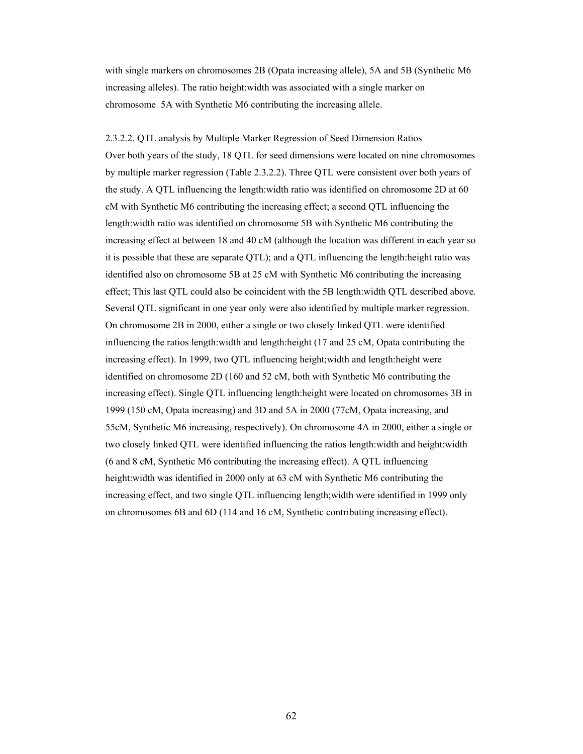with single markers on chromosomes 2B (Opata increasing allele), 5A and 5B (Synthetic M6 increasing alleles). The ratio height:width was associated with a single marker on chromosome 5A with Synthetic M6 contributing the increasing allele.

2.3.2.2. QTL analysis by Multiple Marker Regression of Seed Dimension Ratios

Over both years of the study, 18 QTL for seed dimensions were located on nine chromosomes by multiple marker regression (Table 2.3.2.2). Three QTL were consistent over both years of the study. A QTL influencing the length:width ratio was identified on chromosome 2D at 60 cM with Synthetic M6 contributing the increasing effect; a second QTL influencing the length:width ratio was identified on chromosome 5B with Synthetic M6 contributing the increasing effect at between 18 and 40 cM (although the location was different in each year so it is possible that these are separate QTL); and a QTL influencing the length:height ratio was identified also on chromosome 5B at 25 cM with Synthetic M6 contributing the increasing effect; This last QTL could also be coincident with the 5B length:width QTL described above. Several QTL significant in one year only were also identified by multiple marker regression. On chromosome 2B in 2000, either a single or two closely linked QTL were identified influencing the ratios length:width and length:height (17 and 25 cM, Opata contributing the increasing effect). In 1999, two QTL influencing height;width and length:height were identified on chromosome 2D (160 and 52 cM, both with Synthetic M6 contributing the increasing effect). Single QTL influencing length:height were located on chromosomes 3B in 1999 (150 cM, Opata increasing) and 3D and 5A in 2000 (77cM, Opata increasing, and 55cM, Synthetic M6 increasing, respectively). On chromosome 4A in 2000, either a single or two closely linked QTL were identified influencing the ratios length:width and height:width (6 and 8 cM, Synthetic M6 contributing the increasing effect). A QTL influencing height:width was identified in 2000 only at 63 cM with Synthetic M6 contributing the increasing effect, and two single QTL influencing length;width were identified in 1999 only on chromosomes 6B and 6D (114 and 16 cM, Synthetic contributing increasing effect).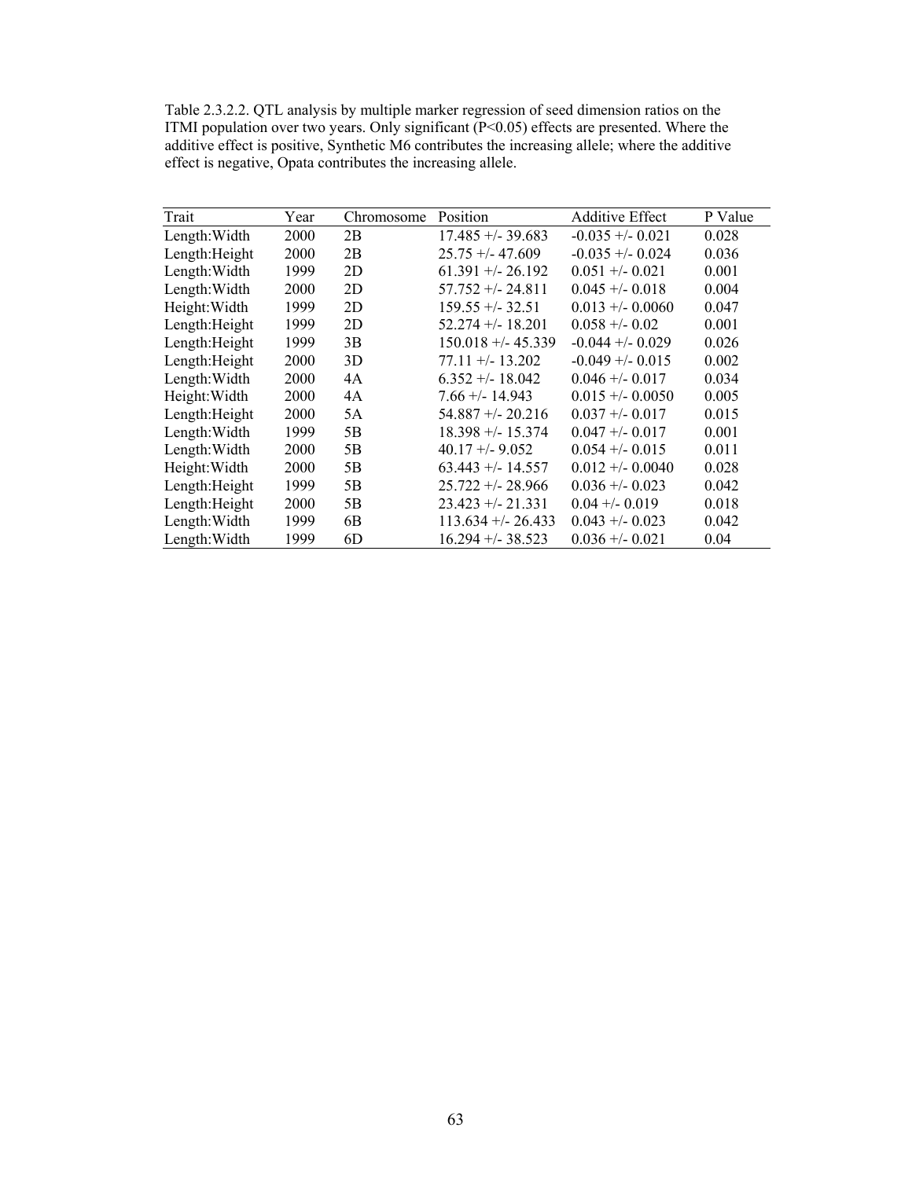Table 2.3.2.2. QTL analysis by multiple marker regression of seed dimension ratios on the ITMI population over two years. Only significant ($P<0.05$) effects are presented. Where the additive effect is positive, Synthetic M6 contributes the increasing allele; where the additive effect is negative, Opata contributes the increasing allele.

| Trait | Year | Chromosome | Position | Additive Effect | P Value |
|---|---|---|---|---|---|
| Length:Width | 2000 | 2B | 17.485 +/- 39.683 | -0.035 +/- 0.021 | 0.028 |
| Length:Height | 2000 | 2B | 25.75 +/- 47.609 | -0.035 +/- 0.024 | 0.036 |
| Length:Width | 1999 | 2D | 61.391 +/- 26.192 | 0.051 +/- 0.021 | 0.001 |
| Length:Width | 2000 | 2D | 57.752 +/- 24.811 | 0.045 +/- 0.018 | 0.004 |
| Height:Width | 1999 | 2D | 159.55 +/- 32.51 | 0.013 +/- 0.0060 | 0.047 |
| Length:Height | 1999 | 2D | 52.274 +/- 18.201 | 0.058 +/- 0.02 | 0.001 |
| Length:Height | 1999 | 3B | 150.018 +/- 45.339 | -0.044 +/- 0.029 | 0.026 |
| Length:Height | 2000 | 3D | 77.11 +/- 13.202 | -0.049 +/- 0.015 | 0.002 |
| Length:Width | 2000 | 4A | 6.352 +/- 18.042 | 0.046 +/- 0.017 | 0.034 |
| Height:Width | 2000 | 4A | 7.66 +/- 14.943 | 0.015 +/- 0.0050 | 0.005 |
| Length:Height | 2000 | 5A | 54.887 +/- 20.216 | 0.037 +/- 0.017 | 0.015 |
| Length:Width | 1999 | 5B | 18.398 +/- 15.374 | 0.047 +/- 0.017 | 0.001 |
| Length:Width | 2000 | 5B | 40.17 +/- 9.052 | 0.054 +/- 0.015 | 0.011 |
| Height:Width | 2000 | 5B | 63.443 +/- 14.557 | 0.012 +/- 0.0040 | 0.028 |
| Length:Height | 1999 | 5B | 25.722 +/- 28.966 | 0.036 +/- 0.023 | 0.042 |
| Length:Height | 2000 | 5B | 23.423 +/- 21.331 | 0.04 +/- 0.019 | 0.018 |
| Length:Width | 1999 | 6B | 113.634 +/- 26.433 | 0.043 +/- 0.023 | 0.042 |
| Length:Width | 1999 | 6D | 16.294 +/- 38.523 | 0.036 +/- 0.021 | 0.04 |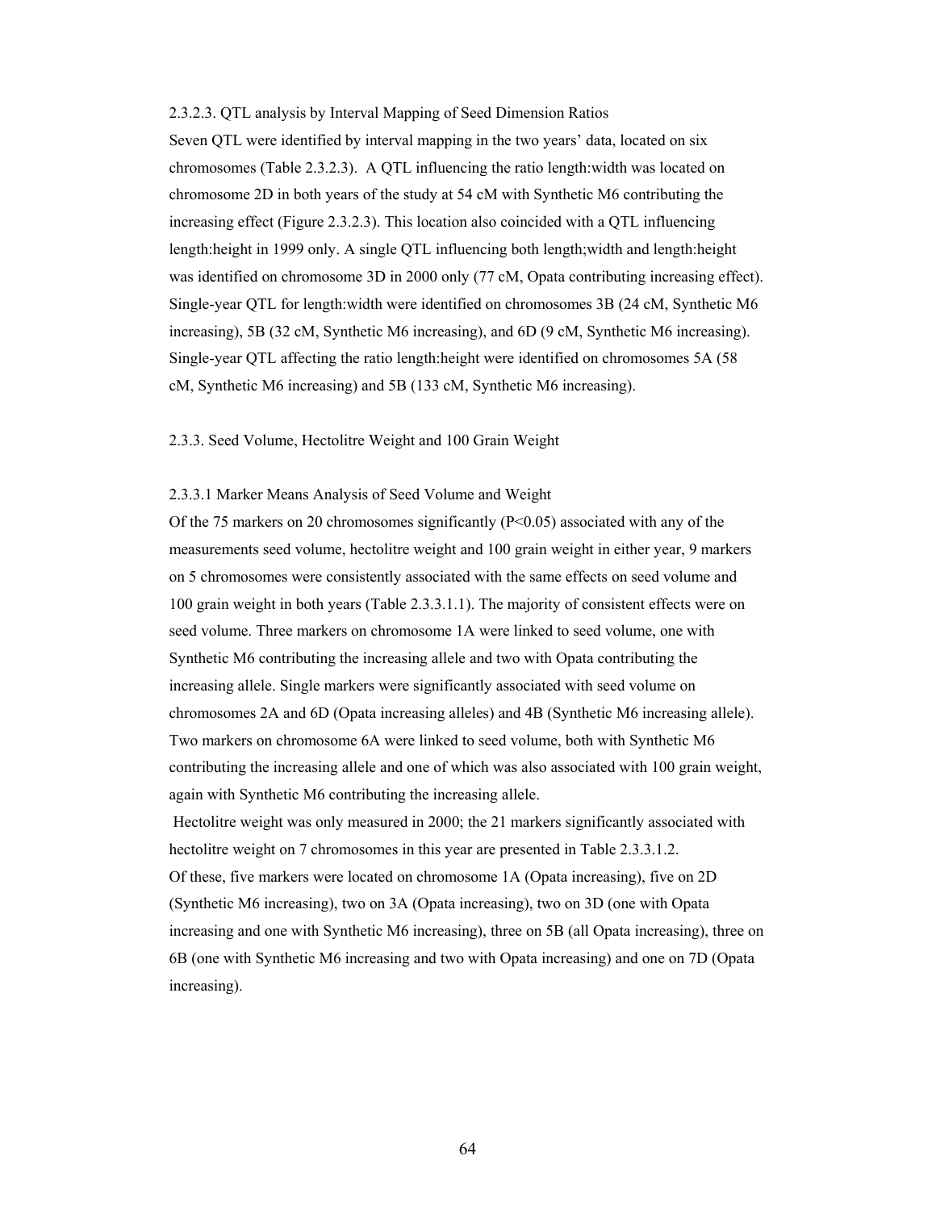#### 2.3.2.3. QTL analysis by Interval Mapping of Seed Dimension Ratios

Seven QTL were identified by interval mapping in the two years' data, located on six chromosomes (Table 2.3.2.3). A QTL influencing the ratio length:width was located on chromosome 2D in both years of the study at 54 cM with Synthetic M6 contributing the increasing effect (Figure 2.3.2.3). This location also coincided with a QTL influencing length:height in 1999 only. A single QTL influencing both length;width and length:height was identified on chromosome 3D in 2000 only (77 cM, Opata contributing increasing effect). Single-year QTL for length:width were identified on chromosomes 3B (24 cM, Synthetic M6 increasing), 5B (32 cM, Synthetic M6 increasing), and 6D (9 cM, Synthetic M6 increasing). Single-year QTL affecting the ratio length:height were identified on chromosomes 5A (58 cM, Synthetic M6 increasing) and 5B (133 cM, Synthetic M6 increasing).

### 2.3.3. Seed Volume, Hectolitre Weight and 100 Grain Weight

#### 2.3.3.1 Marker Means Analysis of Seed Volume and Weight

Of the 75 markers on 20 chromosomes significantly ($P<0.05$) associated with any of the measurements seed volume, hectolitre weight and 100 grain weight in either year, 9 markers on 5 chromosomes were consistently associated with the same effects on seed volume and 100 grain weight in both years (Table 2.3.3.1.1). The majority of consistent effects were on seed volume. Three markers on chromosome 1A were linked to seed volume, one with Synthetic M6 contributing the increasing allele and two with Opata contributing the increasing allele. Single markers were significantly associated with seed volume on chromosomes 2A and 6D (Opata increasing alleles) and 4B (Synthetic M6 increasing allele). Two markers on chromosome 6A were linked to seed volume, both with Synthetic M6 contributing the increasing allele and one of which was also associated with 100 grain weight, again with Synthetic M6 contributing the increasing allele.

Hectolitre weight was only measured in 2000; the 21 markers significantly associated with hectolitre weight on 7 chromosomes in this year are presented in Table 2.3.3.1.2.
Of these, five markers were located on chromosome 1A (Opata increasing), five on 2D (Synthetic M6 increasing), two on 3A (Opata increasing), two on 3D (one with Opata increasing and one with Synthetic M6 increasing), three on 5B (all Opata increasing), three on 6B (one with Synthetic M6 increasing and two with Opata increasing) and one on 7D (Opata increasing).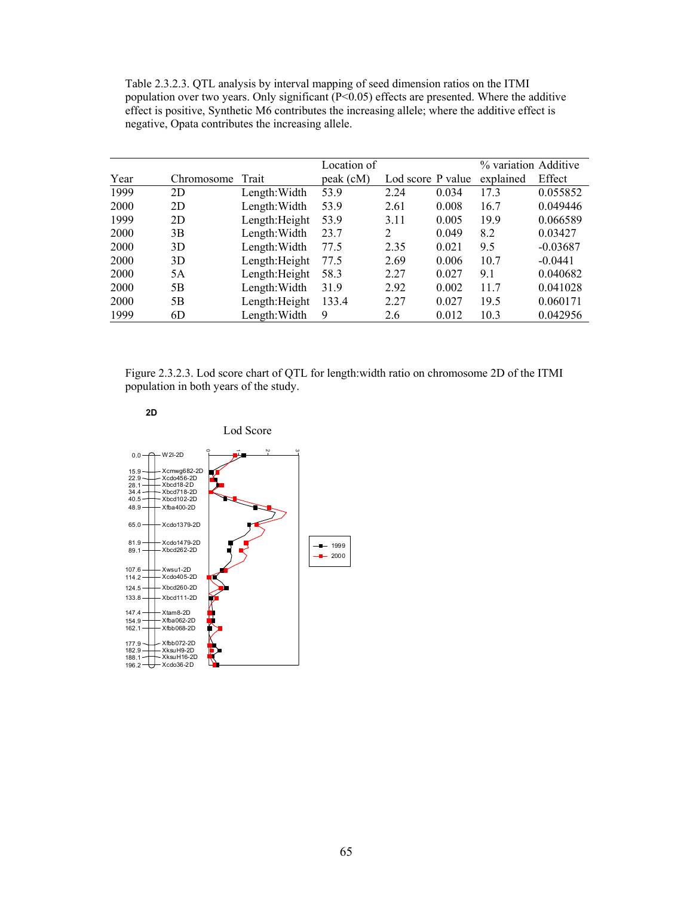Table 2.3.2.3. QTL analysis by interval mapping of seed dimension ratios on the ITMI population over two years. Only significant (P<0.05) effects are presented. Where the additive effect is positive, Synthetic M6 contributes the increasing allele; where the additive effect is negative, Opata contributes the increasing allele.

| Year | Chromosome | Trait | Location of peak (cM) | Lod score | P value | % variation explained | Additive Effect |
|---|---|---|---|---|---|---|---|
| 1999 | 2D | Length:Width | 53.9 | 2.24 | 0.034 | 17.3 | 0.055852 |
| 2000 | 2D | Length:Width | 53.9 | 2.61 | 0.008 | 16.7 | 0.049446 |
| 1999 | 2D | Length:Height | 53.9 | 3.11 | 0.005 | 19.9 | 0.066589 |
| 2000 | 3B | Length:Width | 23.7 | 2 | 0.049 | 8.2 | 0.03427 |
| 2000 | 3D | Length:Width | 77.5 | 2.35 | 0.021 | 9.5 | -0.03687 |
| 2000 | 3D | Length:Height | 77.5 | 2.69 | 0.006 | 10.7 | -0.0441 |
| 2000 | 5A | Length:Height | 58.3 | 2.27 | 0.027 | 9.1 | 0.040682 |
| 2000 | 5B | Length:Width | 31.9 | 2.92 | 0.002 | 11.7 | 0.041028 |
| 2000 | 5B | Length:Height | 133.4 | 2.27 | 0.027 | 19.5 | 0.060171 |
| 1999 | 6D | Length:Width | 9 | 2.6 | 0.012 | 10.3 | 0.042956 |

Figure 2.3.2.3. Lod score chart of QTL for length:width ratio on chromosome 2D of the ITMI population in both years of the study.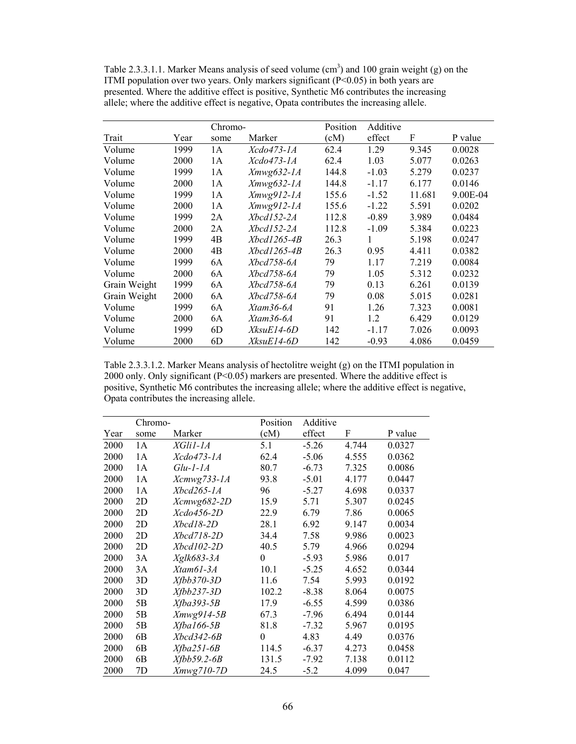Table 2.3.3.1.1. Marker Means analysis of seed volume ($cm^3$) and 100 grain weight (g) on the ITMI population over two years. Only markers significant (P<0.05) in both years are presented. Where the additive effect is positive, Synthetic M6 contributes the increasing allele; where the additive effect is negative, Opata contributes the increasing allele.

| Trait | Year | Chromo-some | Marker | Position (cM) | Additive effect | F | P value |
|---|---|---|---|---|---|---|---|
| Volume | 1999 | 1A | *Xcdo473-1A* | 62.4 | 1.29 | 9.345 | 0.0028 |
| Volume | 2000 | 1A | *Xcdo473-1A* | 62.4 | 1.03 | 5.077 | 0.0263 |
| Volume | 1999 | 1A | *Xmwg632-1A* | 144.8 | -1.03 | 5.279 | 0.0237 |
| Volume | 2000 | 1A | *Xmwg632-1A* | 144.8 | -1.17 | 6.177 | 0.0146 |
| Volume | 1999 | 1A | *Xmwg912-1A* | 155.6 | -1.52 | 11.681 | 9.00E-04 |
| Volume | 2000 | 1A | *Xmwg912-1A* | 155.6 | -1.22 | 5.591 | 0.0202 |
| Volume | 1999 | 2A | *Xbcd152-2A* | 112.8 | -0.89 | 3.989 | 0.0484 |
| Volume | 2000 | 2A | *Xbcd152-2A* | 112.8 | -1.09 | 5.384 | 0.0223 |
| Volume | 1999 | 4B | *Xbcd1265-4B* | 26.3 | 1 | 5.198 | 0.0247 |
| Volume | 2000 | 4B | *Xbcd1265-4B* | 26.3 | 0.95 | 4.411 | 0.0382 |
| Volume | 1999 | 6A | *Xbcd758-6A* | 79 | 1.17 | 7.219 | 0.0084 |
| Volume | 2000 | 6A | *Xbcd758-6A* | 79 | 1.05 | 5.312 | 0.0232 |
| Grain Weight | 1999 | 6A | *Xbcd758-6A* | 79 | 0.13 | 6.261 | 0.0139 |
| Grain Weight | 2000 | 6A | *Xbcd758-6A* | 79 | 0.08 | 5.015 | 0.0281 |
| Volume | 1999 | 6A | *Xtam36-6A* | 91 | 1.26 | 7.323 | 0.0081 |
| Volume | 2000 | 6A | *Xtam36-6A* | 91 | 1.2 | 6.429 | 0.0129 |
| Volume | 1999 | 6D | *XksuE14-6D* | 142 | -1.17 | 7.026 | 0.0093 |
| Volume | 2000 | 6D | *XksuE14-6D* | 142 | -0.93 | 4.086 | 0.0459 |

Table 2.3.3.1.2. Marker Means analysis of hectolitre weight (g) on the ITMI population in 2000 only. Only significant (P<0.05) markers are presented. Where the additive effect is positive, Synthetic M6 contributes the increasing allele; where the additive effect is negative, Opata contributes the increasing allele.

| Year | Chromo-some | Marker | Position (cM) | Additive effect | F | P value |
|---|---|---|---|---|---|---|
| 2000 | 1A | *XGli1-1A* | 5.1 | -5.26 | 4.744 | 0.0327 |
| 2000 | 1A | *Xcdo473-1A* | 62.4 | -5.06 | 4.555 | 0.0362 |
| 2000 | 1A | *Glu-1-1A* | 80.7 | -6.73 | 7.325 | 0.0086 |
| 2000 | 1A | *Xcmwg733-1A* | 93.8 | -5.01 | 4.177 | 0.0447 |
| 2000 | 1A | *Xbcd265-1A* | 96 | -5.27 | 4.698 | 0.0337 |
| 2000 | 2D | *Xcmwg682-2D* | 15.9 | 5.71 | 5.307 | 0.0245 |
| 2000 | 2D | *Xcdo456-2D* | 22.9 | 6.79 | 7.86 | 0.0065 |
| 2000 | 2D | *Xbcd18-2D* | 28.1 | 6.92 | 9.147 | 0.0034 |
| 2000 | 2D | *Xbcd718-2D* | 34.4 | 7.58 | 9.986 | 0.0023 |
| 2000 | 2D | *Xbcd102-2D* | 40.5 | 5.79 | 4.966 | 0.0294 |
| 2000 | 3A | *Xglk683-3A* | 0 | -5.93 | 5.986 | 0.017 |
| 2000 | 3A | *Xtam61-3A* | 10.1 | -5.25 | 4.652 | 0.0344 |
| 2000 | 3D | *Xfbb370-3D* | 11.6 | 7.54 | 5.993 | 0.0192 |
| 2000 | 3D | *Xfbb237-3D* | 102.2 | -8.38 | 8.064 | 0.0075 |
| 2000 | 5B | *Xfba393-5B* | 17.9 | -6.55 | 4.599 | 0.0386 |
| 2000 | 5B | *Xmwg914-5B* | 67.3 | -7.96 | 6.494 | 0.0144 |
| 2000 | 5B | *Xfba166-5B* | 81.8 | -7.32 | 5.967 | 0.0195 |
| 2000 | 6B | *Xbcd342-6B* | 0 | 4.83 | 4.49 | 0.0376 |
| 2000 | 6B | *Xfba251-6B* | 114.5 | -6.37 | 4.273 | 0.0458 |
| 2000 | 6B | *Xfbb59.2-6B* | 131.5 | -7.92 | 7.138 | 0.0112 |
| 2000 | 7D | *Xmwg710-7D* | 24.5 | -5.2 | 4.099 | 0.047 |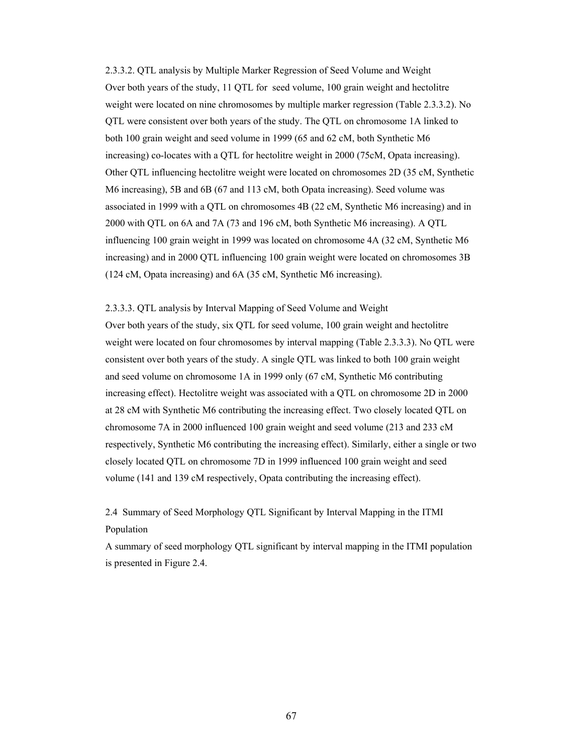### 2.3.3.2. QTL analysis by Multiple Marker Regression of Seed Volume and Weight

Over both years of the study, 11 QTL for seed volume, 100 grain weight and hectolitre weight were located on nine chromosomes by multiple marker regression (Table 2.3.3.2). No QTL were consistent over both years of the study. The QTL on chromosome 1A linked to both 100 grain weight and seed volume in 1999 (65 and 62 cM, both Synthetic M6 increasing) co-locates with a QTL for hectolitre weight in 2000 (75cM, Opata increasing). Other QTL influencing hectolitre weight were located on chromosomes 2D (35 cM, Synthetic M6 increasing), 5B and 6B (67 and 113 cM, both Opata increasing). Seed volume was associated in 1999 with a QTL on chromosomes 4B (22 cM, Synthetic M6 increasing) and in 2000 with QTL on 6A and 7A (73 and 196 cM, both Synthetic M6 increasing). A QTL influencing 100 grain weight in 1999 was located on chromosome 4A (32 cM, Synthetic M6 increasing) and in 2000 QTL influencing 100 grain weight were located on chromosomes 3B (124 cM, Opata increasing) and 6A (35 cM, Synthetic M6 increasing).

### 2.3.3.3. QTL analysis by Interval Mapping of Seed Volume and Weight

Over both years of the study, six QTL for seed volume, 100 grain weight and hectolitre weight were located on four chromosomes by interval mapping (Table 2.3.3.3). No QTL were consistent over both years of the study. A single QTL was linked to both 100 grain weight and seed volume on chromosome 1A in 1999 only (67 cM, Synthetic M6 contributing increasing effect). Hectolitre weight was associated with a QTL on chromosome 2D in 2000 at 28 cM with Synthetic M6 contributing the increasing effect. Two closely located QTL on chromosome 7A in 2000 influenced 100 grain weight and seed volume (213 and 233 cM respectively, Synthetic M6 contributing the increasing effect). Similarly, either a single or two closely located QTL on chromosome 7D in 1999 influenced 100 grain weight and seed volume (141 and 139 cM respectively, Opata contributing the increasing effect).

## 2.4 Summary of Seed Morphology QTL Significant by Interval Mapping in the ITMI Population

A summary of seed morphology QTL significant by interval mapping in the ITMI population is presented in Figure 2.4.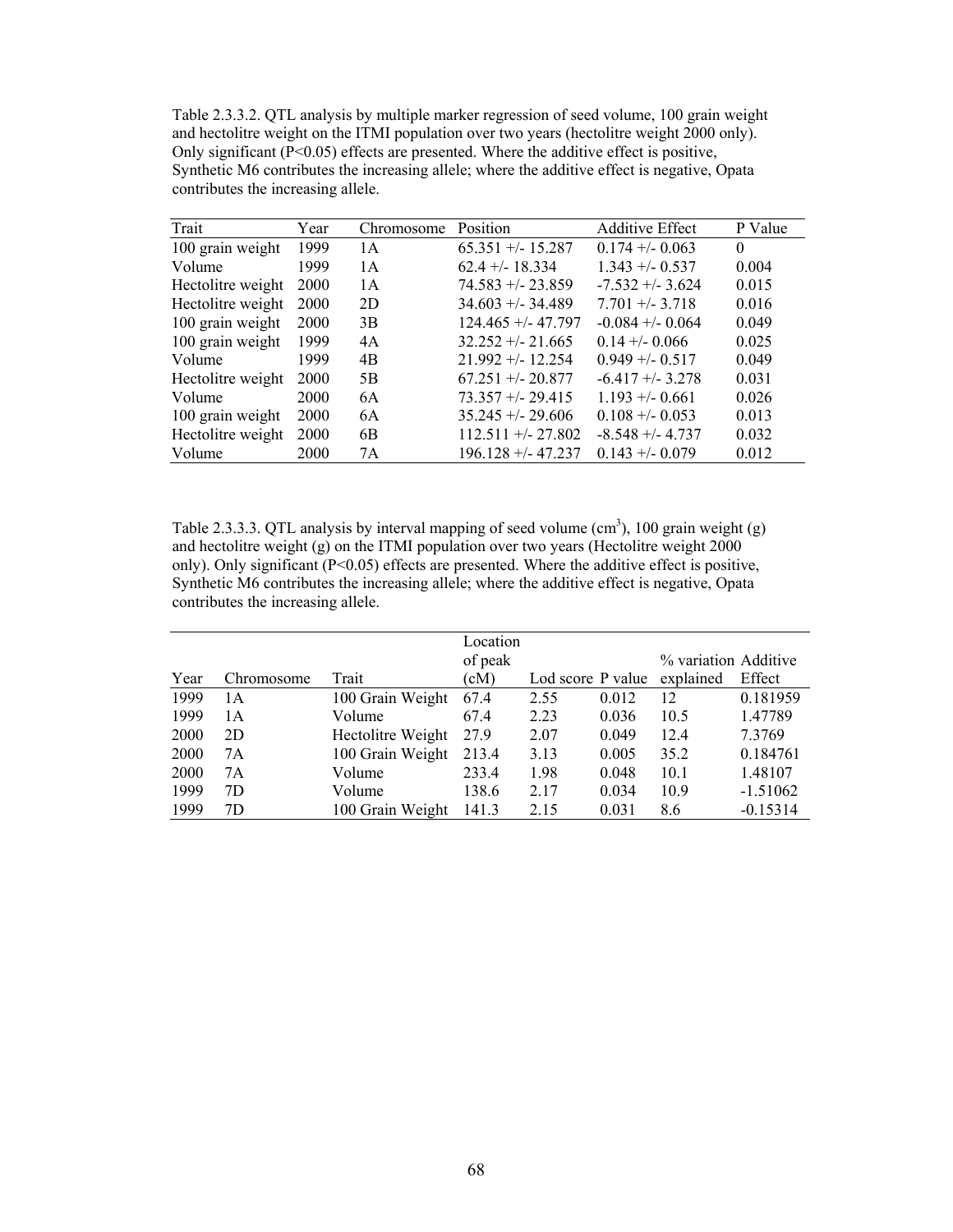Table 2.3.3.2. QTL analysis by multiple marker regression of seed volume, 100 grain weight and hectolitre weight on the ITMI population over two years (hectolitre weight 2000 only). Only significant ($P<0.05$) effects are presented. Where the additive effect is positive, Synthetic M6 contributes the increasing allele; where the additive effect is negative, Opata contributes the increasing allele.

| Trait | Year | Chromosome | Position | Additive Effect | P Value |
|---|---|---|---|---|---|
| 100 grain weight | 1999 | 1A | 65.351 +/- 15.287 | 0.174 +/- 0.063 | 0 |
| Volume | 1999 | 1A | 62.4 +/- 18.334 | 1.343 +/- 0.537 | 0.004 |
| Hectolitre weight | 2000 | 1A | 74.583 +/- 23.859 | -7.532 +/- 3.624 | 0.015 |
| Hectolitre weight | 2000 | 2D | 34.603 +/- 34.489 | 7.701 +/- 3.718 | 0.016 |
| 100 grain weight | 2000 | 3B | 124.465 +/- 47.797 | -0.084 +/- 0.064 | 0.049 |
| 100 grain weight | 1999 | 4A | 32.252 +/- 21.665 | 0.14 +/- 0.066 | 0.025 |
| Volume | 1999 | 4B | 21.992 +/- 12.254 | 0.949 +/- 0.517 | 0.049 |
| Hectolitre weight | 2000 | 5B | 67.251 +/- 20.877 | -6.417 +/- 3.278 | 0.031 |
| Volume | 2000 | 6A | 73.357 +/- 29.415 | 1.193 +/- 0.661 | 0.026 |
| 100 grain weight | 2000 | 6A | 35.245 +/- 29.606 | 0.108 +/- 0.053 | 0.013 |
| Hectolitre weight | 2000 | 6B | 112.511 +/- 27.802 | -8.548 +/- 4.737 | 0.032 |
| Volume | 2000 | 7A | 196.128 +/- 47.237 | 0.143 +/- 0.079 | 0.012 |

Table 2.3.3.3. QTL analysis by interval mapping of seed volume ($cm^3$), 100 grain weight (g) and hectolitre weight (g) on the ITMI population over two years (Hectolitre weight 2000 only). Only significant ($P<0.05$) effects are presented. Where the additive effect is positive, Synthetic M6 contributes the increasing allele; where the additive effect is negative, Opata contributes the increasing allele.

| Year | Chromosome | Trait | Location of peak (cM) | Lod score | P value | % variation explained | Additive Effect |
|---|---|---|---|---|---|---|---|
| 1999 | 1A | 100 Grain Weight | 67.4 | 2.55 | 0.012 | 12 | 0.181959 |
| 1999 | 1A | Volume | 67.4 | 2.23 | 0.036 | 10.5 | 1.47789 |
| 2000 | 2D | Hectolitre Weight | 27.9 | 2.07 | 0.049 | 12.4 | 7.3769 |
| 2000 | 7A | 100 Grain Weight | 213.4 | 3.13 | 0.005 | 35.2 | 0.184761 |
| 2000 | 7A | Volume | 233.4 | 1.98 | 0.048 | 10.1 | 1.48107 |
| 1999 | 7D | Volume | 138.6 | 2.17 | 0.034 | 10.9 | -1.51062 |
| 1999 | 7D | 100 Grain Weight | 141.3 | 2.15 | 0.031 | 8.6 | -0.15314 |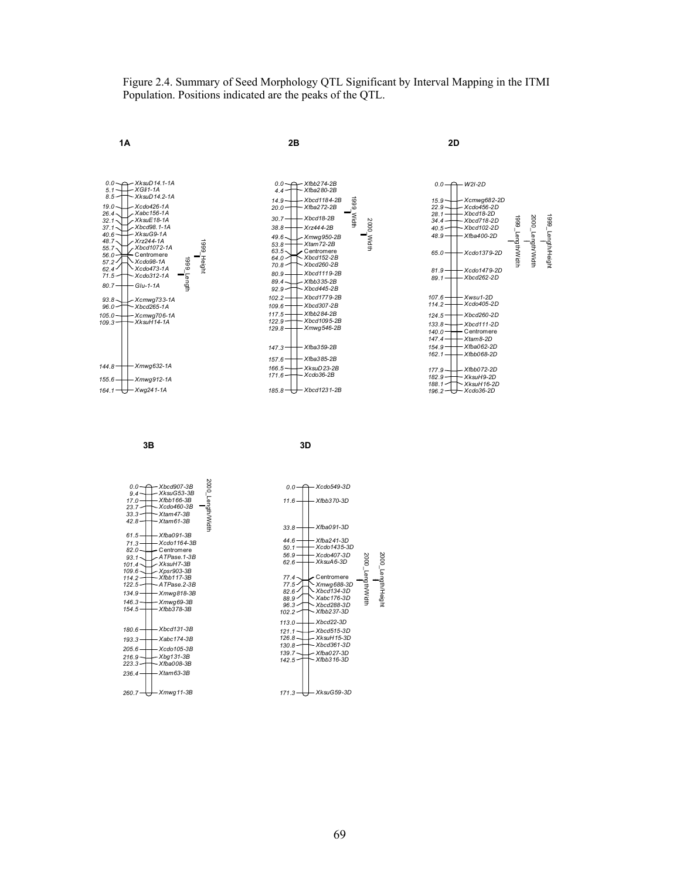Figure 2.4. Summary of Seed Morphology QTL Significant by Interval Mapping in the ITMI Population. Positions indicated are the peaks of the QTL.

**1A**

0.0 XksuD14.1-1A
5.1 XGli1-1A
8.5 XksuD14.2-1A
19.0 Xcdo426-1A
26.4 Xabc156-1A
32.1 XksuE18-1A
37.1 Xbcd98.1-1A
40.6 XksuG9-1A
48.7 Xrz244-1A
55.7 Xbcd1072-1A
56.0 Centromere
57.2 Xcdo98-1A
62.4 Xcdo473-1A
71.5 Xcdo312-1A
80.7 Glu-1-1A
93.8 Xcmwg733-1A
96.0 Xbcd265-1A
105.0 Xcmwg706-1A
109.3 XksuH14-1A
144.8 Xmwg632-1A
155.6 Xmwg912-1A
164.1 Xwg241-1A

QTL: 1999_Height; 1999_Length

**2B**

0.0 Xfbb274-2B
4.4 Xfba280-2B
14.9 Xbcd1184-2B
20.0 Xfba272-2B
30.7 Xbcd18-2B
38.8 Xrz444-2B
49.6 Xmwg950-2B
53.8 Xtam72-2B
63.5 Centromere
64.0 Xbcd152-2B
70.8 Xbcd260-2B
80.9 Xbcd1119-2B
89.4 Xfbb335-2B
92.9 Xbcd445-2B
102.2 Xbcd1779-2B
109.6 Xbcd307-2B
117.5 Xfbb284-2B
122.9 Xbcd1095-2B
129.8 Xmwg546-2B
147.3 Xfba359-2B
157.6 Xfba385-2B
166.5 XksuD23-2B
171.6 Xcdo36-2B
185.8 Xbcd1231-2B

QTL: 1999_Width; 2000_Width

**2D**

0.0 W2I-2D
15.9 Xcmwg682-2D
22.9 Xcdo456-2D
28.1 Xbcd18-2D
34.4 Xbcd718-2D
40.5 Xbcd102-2D
48.9 Xfba400-2D
65.0 Xcdo1379-2D
81.9 Xcdo1479-2D
89.1 Xbcd262-2D
107.6 Xwsu1-2D
114.2 Xcdo405-2D
124.5 Xbcd260-2D
133.8 Xbcd111-2D
140.0 Centromere
147.4 Xtam8-2D
154.9 Xfba062-2D
162.1 Xfbb068-2D
177.9 Xfbb072-2D
182.9 XksuH9-2D
188.1 XksuH16-2D
196.2 Xcdo36-2D

QTL: 1999_LengthWidth; 2000_LengthWidth; 1999_LengthHeight

**3B**

0.0 Xbcd907-3B
9.4 XksuG53-3B
17.0 Xfbb166-3B
23.7 Xcdo460-3B
33.3 Xtam47-3B
42.8 Xtam61-3B
61.5 Xfba091-3B
71.3 Xcdo1164-3B
82.0 Centromere
93.1 ATPase.1-3B
101.4 XksuH7-3B
109.6 Xpsr903-3B
114.2 Xfbb117-3B
122.5 ATPase.2-3B
134.9 Xmwg818-3B
146.3 Xmwg69-3B
154.5 Xfbb378-3B
180.6 Xbcd131-3B
193.3 Xabc174-3B
205.6 Xcdo105-3B
216.9 Xbg131-3B
223.3 Xfba008-3B
236.4 Xtam63-3B
260.7 Xmwg11-3B

QTL: 2000_Length/Width

**3D**

0.0 Xcdo549-3D
11.6 Xfbb370-3D
33.8 Xfba091-3D
44.6 Xfba241-3D
50.1 Xcdo1435-3D
56.9 Xcdo407-3D
62.6 XksuA6-3D
77.4 Centromere
77.5 Xmwg688-3D
82.6 Xbcd134-3D
88.9 Xabc176-3D
96.3 Xbcd288-3D
102.2 Xfbb237-3D
113.0 Xbcd22-3D
121.1 Xbcd515-3D
126.8 XksuH15-3D
130.8 Xbcd361-3D
139.7 Xfba027-3D
142.5 Xfbb316-3D
171.3 XksuG59-3D

QTL: 2000_LengthWidth; 2000_Length/Height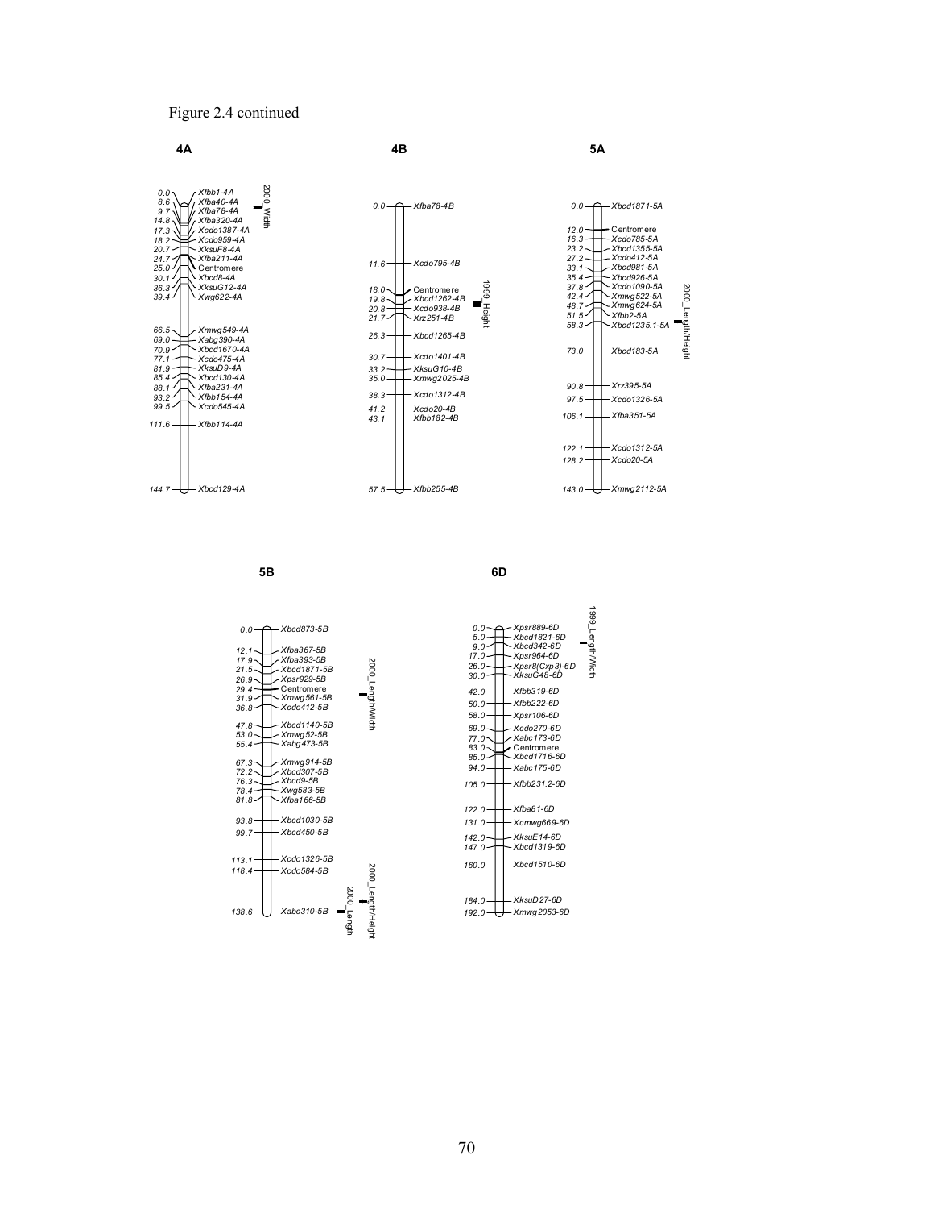Figure 2.4 continued

**4A**

| Position (cM) | Marker |
|---|---|
| 0.0 | Xfbb1-4A |
| 8.6 | Xfba40-4A |
| 9.7 | Xfba78-4A |
| 14.8 | Xfba320-4A |
| 17.3 | Xcdo1387-4A |
| 18.2 | Xcdo959-4A |
| 20.7 | XksuF8-4A |
| 24.7 | Xfba211-4A |
| 25.0 | Centromere |
| 30.1 | Xbcd8-4A |
| 36.3 | XksuG12-4A |
| 39.4 | Xwg622-4A |
| 66.5 | Xmwg549-4A |
| 69.0 | Xabg390-4A |
| 70.9 | Xbcd1670-4A |
| 77.1 | Xcdo475-4A |
| 81.9 | XksuD9-4A |
| 85.4 | Xbcd130-4A |
| 88.1 | Xfba231-4A |
| 93.2 | Xfbb154-4A |
| 99.5 | Xcdo545-4A |
| 111.6 | Xfbb114-4A |
| 144.7 | Xbcd129-4A |

QTL: 2000_Width

**4B**

| Position (cM) | Marker |
|---|---|
| 0.0 | Xfba78-4B |
| 11.6 | Xcdo795-4B |
| 18.0 | Centromere |
| 19.8 | Xbcd1262-4B |
| 20.8 | Xcdo938-4B |
| 21.7 | Xrz251-4B |
| 26.3 | Xbcd1265-4B |
| 30.7 | Xcdo1401-4B |
| 33.2 | XksuG10-4B |
| 35.0 | Xmwg2025-4B |
| 38.3 | Xcdo1312-4B |
| 41.2 | Xcdo20-4B |
| 43.1 | Xfbb182-4B |
| 57.5 | Xfbb255-4B |

QTL: 1999_Height

**5A**

| Position (cM) | Marker |
|---|---|
| 0.0 | Xbcd1871-5A |
| 12.0 | Centromere |
| 16.3 | Xcdo785-5A |
| 23.2 | Xbcd1355-5A |
| 27.2 | Xcdo412-5A |
| 33.1 | Xbcd981-5A |
| 35.4 | Xbcd926-5A |
| 37.8 | Xcdo1090-5A |
| 42.4 | Xmwg522-5A |
| 48.7 | Xmwg624-5A |
| 51.5 | Xfbb2-5A |
| 58.3 | Xbcd1235.1-5A |
| 73.0 | Xbcd183-5A |
| 90.8 | Xrz395-5A |
| 97.5 | Xcdo1326-5A |
| 106.1 | Xfba351-5A |
| 122.1 | Xcdo1312-5A |
| 128.2 | Xcdo20-5A |
| 143.0 | Xmwg2112-5A |

QTL: 2000_Length/Height

**5B**

| Position (cM) | Marker |
|---|---|
| 0.0 | Xbcd873-5B |
| 12.1 | Xfba367-5B |
| 17.9 | Xfba393-5B |
| 21.5 | Xbcd1871-5B |
| 26.9 | Xpsr929-5B |
| 29.4 | Centromere |
| 31.9 | Xmwg561-5B |
| 36.8 | Xcdo412-5B |
| 47.8 | Xbcd1140-5B |
| 53.0 | Xmwg52-5B |
| 55.4 | Xabg473-5B |
| 67.3 | Xmwg914-5B |
| 72.2 | Xbcd307-5B |
| 76.3 | Xbcd9-5B |
| 78.4 | Xwg583-5B |
| 81.8 | Xfba166-5B |
| 93.8 | Xbcd1030-5B |
| 99.7 | Xbcd450-5B |
| 113.1 | Xcdo1326-5B |
| 118.4 | Xcdo584-5B |
| 138.6 | Xabc310-5B |

QTL: 2000_Length/Width; 2000_Length/Height; 2000_Length

**6D**

| Position (cM) | Marker |
|---|---|
| 0.0 | Xpsr889-6D |
| 5.0 | Xbcd1821-6D |
| 9.0 | Xbcd342-6D |
| 17.0 | Xpsr964-6D |
| 26.0 | Xpsr8(Cxp3)-6D |
| 30.0 | XksuG48-6D |
| 42.0 | Xfbb319-6D |
| 50.0 | Xfbb222-6D |
| 58.0 | Xpsr106-6D |
| 69.0 | Xcdo270-6D |
| 77.0 | Xabc173-6D |
| 83.0 | Centromere |
| 85.0 | Xbcd1716-6D |
| 94.0 | Xabc175-6D |
| 105.0 | Xfbb231.2-6D |
| 122.0 | Xfba81-6D |
| 131.0 | Xcmwg669-6D |
| 142.0 | XksuE14-6D |
| 147.0 | Xbcd1319-6D |
| 160.0 | Xbcd1510-6D |
| 184.0 | XksuD27-6D |
| 192.0 | Xmwg2053-6D |

QTL: 1999_Length/Width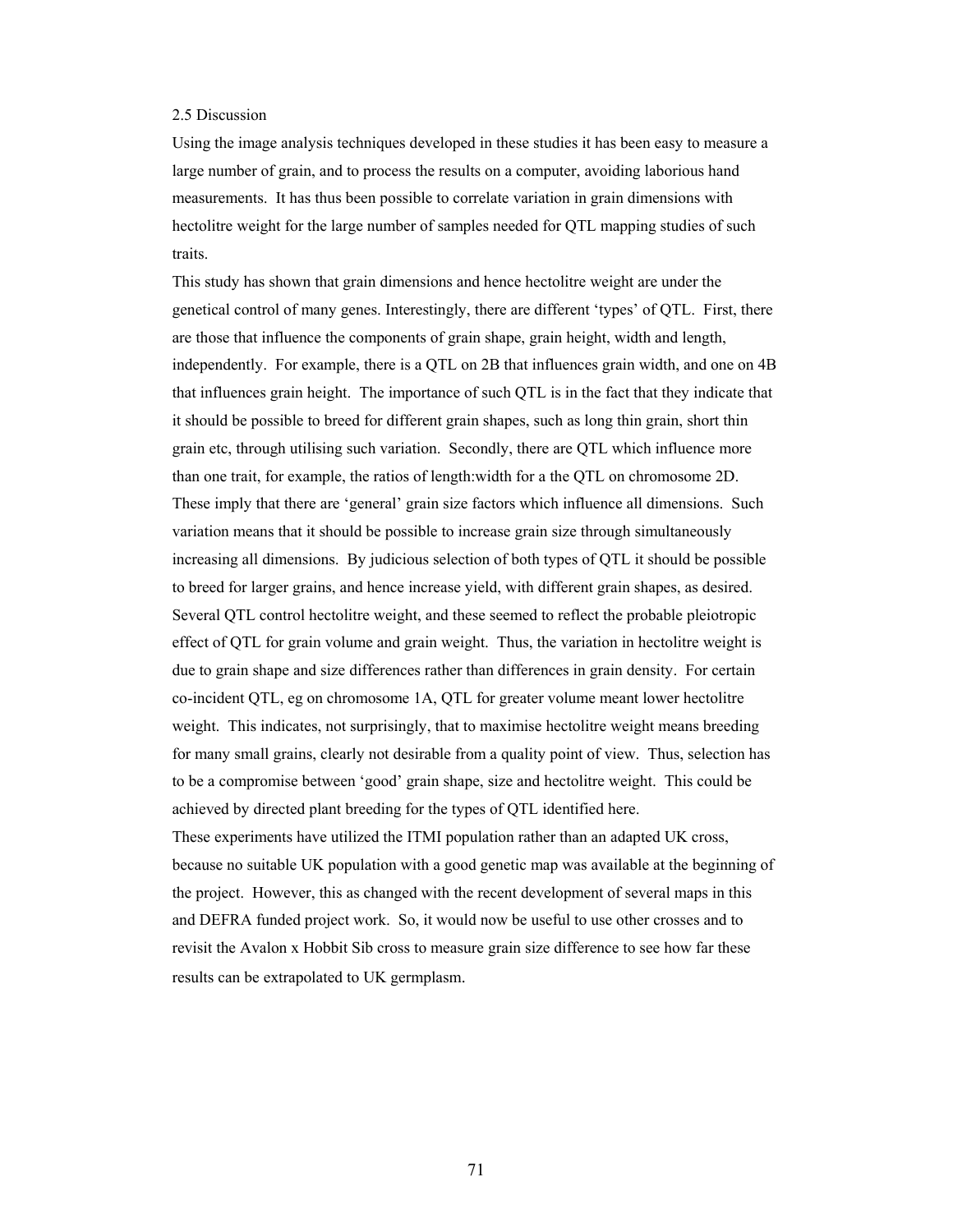## 2.5 Discussion

Using the image analysis techniques developed in these studies it has been easy to measure a large number of grain, and to process the results on a computer, avoiding laborious hand measurements. It has thus been possible to correlate variation in grain dimensions with hectolitre weight for the large number of samples needed for QTL mapping studies of such traits.

This study has shown that grain dimensions and hence hectolitre weight are under the genetical control of many genes. Interestingly, there are different 'types' of QTL. First, there are those that influence the components of grain shape, grain height, width and length, independently. For example, there is a QTL on 2B that influences grain width, and one on 4B that influences grain height. The importance of such QTL is in the fact that they indicate that it should be possible to breed for different grain shapes, such as long thin grain, short thin grain etc, through utilising such variation. Secondly, there are QTL which influence more than one trait, for example, the ratios of length:width for a the QTL on chromosome 2D. These imply that there are 'general' grain size factors which influence all dimensions. Such variation means that it should be possible to increase grain size through simultaneously increasing all dimensions. By judicious selection of both types of QTL it should be possible to breed for larger grains, and hence increase yield, with different grain shapes, as desired. Several QTL control hectolitre weight, and these seemed to reflect the probable pleiotropic effect of QTL for grain volume and grain weight. Thus, the variation in hectolitre weight is due to grain shape and size differences rather than differences in grain density. For certain co-incident QTL, eg on chromosome 1A, QTL for greater volume meant lower hectolitre weight. This indicates, not surprisingly, that to maximise hectolitre weight means breeding for many small grains, clearly not desirable from a quality point of view. Thus, selection has to be a compromise between 'good' grain shape, size and hectolitre weight. This could be achieved by directed plant breeding for the types of QTL identified here.

These experiments have utilized the ITMI population rather than an adapted UK cross, because no suitable UK population with a good genetic map was available at the beginning of the project. However, this as changed with the recent development of several maps in this and DEFRA funded project work. So, it would now be useful to use other crosses and to revisit the Avalon x Hobbit Sib cross to measure grain size difference to see how far these results can be extrapolated to UK germplasm.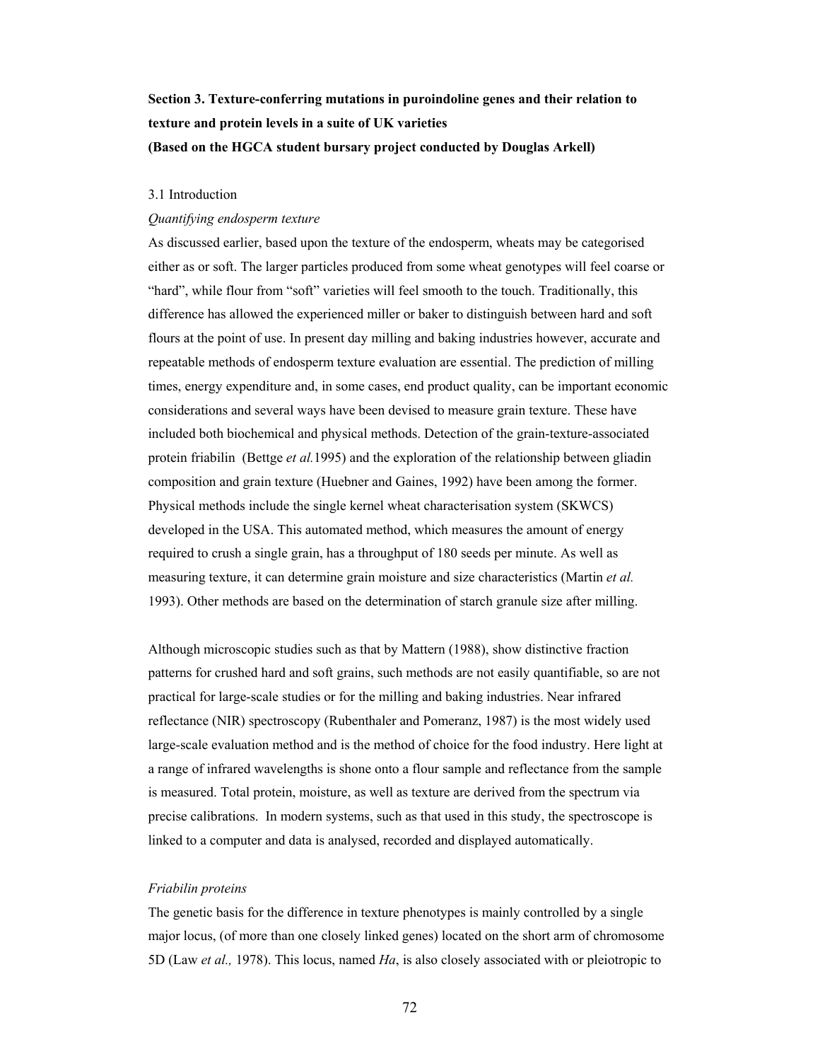**Section 3. Texture-conferring mutations in puroindoline genes and their relation to texture and protein levels in a suite of UK varieties**
**(Based on the HGCA student bursary project conducted by Douglas Arkell)**

3.1 Introduction

*Quantifying endosperm texture*

As discussed earlier, based upon the texture of the endosperm, wheats may be categorised either as or soft. The larger particles produced from some wheat genotypes will feel coarse or "hard", while flour from "soft" varieties will feel smooth to the touch. Traditionally, this difference has allowed the experienced miller or baker to distinguish between hard and soft flours at the point of use. In present day milling and baking industries however, accurate and repeatable methods of endosperm texture evaluation are essential. The prediction of milling times, energy expenditure and, in some cases, end product quality, can be important economic considerations and several ways have been devised to measure grain texture. These have included both biochemical and physical methods. Detection of the grain-texture-associated protein friabilin (Bettge *et al.*1995) and the exploration of the relationship between gliadin composition and grain texture (Huebner and Gaines, 1992) have been among the former. Physical methods include the single kernel wheat characterisation system (SKWCS) developed in the USA. This automated method, which measures the amount of energy required to crush a single grain, has a throughput of 180 seeds per minute. As well as measuring texture, it can determine grain moisture and size characteristics (Martin *et al.* 1993). Other methods are based on the determination of starch granule size after milling.

Although microscopic studies such as that by Mattern (1988), show distinctive fraction patterns for crushed hard and soft grains, such methods are not easily quantifiable, so are not practical for large-scale studies or for the milling and baking industries. Near infrared reflectance (NIR) spectroscopy (Rubenthaler and Pomeranz, 1987) is the most widely used large-scale evaluation method and is the method of choice for the food industry. Here light at a range of infrared wavelengths is shone onto a flour sample and reflectance from the sample is measured. Total protein, moisture, as well as texture are derived from the spectrum via precise calibrations. In modern systems, such as that used in this study, the spectroscope is linked to a computer and data is analysed, recorded and displayed automatically.

*Friabilin proteins*

The genetic basis for the difference in texture phenotypes is mainly controlled by a single major locus, (of more than one closely linked genes) located on the short arm of chromosome 5D (Law *et al.,* 1978). This locus, named *Ha*, is also closely associated with or pleiotropic to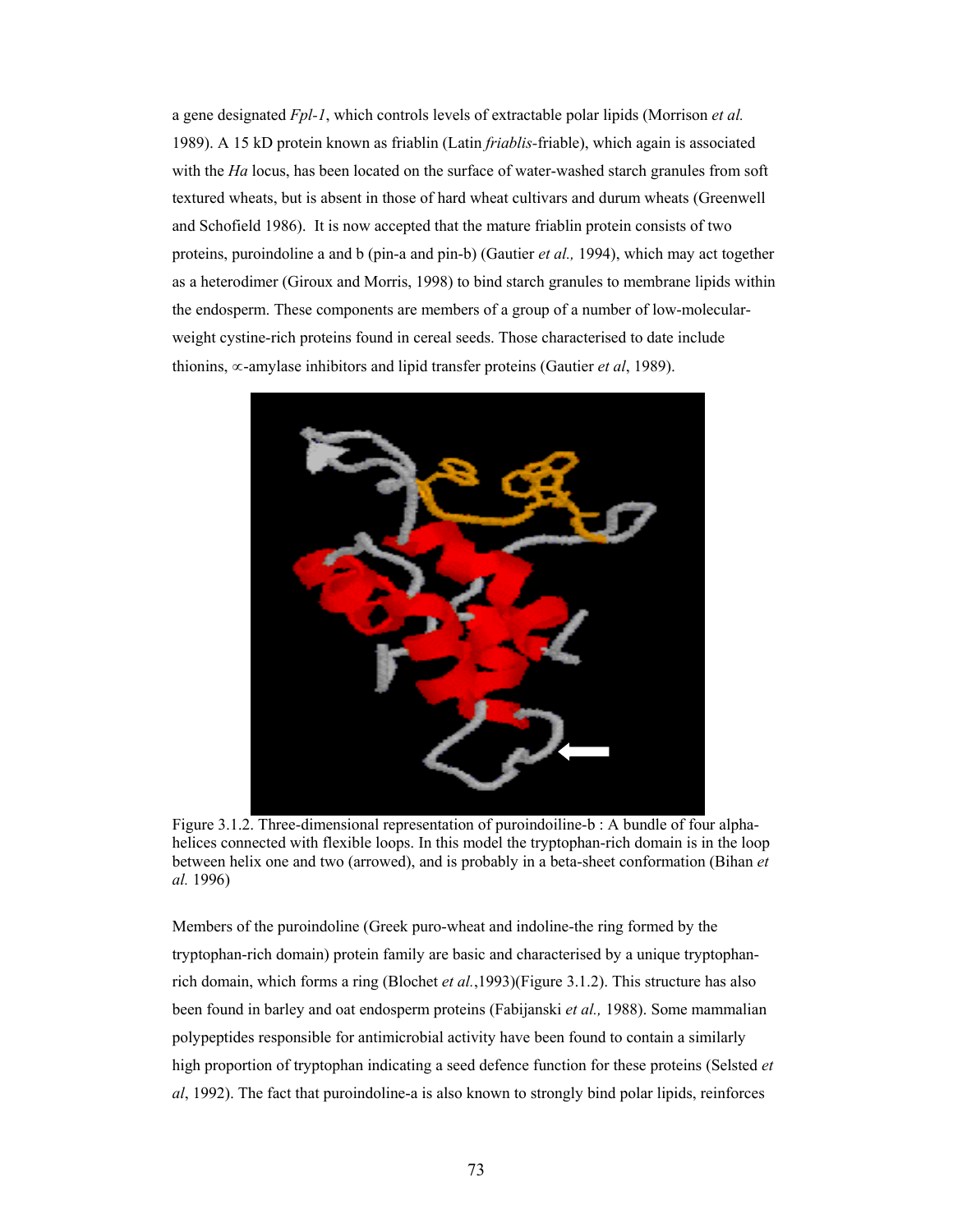a gene designated *Fpl-1*, which controls levels of extractable polar lipids (Morrison *et al.* 1989). A 15 kD protein known as friablin (Latin *friablis*-friable), which again is associated with the *Ha* locus, has been located on the surface of water-washed starch granules from soft textured wheats, but is absent in those of hard wheat cultivars and durum wheats (Greenwell and Schofield 1986). It is now accepted that the mature friablin protein consists of two proteins, puroindoline a and b (pin-a and pin-b) (Gautier *et al.,* 1994), which may act together as a heterodimer (Giroux and Morris, 1998) to bind starch granules to membrane lipids within the endosperm. These components are members of a group of a number of low-molecular-weight cystine-rich proteins found in cereal seeds. Those characterised to date include thionins, ∝-amylase inhibitors and lipid transfer proteins (Gautier *et al*, 1989).

Figure 3.1.2. Three-dimensional representation of puroindoiline-b : A bundle of four alpha-helices connected with flexible loops. In this model the tryptophan-rich domain is in the loop between helix one and two (arrowed), and is probably in a beta-sheet conformation (Bihan *et al.* 1996)

Members of the puroindoline (Greek puro-wheat and indoline-the ring formed by the tryptophan-rich domain) protein family are basic and characterised by a unique tryptophan-rich domain, which forms a ring (Blochet *et al.*,1993)(Figure 3.1.2). This structure has also been found in barley and oat endosperm proteins (Fabijanski *et al.,* 1988). Some mammalian polypeptides responsible for antimicrobial activity have been found to contain a similarly high proportion of tryptophan indicating a seed defence function for these proteins (Selsted *et al*, 1992). The fact that puroindoline-a is also known to strongly bind polar lipids, reinforces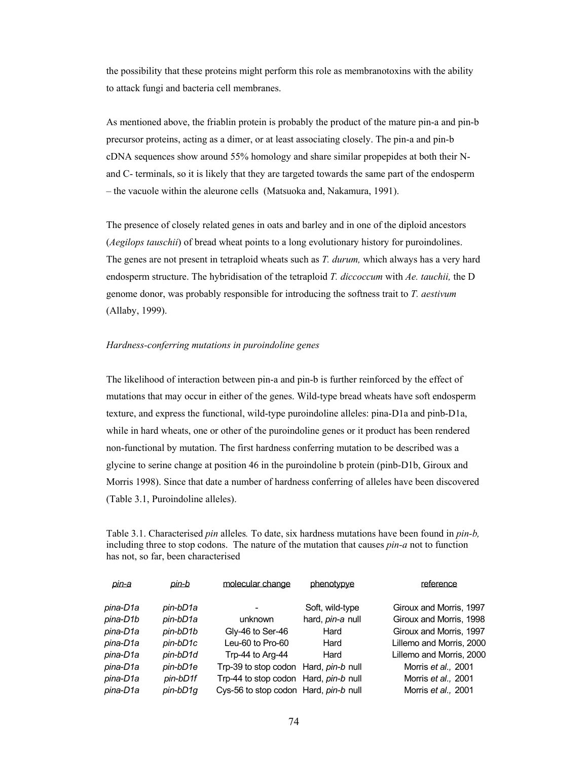the possibility that these proteins might perform this role as membranotoxins with the ability to attack fungi and bacteria cell membranes.

As mentioned above, the friablin protein is probably the product of the mature pin-a and pin-b precursor proteins, acting as a dimer, or at least associating closely. The pin-a and pin-b cDNA sequences show around 55% homology and share similar propepides at both their N- and C- terminals, so it is likely that they are targeted towards the same part of the endosperm – the vacuole within the aleurone cells (Matsuoka and, Nakamura, 1991).

The presence of closely related genes in oats and barley and in one of the diploid ancestors (*Aegilops tauschii*) of bread wheat points to a long evolutionary history for puroindolines. The genes are not present in tetraploid wheats such as *T. durum,* which always has a very hard endosperm structure. The hybridisation of the tetraploid *T. diccoccum* with *Ae. tauchii,* the D genome donor, was probably responsible for introducing the softness trait to *T. aestivum* (Allaby, 1999).

*Hardness-conferring mutations in puroindoline genes*

The likelihood of interaction between pin-a and pin-b is further reinforced by the effect of mutations that may occur in either of the genes. Wild-type bread wheats have soft endosperm texture, and express the functional, wild-type puroindoline alleles: pina-D1a and pinb-D1a, while in hard wheats, one or other of the puroindoline genes or it product has been rendered non-functional by mutation. The first hardness conferring mutation to be described was a glycine to serine change at position 46 in the puroindoline b protein (pinb-D1b, Giroux and Morris 1998). Since that date a number of hardness conferring of alleles have been discovered (Table 3.1, Puroindoline alleles).

Table 3.1. Characterised *pin* alleles*.* To date, six hardness mutations have been found in *pin-b,* including three to stop codons. The nature of the mutation that causes *pin-a* not to function has not, so far, been characterised

| *pin-a* | *pin-b* | molecular change | phenotypye | reference |
|---|---|---|---|---|
| *pina-D1a* | *pin-bD1a* | - | Soft, wild-type | Giroux and Morris, 1997 |
| *pina-D1b* | *pin-bD1a* | unknown | hard, *pin-a* null | Giroux and Morris, 1998 |
| *pina-D1a* | *pin-bD1b* | Gly-46 to Ser-46 | Hard | Giroux and Morris, 1997 |
| *pina-D1a* | *pin-bD1c* | Leu-60 to Pro-60 | Hard | Lillemo and Morris, 2000 |
| *pina-D1a* | *pin-bD1d* | Trp-44 to Arg-44 | Hard | Lillemo and Morris, 2000 |
| *pina-D1a* | *pin-bD1e* | Trp-39 to stop codon | Hard, *pin-b* null | Morris *et al.,* 2001 |
| *pina-D1a* | *pin-bD1f* | Trp-44 to stop codon | Hard, *pin-b* null | Morris *et al.,* 2001 |
| *pina-D1a* | *pin-bD1g* | Cys-56 to stop codon | Hard, *pin-b* null | Morris *et al.,* 2001 |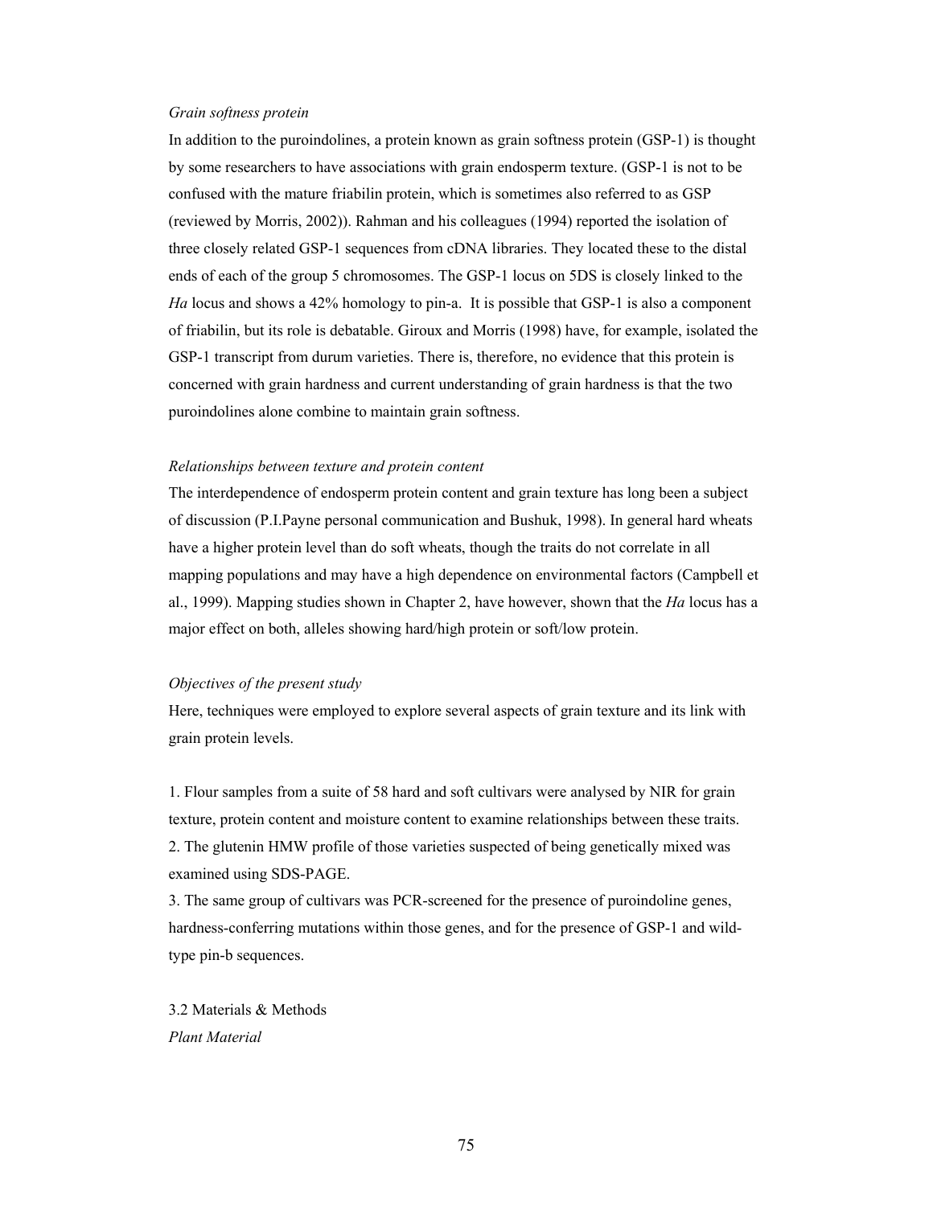*Grain softness protein*

In addition to the puroindolines, a protein known as grain softness protein (GSP-1) is thought by some researchers to have associations with grain endosperm texture. (GSP-1 is not to be confused with the mature friabilin protein, which is sometimes also referred to as GSP (reviewed by Morris, 2002)). Rahman and his colleagues (1994) reported the isolation of three closely related GSP-1 sequences from cDNA libraries. They located these to the distal ends of each of the group 5 chromosomes. The GSP-1 locus on 5DS is closely linked to the *Ha* locus and shows a 42% homology to pin-a. It is possible that GSP-1 is also a component of friabilin, but its role is debatable. Giroux and Morris (1998) have, for example, isolated the GSP-1 transcript from durum varieties. There is, therefore, no evidence that this protein is concerned with grain hardness and current understanding of grain hardness is that the two puroindolines alone combine to maintain grain softness.

*Relationships between texture and protein content*

The interdependence of endosperm protein content and grain texture has long been a subject of discussion (P.I.Payne personal communication and Bushuk, 1998). In general hard wheats have a higher protein level than do soft wheats, though the traits do not correlate in all mapping populations and may have a high dependence on environmental factors (Campbell et al., 1999). Mapping studies shown in Chapter 2, have however, shown that the *Ha* locus has a major effect on both, alleles showing hard/high protein or soft/low protein.

*Objectives of the present study*

Here, techniques were employed to explore several aspects of grain texture and its link with grain protein levels.

1. Flour samples from a suite of 58 hard and soft cultivars were analysed by NIR for grain texture, protein content and moisture content to examine relationships between these traits.
2. The glutenin HMW profile of those varieties suspected of being genetically mixed was examined using SDS-PAGE.
3. The same group of cultivars was PCR-screened for the presence of puroindoline genes, hardness-conferring mutations within those genes, and for the presence of GSP-1 and wild-type pin-b sequences.

3.2 Materials & Methods

*Plant Material*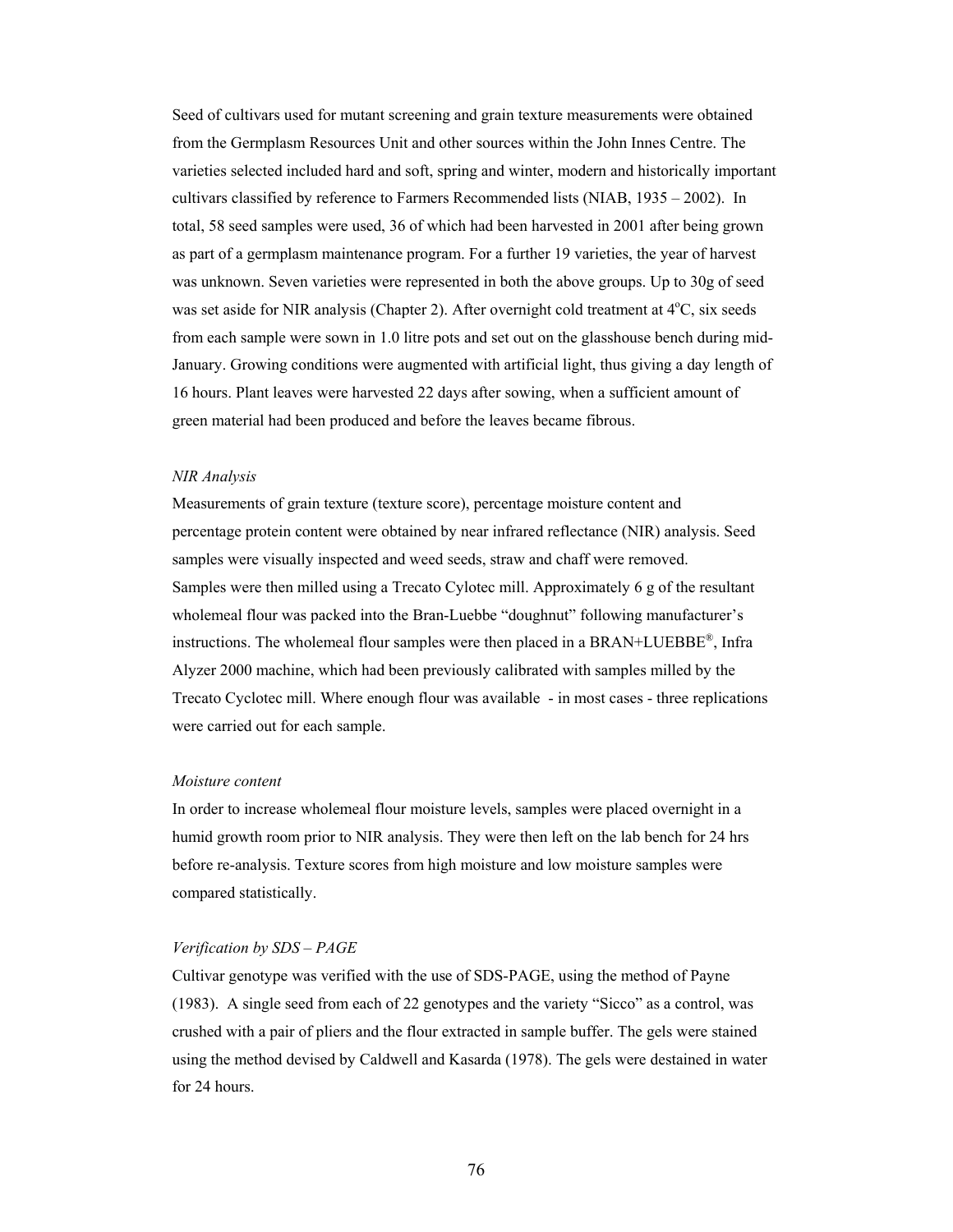Seed of cultivars used for mutant screening and grain texture measurements were obtained from the Germplasm Resources Unit and other sources within the John Innes Centre. The varieties selected included hard and soft, spring and winter, modern and historically important cultivars classified by reference to Farmers Recommended lists (NIAB, 1935 – 2002). In total, 58 seed samples were used, 36 of which had been harvested in 2001 after being grown as part of a germplasm maintenance program. For a further 19 varieties, the year of harvest was unknown. Seven varieties were represented in both the above groups. Up to 30g of seed was set aside for NIR analysis (Chapter 2). After overnight cold treatment at 4$^{o}$C, six seeds from each sample were sown in 1.0 litre pots and set out on the glasshouse bench during mid-January. Growing conditions were augmented with artificial light, thus giving a day length of 16 hours. Plant leaves were harvested 22 days after sowing, when a sufficient amount of green material had been produced and before the leaves became fibrous.

*NIR Analysis*

Measurements of grain texture (texture score), percentage moisture content and percentage protein content were obtained by near infrared reflectance (NIR) analysis. Seed samples were visually inspected and weed seeds, straw and chaff were removed. Samples were then milled using a Trecato Cylotec mill. Approximately 6 g of the resultant wholemeal flour was packed into the Bran-Luebbe "doughnut" following manufacturer's instructions. The wholemeal flour samples were then placed in a BRAN+LUEBBE®, Infra Alyzer 2000 machine, which had been previously calibrated with samples milled by the Trecato Cyclotec mill. Where enough flour was available - in most cases - three replications were carried out for each sample.

*Moisture content*

In order to increase wholemeal flour moisture levels, samples were placed overnight in a humid growth room prior to NIR analysis. They were then left on the lab bench for 24 hrs before re-analysis. Texture scores from high moisture and low moisture samples were compared statistically.

*Verification by SDS – PAGE*

Cultivar genotype was verified with the use of SDS-PAGE, using the method of Payne (1983). A single seed from each of 22 genotypes and the variety "Sicco" as a control, was crushed with a pair of pliers and the flour extracted in sample buffer. The gels were stained using the method devised by Caldwell and Kasarda (1978). The gels were destained in water for 24 hours.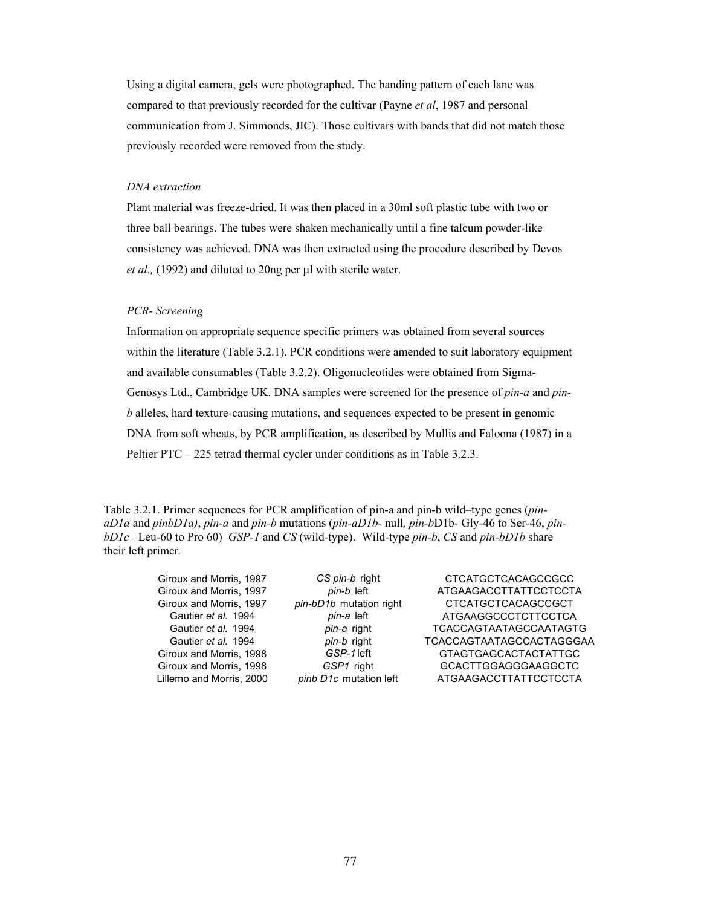Using a digital camera, gels were photographed. The banding pattern of each lane was compared to that previously recorded for the cultivar (Payne *et al*, 1987 and personal communication from J. Simmonds, JIC). Those cultivars with bands that did not match those previously recorded were removed from the study.

*DNA extraction*

Plant material was freeze-dried. It was then placed in a 30ml soft plastic tube with two or three ball bearings. The tubes were shaken mechanically until a fine talcum powder-like consistency was achieved. DNA was then extracted using the procedure described by Devos *et al.,* (1992) and diluted to 20ng per μl with sterile water.

*PCR- Screening*

Information on appropriate sequence specific primers was obtained from several sources within the literature (Table 3.2.1). PCR conditions were amended to suit laboratory equipment and available consumables (Table 3.2.2). Oligonucleotides were obtained from Sigma-Genosys Ltd., Cambridge UK. DNA samples were screened for the presence of *pin-a* and *pin-b* alleles, hard texture-causing mutations, and sequences expected to be present in genomic DNA from soft wheats, by PCR amplification, as described by Mullis and Faloona (1987) in a Peltier PTC – 225 tetrad thermal cycler under conditions as in Table 3.2.3.

Table 3.2.1. Primer sequences for PCR amplification of pin-a and pin-b wild–type genes (*pin-aD1a* and *pinbD1a)*, *pin-a* and *pin-b* mutations (*pin-aD1b*- null*, pin-b*D1b- Gly-46 to Ser-46, *pin-bD1c* –Leu-60 to Pro 60) *GSP-1* and *CS* (wild-type). Wild-type *pin-b*, *CS* and *pin-bD1b* share their left primer.

| | | |
|---|---|---|
| Giroux and Morris, 1997 | *CS pin-b* right | CTCATGCTCACAGCCGCC |
| Giroux and Morris, 1997 | *pin-b* left | ATGAAGACCTTATTCCTCCTA |
| Giroux and Morris, 1997 | *pin-bD1b* mutation right | CTCATGCTCACAGCCGCT |
| Gautier *et al.* 1994 | *pin-a* left | ATGAAGGCCCTCTTCCTCA |
| Gautier *et al.* 1994 | *pin-a* right | TCACCAGTAATAGCCAATAGTG |
| Gautier *et al.* 1994 | *pin-b* right | TCACCAGTAATAGCCACTAGGGAA |
| Giroux and Morris, 1998 | *GSP-1* left | GTAGTGAGCACTACTATTGC |
| Giroux and Morris, 1998 | *GSP1* right | GCACTTGGAGGGAAGGCTC |
| Lillemo and Morris, 2000 | *pinb D1c* mutation left | ATGAAGACCTTATTCCTCCTA |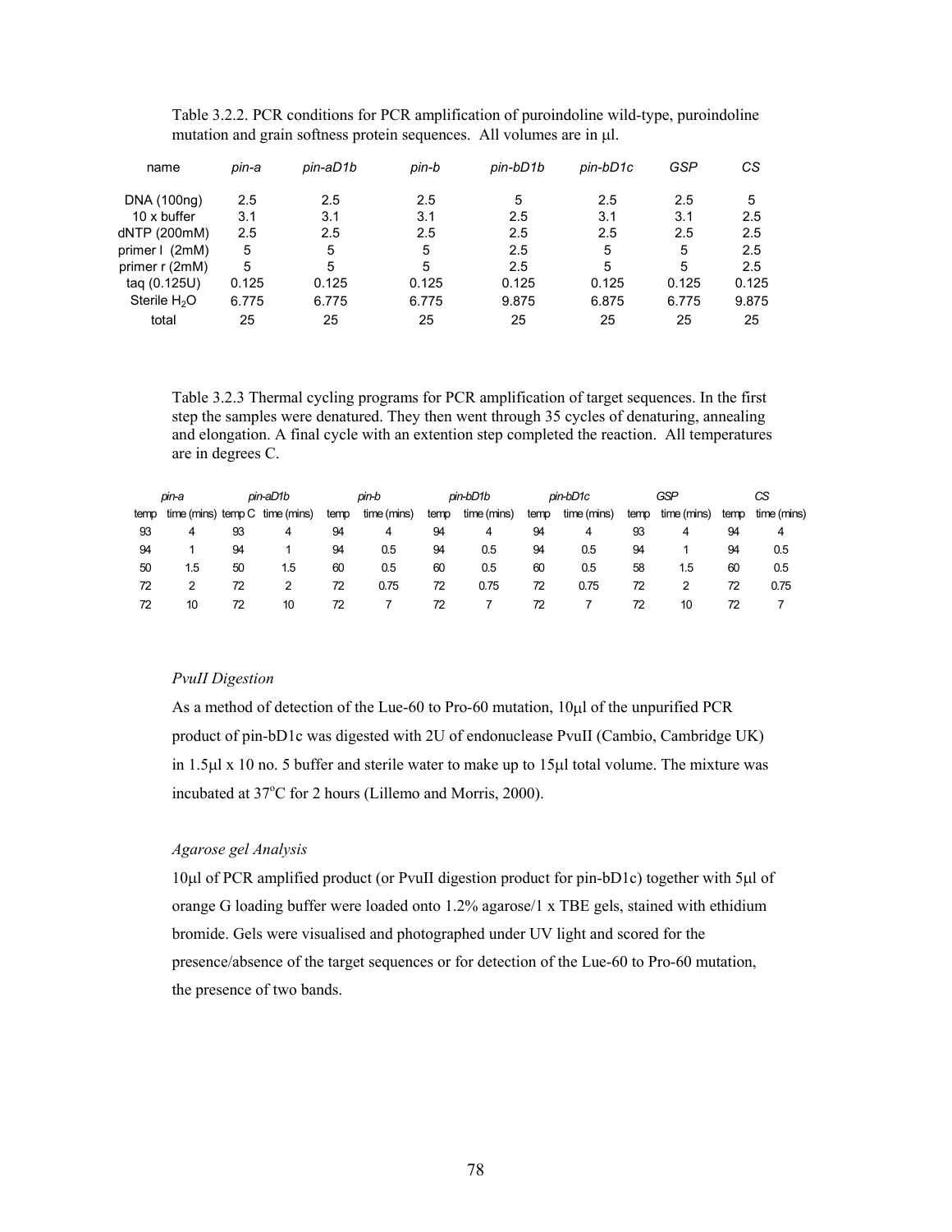Table 3.2.2. PCR conditions for PCR amplification of puroindoline wild-type, puroindoline mutation and grain softness protein sequences. All volumes are in μl.

| name | *pin-a* | *pin-aD1b* | *pin-b* | *pin-bD1b* | *pin-bD1c* | *GSP* | *CS* |
|---|---|---|---|---|---|---|---|
| DNA (100ng) | 2.5 | 2.5 | 2.5 | 5 | 2.5 | 2.5 | 5 |
| 10 x buffer | 3.1 | 3.1 | 3.1 | 2.5 | 3.1 | 3.1 | 2.5 |
| dNTP (200mM) | 2.5 | 2.5 | 2.5 | 2.5 | 2.5 | 2.5 | 2.5 |
| primer l (2mM) | 5 | 5 | 5 | 2.5 | 5 | 5 | 2.5 |
| primer r (2mM) | 5 | 5 | 5 | 2.5 | 5 | 5 | 2.5 |
| taq (0.125U) | 0.125 | 0.125 | 0.125 | 0.125 | 0.125 | 0.125 | 0.125 |
| Sterile $H_2O$ | 6.775 | 6.775 | 6.775 | 9.875 | 6.875 | 6.775 | 9.875 |
| total | 25 | 25 | 25 | 25 | 25 | 25 | 25 |

Table 3.2.3 Thermal cycling programs for PCR amplification of target sequences. In the first step the samples were denatured. They then went through 35 cycles of denaturing, annealing and elongation. A final cycle with an extention step completed the reaction. All temperatures are in degrees C.

| *pin-a* | | *pin-aD1b* | | *pin-b* | | *pin-bD1b* | | *pin-bD1c* | | *GSP* | | *CS* | |
|---|---|---|---|---|---|---|---|---|---|---|---|---|---|
| temp | time (mins) | temp C | time (mins) | temp | time (mins) | temp | time (mins) | temp | time (mins) | temp | time (mins) | temp | time (mins) |
| 93 | 4 | 93 | 4 | 94 | 4 | 94 | 4 | 94 | 4 | 93 | 4 | 94 | 4 |
| 94 | 1 | 94 | 1 | 94 | 0.5 | 94 | 0.5 | 94 | 0.5 | 94 | 1 | 94 | 0.5 |
| 50 | 1.5 | 50 | 1.5 | 60 | 0.5 | 60 | 0.5 | 60 | 0.5 | 58 | 1.5 | 60 | 0.5 |
| 72 | 2 | 72 | 2 | 72 | 0.75 | 72 | 0.75 | 72 | 0.75 | 72 | 2 | 72 | 0.75 |
| 72 | 10 | 72 | 10 | 72 | 7 | 72 | 7 | 72 | 7 | 72 | 10 | 72 | 7 |

*PvuII Digestion*

As a method of detection of the Lue-60 to Pro-60 mutation, 10μl of the unpurified PCR product of pin-bD1c was digested with 2U of endonuclease PvuII (Cambio, Cambridge UK) in 1.5μl x 10 no. 5 buffer and sterile water to make up to 15μl total volume. The mixture was incubated at 37°C for 2 hours (Lillemo and Morris, 2000).

*Agarose gel Analysis*

10μl of PCR amplified product (or PvuII digestion product for pin-bD1c) together with 5μl of orange G loading buffer were loaded onto 1.2% agarose/1 x TBE gels, stained with ethidium bromide. Gels were visualised and photographed under UV light and scored for the presence/absence of the target sequences or for detection of the Lue-60 to Pro-60 mutation, the presence of two bands.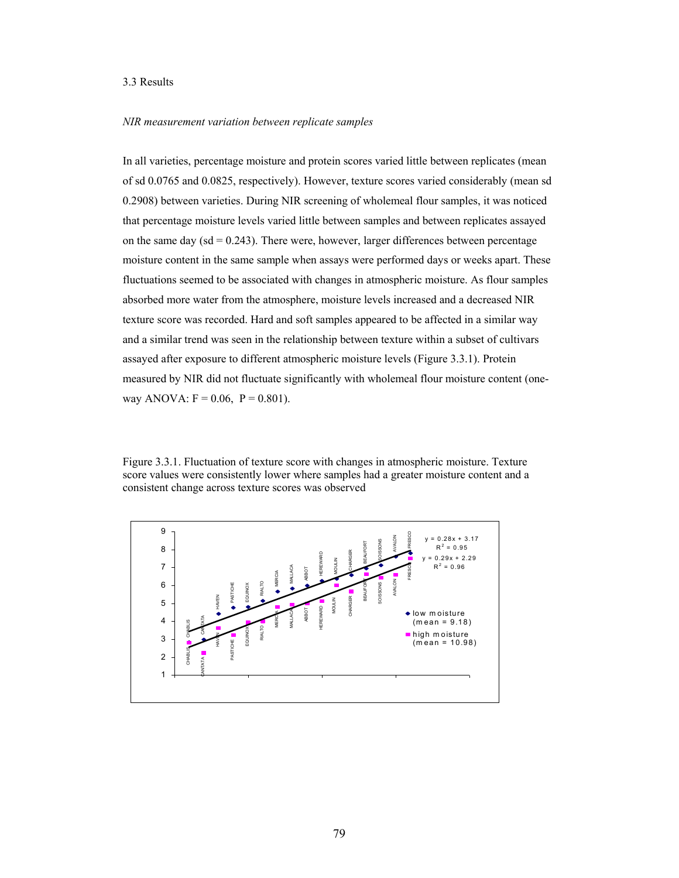3.3 Results

*NIR measurement variation between replicate samples*

In all varieties, percentage moisture and protein scores varied little between replicates (mean of sd 0.0765 and 0.0825, respectively). However, texture scores varied considerably (mean sd 0.2908) between varieties. During NIR screening of wholemeal flour samples, it was noticed that percentage moisture levels varied little between samples and between replicates assayed on the same day (sd = 0.243). There were, however, larger differences between percentage moisture content in the same sample when assays were performed days or weeks apart. These fluctuations seemed to be associated with changes in atmospheric moisture. As flour samples absorbed more water from the atmosphere, moisture levels increased and a decreased NIR texture score was recorded. Hard and soft samples appeared to be affected in a similar way and a similar trend was seen in the relationship between texture within a subset of cultivars assayed after exposure to different atmospheric moisture levels (Figure 3.3.1). Protein measured by NIR did not fluctuate significantly with wholemeal flour moisture content (one-way ANOVA: $F = 0.06$, $P = 0.801$).

Figure 3.3.1. Fluctuation of texture score with changes in atmospheric moisture. Texture score values were consistently lower where samples had a greater moisture content and a consistent change across texture scores was observed

$y = 0.28x + 3.17$
$R^2 = 0.95$

$y = 0.29x + 2.29$
$R^2 = 0.96$

low moisture (mean = 9.18)
high moisture (mean = 10.98)

CHABLIS, CANTATA, HAVEN, PASTICHE, EQUINOX, RIALTO, MERCIA, MALLACA, ABBOT, HEREWARD, MOULIN, CHARGER, BEAUFORT, SOISSONS, AVALON, FRESCO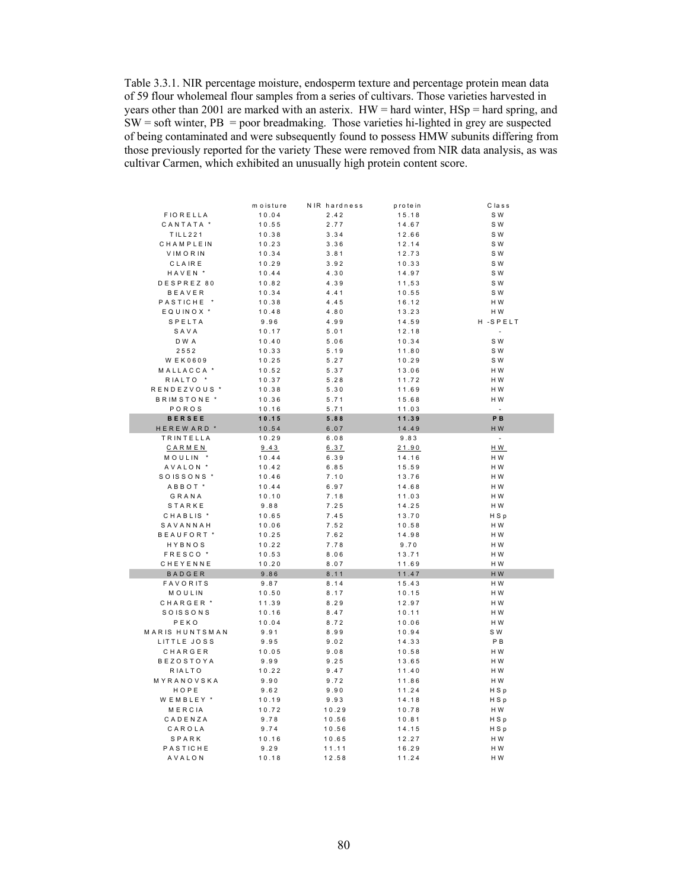Table 3.3.1. NIR percentage moisture, endosperm texture and percentage protein mean data of 59 flour wholemeal flour samples from a series of cultivars. Those varieties harvested in years other than 2001 are marked with an asterix. HW = hard winter, HSp = hard spring, and SW = soft winter, PB = poor breadmaking. Those varieties hi-lighted in grey are suspected of being contaminated and were subsequently found to possess HMW subunits differing from those previously reported for the variety These were removed from NIR data analysis, as was cultivar Carmen, which exhibited an unusually high protein content score.

| | moisture | NIR hardness | protein | Class |
|---|---|---|---|---|
| FIORELLA | 10.04 | 2.42 | 15.18 | SW |
| CANTATA * | 10.55 | 2.77 | 14.67 | SW |
| TILL221 | 10.38 | 3.34 | 12.66 | SW |
| CHAMPLEIN | 10.23 | 3.36 | 12.14 | SW |
| VIMORIN | 10.34 | 3.81 | 12.73 | SW |
| CLAIRE | 10.29 | 3.92 | 10.33 | SW |
| HAVEN * | 10.44 | 4.30 | 14.97 | SW |
| DESPREZ 80 | 10.82 | 4.39 | 11.53 | SW |
| BEAVER | 10.34 | 4.41 | 10.55 | SW |
| PASTICHE * | 10.38 | 4.45 | 16.12 | HW |
| EQUINOX * | 10.48 | 4.80 | 13.23 | HW |
| SPELTA | 9.96 | 4.99 | 14.59 | H -SPELT |
| SAVA | 10.17 | 5.01 | 12.18 | - |
| DWA | 10.40 | 5.06 | 10.34 | SW |
| 2552 | 10.33 | 5.19 | 11.80 | SW |
| WEK0609 | 10.25 | 5.27 | 10.29 | SW |
| MALLACCA * | 10.52 | 5.37 | 13.06 | HW |
| RIALTO * | 10.37 | 5.28 | 11.72 | HW |
| RENDEZVOUS * | 10.38 | 5.30 | 11.69 | HW |
| BRIMSTONE * | 10.36 | 5.71 | 15.68 | HW |
| POROS | 10.16 | 5.71 | 11.03 | - |
| **BERSEE** | **10.15** | **5.88** | **11.39** | **PB** |
| HEREWARD * | 10.54 | 6.07 | 14.49 | HW |
| TRINTELLA | 10.29 | 6.08 | 9.83 | - |
| CARMEN | 9.43 | 6.37 | 21.90 | HW |
| MOULIN * | 10.44 | 6.39 | 14.16 | HW |
| AVALON * | 10.42 | 6.85 | 15.59 | HW |
| SOISSONS * | 10.46 | 7.10 | 13.76 | HW |
| ABBOT * | 10.44 | 6.97 | 14.68 | HW |
| GRANA | 10.10 | 7.18 | 11.03 | HW |
| STARKE | 9.88 | 7.25 | 14.25 | HW |
| CHABLIS * | 10.65 | 7.45 | 13.70 | HSp |
| SAVANNAH | 10.06 | 7.52 | 10.58 | HW |
| BEAUFORT * | 10.25 | 7.62 | 14.98 | HW |
| HYBNOS | 10.22 | 7.78 | 9.70 | HW |
| FRESCO * | 10.53 | 8.06 | 13.71 | HW |
| CHEYENNE | 10.20 | 8.07 | 11.69 | HW |
| BADGER | 9.86 | 8.11 | 11.47 | HW |
| FAVORITS | 9.87 | 8.14 | 15.43 | HW |
| MOULIN | 10.50 | 8.17 | 10.15 | HW |
| CHARGER * | 11.39 | 8.29 | 12.97 | HW |
| SOISSONS | 10.16 | 8.47 | 10.11 | HW |
| PEKO | 10.04 | 8.72 | 10.06 | HW |
| MARIS HUNTSMAN | 9.91 | 8.99 | 10.94 | SW |
| LITTLE JOSS | 9.95 | 9.02 | 14.33 | PB |
| CHARGER | 10.05 | 9.08 | 10.58 | HW |
| BEZOSTOYA | 9.99 | 9.25 | 13.65 | HW |
| RIALTO | 10.22 | 9.47 | 11.40 | HW |
| MYRANOVSKA | 9.90 | 9.72 | 11.86 | HW |
| HOPE | 9.62 | 9.90 | 11.24 | HSp |
| WEMBLEY * | 10.19 | 9.93 | 14.18 | HSp |
| MERCIA | 10.72 | 10.29 | 10.78 | HW |
| CADENZA | 9.78 | 10.56 | 10.81 | HSp |
| CAROLA | 9.74 | 10.56 | 14.15 | HSp |
| SPARK | 10.16 | 10.65 | 12.27 | HW |
| PASTICHE | 9.29 | 11.11 | 16.29 | HW |
| AVALON | 10.18 | 12.58 | 11.24 | HW |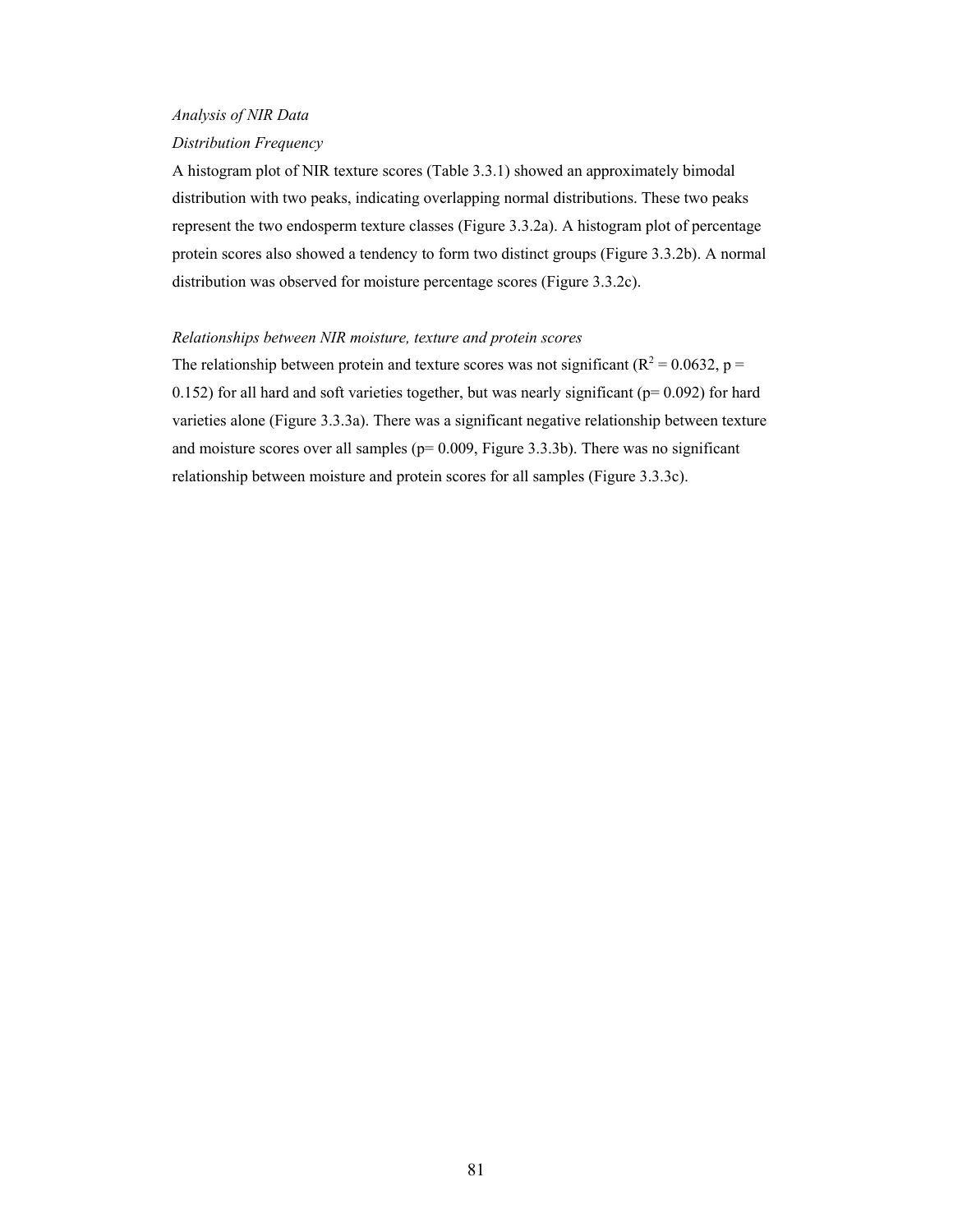*Analysis of NIR Data*

*Distribution Frequency*

A histogram plot of NIR texture scores (Table 3.3.1) showed an approximately bimodal distribution with two peaks, indicating overlapping normal distributions. These two peaks represent the two endosperm texture classes (Figure 3.3.2a). A histogram plot of percentage protein scores also showed a tendency to form two distinct groups (Figure 3.3.2b). A normal distribution was observed for moisture percentage scores (Figure 3.3.2c).

*Relationships between NIR moisture, texture and protein scores*

The relationship between protein and texture scores was not significant ($R^2 = 0.0632$, $p = 0.152$) for all hard and soft varieties together, but was nearly significant ($p = 0.092$) for hard varieties alone (Figure 3.3.3a). There was a significant negative relationship between texture and moisture scores over all samples ($p = 0.009$, Figure 3.3.3b). There was no significant relationship between moisture and protein scores for all samples (Figure 3.3.3c).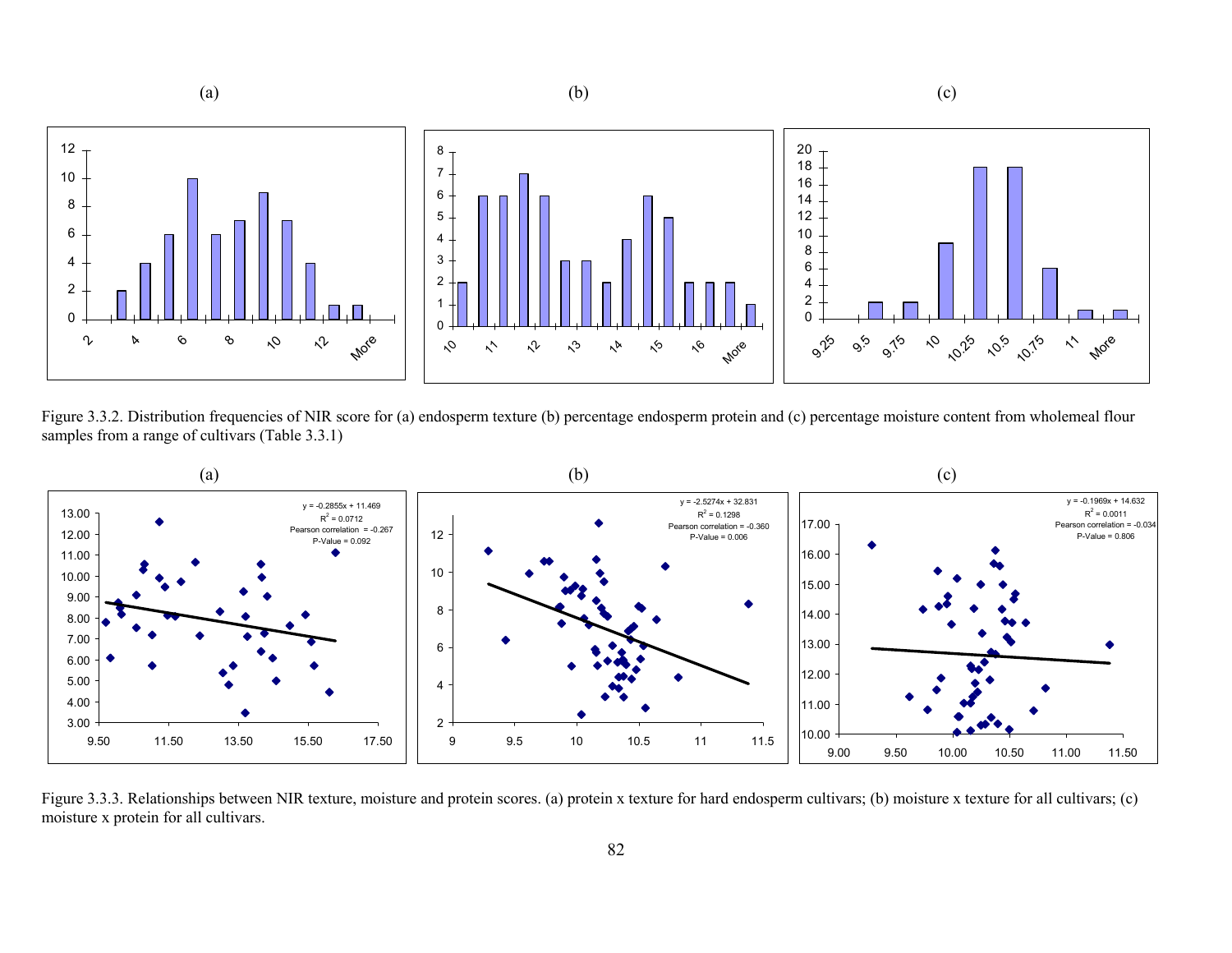Figure 3.3.2. Distribution frequencies of NIR score for (a) endosperm texture (b) percentage endosperm protein and (c) percentage moisture content from wholemeal flour samples from a range of cultivars (Table 3.3.1)

Figure 3.3.3. Relationships between NIR texture, moisture and protein scores. (a) protein x texture for hard endosperm cultivars; (b) moisture x texture for all cultivars; (c) moisture x protein for all cultivars.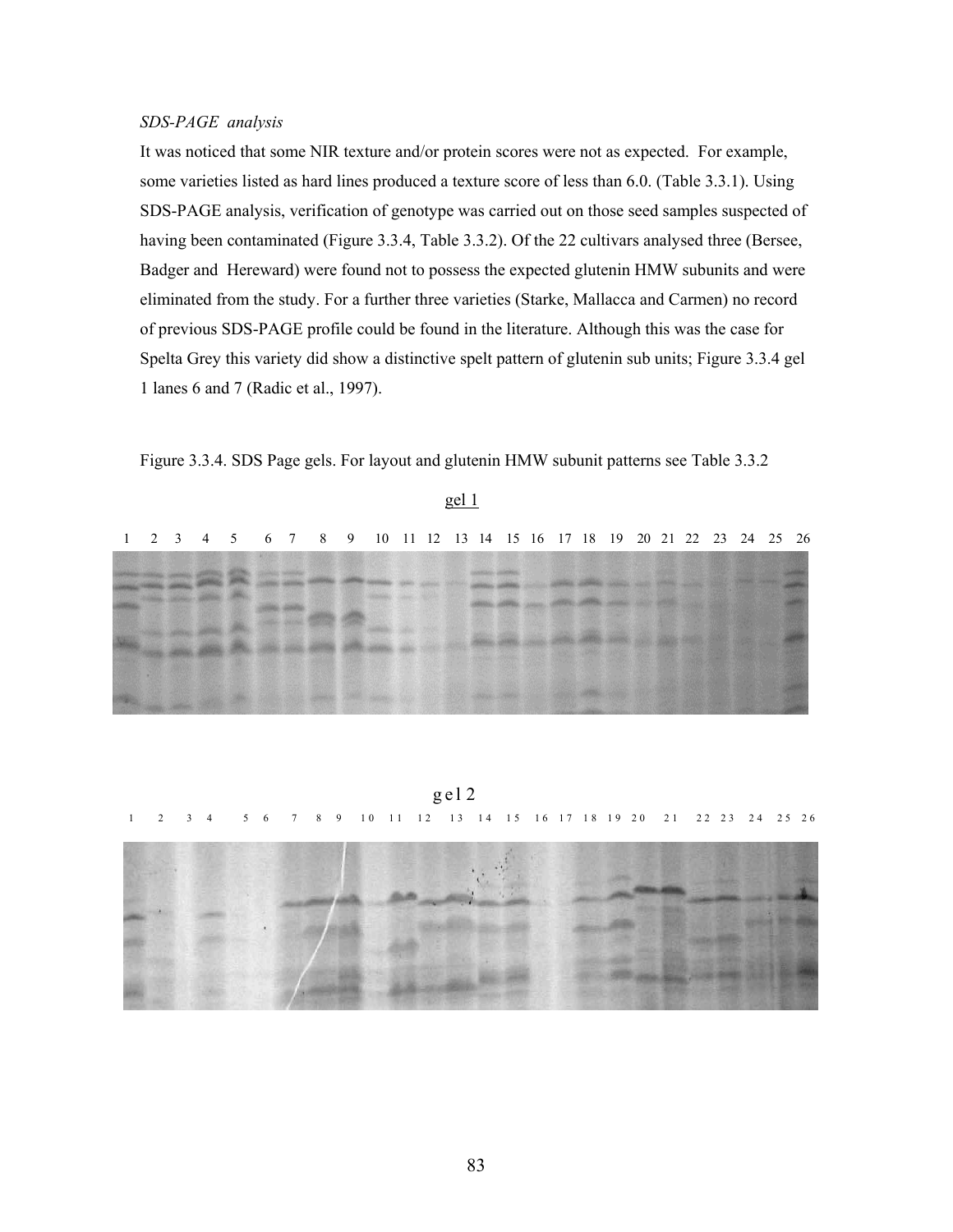*SDS-PAGE analysis*

It was noticed that some NIR texture and/or protein scores were not as expected. For example, some varieties listed as hard lines produced a texture score of less than 6.0. (Table 3.3.1). Using SDS-PAGE analysis, verification of genotype was carried out on those seed samples suspected of having been contaminated (Figure 3.3.4, Table 3.3.2). Of the 22 cultivars analysed three (Bersee, Badger and Hereward) were found not to possess the expected glutenin HMW subunits and were eliminated from the study. For a further three varieties (Starke, Mallacca and Carmen) no record of previous SDS-PAGE profile could be found in the literature. Although this was the case for Spelta Grey this variety did show a distinctive spelt pattern of glutenin sub units; Figure 3.3.4 gel 1 lanes 6 and 7 (Radic et al., 1997).

Figure 3.3.4. SDS Page gels. For layout and glutenin HMW subunit patterns see Table 3.3.2

gel 1

1 2 3 4 5 6 7 8 9 10 11 12 13 14 15 16 17 18 19 20 21 22 23 24 25 26

gel 2

1 2 3 4 5 6 7 8 9 10 11 12 13 14 15 16 17 18 19 20 21 22 23 24 25 26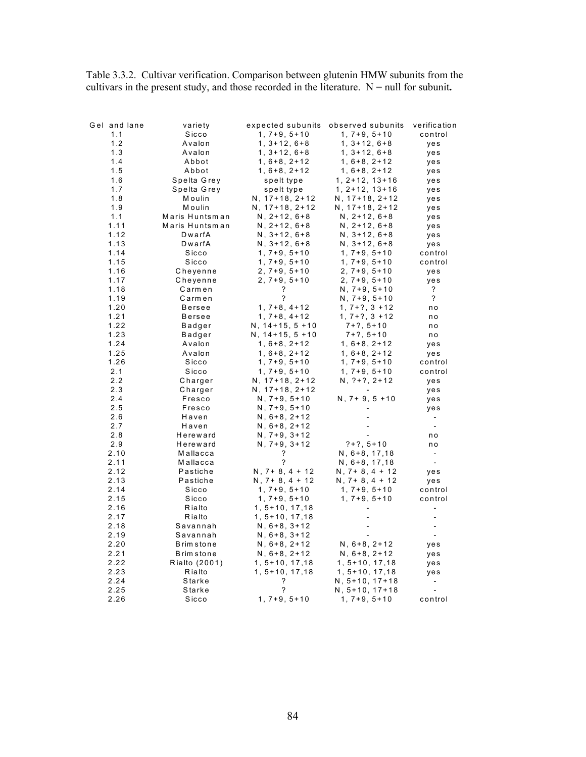Table 3.3.2. Cultivar verification. Comparison between glutenin HMW subunits from the cultivars in the present study, and those recorded in the literature. N = null for subunit**.**

| Gel and lane | variety | expected subunits | observed subunits | verification |
|---|---|---|---|---|
| 1.1 | Sicco | 1, 7+9, 5+10 | 1, 7+9, 5+10 | control |
| 1.2 | Avalon | 1, 3+12, 6+8 | 1, 3+12, 6+8 | yes |
| 1.3 | Avalon | 1, 3+12, 6+8 | 1, 3+12, 6+8 | yes |
| 1.4 | Abbot | 1, 6+8, 2+12 | 1, 6+8, 2+12 | yes |
| 1.5 | Abbot | 1, 6+8, 2+12 | 1, 6+8, 2+12 | yes |
| 1.6 | Spelta Grey | spelt type | 1, 2+12, 13+16 | yes |
| 1.7 | Spelta Grey | spelt type | 1, 2+12, 13+16 | yes |
| 1.8 | Moulin | N, 17+18, 2+12 | N, 17+18, 2+12 | yes |
| 1.9 | Moulin | N, 17+18, 2+12 | N, 17+18, 2+12 | yes |
| 1.1 | Maris Huntsman | N, 2+12, 6+8 | N, 2+12, 6+8 | yes |
| 1.11 | Maris Huntsman | N, 2+12, 6+8 | N, 2+12, 6+8 | yes |
| 1.12 | DwarfA | N, 3+12, 6+8 | N, 3+12, 6+8 | yes |
| 1.13 | DwarfA | N, 3+12, 6+8 | N, 3+12, 6+8 | yes |
| 1.14 | Sicco | 1, 7+9, 5+10 | 1, 7+9, 5+10 | control |
| 1.15 | Sicco | 1, 7+9, 5+10 | 1, 7+9, 5+10 | control |
| 1.16 | Cheyenne | 2, 7+9, 5+10 | 2, 7+9, 5+10 | yes |
| 1.17 | Cheyenne | 2, 7+9, 5+10 | 2, 7+9, 5+10 | yes |
| 1.18 | Carmen | ? | N, 7+9, 5+10 | ? |
| 1.19 | Carmen | ? | N, 7+9, 5+10 | ? |
| 1.20 | Bersee | 1, 7+8, 4+12 | 1, 7+?, 3 +12 | no |
| 1.21 | Bersee | 1, 7+8, 4+12 | 1, 7+?, 3 +12 | no |
| 1.22 | Badger | N, 14+15, 5 +10 | 7+?, 5+10 | no |
| 1.23 | Badger | N, 14+15, 5 +10 | 7+?, 5+10 | no |
| 1.24 | Avalon | 1, 6+8, 2+12 | 1, 6+8, 2+12 | yes |
| 1.25 | Avalon | 1, 6+8, 2+12 | 1, 6+8, 2+12 | yes |
| 1.26 | Sicco | 1, 7+9, 5+10 | 1, 7+9, 5+10 | control |
| 2.1 | Sicco | 1, 7+9, 5+10 | 1, 7+9, 5+10 | control |
| 2.2 | Charger | N, 17+18, 2+12 | N, ?+?, 2+12 | yes |
| 2.3 | Charger | N, 17+18, 2+12 | - | yes |
| 2.4 | Fresco | N, 7+9, 5+10 | N, 7+ 9, 5 +10 | yes |
| 2.5 | Fresco | N, 7+9, 5+10 | - | yes |
| 2.6 | Haven | N, 6+8, 2+12 | - | - |
| 2.7 | Haven | N, 6+8, 2+12 | - | - |
| 2.8 | Hereward | N, 7+9, 3+12 | - | no |
| 2.9 | Hereward | N, 7+9, 3+12 | ?+?, 5+10 | no |
| 2.10 | Mallacca | ? | N, 6+8, 17,18 | - |
| 2.11 | Mallacca | ? | N, 6+8, 17,18 | - |
| 2.12 | Pastiche | N, 7+ 8, 4 + 12 | N, 7+ 8, 4 + 12 | yes |
| 2.13 | Pastiche | N, 7+ 8, 4 + 12 | N, 7+ 8, 4 + 12 | yes |
| 2.14 | Sicco | 1, 7+9, 5+10 | 1, 7+9, 5+10 | control |
| 2.15 | Sicco | 1, 7+9, 5+10 | 1, 7+9, 5+10 | control |
| 2.16 | Rialto | 1, 5+10, 17,18 | - | - |
| 2.17 | Rialto | 1, 5+10, 17,18 | - | - |
| 2.18 | Savannah | N, 6+8, 3+12 | - | - |
| 2.19 | Savannah | N, 6+8, 3+12 | - | - |
| 2.20 | Brimstone | N, 6+8, 2+12 | N, 6+8, 2+12 | yes |
| 2.21 | Brimstone | N, 6+8, 2+12 | N, 6+8, 2+12 | yes |
| 2.22 | Rialto (2001) | 1, 5+10, 17,18 | 1, 5+10, 17,18 | yes |
| 2.23 | Rialto | 1, 5+10, 17,18 | 1, 5+10, 17,18 | yes |
| 2.24 | Starke | ? | N, 5+10, 17+18 | - |
| 2.25 | Starke | ? | N, 5+10, 17+18 | - |
| 2.26 | Sicco | 1, 7+9, 5+10 | 1, 7+9, 5+10 | control |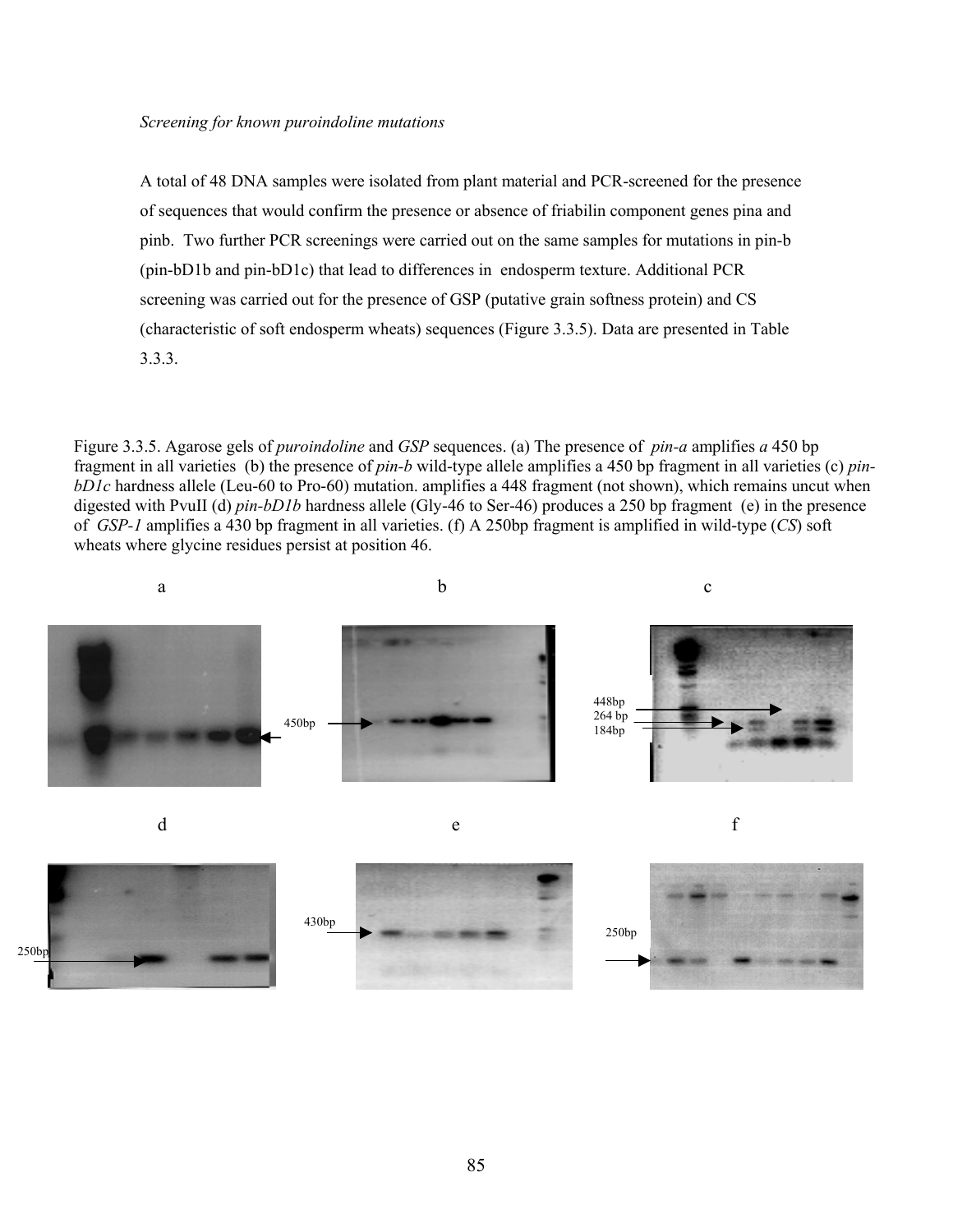*Screening for known puroindoline mutations*

A total of 48 DNA samples were isolated from plant material and PCR-screened for the presence of sequences that would confirm the presence or absence of friabilin component genes pina and pinb. Two further PCR screenings were carried out on the same samples for mutations in pin-b (pin-bD1b and pin-bD1c) that lead to differences in endosperm texture. Additional PCR screening was carried out for the presence of GSP (putative grain softness protein) and CS (characteristic of soft endosperm wheats) sequences (Figure 3.3.5). Data are presented in Table 3.3.3.

Figure 3.3.5. Agarose gels of *puroindoline* and *GSP* sequences. (a) The presence of *pin-a* amplifies *a* 450 bp fragment in all varieties (b) the presence of *pin-b* wild-type allele amplifies a 450 bp fragment in all varieties (c) *pin-bD1c* hardness allele (Leu-60 to Pro-60) mutation. amplifies a 448 fragment (not shown), which remains uncut when digested with PvuII (d) *pin-bD1b* hardness allele (Gly-46 to Ser-46) produces a 250 bp fragment (e) in the presence of *GSP-1* amplifies a 430 bp fragment in all varieties. (f) A 250bp fragment is amplified in wild-type (*CS*) soft wheats where glycine residues persist at position 46.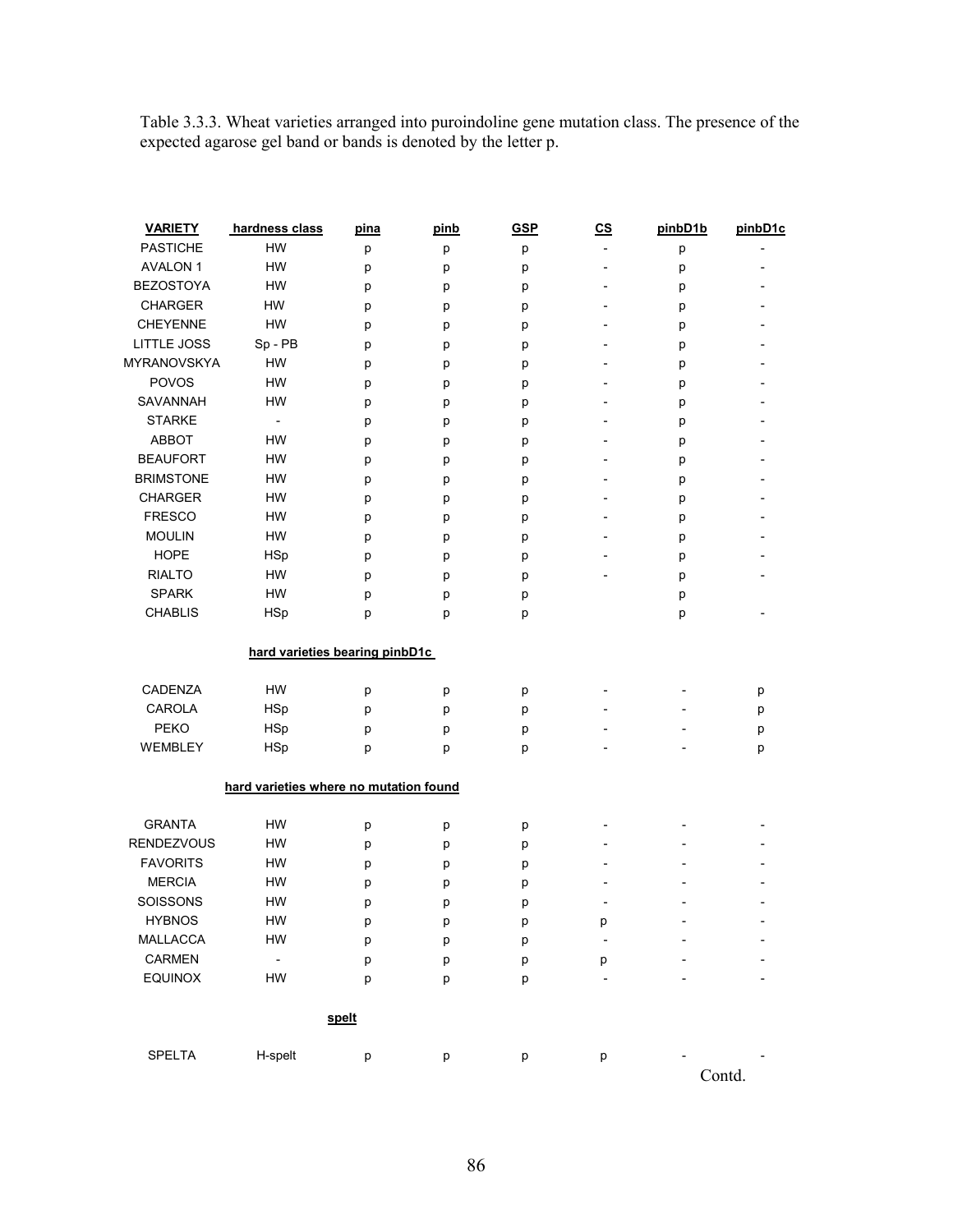Table 3.3.3. Wheat varieties arranged into puroindoline gene mutation class. The presence of the expected agarose gel band or bands is denoted by the letter p.

| VARIETY | hardness class | pina | pinb | GSP | CS | pinbD1b | pinbD1c |
|---|---|---|---|---|---|---|---|
| PASTICHE | HW | p | p | p | - | p | - |
| AVALON 1 | HW | p | p | p | - | p | - |
| BEZOSTOYA | HW | p | p | p | - | p | - |
| CHARGER | HW | p | p | p | - | p | - |
| CHEYENNE | HW | p | p | p | - | p | - |
| LITTLE JOSS | Sp - PB | p | p | p | - | p | - |
| MYRANOVSKYA | HW | p | p | p | - | p | - |
| POVOS | HW | p | p | p | - | p | - |
| SAVANNAH | HW | p | p | p | - | p | - |
| STARKE | - | p | p | p | - | p | - |
| ABBOT | HW | p | p | p | - | p | - |
| BEAUFORT | HW | p | p | p | - | p | - |
| BRIMSTONE | HW | p | p | p | - | p | - |
| CHARGER | HW | p | p | p | - | p | - |
| FRESCO | HW | p | p | p | - | p | - |
| MOULIN | HW | p | p | p | - | p | - |
| HOPE | HSp | p | p | p | - | p | - |
| RIALTO | HW | p | p | p | - | p | - |
| SPARK | HW | p | p | p | | p | |
| CHABLIS | HSp | p | p | p | | p | - |
| **hard varieties bearing pinbD1c** | | | | | | | |
| CADENZA | HW | p | p | p | - | - | p |
| CAROLA | HSp | p | p | p | - | - | p |
| PEKO | HSp | p | p | p | - | - | p |
| WEMBLEY | HSp | p | p | p | - | - | p |
| **hard varieties where no mutation found** | | | | | | | |
| GRANTA | HW | p | p | p | - | - | - |
| RENDEZVOUS | HW | p | p | p | - | - | - |
| FAVORITS | HW | p | p | p | - | - | - |
| MERCIA | HW | p | p | p | - | - | - |
| SOISSONS | HW | p | p | p | - | - | - |
| HYBNOS | HW | p | p | p | p | - | - |
| MALLACCA | HW | p | p | p | - | - | - |
| CARMEN | - | p | p | p | p | - | - |
| EQUINOX | HW | p | p | p | - | - | - |
| **spelt** | | | | | | | |
| SPELTA | H-spelt | p | p | p | p | - | - |

Contd.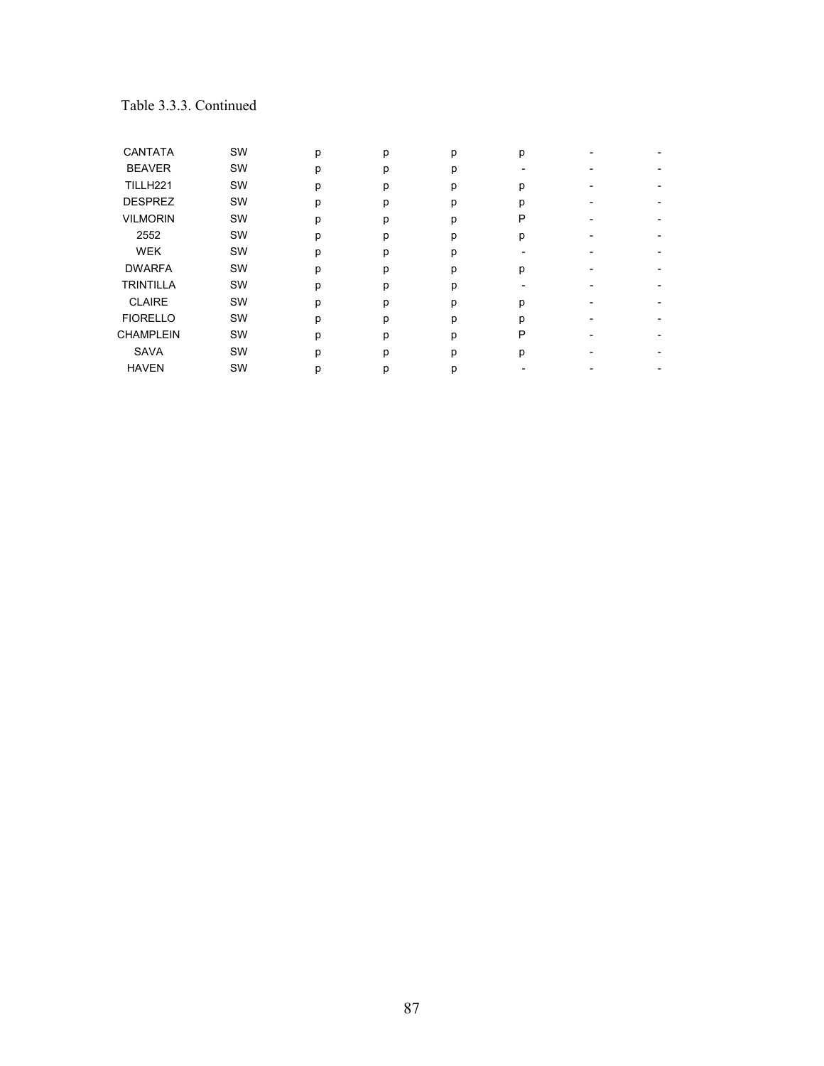Table 3.3.3. Continued

| | | | | | | | |
|---|---|---|---|---|---|---|---|
| CANTATA | SW | p | p | p | p | - | - |
| BEAVER | SW | p | p | p | - | - | - |
| TILLH221 | SW | p | p | p | p | - | - |
| DESPREZ | SW | p | p | p | p | - | - |
| VILMORIN | SW | p | p | p | P | - | - |
| 2552 | SW | p | p | p | p | - | - |
| WEK | SW | p | p | p | - | - | - |
| DWARFA | SW | p | p | p | p | - | - |
| TRINTILLA | SW | p | p | p | - | - | - |
| CLAIRE | SW | p | p | p | p | - | - |
| FIORELLO | SW | p | p | p | p | - | - |
| CHAMPLEIN | SW | p | p | p | P | - | - |
| SAVA | SW | p | p | p | p | - | - |
| HAVEN | SW | p | p | p | - | - | - |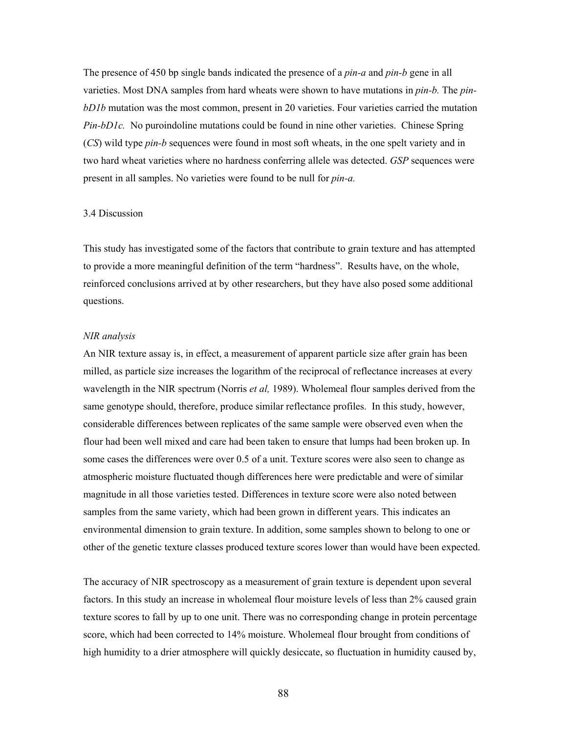The presence of 450 bp single bands indicated the presence of a *pin-a* and *pin-b* gene in all varieties. Most DNA samples from hard wheats were shown to have mutations in *pin-b.* The *pin-bD1b* mutation was the most common, present in 20 varieties. Four varieties carried the mutation *Pin-bD1c.* No puroindoline mutations could be found in nine other varieties. Chinese Spring (*CS*) wild type *pin-b* sequences were found in most soft wheats, in the one spelt variety and in two hard wheat varieties where no hardness conferring allele was detected. *GSP* sequences were present in all samples. No varieties were found to be null for *pin-a.*

## 3.4 Discussion

This study has investigated some of the factors that contribute to grain texture and has attempted to provide a more meaningful definition of the term "hardness". Results have, on the whole, reinforced conclusions arrived at by other researchers, but they have also posed some additional questions.

*NIR analysis*

An NIR texture assay is, in effect, a measurement of apparent particle size after grain has been milled, as particle size increases the logarithm of the reciprocal of reflectance increases at every wavelength in the NIR spectrum (Norris *et al,* 1989). Wholemeal flour samples derived from the same genotype should, therefore, produce similar reflectance profiles. In this study, however, considerable differences between replicates of the same sample were observed even when the flour had been well mixed and care had been taken to ensure that lumps had been broken up. In some cases the differences were over 0.5 of a unit. Texture scores were also seen to change as atmospheric moisture fluctuated though differences here were predictable and were of similar magnitude in all those varieties tested. Differences in texture score were also noted between samples from the same variety, which had been grown in different years. This indicates an environmental dimension to grain texture. In addition, some samples shown to belong to one or other of the genetic texture classes produced texture scores lower than would have been expected.

The accuracy of NIR spectroscopy as a measurement of grain texture is dependent upon several factors. In this study an increase in wholemeal flour moisture levels of less than 2% caused grain texture scores to fall by up to one unit. There was no corresponding change in protein percentage score, which had been corrected to 14% moisture. Wholemeal flour brought from conditions of high humidity to a drier atmosphere will quickly desiccate, so fluctuation in humidity caused by,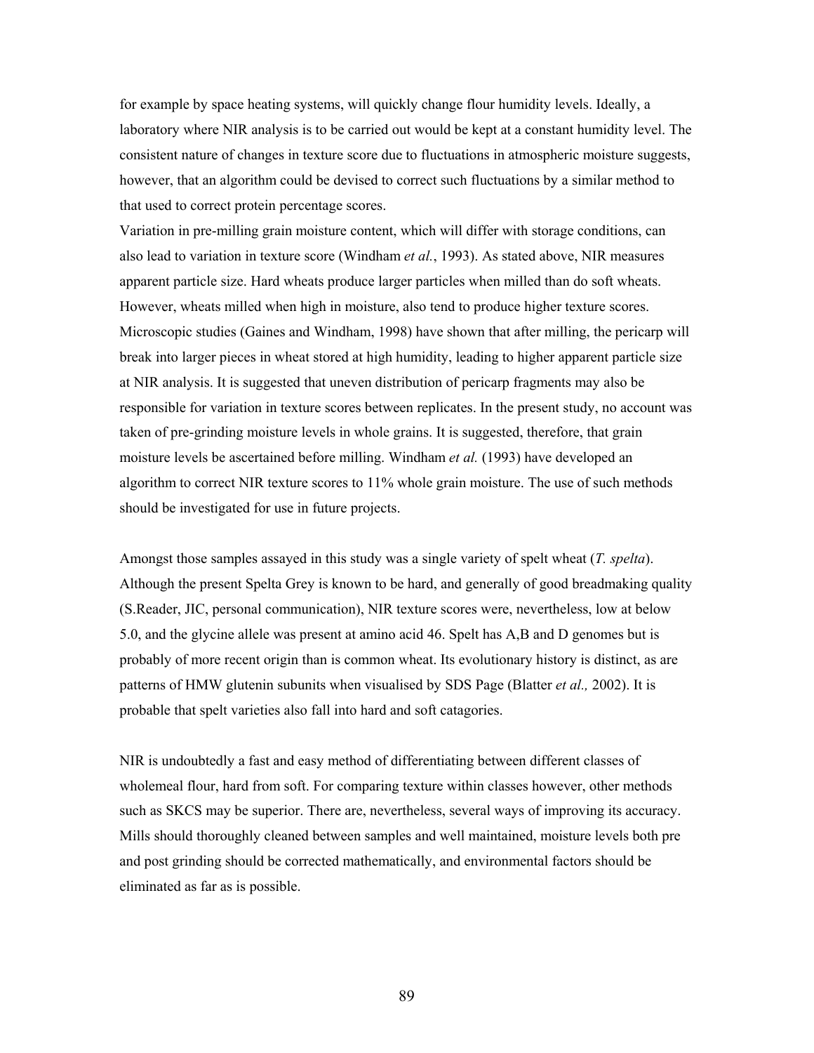for example by space heating systems, will quickly change flour humidity levels. Ideally, a laboratory where NIR analysis is to be carried out would be kept at a constant humidity level. The consistent nature of changes in texture score due to fluctuations in atmospheric moisture suggests, however, that an algorithm could be devised to correct such fluctuations by a similar method to that used to correct protein percentage scores.

Variation in pre-milling grain moisture content, which will differ with storage conditions, can also lead to variation in texture score (Windham *et al.*, 1993). As stated above, NIR measures apparent particle size. Hard wheats produce larger particles when milled than do soft wheats. However, wheats milled when high in moisture, also tend to produce higher texture scores. Microscopic studies (Gaines and Windham, 1998) have shown that after milling, the pericarp will break into larger pieces in wheat stored at high humidity, leading to higher apparent particle size at NIR analysis. It is suggested that uneven distribution of pericarp fragments may also be responsible for variation in texture scores between replicates. In the present study, no account was taken of pre-grinding moisture levels in whole grains. It is suggested, therefore, that grain moisture levels be ascertained before milling. Windham *et al.* (1993) have developed an algorithm to correct NIR texture scores to 11% whole grain moisture. The use of such methods should be investigated for use in future projects.

Amongst those samples assayed in this study was a single variety of spelt wheat (*T. spelta*). Although the present Spelta Grey is known to be hard, and generally of good breadmaking quality (S.Reader, JIC, personal communication), NIR texture scores were, nevertheless, low at below 5.0, and the glycine allele was present at amino acid 46. Spelt has A,B and D genomes but is probably of more recent origin than is common wheat. Its evolutionary history is distinct, as are patterns of HMW glutenin subunits when visualised by SDS Page (Blatter *et al.,* 2002). It is probable that spelt varieties also fall into hard and soft catagories.

NIR is undoubtedly a fast and easy method of differentiating between different classes of wholemeal flour, hard from soft. For comparing texture within classes however, other methods such as SKCS may be superior. There are, nevertheless, several ways of improving its accuracy. Mills should thoroughly cleaned between samples and well maintained, moisture levels both pre and post grinding should be corrected mathematically, and environmental factors should be eliminated as far as is possible.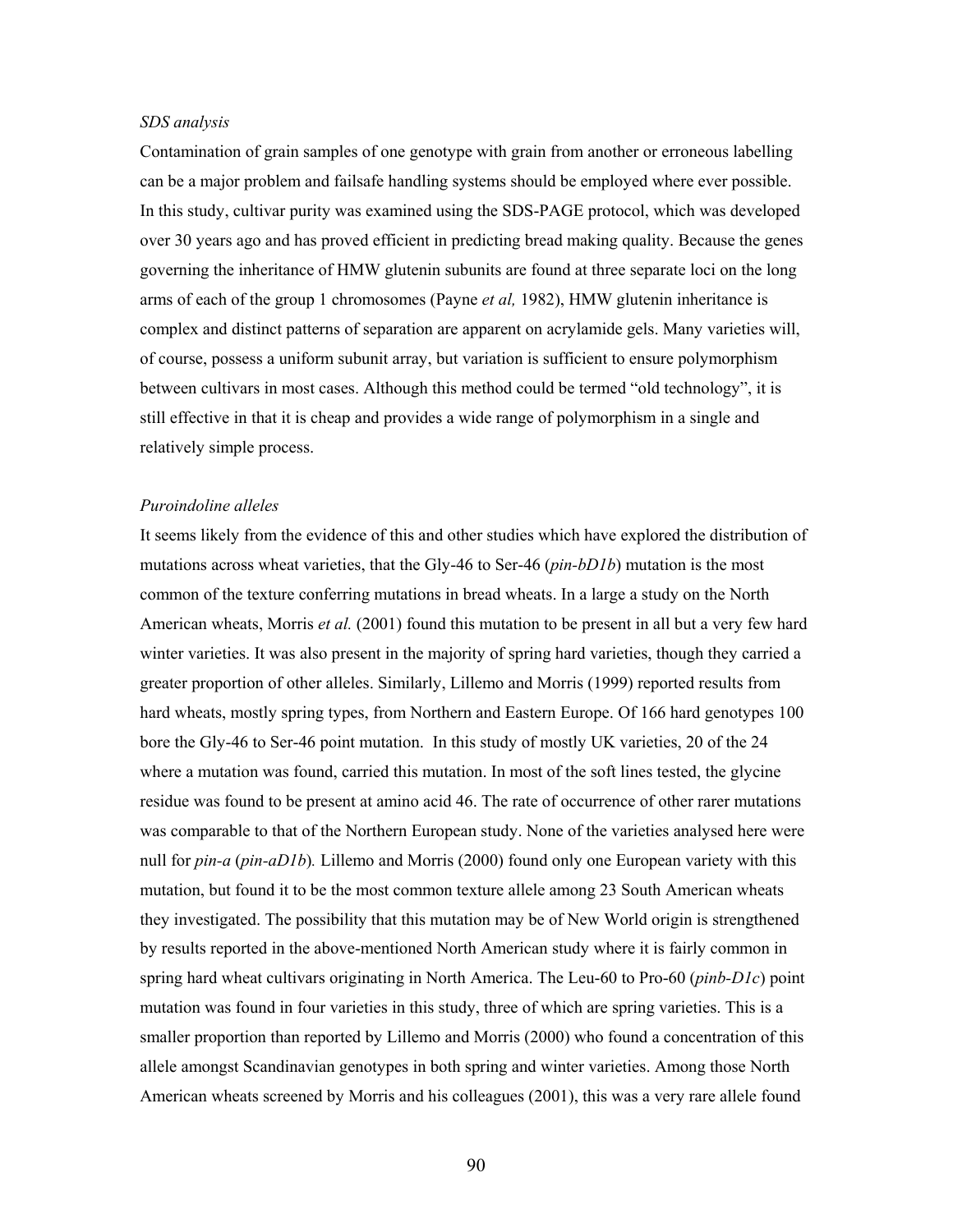*SDS analysis*

Contamination of grain samples of one genotype with grain from another or erroneous labelling can be a major problem and failsafe handling systems should be employed where ever possible. In this study, cultivar purity was examined using the SDS-PAGE protocol, which was developed over 30 years ago and has proved efficient in predicting bread making quality. Because the genes governing the inheritance of HMW glutenin subunits are found at three separate loci on the long arms of each of the group 1 chromosomes (Payne *et al,* 1982), HMW glutenin inheritance is complex and distinct patterns of separation are apparent on acrylamide gels. Many varieties will, of course, possess a uniform subunit array, but variation is sufficient to ensure polymorphism between cultivars in most cases. Although this method could be termed "old technology", it is still effective in that it is cheap and provides a wide range of polymorphism in a single and relatively simple process.

*Puroindoline alleles*

It seems likely from the evidence of this and other studies which have explored the distribution of mutations across wheat varieties, that the Gly-46 to Ser-46 (*pin-bD1b*) mutation is the most common of the texture conferring mutations in bread wheats. In a large a study on the North American wheats, Morris *et al.* (2001) found this mutation to be present in all but a very few hard winter varieties. It was also present in the majority of spring hard varieties, though they carried a greater proportion of other alleles. Similarly, Lillemo and Morris (1999) reported results from hard wheats, mostly spring types, from Northern and Eastern Europe. Of 166 hard genotypes 100 bore the Gly-46 to Ser-46 point mutation. In this study of mostly UK varieties, 20 of the 24 where a mutation was found, carried this mutation. In most of the soft lines tested, the glycine residue was found to be present at amino acid 46. The rate of occurrence of other rarer mutations was comparable to that of the Northern European study. None of the varieties analysed here were null for *pin-a* (*pin-aD1b*)*.* Lillemo and Morris (2000) found only one European variety with this mutation, but found it to be the most common texture allele among 23 South American wheats they investigated. The possibility that this mutation may be of New World origin is strengthened by results reported in the above-mentioned North American study where it is fairly common in spring hard wheat cultivars originating in North America. The Leu-60 to Pro-60 (*pinb-D1c*) point mutation was found in four varieties in this study, three of which are spring varieties. This is a smaller proportion than reported by Lillemo and Morris (2000) who found a concentration of this allele amongst Scandinavian genotypes in both spring and winter varieties. Among those North American wheats screened by Morris and his colleagues (2001), this was a very rare allele found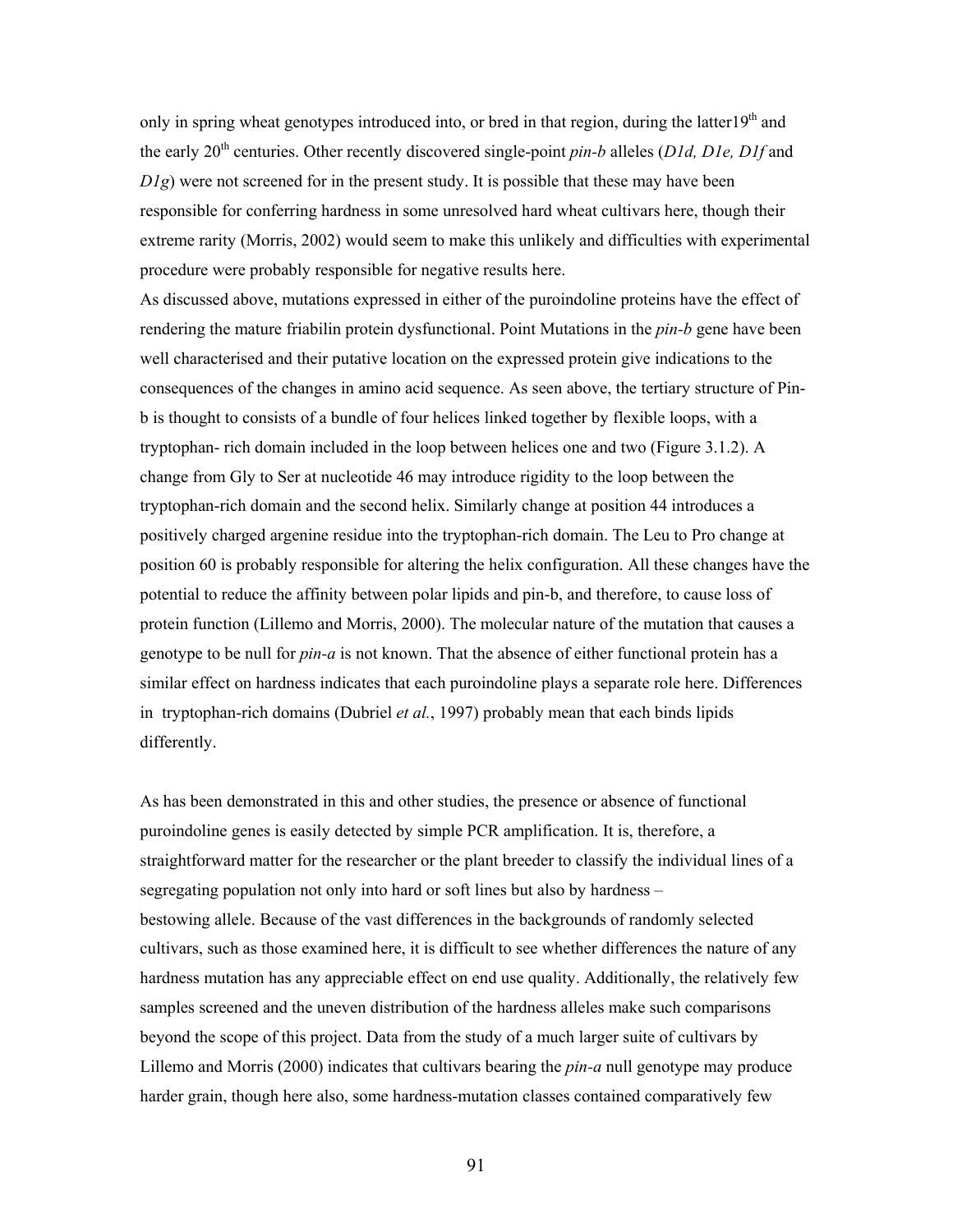only in spring wheat genotypes introduced into, or bred in that region, during the latter19th and the early 20th centuries. Other recently discovered single-point *pin-b* alleles (*D1d, D1e, D1f* and *D1g*) were not screened for in the present study. It is possible that these may have been responsible for conferring hardness in some unresolved hard wheat cultivars here, though their extreme rarity (Morris, 2002) would seem to make this unlikely and difficulties with experimental procedure were probably responsible for negative results here.

As discussed above, mutations expressed in either of the puroindoline proteins have the effect of rendering the mature friabilin protein dysfunctional. Point Mutations in the *pin-b* gene have been well characterised and their putative location on the expressed protein give indications to the consequences of the changes in amino acid sequence. As seen above, the tertiary structure of Pin-b is thought to consists of a bundle of four helices linked together by flexible loops, with a tryptophan- rich domain included in the loop between helices one and two (Figure 3.1.2). A change from Gly to Ser at nucleotide 46 may introduce rigidity to the loop between the tryptophan-rich domain and the second helix. Similarly change at position 44 introduces a positively charged argenine residue into the tryptophan-rich domain. The Leu to Pro change at position 60 is probably responsible for altering the helix configuration. All these changes have the potential to reduce the affinity between polar lipids and pin-b, and therefore, to cause loss of protein function (Lillemo and Morris, 2000). The molecular nature of the mutation that causes a genotype to be null for *pin-a* is not known. That the absence of either functional protein has a similar effect on hardness indicates that each puroindoline plays a separate role here. Differences in tryptophan-rich domains (Dubriel *et al.*, 1997) probably mean that each binds lipids differently.

As has been demonstrated in this and other studies, the presence or absence of functional puroindoline genes is easily detected by simple PCR amplification. It is, therefore, a straightforward matter for the researcher or the plant breeder to classify the individual lines of a segregating population not only into hard or soft lines but also by hardness – bestowing allele. Because of the vast differences in the backgrounds of randomly selected cultivars, such as those examined here, it is difficult to see whether differences the nature of any hardness mutation has any appreciable effect on end use quality. Additionally, the relatively few samples screened and the uneven distribution of the hardness alleles make such comparisons beyond the scope of this project. Data from the study of a much larger suite of cultivars by Lillemo and Morris (2000) indicates that cultivars bearing the *pin-a* null genotype may produce harder grain, though here also, some hardness-mutation classes contained comparatively few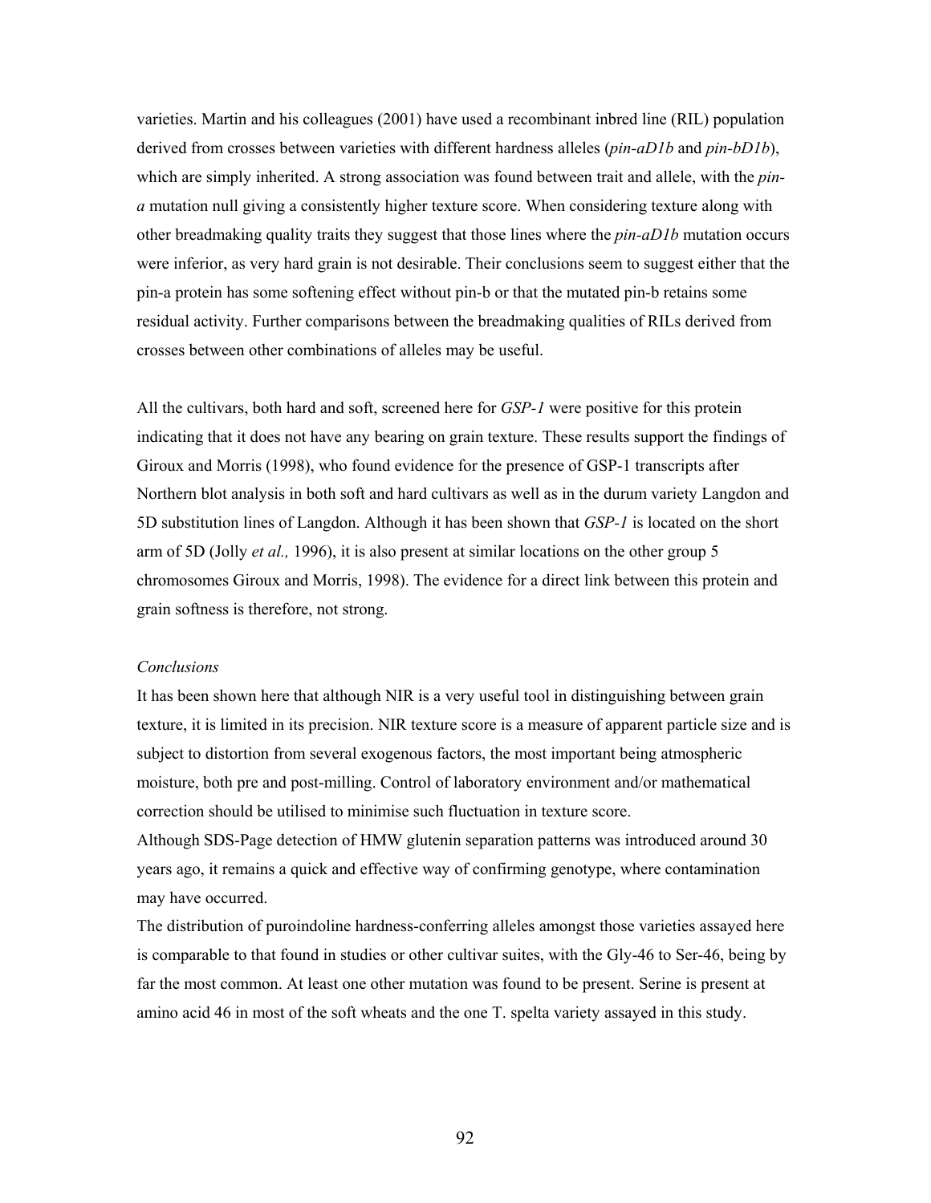varieties. Martin and his colleagues (2001) have used a recombinant inbred line (RIL) population derived from crosses between varieties with different hardness alleles (*pin-aD1b* and *pin-bD1b*), which are simply inherited. A strong association was found between trait and allele, with the *pin-a* mutation null giving a consistently higher texture score. When considering texture along with other breadmaking quality traits they suggest that those lines where the *pin-aD1b* mutation occurs were inferior, as very hard grain is not desirable. Their conclusions seem to suggest either that the pin-a protein has some softening effect without pin-b or that the mutated pin-b retains some residual activity. Further comparisons between the breadmaking qualities of RILs derived from crosses between other combinations of alleles may be useful.

All the cultivars, both hard and soft, screened here for *GSP-1* were positive for this protein indicating that it does not have any bearing on grain texture. These results support the findings of Giroux and Morris (1998), who found evidence for the presence of GSP-1 transcripts after Northern blot analysis in both soft and hard cultivars as well as in the durum variety Langdon and 5D substitution lines of Langdon. Although it has been shown that *GSP-1* is located on the short arm of 5D (Jolly *et al.,* 1996), it is also present at similar locations on the other group 5 chromosomes Giroux and Morris, 1998). The evidence for a direct link between this protein and grain softness is therefore, not strong.

*Conclusions*

It has been shown here that although NIR is a very useful tool in distinguishing between grain texture, it is limited in its precision. NIR texture score is a measure of apparent particle size and is subject to distortion from several exogenous factors, the most important being atmospheric moisture, both pre and post-milling. Control of laboratory environment and/or mathematical correction should be utilised to minimise such fluctuation in texture score.

Although SDS-Page detection of HMW glutenin separation patterns was introduced around 30 years ago, it remains a quick and effective way of confirming genotype, where contamination may have occurred.

The distribution of puroindoline hardness-conferring alleles amongst those varieties assayed here is comparable to that found in studies or other cultivar suites, with the Gly-46 to Ser-46, being by far the most common. At least one other mutation was found to be present. Serine is present at amino acid 46 in most of the soft wheats and the one T. spelta variety assayed in this study.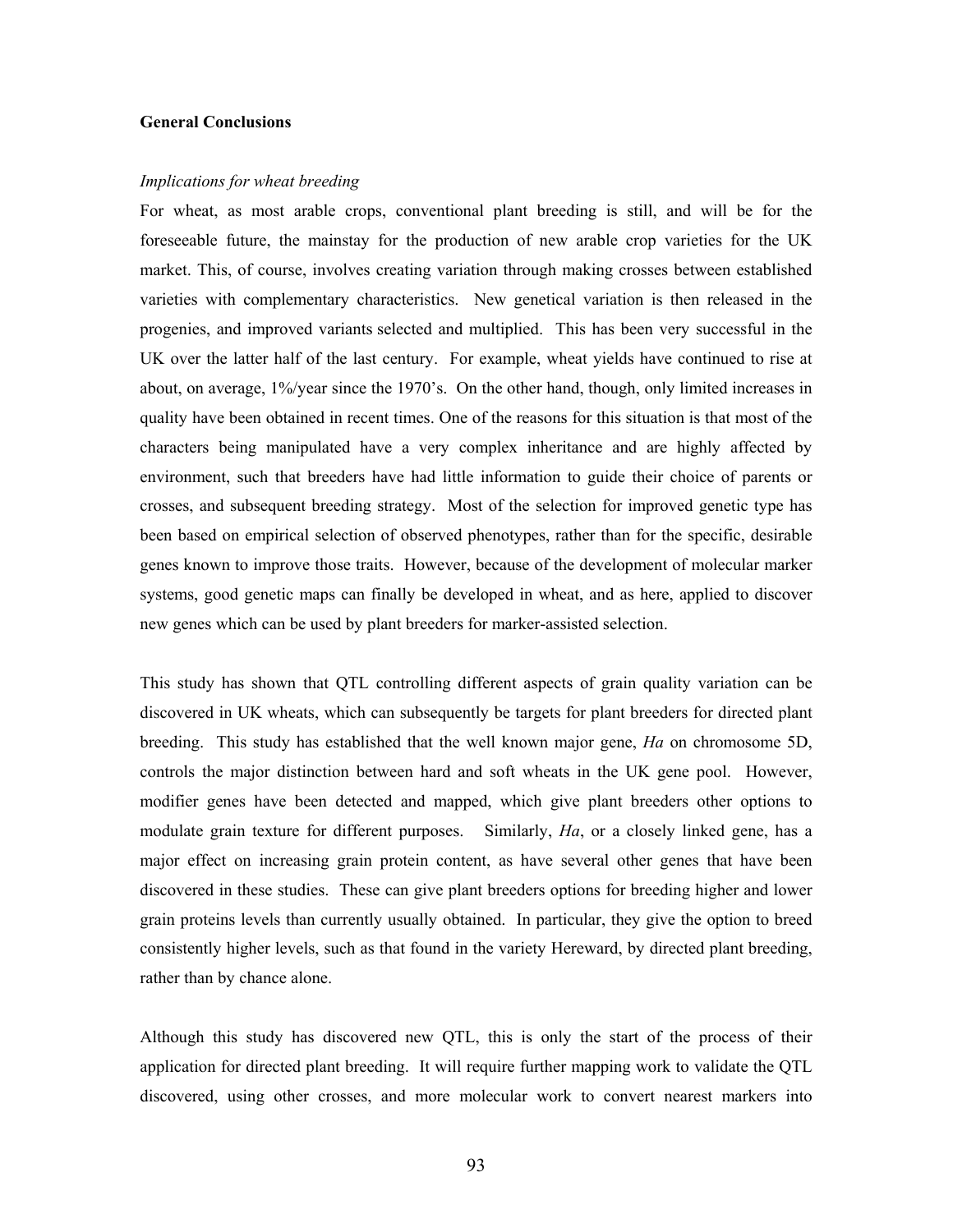## General Conclusions

*Implications for wheat breeding*

For wheat, as most arable crops, conventional plant breeding is still, and will be for the foreseeable future, the mainstay for the production of new arable crop varieties for the UK market. This, of course, involves creating variation through making crosses between established varieties with complementary characteristics. New genetical variation is then released in the progenies, and improved variants selected and multiplied. This has been very successful in the UK over the latter half of the last century. For example, wheat yields have continued to rise at about, on average, 1%/year since the 1970's. On the other hand, though, only limited increases in quality have been obtained in recent times. One of the reasons for this situation is that most of the characters being manipulated have a very complex inheritance and are highly affected by environment, such that breeders have had little information to guide their choice of parents or crosses, and subsequent breeding strategy. Most of the selection for improved genetic type has been based on empirical selection of observed phenotypes, rather than for the specific, desirable genes known to improve those traits. However, because of the development of molecular marker systems, good genetic maps can finally be developed in wheat, and as here, applied to discover new genes which can be used by plant breeders for marker-assisted selection.

This study has shown that QTL controlling different aspects of grain quality variation can be discovered in UK wheats, which can subsequently be targets for plant breeders for directed plant breeding. This study has established that the well known major gene, *Ha* on chromosome 5D, controls the major distinction between hard and soft wheats in the UK gene pool. However, modifier genes have been detected and mapped, which give plant breeders other options to modulate grain texture for different purposes. Similarly, *Ha*, or a closely linked gene, has a major effect on increasing grain protein content, as have several other genes that have been discovered in these studies. These can give plant breeders options for breeding higher and lower grain proteins levels than currently usually obtained. In particular, they give the option to breed consistently higher levels, such as that found in the variety Hereward, by directed plant breeding, rather than by chance alone.

Although this study has discovered new QTL, this is only the start of the process of their application for directed plant breeding. It will require further mapping work to validate the QTL discovered, using other crosses, and more molecular work to convert nearest markers into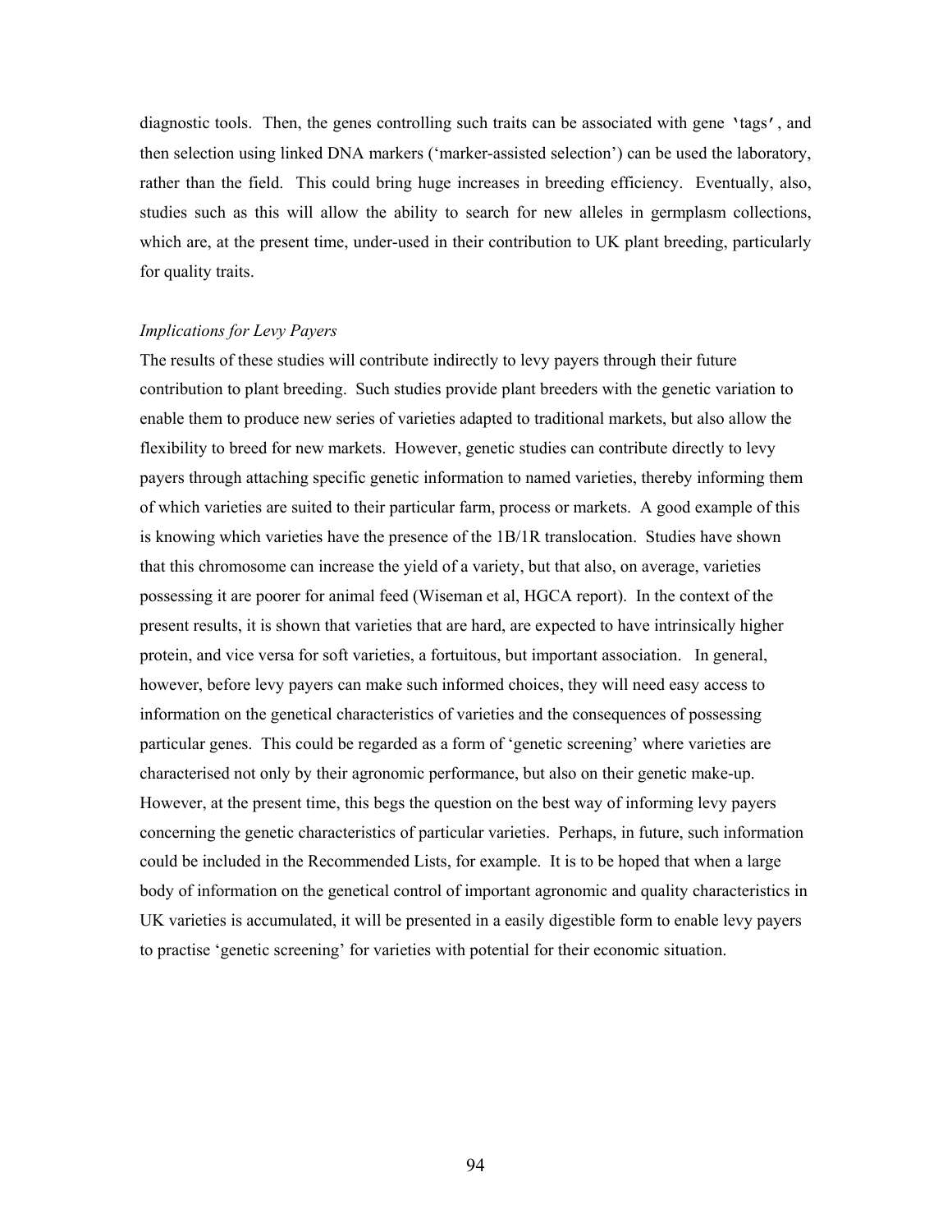diagnostic tools. Then, the genes controlling such traits can be associated with gene 'tags', and then selection using linked DNA markers ('marker-assisted selection') can be used the laboratory, rather than the field. This could bring huge increases in breeding efficiency. Eventually, also, studies such as this will allow the ability to search for new alleles in germplasm collections, which are, at the present time, under-used in their contribution to UK plant breeding, particularly for quality traits.

*Implications for Levy Payers*

The results of these studies will contribute indirectly to levy payers through their future contribution to plant breeding. Such studies provide plant breeders with the genetic variation to enable them to produce new series of varieties adapted to traditional markets, but also allow the flexibility to breed for new markets. However, genetic studies can contribute directly to levy payers through attaching specific genetic information to named varieties, thereby informing them of which varieties are suited to their particular farm, process or markets. A good example of this is knowing which varieties have the presence of the 1B/1R translocation. Studies have shown that this chromosome can increase the yield of a variety, but that also, on average, varieties possessing it are poorer for animal feed (Wiseman et al, HGCA report). In the context of the present results, it is shown that varieties that are hard, are expected to have intrinsically higher protein, and vice versa for soft varieties, a fortuitous, but important association. In general, however, before levy payers can make such informed choices, they will need easy access to information on the genetical characteristics of varieties and the consequences of possessing particular genes. This could be regarded as a form of 'genetic screening' where varieties are characterised not only by their agronomic performance, but also on their genetic make-up. However, at the present time, this begs the question on the best way of informing levy payers concerning the genetic characteristics of particular varieties. Perhaps, in future, such information could be included in the Recommended Lists, for example. It is to be hoped that when a large body of information on the genetical control of important agronomic and quality characteristics in UK varieties is accumulated, it will be presented in a easily digestible form to enable levy payers to practise 'genetic screening' for varieties with potential for their economic situation.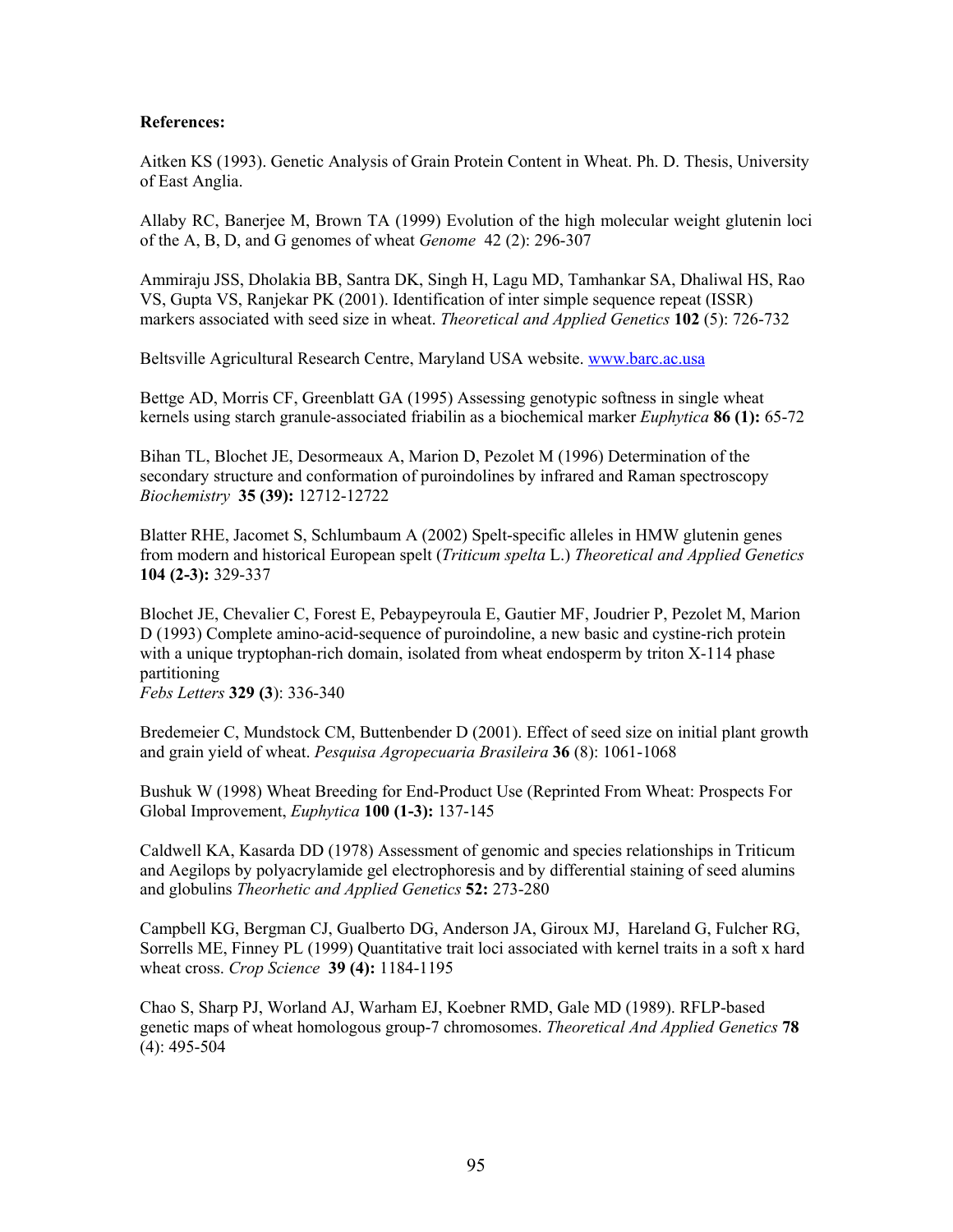**References:**

Aitken KS (1993). Genetic Analysis of Grain Protein Content in Wheat. Ph. D. Thesis, University of East Anglia.

Allaby RC, Banerjee M, Brown TA (1999) Evolution of the high molecular weight glutenin loci of the A, B, D, and G genomes of wheat *Genome* 42 (2): 296-307

Ammiraju JSS, Dholakia BB, Santra DK, Singh H, Lagu MD, Tamhankar SA, Dhaliwal HS, Rao VS, Gupta VS, Ranjekar PK (2001). Identification of inter simple sequence repeat (ISSR) markers associated with seed size in wheat. *Theoretical and Applied Genetics* **102** (5): 726-732

Beltsville Agricultural Research Centre, Maryland USA website. www.barc.ac.usa

Bettge AD, Morris CF, Greenblatt GA (1995) Assessing genotypic softness in single wheat kernels using starch granule-associated friabilin as a biochemical marker *Euphytica* **86 (1):** 65-72

Bihan TL, Blochet JE, Desormeaux A, Marion D, Pezolet M (1996) Determination of the secondary structure and conformation of puroindolines by infrared and Raman spectroscopy *Biochemistry* **35 (39):** 12712-12722

Blatter RHE, Jacomet S, Schlumbaum A (2002) Spelt-specific alleles in HMW glutenin genes from modern and historical European spelt (*Triticum spelta* L.) *Theoretical and Applied Genetics* **104 (2-3):** 329-337

Blochet JE, Chevalier C, Forest E, Pebaypeyroula E, Gautier MF, Joudrier P, Pezolet M, Marion D (1993) Complete amino-acid-sequence of puroindoline, a new basic and cystine-rich protein with a unique tryptophan-rich domain, isolated from wheat endosperm by triton X-114 phase partitioning
*Febs Letters* **329 (3**): 336-340

Bredemeier C, Mundstock CM, Buttenbender D (2001). Effect of seed size on initial plant growth and grain yield of wheat. *Pesquisa Agropecuaria Brasileira* **36** (8): 1061-1068

Bushuk W (1998) Wheat Breeding for End-Product Use (Reprinted From Wheat: Prospects For Global Improvement, *Euphytica* **100 (1-3):** 137-145

Caldwell KA, Kasarda DD (1978) Assessment of genomic and species relationships in Triticum and Aegilops by polyacrylamide gel electrophoresis and by differential staining of seed alumins and globulins *Theorhetic and Applied Genetics* **52:** 273-280

Campbell KG, Bergman CJ, Gualberto DG, Anderson JA, Giroux MJ, Hareland G, Fulcher RG, Sorrells ME, Finney PL (1999) Quantitative trait loci associated with kernel traits in a soft x hard wheat cross. *Crop Science* **39 (4):** 1184-1195

Chao S, Sharp PJ, Worland AJ, Warham EJ, Koebner RMD, Gale MD (1989). RFLP-based genetic maps of wheat homologous group-7 chromosomes. *Theoretical And Applied Genetics* **78** (4): 495-504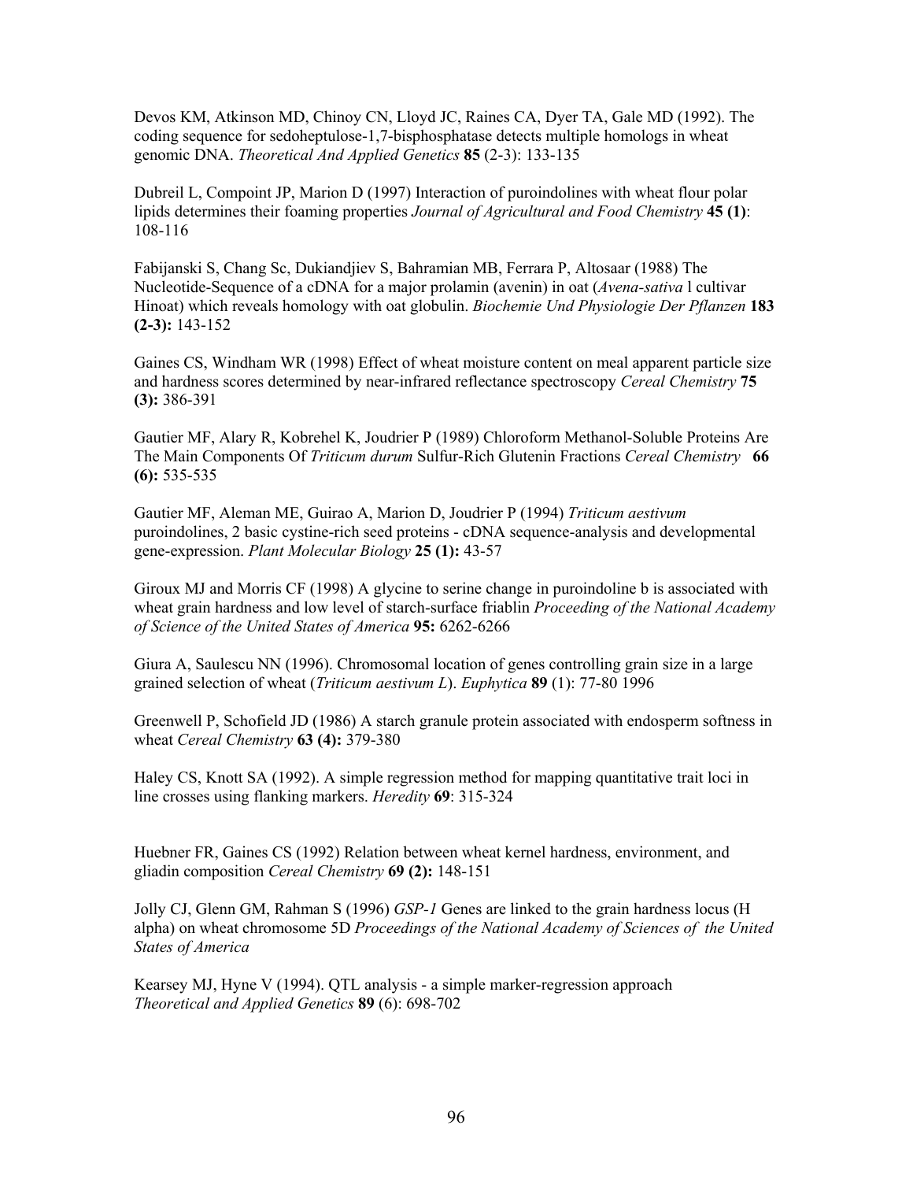Devos KM, Atkinson MD, Chinoy CN, Lloyd JC, Raines CA, Dyer TA, Gale MD (1992). The coding sequence for sedoheptulose-1,7-bisphosphatase detects multiple homologs in wheat genomic DNA. *Theoretical And Applied Genetics* **85** (2-3): 133-135

Dubreil L, Compoint JP, Marion D (1997) Interaction of puroindolines with wheat flour polar lipids determines their foaming properties *Journal of Agricultural and Food Chemistry* **45 (1)**: 108-116

Fabijanski S, Chang Sc, Dukiandjiev S, Bahramian MB, Ferrara P, Altosaar (1988) The Nucleotide-Sequence of a cDNA for a major prolamin (avenin) in oat (*Avena-sativa* l cultivar Hinoat) which reveals homology with oat globulin. *Biochemie Und Physiologie Der Pflanzen* **183 (2-3):** 143-152

Gaines CS, Windham WR (1998) Effect of wheat moisture content on meal apparent particle size and hardness scores determined by near-infrared reflectance spectroscopy *Cereal Chemistry* **75 (3):** 386-391

Gautier MF, Alary R, Kobrehel K, Joudrier P (1989) Chloroform Methanol-Soluble Proteins Are The Main Components Of *Triticum durum* Sulfur-Rich Glutenin Fractions *Cereal Chemistry* **66 (6):** 535-535

Gautier MF, Aleman ME, Guirao A, Marion D, Joudrier P (1994) *Triticum aestivum* puroindolines, 2 basic cystine-rich seed proteins - cDNA sequence-analysis and developmental gene-expression. *Plant Molecular Biology* **25 (1):** 43-57

Giroux MJ and Morris CF (1998) A glycine to serine change in puroindoline b is associated with wheat grain hardness and low level of starch-surface friablin *Proceeding of the National Academy of Science of the United States of America* **95:** 6262-6266

Giura A, Saulescu NN (1996). Chromosomal location of genes controlling grain size in a large grained selection of wheat (*Triticum aestivum L*). *Euphytica* **89** (1): 77-80 1996

Greenwell P, Schofield JD (1986) A starch granule protein associated with endosperm softness in wheat *Cereal Chemistry* **63 (4):** 379-380

Haley CS, Knott SA (1992). A simple regression method for mapping quantitative trait loci in line crosses using flanking markers. *Heredity* **69**: 315-324

Huebner FR, Gaines CS (1992) Relation between wheat kernel hardness, environment, and gliadin composition *Cereal Chemistry* **69 (2):** 148-151

Jolly CJ, Glenn GM, Rahman S (1996) *GSP-1* Genes are linked to the grain hardness locus (H alpha) on wheat chromosome 5D *Proceedings of the National Academy of Sciences of the United States of America*

Kearsey MJ, Hyne V (1994). QTL analysis - a simple marker-regression approach *Theoretical and Applied Genetics* **89** (6): 698-702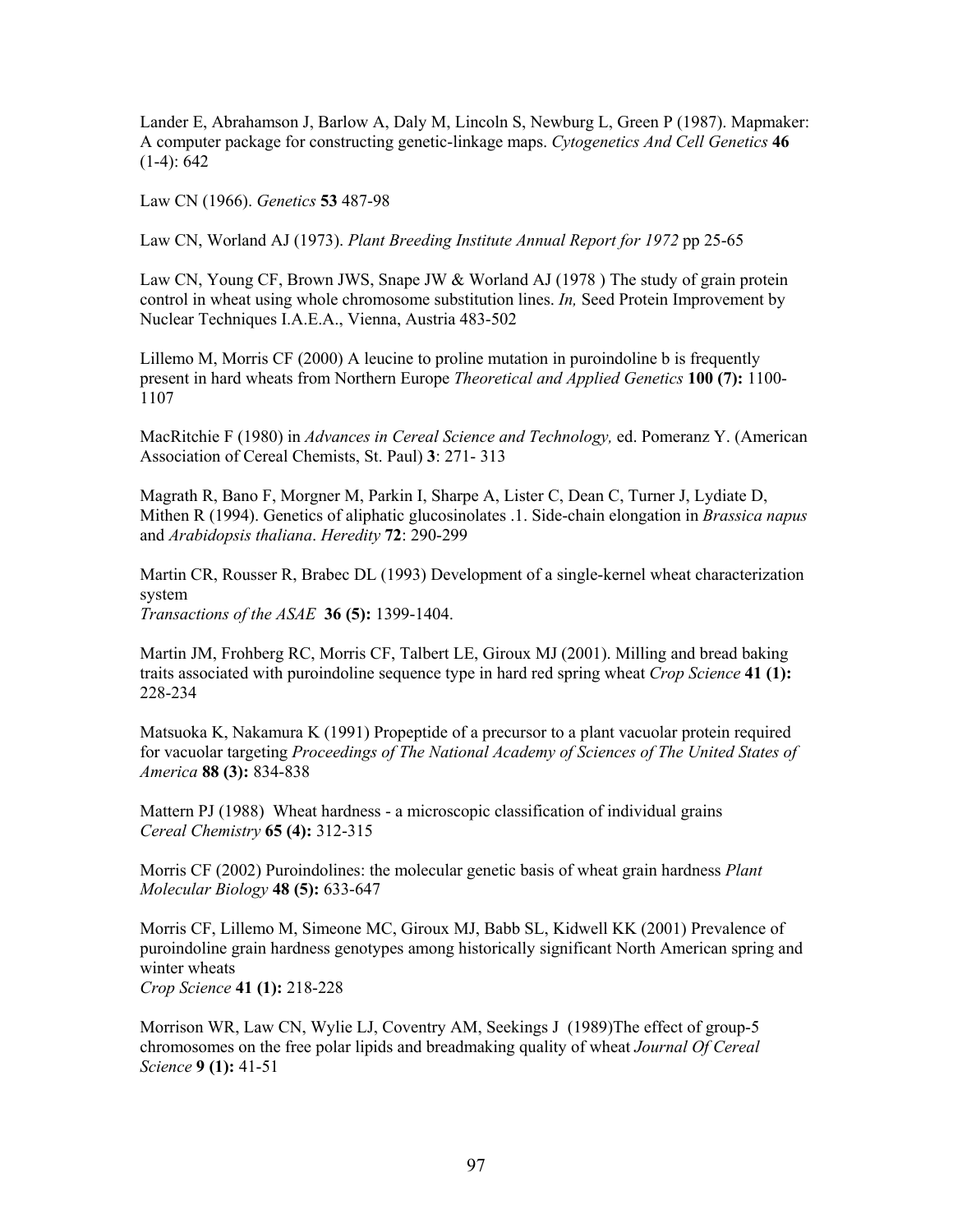Lander E, Abrahamson J, Barlow A, Daly M, Lincoln S, Newburg L, Green P (1987). Mapmaker: A computer package for constructing genetic-linkage maps. *Cytogenetics And Cell Genetics* **46** (1-4): 642

Law CN (1966). *Genetics* **53** 487-98

Law CN, Worland AJ (1973). *Plant Breeding Institute Annual Report for 1972* pp 25-65

Law CN, Young CF, Brown JWS, Snape JW & Worland AJ (1978 ) The study of grain protein control in wheat using whole chromosome substitution lines. *In,* Seed Protein Improvement by Nuclear Techniques I.A.E.A., Vienna, Austria 483-502

Lillemo M, Morris CF (2000) A leucine to proline mutation in puroindoline b is frequently present in hard wheats from Northern Europe *Theoretical and Applied Genetics* **100 (7):** 1100-1107

MacRitchie F (1980) in *Advances in Cereal Science and Technology,* ed. Pomeranz Y. (American Association of Cereal Chemists, St. Paul) **3**: 271- 313

Magrath R, Bano F, Morgner M, Parkin I, Sharpe A, Lister C, Dean C, Turner J, Lydiate D, Mithen R (1994). Genetics of aliphatic glucosinolates .1. Side-chain elongation in *Brassica napus* and *Arabidopsis thaliana*. *Heredity* **72**: 290-299

Martin CR, Rousser R, Brabec DL (1993) Development of a single-kernel wheat characterization system
*Transactions of the ASAE* **36 (5):** 1399-1404.

Martin JM, Frohberg RC, Morris CF, Talbert LE, Giroux MJ (2001). Milling and bread baking traits associated with puroindoline sequence type in hard red spring wheat *Crop Science* **41 (1):** 228-234

Matsuoka K, Nakamura K (1991) Propeptide of a precursor to a plant vacuolar protein required for vacuolar targeting *Proceedings of The National Academy of Sciences of The United States of America* **88 (3):** 834-838

Mattern PJ (1988) Wheat hardness - a microscopic classification of individual grains *Cereal Chemistry* **65 (4):** 312-315

Morris CF (2002) Puroindolines: the molecular genetic basis of wheat grain hardness *Plant Molecular Biology* **48 (5):** 633-647

Morris CF, Lillemo M, Simeone MC, Giroux MJ, Babb SL, Kidwell KK (2001) Prevalence of puroindoline grain hardness genotypes among historically significant North American spring and winter wheats
*Crop Science* **41 (1):** 218-228

Morrison WR, Law CN, Wylie LJ, Coventry AM, Seekings J (1989)The effect of group-5 chromosomes on the free polar lipids and breadmaking quality of wheat *Journal Of Cereal Science* **9 (1):** 41-51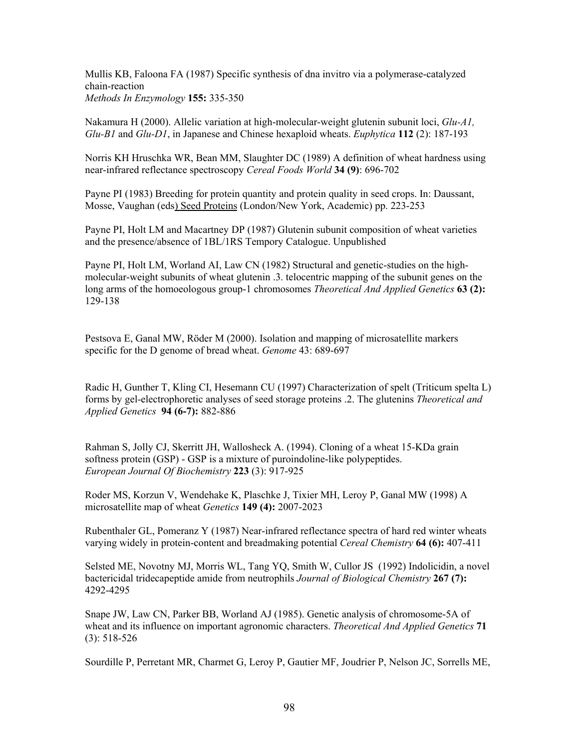Mullis KB, Faloona FA (1987) Specific synthesis of dna invitro via a polymerase-catalyzed chain-reaction
*Methods In Enzymology* **155:** 335-350

Nakamura H (2000). Allelic variation at high-molecular-weight glutenin subunit loci, *Glu-A1, Glu-B1* and *Glu-D1*, in Japanese and Chinese hexaploid wheats. *Euphytica* **112** (2): 187-193

Norris KH Hruschka WR, Bean MM, Slaughter DC (1989) A definition of wheat hardness using near-infrared reflectance spectroscopy *Cereal Foods World* **34 (9)**: 696-702

Payne PI (1983) Breeding for protein quantity and protein quality in seed crops. In: Daussant, Mosse, Vaughan (eds) Seed Proteins (London/New York, Academic) pp. 223-253

Payne PI, Holt LM and Macartney DP (1987) Glutenin subunit composition of wheat varieties and the presence/absence of 1BL/1RS Tempory Catalogue. Unpublished

Payne PI, Holt LM, Worland AI, Law CN (1982) Structural and genetic-studies on the high-molecular-weight subunits of wheat glutenin .3. telocentric mapping of the subunit genes on the long arms of the homoeologous group-1 chromosomes *Theoretical And Applied Genetics* **63 (2):** 129-138

Pestsova E, Ganal MW, Röder M (2000). Isolation and mapping of microsatellite markers specific for the D genome of bread wheat. *Genome* 43: 689-697

Radic H, Gunther T, Kling CI, Hesemann CU (1997) Characterization of spelt (Triticum spelta L) forms by gel-electrophoretic analyses of seed storage proteins .2. The glutenins *Theoretical and Applied Genetics* **94 (6-7):** 882-886

Rahman S, Jolly CJ, Skerritt JH, Wallosheck A. (1994). Cloning of a wheat 15-KDa grain softness protein (GSP) - GSP is a mixture of puroindoline-like polypeptides.
*European Journal Of Biochemistry* **223** (3): 917-925

Roder MS, Korzun V, Wendehake K, Plaschke J, Tixier MH, Leroy P, Ganal MW (1998) A microsatellite map of wheat *Genetics* **149 (4):** 2007-2023

Rubenthaler GL, Pomeranz Y (1987) Near-infrared reflectance spectra of hard red winter wheats varying widely in protein-content and breadmaking potential *Cereal Chemistry* **64 (6):** 407-411

Selsted ME, Novotny MJ, Morris WL, Tang YQ, Smith W, Cullor JS (1992) Indolicidin, a novel bactericidal tridecapeptide amide from neutrophils *Journal of Biological Chemistry* **267 (7):** 4292-4295

Snape JW, Law CN, Parker BB, Worland AJ (1985). Genetic analysis of chromosome-5A of wheat and its influence on important agronomic characters. *Theoretical And Applied Genetics* **71** (3): 518-526

Sourdille P, Perretant MR, Charmet G, Leroy P, Gautier MF, Joudrier P, Nelson JC, Sorrells ME,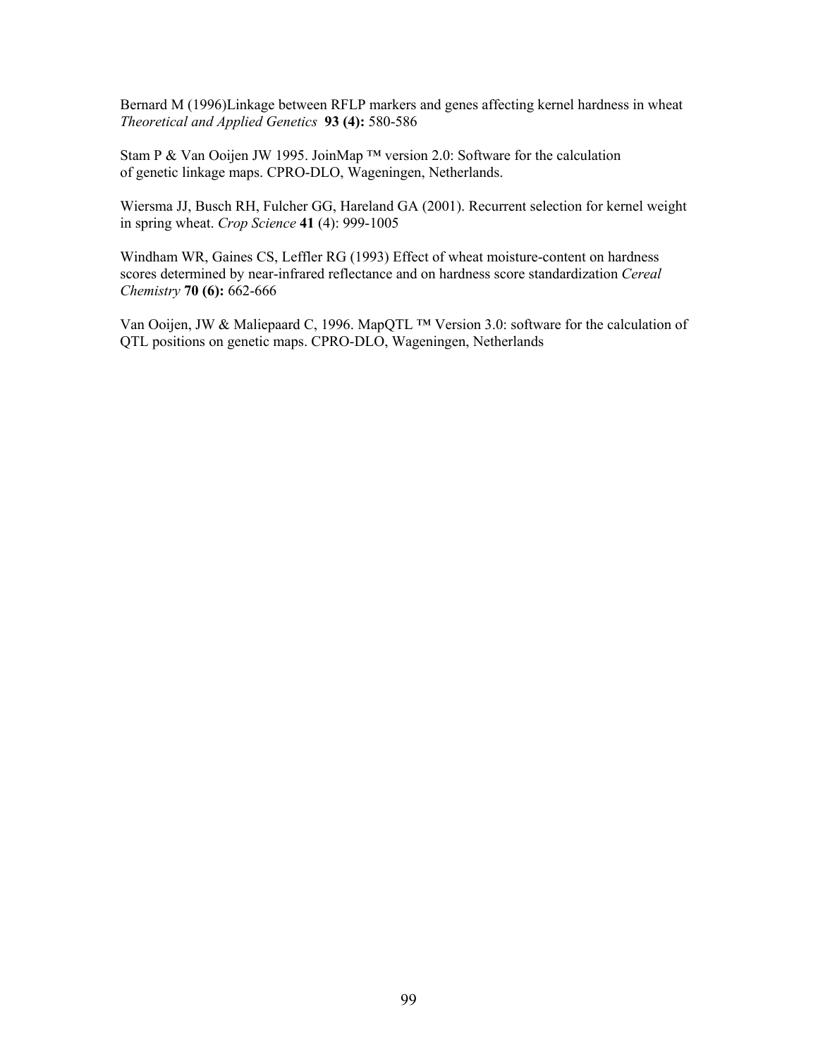Bernard M (1996)Linkage between RFLP markers and genes affecting kernel hardness in wheat *Theoretical and Applied Genetics* **93 (4):** 580-586

Stam P & Van Ooijen JW 1995. JoinMap ™ version 2.0: Software for the calculation of genetic linkage maps. CPRO-DLO, Wageningen, Netherlands.

Wiersma JJ, Busch RH, Fulcher GG, Hareland GA (2001). Recurrent selection for kernel weight in spring wheat. *Crop Science* **41** (4): 999-1005

Windham WR, Gaines CS, Leffler RG (1993) Effect of wheat moisture-content on hardness scores determined by near-infrared reflectance and on hardness score standardization *Cereal Chemistry* **70 (6):** 662-666

Van Ooijen, JW & Maliepaard C, 1996. MapQTL ™ Version 3.0: software for the calculation of QTL positions on genetic maps. CPRO-DLO, Wageningen, Netherlands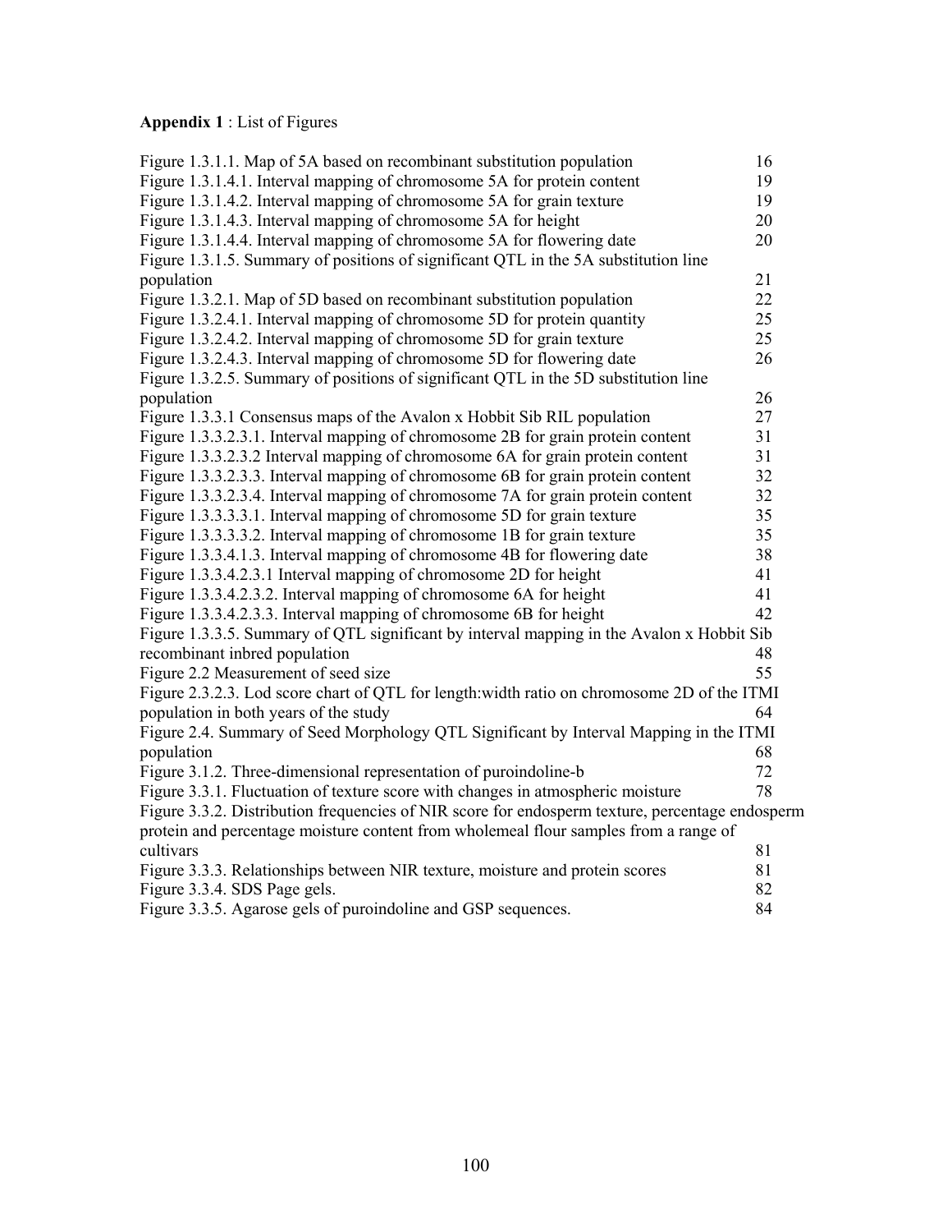**Appendix 1** : List of Figures

| | |
|---|---|
| Figure 1.3.1.1. Map of 5A based on recombinant substitution population | 16 |
| Figure 1.3.1.4.1. Interval mapping of chromosome 5A for protein content | 19 |
| Figure 1.3.1.4.2. Interval mapping of chromosome 5A for grain texture | 19 |
| Figure 1.3.1.4.3. Interval mapping of chromosome 5A for height | 20 |
| Figure 1.3.1.4.4. Interval mapping of chromosome 5A for flowering date | 20 |
| Figure 1.3.1.5. Summary of positions of significant QTL in the 5A substitution line population | 21 |
| Figure 1.3.2.1. Map of 5D based on recombinant substitution population | 22 |
| Figure 1.3.2.4.1. Interval mapping of chromosome 5D for protein quantity | 25 |
| Figure 1.3.2.4.2. Interval mapping of chromosome 5D for grain texture | 25 |
| Figure 1.3.2.4.3. Interval mapping of chromosome 5D for flowering date | 26 |
| Figure 1.3.2.5. Summary of positions of significant QTL in the 5D substitution line population | 26 |
| Figure 1.3.3.1 Consensus maps of the Avalon x Hobbit Sib RIL population | 27 |
| Figure 1.3.3.2.3.1. Interval mapping of chromosome 2B for grain protein content | 31 |
| Figure 1.3.3.2.3.2 Interval mapping of chromosome 6A for grain protein content | 31 |
| Figure 1.3.3.2.3.3. Interval mapping of chromosome 6B for grain protein content | 32 |
| Figure 1.3.3.2.3.4. Interval mapping of chromosome 7A for grain protein content | 32 |
| Figure 1.3.3.3.3.1. Interval mapping of chromosome 5D for grain texture | 35 |
| Figure 1.3.3.3.3.2. Interval mapping of chromosome 1B for grain texture | 35 |
| Figure 1.3.3.4.1.3. Interval mapping of chromosome 4B for flowering date | 38 |
| Figure 1.3.3.4.2.3.1 Interval mapping of chromosome 2D for height | 41 |
| Figure 1.3.3.4.2.3.2. Interval mapping of chromosome 6A for height | 41 |
| Figure 1.3.3.4.2.3.3. Interval mapping of chromosome 6B for height | 42 |
| Figure 1.3.3.5. Summary of QTL significant by interval mapping in the Avalon x Hobbit Sib recombinant inbred population | 48 |
| Figure 2.2 Measurement of seed size | 55 |
| Figure 2.3.2.3. Lod score chart of QTL for length:width ratio on chromosome 2D of the ITMI population in both years of the study | 64 |
| Figure 2.4. Summary of Seed Morphology QTL Significant by Interval Mapping in the ITMI population | 68 |
| Figure 3.1.2. Three-dimensional representation of puroindoline-b | 72 |
| Figure 3.3.1. Fluctuation of texture score with changes in atmospheric moisture | 78 |
| Figure 3.3.2. Distribution frequencies of NIR score for endosperm texture, percentage endosperm protein and percentage moisture content from wholemeal flour samples from a range of cultivars | 81 |
| Figure 3.3.3. Relationships between NIR texture, moisture and protein scores | 81 |
| Figure 3.3.4. SDS Page gels. | 82 |
| Figure 3.3.5. Agarose gels of puroindoline and GSP sequences. | 84 |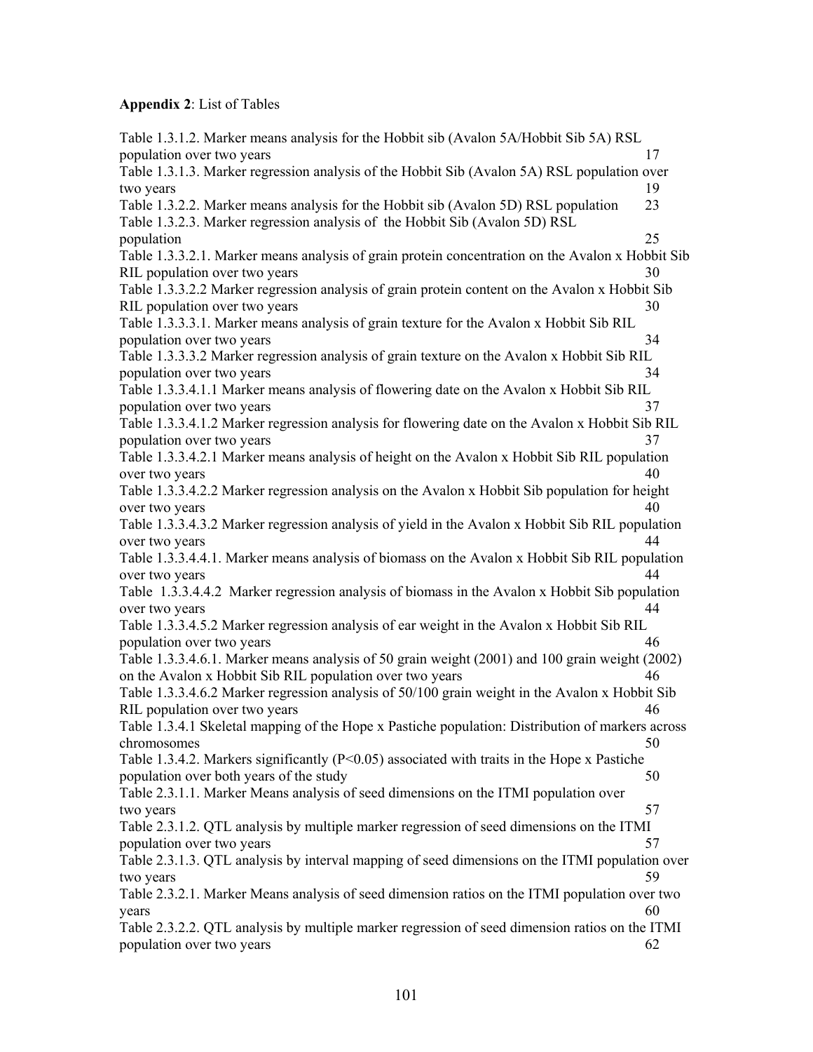**Appendix 2**: List of Tables

Table 1.3.1.2. Marker means analysis for the Hobbit sib (Avalon 5A/Hobbit Sib 5A) RSL population over two years 17

Table 1.3.1.3. Marker regression analysis of the Hobbit Sib (Avalon 5A) RSL population over two years 19

Table 1.3.2.2. Marker means analysis for the Hobbit sib (Avalon 5D) RSL population 23

Table 1.3.2.3. Marker regression analysis of the Hobbit Sib (Avalon 5D) RSL population 25

Table 1.3.3.2.1. Marker means analysis of grain protein concentration on the Avalon x Hobbit Sib RIL population over two years 30

Table 1.3.3.2.2 Marker regression analysis of grain protein content on the Avalon x Hobbit Sib RIL population over two years 30

Table 1.3.3.3.1. Marker means analysis of grain texture for the Avalon x Hobbit Sib RIL population over two years 34

Table 1.3.3.3.2 Marker regression analysis of grain texture on the Avalon x Hobbit Sib RIL population over two years 34

Table 1.3.3.4.1.1 Marker means analysis of flowering date on the Avalon x Hobbit Sib RIL population over two years 37

Table 1.3.3.4.1.2 Marker regression analysis for flowering date on the Avalon x Hobbit Sib RIL population over two years 37

Table 1.3.3.4.2.1 Marker means analysis of height on the Avalon x Hobbit Sib RIL population over two years 40

Table 1.3.3.4.2.2 Marker regression analysis on the Avalon x Hobbit Sib population for height over two years 40

Table 1.3.3.4.3.2 Marker regression analysis of yield in the Avalon x Hobbit Sib RIL population over two years 44

Table 1.3.3.4.4.1. Marker means analysis of biomass on the Avalon x Hobbit Sib RIL population over two years 44

Table 1.3.3.4.4.2 Marker regression analysis of biomass in the Avalon x Hobbit Sib population over two years 44

Table 1.3.3.4.5.2 Marker regression analysis of ear weight in the Avalon x Hobbit Sib RIL population over two years 46

Table 1.3.3.4.6.1. Marker means analysis of 50 grain weight (2001) and 100 grain weight (2002) on the Avalon x Hobbit Sib RIL population over two years 46

Table 1.3.3.4.6.2 Marker regression analysis of 50/100 grain weight in the Avalon x Hobbit Sib RIL population over two years 46

Table 1.3.4.1 Skeletal mapping of the Hope x Pastiche population: Distribution of markers across chromosomes 50

Table 1.3.4.2. Markers significantly ($P<0.05$) associated with traits in the Hope x Pastiche population over both years of the study 50

Table 2.3.1.1. Marker Means analysis of seed dimensions on the ITMI population over two years 57

Table 2.3.1.2. QTL analysis by multiple marker regression of seed dimensions on the ITMI population over two years 57

Table 2.3.1.3. QTL analysis by interval mapping of seed dimensions on the ITMI population over two years 59

Table 2.3.2.1. Marker Means analysis of seed dimension ratios on the ITMI population over two years 60

Table 2.3.2.2. QTL analysis by multiple marker regression of seed dimension ratios on the ITMI population over two years 62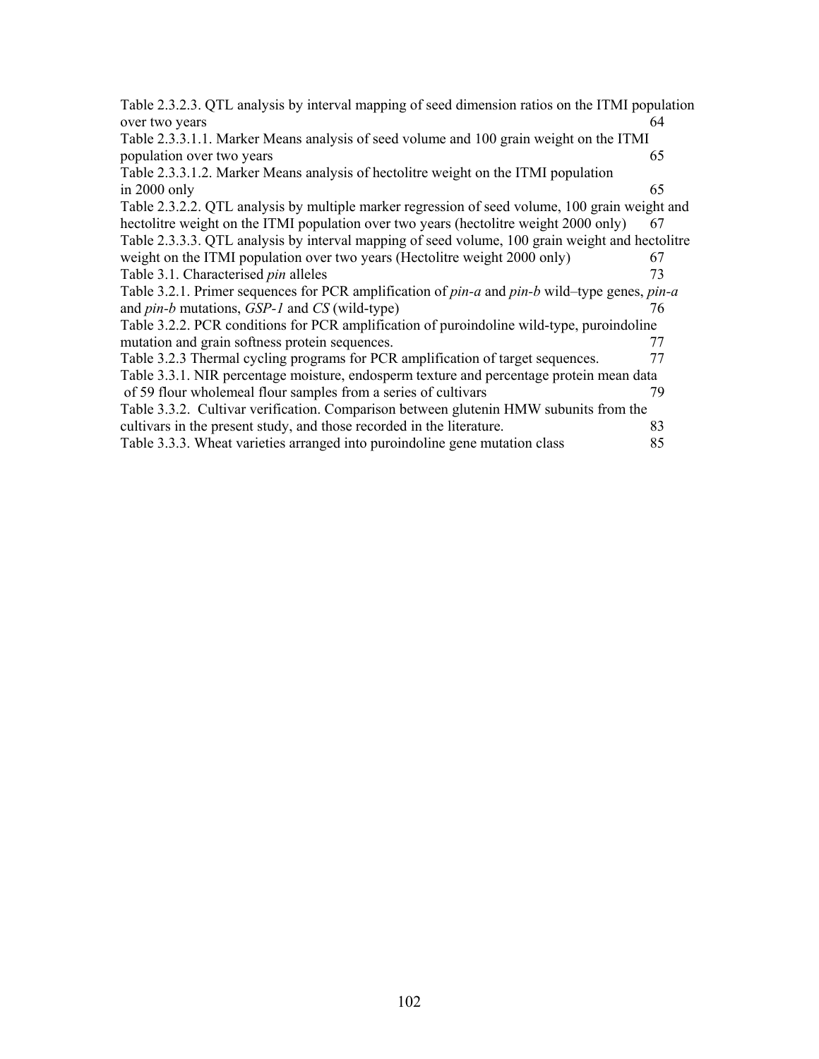Table 2.3.2.3. QTL analysis by interval mapping of seed dimension ratios on the ITMI population over two years 64

Table 2.3.3.1.1. Marker Means analysis of seed volume and 100 grain weight on the ITMI population over two years 65

Table 2.3.3.1.2. Marker Means analysis of hectolitre weight on the ITMI population in 2000 only 65

Table 2.3.2.2. QTL analysis by multiple marker regression of seed volume, 100 grain weight and hectolitre weight on the ITMI population over two years (hectolitre weight 2000 only) 67

Table 2.3.3.3. QTL analysis by interval mapping of seed volume, 100 grain weight and hectolitre weight on the ITMI population over two years (Hectolitre weight 2000 only) 67

Table 3.1. Characterised *pin* alleles 73

Table 3.2.1. Primer sequences for PCR amplification of *pin-a* and *pin-b* wild–type genes, *pin-a* and *pin-b* mutations, *GSP-1* and *CS* (wild-type) 76

Table 3.2.2. PCR conditions for PCR amplification of puroindoline wild-type, puroindoline mutation and grain softness protein sequences. 77

Table 3.2.3 Thermal cycling programs for PCR amplification of target sequences. 77

Table 3.3.1. NIR percentage moisture, endosperm texture and percentage protein mean data of 59 flour wholemeal flour samples from a series of cultivars 79

Table 3.3.2. Cultivar verification. Comparison between glutenin HMW subunits from the cultivars in the present study, and those recorded in the literature. 83

Table 3.3.3. Wheat varieties arranged into puroindoline gene mutation class 85